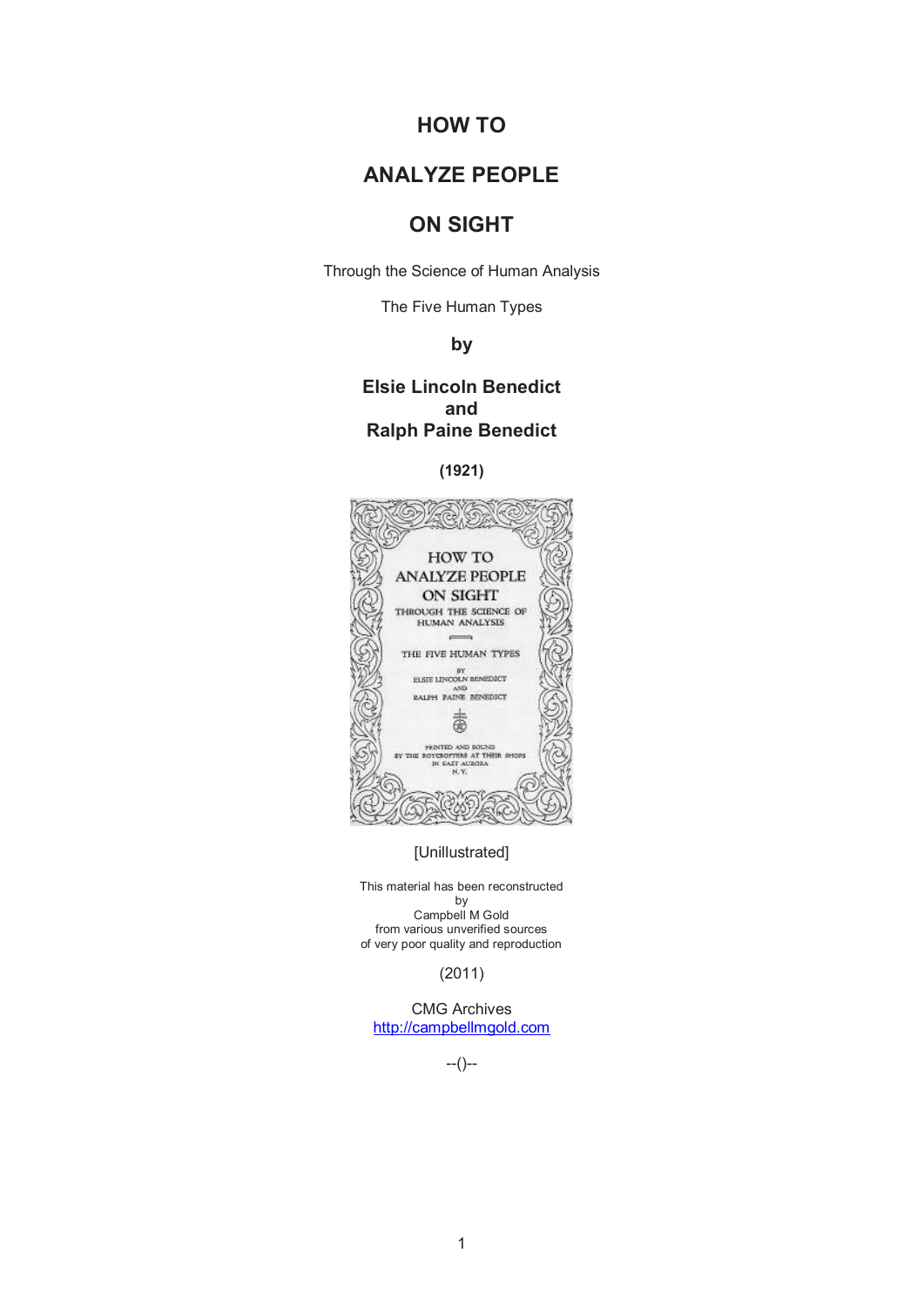# HOW TO

# ANALYZE PEOPLE

# ON SIGHT

Through the Science of Human Analysis

The Five Human Types

**by**

**Elsie Lincoln Benedict**
**and**
**Ralph Paine Benedict**

**(1921)**

[Unillustrated]

This material has been reconstructed
by
Campbell M Gold
from various unverified sources
of very poor quality and reproduction

(2011)

CMG Archives
http://campbellmgold.com

--()--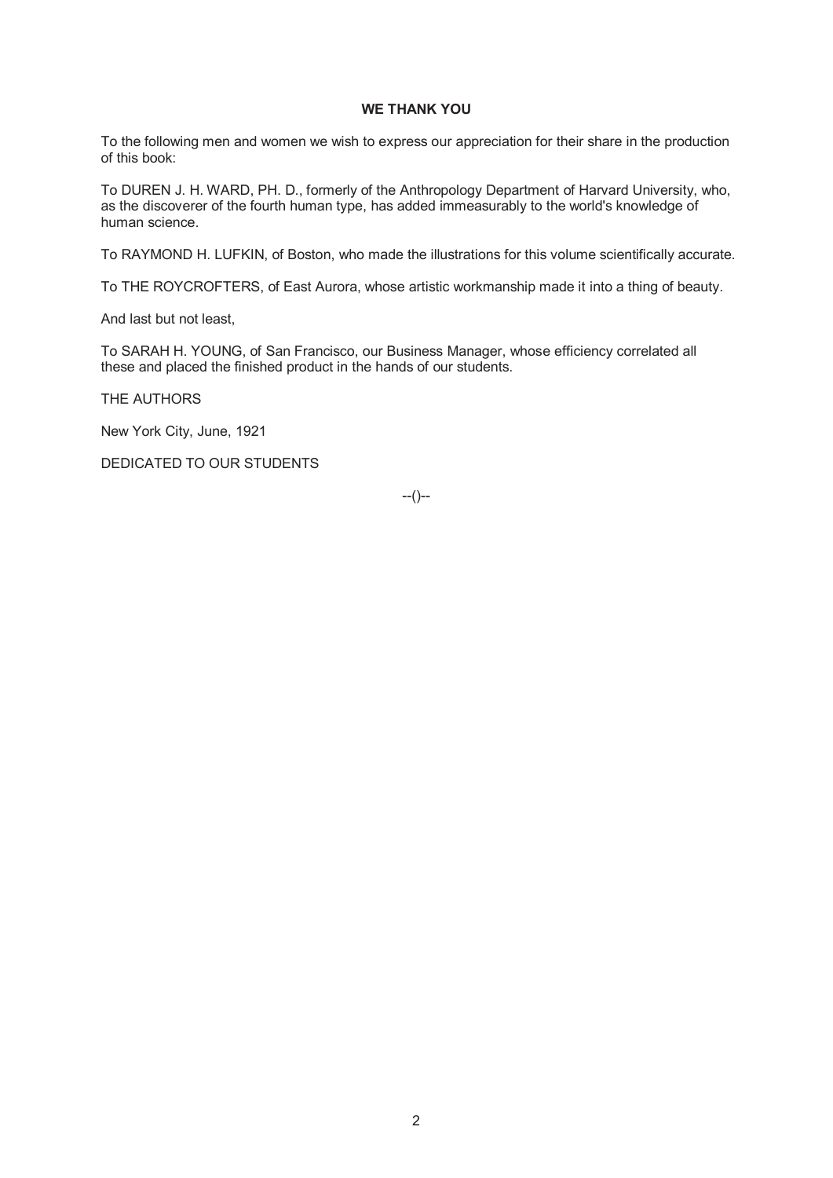## WE THANK YOU

To the following men and women we wish to express our appreciation for their share in the production of this book:

To DUREN J. H. WARD, PH. D., formerly of the Anthropology Department of Harvard University, who, as the discoverer of the fourth human type, has added immeasurably to the world's knowledge of human science.

To RAYMOND H. LUFKIN, of Boston, who made the illustrations for this volume scientifically accurate.

To THE ROYCROFTERS, of East Aurora, whose artistic workmanship made it into a thing of beauty.

And last but not least,

To SARAH H. YOUNG, of San Francisco, our Business Manager, whose efficiency correlated all these and placed the finished product in the hands of our students.

THE AUTHORS

New York City, June, 1921

DEDICATED TO OUR STUDENTS

--()--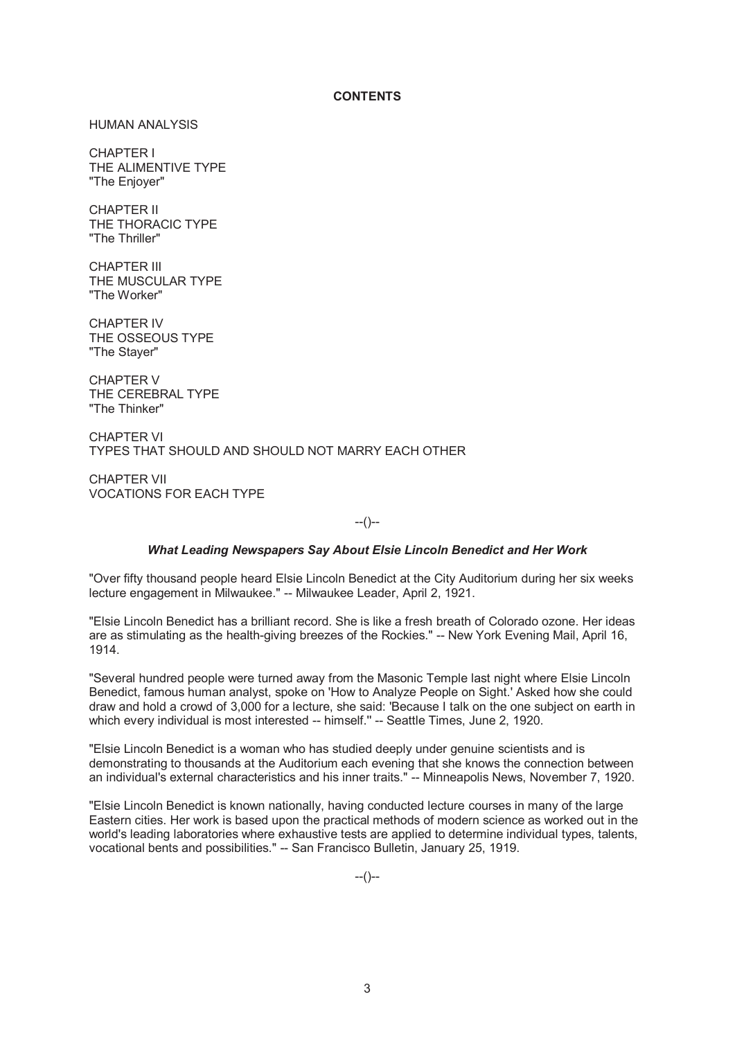**CONTENTS**

HUMAN ANALYSIS

CHAPTER I
THE ALIMENTIVE TYPE
"The Enjoyer"

CHAPTER II
THE THORACIC TYPE
"The Thriller"

CHAPTER III
THE MUSCULAR TYPE
"The Worker"

CHAPTER IV
THE OSSEOUS TYPE
"The Stayer"

CHAPTER V
THE CEREBRAL TYPE
"The Thinker"

CHAPTER VI
TYPES THAT SHOULD AND SHOULD NOT MARRY EACH OTHER

CHAPTER VII
VOCATIONS FOR EACH TYPE

--()--

***What Leading Newspapers Say About Elsie Lincoln Benedict and Her Work***

"Over fifty thousand people heard Elsie Lincoln Benedict at the City Auditorium during her six weeks lecture engagement in Milwaukee." -- Milwaukee Leader, April 2, 1921.

"Elsie Lincoln Benedict has a brilliant record. She is like a fresh breath of Colorado ozone. Her ideas are as stimulating as the health-giving breezes of the Rockies." -- New York Evening Mail, April 16, 1914.

"Several hundred people were turned away from the Masonic Temple last night where Elsie Lincoln Benedict, famous human analyst, spoke on 'How to Analyze People on Sight.' Asked how she could draw and hold a crowd of 3,000 for a lecture, she said: 'Because I talk on the one subject on earth in which every individual is most interested -- himself.'' -- Seattle Times, June 2, 1920.

"Elsie Lincoln Benedict is a woman who has studied deeply under genuine scientists and is demonstrating to thousands at the Auditorium each evening that she knows the connection between an individual's external characteristics and his inner traits." -- Minneapolis News, November 7, 1920.

"Elsie Lincoln Benedict is known nationally, having conducted lecture courses in many of the large Eastern cities. Her work is based upon the practical methods of modern science as worked out in the world's leading laboratories where exhaustive tests are applied to determine individual types, talents, vocational bents and possibilities." -- San Francisco Bulletin, January 25, 1919.

--()--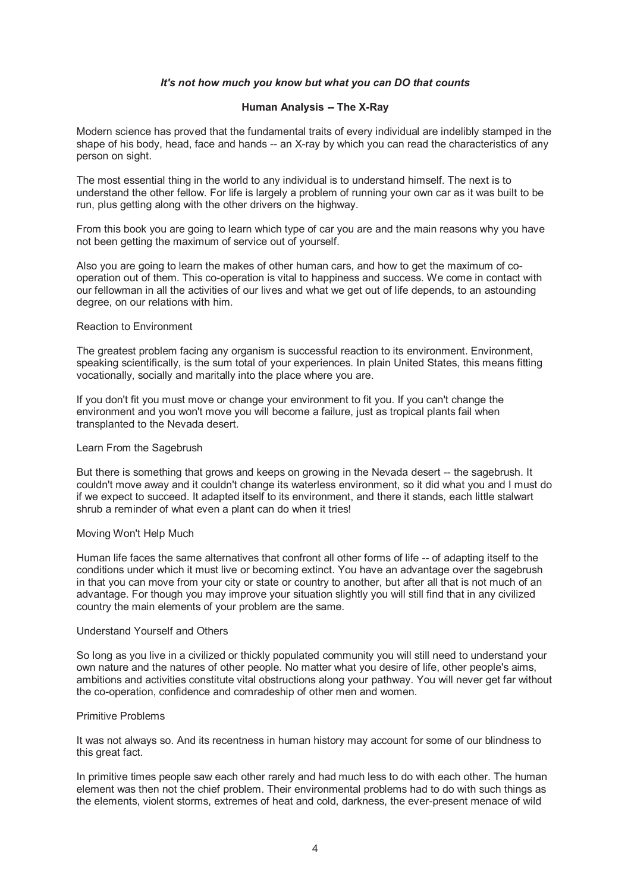***It's not how much you know but what you can DO that counts***

## Human Analysis -- The X-Ray

Modern science has proved that the fundamental traits of every individual are indelibly stamped in the shape of his body, head, face and hands -- an X-ray by which you can read the characteristics of any person on sight.

The most essential thing in the world to any individual is to understand himself. The next is to understand the other fellow. For life is largely a problem of running your own car as it was built to be run, plus getting along with the other drivers on the highway.

From this book you are going to learn which type of car you are and the main reasons why you have not been getting the maximum of service out of yourself.

Also you are going to learn the makes of other human cars, and how to get the maximum of co-operation out of them. This co-operation is vital to happiness and success. We come in contact with our fellowman in all the activities of our lives and what we get out of life depends, to an astounding degree, on our relations with him.

### Reaction to Environment

The greatest problem facing any organism is successful reaction to its environment. Environment, speaking scientifically, is the sum total of your experiences. In plain United States, this means fitting vocationally, socially and maritally into the place where you are.

If you don't fit you must move or change your environment to fit you. If you can't change the environment and you won't move you will become a failure, just as tropical plants fail when transplanted to the Nevada desert.

### Learn From the Sagebrush

But there is something that grows and keeps on growing in the Nevada desert -- the sagebrush. It couldn't move away and it couldn't change its waterless environment, so it did what you and I must do if we expect to succeed. It adapted itself to its environment, and there it stands, each little stalwart shrub a reminder of what even a plant can do when it tries!

### Moving Won't Help Much

Human life faces the same alternatives that confront all other forms of life -- of adapting itself to the conditions under which it must live or becoming extinct. You have an advantage over the sagebrush in that you can move from your city or state or country to another, but after all that is not much of an advantage. For though you may improve your situation slightly you will still find that in any civilized country the main elements of your problem are the same.

### Understand Yourself and Others

So long as you live in a civilized or thickly populated community you will still need to understand your own nature and the natures of other people. No matter what you desire of life, other people's aims, ambitions and activities constitute vital obstructions along your pathway. You will never get far without the co-operation, confidence and comradeship of other men and women.

### Primitive Problems

It was not always so. And its recentness in human history may account for some of our blindness to this great fact.

In primitive times people saw each other rarely and had much less to do with each other. The human element was then not the chief problem. Their environmental problems had to do with such things as the elements, violent storms, extremes of heat and cold, darkness, the ever-present menace of wild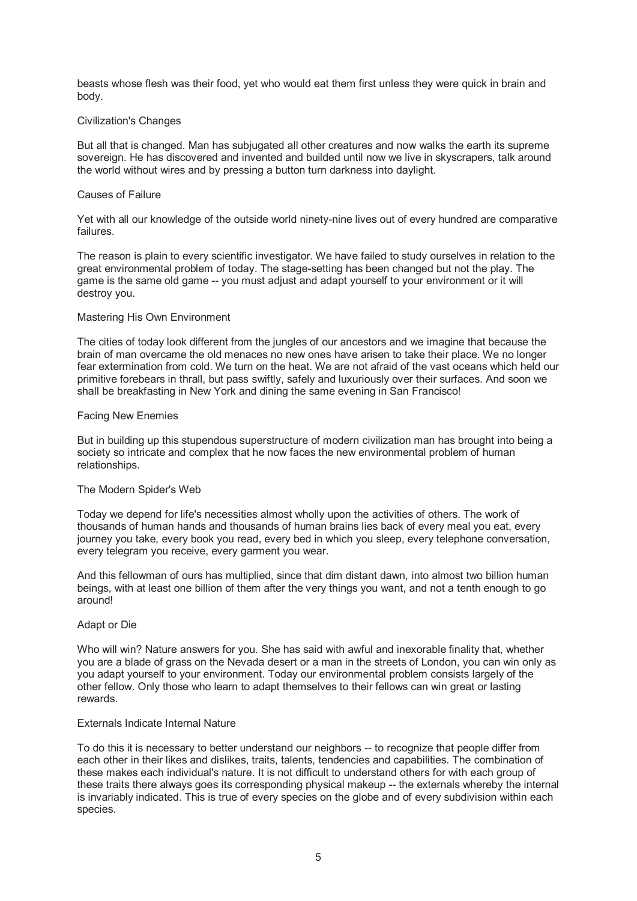beasts whose flesh was their food, yet who would eat them first unless they were quick in brain and body.

## Civilization's Changes

But all that is changed. Man has subjugated all other creatures and now walks the earth its supreme sovereign. He has discovered and invented and builded until now we live in skyscrapers, talk around the world without wires and by pressing a button turn darkness into daylight.

## Causes of Failure

Yet with all our knowledge of the outside world ninety-nine lives out of every hundred are comparative failures.

The reason is plain to every scientific investigator. We have failed to study ourselves in relation to the great environmental problem of today. The stage-setting has been changed but not the play. The game is the same old game -- you must adjust and adapt yourself to your environment or it will destroy you.

## Mastering His Own Environment

The cities of today look different from the jungles of our ancestors and we imagine that because the brain of man overcame the old menaces no new ones have arisen to take their place. We no longer fear extermination from cold. We turn on the heat. We are not afraid of the vast oceans which held our primitive forebears in thrall, but pass swiftly, safely and luxuriously over their surfaces. And soon we shall be breakfasting in New York and dining the same evening in San Francisco!

## Facing New Enemies

But in building up this stupendous superstructure of modern civilization man has brought into being a society so intricate and complex that he now faces the new environmental problem of human relationships.

## The Modern Spider's Web

Today we depend for life's necessities almost wholly upon the activities of others. The work of thousands of human hands and thousands of human brains lies back of every meal you eat, every journey you take, every book you read, every bed in which you sleep, every telephone conversation, every telegram you receive, every garment you wear.

And this fellowman of ours has multiplied, since that dim distant dawn, into almost two billion human beings, with at least one billion of them after the very things you want, and not a tenth enough to go around!

## Adapt or Die

Who will win? Nature answers for you. She has said with awful and inexorable finality that, whether you are a blade of grass on the Nevada desert or a man in the streets of London, you can win only as you adapt yourself to your environment. Today our environmental problem consists largely of the other fellow. Only those who learn to adapt themselves to their fellows can win great or lasting rewards.

## Externals Indicate Internal Nature

To do this it is necessary to better understand our neighbors -- to recognize that people differ from each other in their likes and dislikes, traits, talents, tendencies and capabilities. The combination of these makes each individual's nature. It is not difficult to understand others for with each group of these traits there always goes its corresponding physical makeup -- the externals whereby the internal is invariably indicated. This is true of every species on the globe and of every subdivision within each species.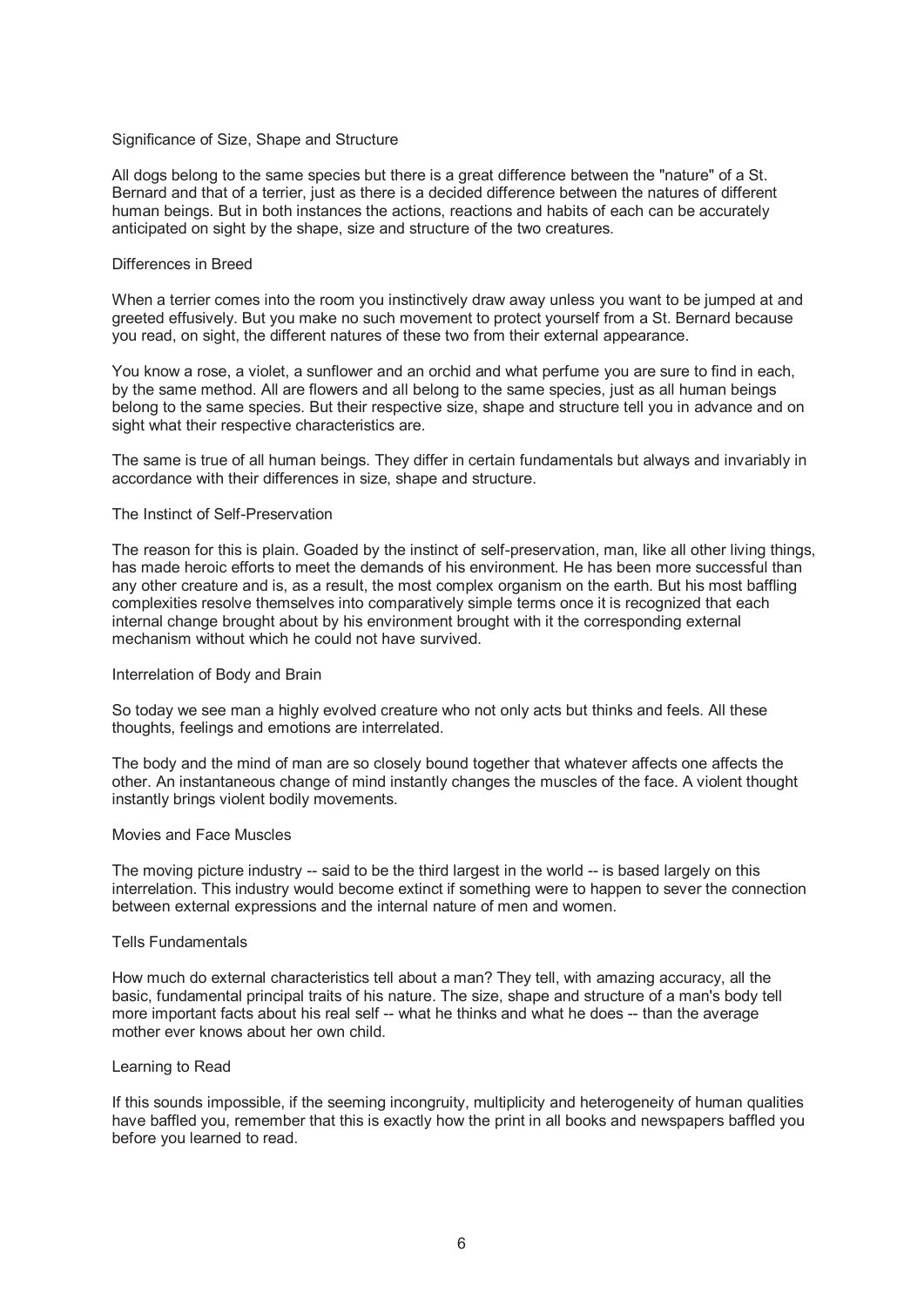## Significance of Size, Shape and Structure

All dogs belong to the same species but there is a great difference between the "nature" of a St. Bernard and that of a terrier, just as there is a decided difference between the natures of different human beings. But in both instances the actions, reactions and habits of each can be accurately anticipated on sight by the shape, size and structure of the two creatures.

## Differences in Breed

When a terrier comes into the room you instinctively draw away unless you want to be jumped at and greeted effusively. But you make no such movement to protect yourself from a St. Bernard because you read, on sight, the different natures of these two from their external appearance.

You know a rose, a violet, a sunflower and an orchid and what perfume you are sure to find in each, by the same method. All are flowers and all belong to the same species, just as all human beings belong to the same species. But their respective size, shape and structure tell you in advance and on sight what their respective characteristics are.

The same is true of all human beings. They differ in certain fundamentals but always and invariably in accordance with their differences in size, shape and structure.

## The Instinct of Self-Preservation

The reason for this is plain. Goaded by the instinct of self-preservation, man, like all other living things, has made heroic efforts to meet the demands of his environment. He has been more successful than any other creature and is, as a result, the most complex organism on the earth. But his most baffling complexities resolve themselves into comparatively simple terms once it is recognized that each internal change brought about by his environment brought with it the corresponding external mechanism without which he could not have survived.

## Interrelation of Body and Brain

So today we see man a highly evolved creature who not only acts but thinks and feels. All these thoughts, feelings and emotions are interrelated.

The body and the mind of man are so closely bound together that whatever affects one affects the other. An instantaneous change of mind instantly changes the muscles of the face. A violent thought instantly brings violent bodily movements.

## Movies and Face Muscles

The moving picture industry -- said to be the third largest in the world -- is based largely on this interrelation. This industry would become extinct if something were to happen to sever the connection between external expressions and the internal nature of men and women.

## Tells Fundamentals

How much do external characteristics tell about a man? They tell, with amazing accuracy, all the basic, fundamental principal traits of his nature. The size, shape and structure of a man's body tell more important facts about his real self -- what he thinks and what he does -- than the average mother ever knows about her own child.

## Learning to Read

If this sounds impossible, if the seeming incongruity, multiplicity and heterogeneity of human qualities have baffled you, remember that this is exactly how the print in all books and newspapers baffled you before you learned to read.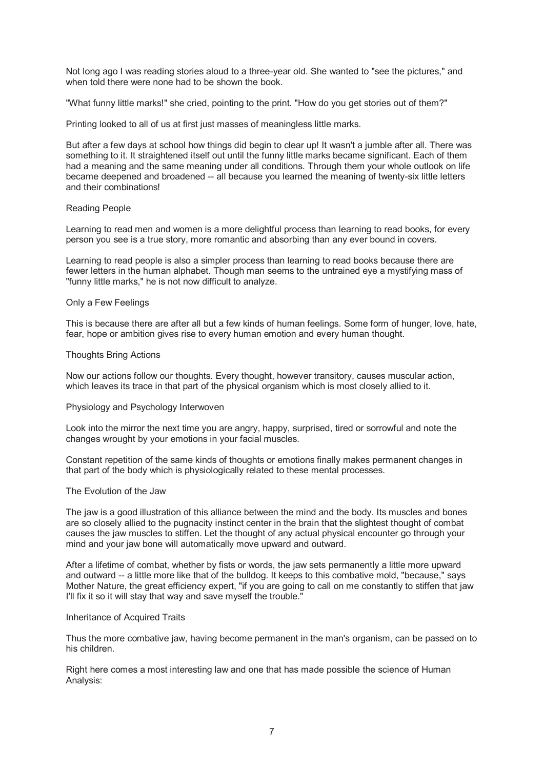Not long ago I was reading stories aloud to a three-year old. She wanted to "see the pictures," and when told there were none had to be shown the book.

"What funny little marks!" she cried, pointing to the print. "How do you get stories out of them?"

Printing looked to all of us at first just masses of meaningless little marks.

But after a few days at school how things did begin to clear up! It wasn't a jumble after all. There was something to it. It straightened itself out until the funny little marks became significant. Each of them had a meaning and the same meaning under all conditions. Through them your whole outlook on life became deepened and broadened -- all because you learned the meaning of twenty-six little letters and their combinations!

## Reading People

Learning to read men and women is a more delightful process than learning to read books, for every person you see is a true story, more romantic and absorbing than any ever bound in covers.

Learning to read people is also a simpler process than learning to read books because there are fewer letters in the human alphabet. Though man seems to the untrained eye a mystifying mass of "funny little marks," he is not now difficult to analyze.

## Only a Few Feelings

This is because there are after all but a few kinds of human feelings. Some form of hunger, love, hate, fear, hope or ambition gives rise to every human emotion and every human thought.

## Thoughts Bring Actions

Now our actions follow our thoughts. Every thought, however transitory, causes muscular action, which leaves its trace in that part of the physical organism which is most closely allied to it.

## Physiology and Psychology Interwoven

Look into the mirror the next time you are angry, happy, surprised, tired or sorrowful and note the changes wrought by your emotions in your facial muscles.

Constant repetition of the same kinds of thoughts or emotions finally makes permanent changes in that part of the body which is physiologically related to these mental processes.

## The Evolution of the Jaw

The jaw is a good illustration of this alliance between the mind and the body. Its muscles and bones are so closely allied to the pugnacity instinct center in the brain that the slightest thought of combat causes the jaw muscles to stiffen. Let the thought of any actual physical encounter go through your mind and your jaw bone will automatically move upward and outward.

After a lifetime of combat, whether by fists or words, the jaw sets permanently a little more upward and outward -- a little more like that of the bulldog. It keeps to this combative mold, "because," says Mother Nature, the great efficiency expert, "if you are going to call on me constantly to stiffen that jaw I'll fix it so it will stay that way and save myself the trouble."

## Inheritance of Acquired Traits

Thus the more combative jaw, having become permanent in the man's organism, can be passed on to his children.

Right here comes a most interesting law and one that has made possible the science of Human Analysis: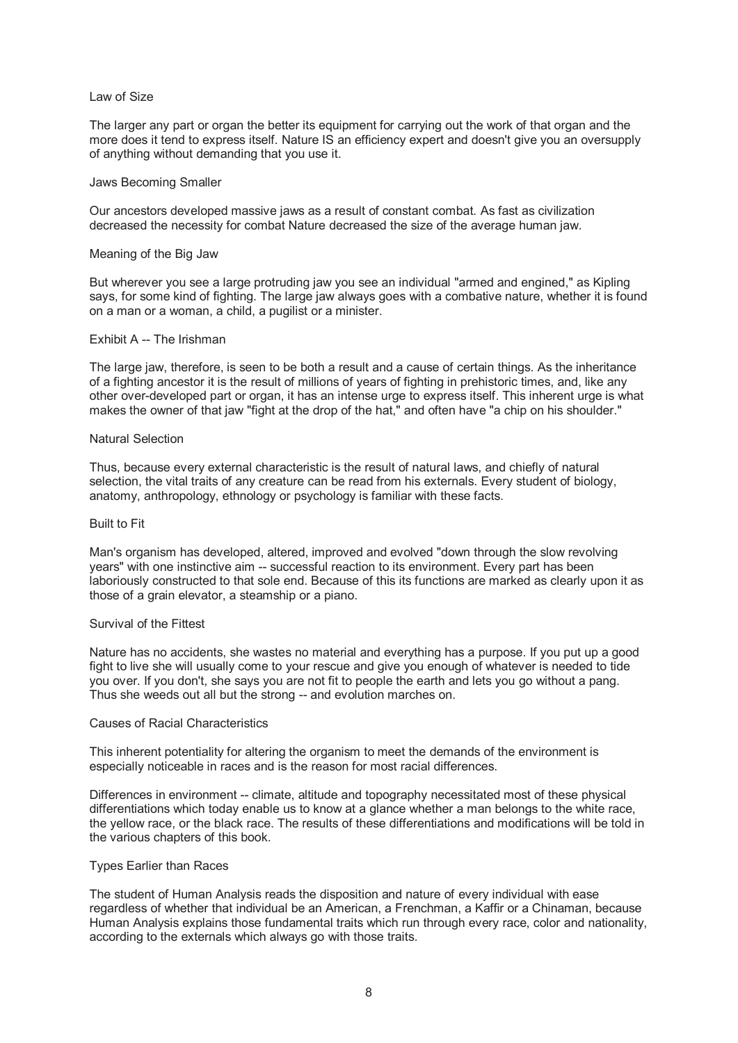### Law of Size

The larger any part or organ the better its equipment for carrying out the work of that organ and the more does it tend to express itself. Nature IS an efficiency expert and doesn't give you an oversupply of anything without demanding that you use it.

### Jaws Becoming Smaller

Our ancestors developed massive jaws as a result of constant combat. As fast as civilization decreased the necessity for combat Nature decreased the size of the average human jaw.

### Meaning of the Big Jaw

But wherever you see a large protruding jaw you see an individual "armed and engined," as Kipling says, for some kind of fighting. The large jaw always goes with a combative nature, whether it is found on a man or a woman, a child, a pugilist or a minister.

### Exhibit A -- The Irishman

The large jaw, therefore, is seen to be both a result and a cause of certain things. As the inheritance of a fighting ancestor it is the result of millions of years of fighting in prehistoric times, and, like any other over-developed part or organ, it has an intense urge to express itself. This inherent urge is what makes the owner of that jaw "fight at the drop of the hat," and often have "a chip on his shoulder."

### Natural Selection

Thus, because every external characteristic is the result of natural laws, and chiefly of natural selection, the vital traits of any creature can be read from his externals. Every student of biology, anatomy, anthropology, ethnology or psychology is familiar with these facts.

### Built to Fit

Man's organism has developed, altered, improved and evolved "down through the slow revolving years" with one instinctive aim -- successful reaction to its environment. Every part has been laboriously constructed to that sole end. Because of this its functions are marked as clearly upon it as those of a grain elevator, a steamship or a piano.

### Survival of the Fittest

Nature has no accidents, she wastes no material and everything has a purpose. If you put up a good fight to live she will usually come to your rescue and give you enough of whatever is needed to tide you over. If you don't, she says you are not fit to people the earth and lets you go without a pang. Thus she weeds out all but the strong -- and evolution marches on.

### Causes of Racial Characteristics

This inherent potentiality for altering the organism to meet the demands of the environment is especially noticeable in races and is the reason for most racial differences.

Differences in environment -- climate, altitude and topography necessitated most of these physical differentiations which today enable us to know at a glance whether a man belongs to the white race, the yellow race, or the black race. The results of these differentiations and modifications will be told in the various chapters of this book.

### Types Earlier than Races

The student of Human Analysis reads the disposition and nature of every individual with ease regardless of whether that individual be an American, a Frenchman, a Kaffir or a Chinaman, because Human Analysis explains those fundamental traits which run through every race, color and nationality, according to the externals which always go with those traits.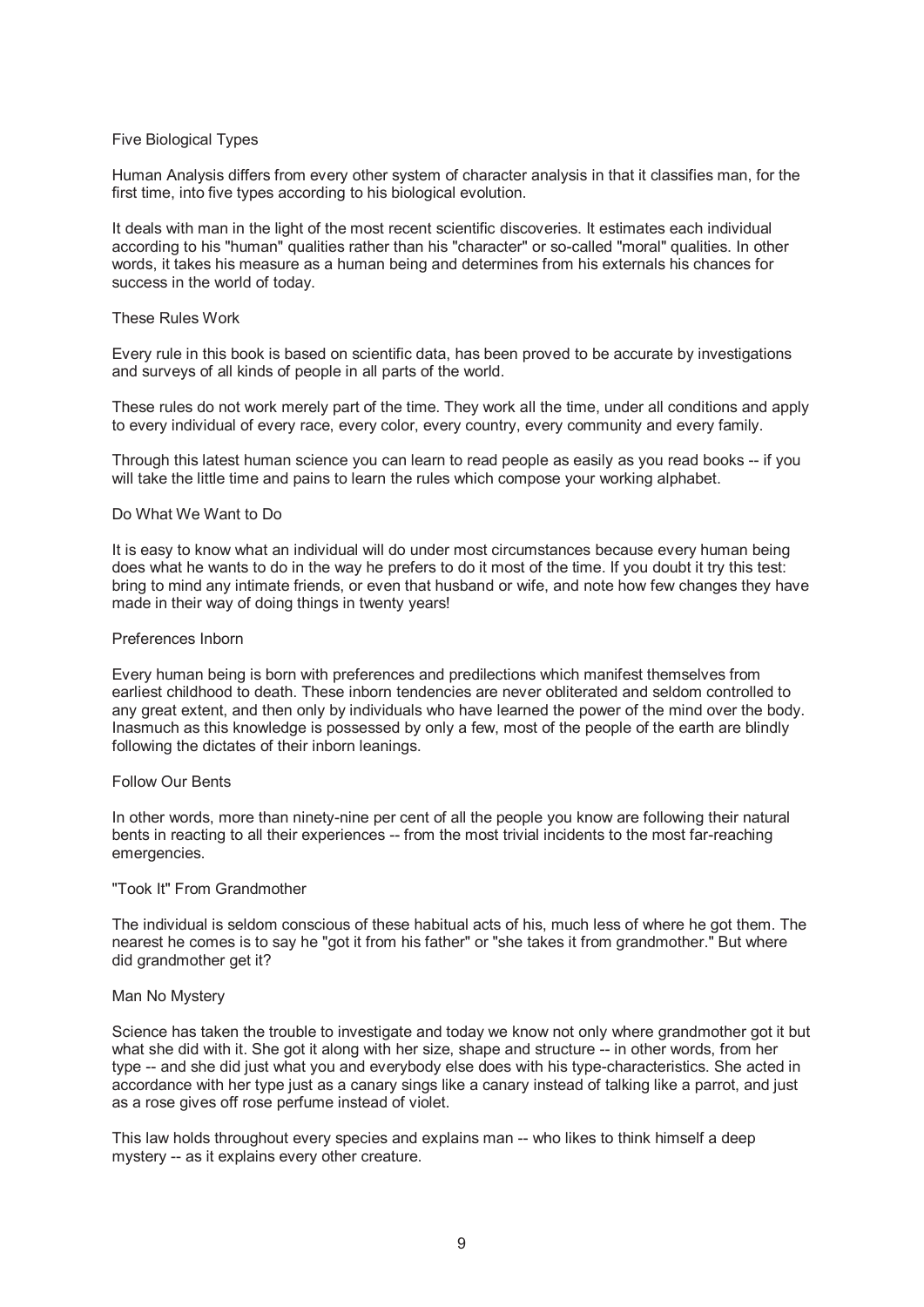## Five Biological Types

Human Analysis differs from every other system of character analysis in that it classifies man, for the first time, into five types according to his biological evolution.

It deals with man in the light of the most recent scientific discoveries. It estimates each individual according to his "human" qualities rather than his "character" or so-called "moral" qualities. In other words, it takes his measure as a human being and determines from his externals his chances for success in the world of today.

## These Rules Work

Every rule in this book is based on scientific data, has been proved to be accurate by investigations and surveys of all kinds of people in all parts of the world.

These rules do not work merely part of the time. They work all the time, under all conditions and apply to every individual of every race, every color, every country, every community and every family.

Through this latest human science you can learn to read people as easily as you read books -- if you will take the little time and pains to learn the rules which compose your working alphabet.

## Do What We Want to Do

It is easy to know what an individual will do under most circumstances because every human being does what he wants to do in the way he prefers to do it most of the time. If you doubt it try this test: bring to mind any intimate friends, or even that husband or wife, and note how few changes they have made in their way of doing things in twenty years!

## Preferences Inborn

Every human being is born with preferences and predilections which manifest themselves from earliest childhood to death. These inborn tendencies are never obliterated and seldom controlled to any great extent, and then only by individuals who have learned the power of the mind over the body. Inasmuch as this knowledge is possessed by only a few, most of the people of the earth are blindly following the dictates of their inborn leanings.

## Follow Our Bents

In other words, more than ninety-nine per cent of all the people you know are following their natural bents in reacting to all their experiences -- from the most trivial incidents to the most far-reaching emergencies.

## "Took It" From Grandmother

The individual is seldom conscious of these habitual acts of his, much less of where he got them. The nearest he comes is to say he "got it from his father" or "she takes it from grandmother." But where did grandmother get it?

## Man No Mystery

Science has taken the trouble to investigate and today we know not only where grandmother got it but what she did with it. She got it along with her size, shape and structure -- in other words, from her type -- and she did just what you and everybody else does with his type-characteristics. She acted in accordance with her type just as a canary sings like a canary instead of talking like a parrot, and just as a rose gives off rose perfume instead of violet.

This law holds throughout every species and explains man -- who likes to think himself a deep mystery -- as it explains every other creature.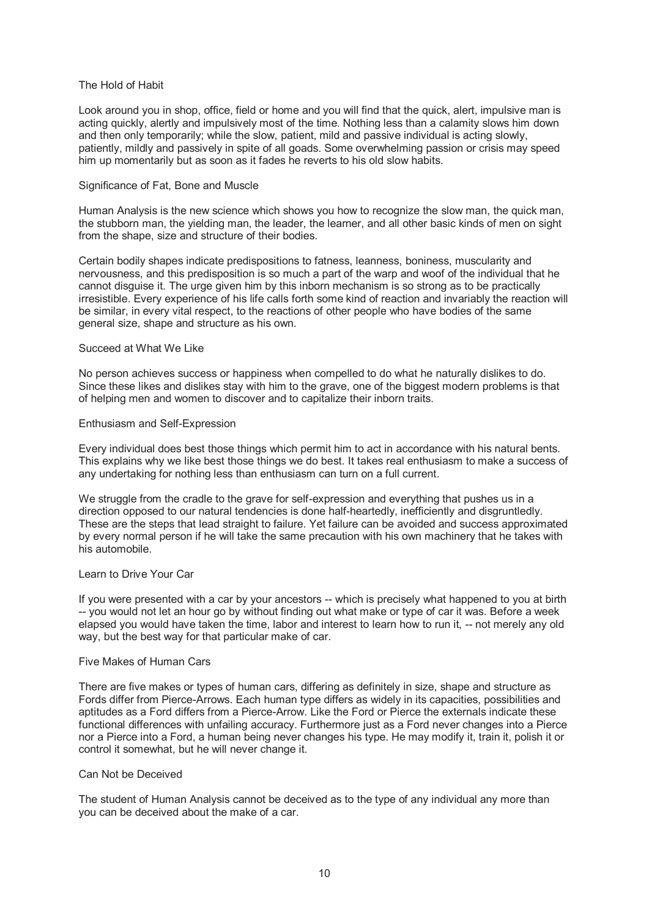### The Hold of Habit

Look around you in shop, office, field or home and you will find that the quick, alert, impulsive man is acting quickly, alertly and impulsively most of the time. Nothing less than a calamity slows him down and then only temporarily; while the slow, patient, mild and passive individual is acting slowly, patiently, mildly and passively in spite of all goads. Some overwhelming passion or crisis may speed him up momentarily but as soon as it fades he reverts to his old slow habits.

### Significance of Fat, Bone and Muscle

Human Analysis is the new science which shows you how to recognize the slow man, the quick man, the stubborn man, the yielding man, the leader, the learner, and all other basic kinds of men on sight from the shape, size and structure of their bodies.

Certain bodily shapes indicate predispositions to fatness, leanness, boniness, muscularity and nervousness, and this predisposition is so much a part of the warp and woof of the individual that he cannot disguise it. The urge given him by this inborn mechanism is so strong as to be practically irresistible. Every experience of his life calls forth some kind of reaction and invariably the reaction will be similar, in every vital respect, to the reactions of other people who have bodies of the same general size, shape and structure as his own.

### Succeed at What We Like

No person achieves success or happiness when compelled to do what he naturally dislikes to do. Since these likes and dislikes stay with him to the grave, one of the biggest modern problems is that of helping men and women to discover and to capitalize their inborn traits.

### Enthusiasm and Self-Expression

Every individual does best those things which permit him to act in accordance with his natural bents. This explains why we like best those things we do best. It takes real enthusiasm to make a success of any undertaking for nothing less than enthusiasm can turn on a full current.

We struggle from the cradle to the grave for self-expression and everything that pushes us in a direction opposed to our natural tendencies is done half-heartedly, inefficiently and disgruntledly. These are the steps that lead straight to failure. Yet failure can be avoided and success approximated by every normal person if he will take the same precaution with his own machinery that he takes with his automobile.

### Learn to Drive Your Car

If you were presented with a car by your ancestors -- which is precisely what happened to you at birth -- you would not let an hour go by without finding out what make or type of car it was. Before a week elapsed you would have taken the time, labor and interest to learn how to run it, -- not merely any old way, but the best way for that particular make of car.

### Five Makes of Human Cars

There are five makes or types of human cars, differing as definitely in size, shape and structure as Fords differ from Pierce-Arrows. Each human type differs as widely in its capacities, possibilities and aptitudes as a Ford differs from a Pierce-Arrow. Like the Ford or Pierce the externals indicate these functional differences with unfailing accuracy. Furthermore just as a Ford never changes into a Pierce nor a Pierce into a Ford, a human being never changes his type. He may modify it, train it, polish it or control it somewhat, but he will never change it.

### Can Not be Deceived

The student of Human Analysis cannot be deceived as to the type of any individual any more than you can be deceived about the make of a car.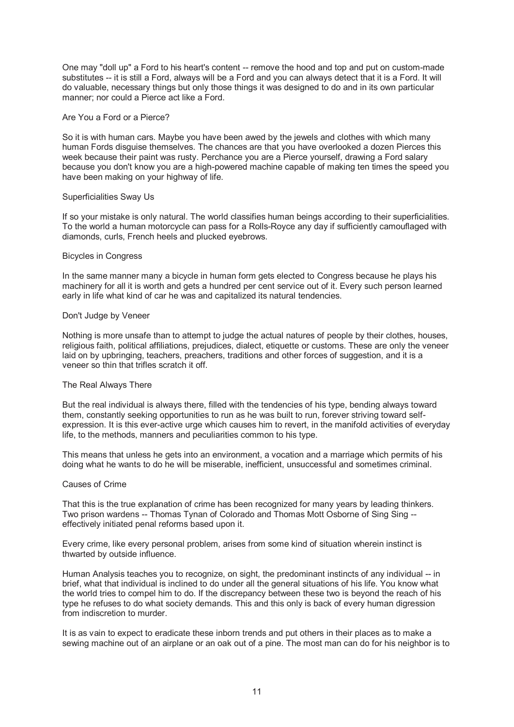One may "doll up" a Ford to his heart's content -- remove the hood and top and put on custom-made substitutes -- it is still a Ford, always will be a Ford and you can always detect that it is a Ford. It will do valuable, necessary things but only those things it was designed to do and in its own particular manner; nor could a Pierce act like a Ford.

### Are You a Ford or a Pierce?

So it is with human cars. Maybe you have been awed by the jewels and clothes with which many human Fords disguise themselves. The chances are that you have overlooked a dozen Pierces this week because their paint was rusty. Perchance you are a Pierce yourself, drawing a Ford salary because you don't know you are a high-powered machine capable of making ten times the speed you have been making on your highway of life.

### Superficialities Sway Us

If so your mistake is only natural. The world classifies human beings according to their superficialities. To the world a human motorcycle can pass for a Rolls-Royce any day if sufficiently camouflaged with diamonds, curls, French heels and plucked eyebrows.

### Bicycles in Congress

In the same manner many a bicycle in human form gets elected to Congress because he plays his machinery for all it is worth and gets a hundred per cent service out of it. Every such person learned early in life what kind of car he was and capitalized its natural tendencies.

### Don't Judge by Veneer

Nothing is more unsafe than to attempt to judge the actual natures of people by their clothes, houses, religious faith, political affiliations, prejudices, dialect, etiquette or customs. These are only the veneer laid on by upbringing, teachers, preachers, traditions and other forces of suggestion, and it is a veneer so thin that trifles scratch it off.

### The Real Always There

But the real individual is always there, filled with the tendencies of his type, bending always toward them, constantly seeking opportunities to run as he was built to run, forever striving toward self-expression. It is this ever-active urge which causes him to revert, in the manifold activities of everyday life, to the methods, manners and peculiarities common to his type.

This means that unless he gets into an environment, a vocation and a marriage which permits of his doing what he wants to do he will be miserable, inefficient, unsuccessful and sometimes criminal.

### Causes of Crime

That this is the true explanation of crime has been recognized for many years by leading thinkers. Two prison wardens -- Thomas Tynan of Colorado and Thomas Mott Osborne of Sing Sing -- effectively initiated penal reforms based upon it.

Every crime, like every personal problem, arises from some kind of situation wherein instinct is thwarted by outside influence.

Human Analysis teaches you to recognize, on sight, the predominant instincts of any individual -- in brief, what that individual is inclined to do under all the general situations of his life. You know what the world tries to compel him to do. If the discrepancy between these two is beyond the reach of his type he refuses to do what society demands. This and this only is back of every human digression from indiscretion to murder.

It is as vain to expect to eradicate these inborn trends and put others in their places as to make a sewing machine out of an airplane or an oak out of a pine. The most man can do for his neighbor is to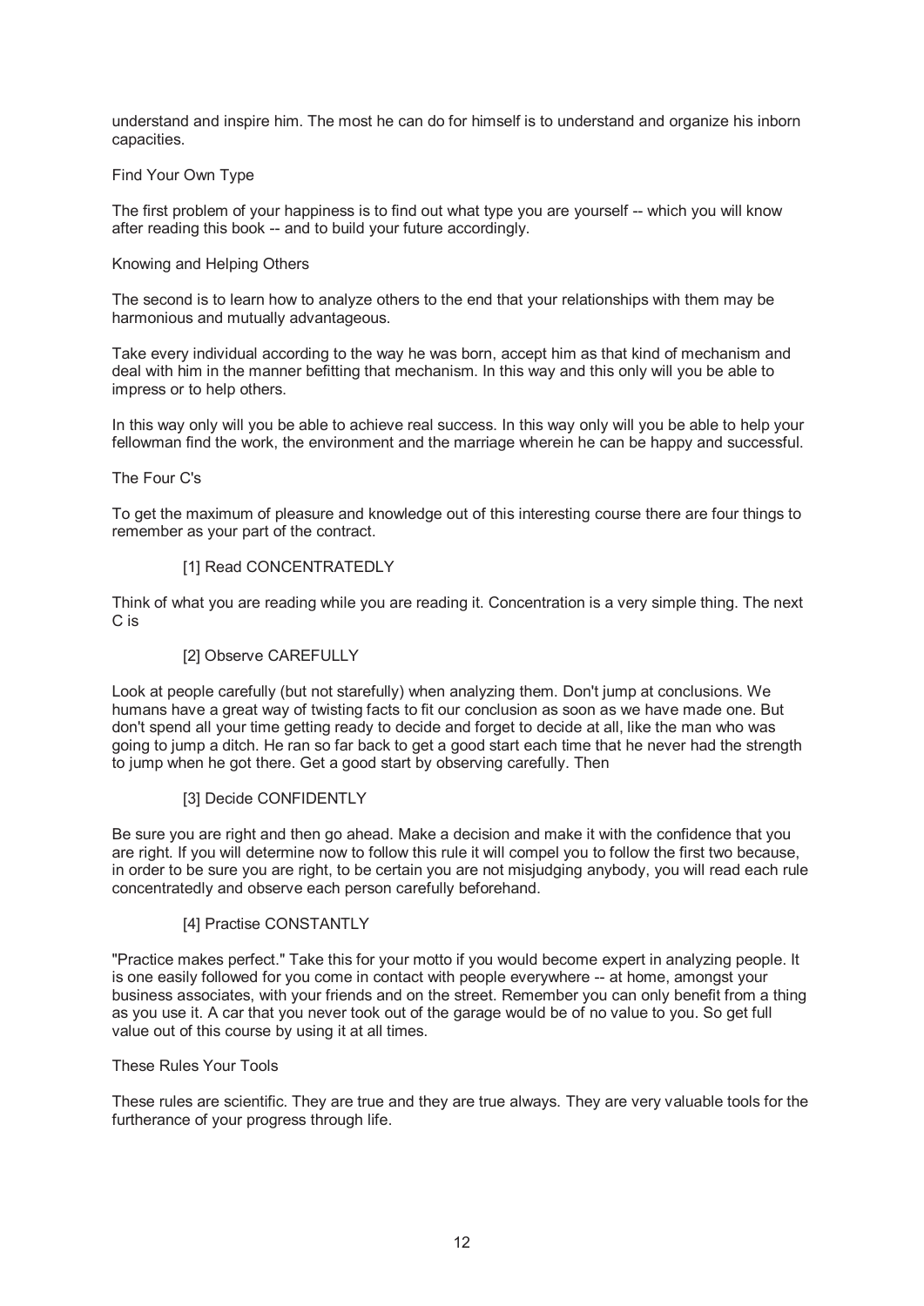understand and inspire him. The most he can do for himself is to understand and organize his inborn capacities.

## Find Your Own Type

The first problem of your happiness is to find out what type you are yourself -- which you will know after reading this book -- and to build your future accordingly.

## Knowing and Helping Others

The second is to learn how to analyze others to the end that your relationships with them may be harmonious and mutually advantageous.

Take every individual according to the way he was born, accept him as that kind of mechanism and deal with him in the manner befitting that mechanism. In this way and this only will you be able to impress or to help others.

In this way only will you be able to achieve real success. In this way only will you be able to help your fellowman find the work, the environment and the marriage wherein he can be happy and successful.

## The Four C's

To get the maximum of pleasure and knowledge out of this interesting course there are four things to remember as your part of the contract.

[1] Read CONCENTRATEDLY

Think of what you are reading while you are reading it. Concentration is a very simple thing. The next C is

[2] Observe CAREFULLY

Look at people carefully (but not starefully) when analyzing them. Don't jump at conclusions. We humans have a great way of twisting facts to fit our conclusion as soon as we have made one. But don't spend all your time getting ready to decide and forget to decide at all, like the man who was going to jump a ditch. He ran so far back to get a good start each time that he never had the strength to jump when he got there. Get a good start by observing carefully. Then

[3] Decide CONFIDENTLY

Be sure you are right and then go ahead. Make a decision and make it with the confidence that you are right. If you will determine now to follow this rule it will compel you to follow the first two because, in order to be sure you are right, to be certain you are not misjudging anybody, you will read each rule concentratedly and observe each person carefully beforehand.

[4] Practise CONSTANTLY

"Practice makes perfect." Take this for your motto if you would become expert in analyzing people. It is one easily followed for you come in contact with people everywhere -- at home, amongst your business associates, with your friends and on the street. Remember you can only benefit from a thing as you use it. A car that you never took out of the garage would be of no value to you. So get full value out of this course by using it at all times.

## These Rules Your Tools

These rules are scientific. They are true and they are true always. They are very valuable tools for the furtherance of your progress through life.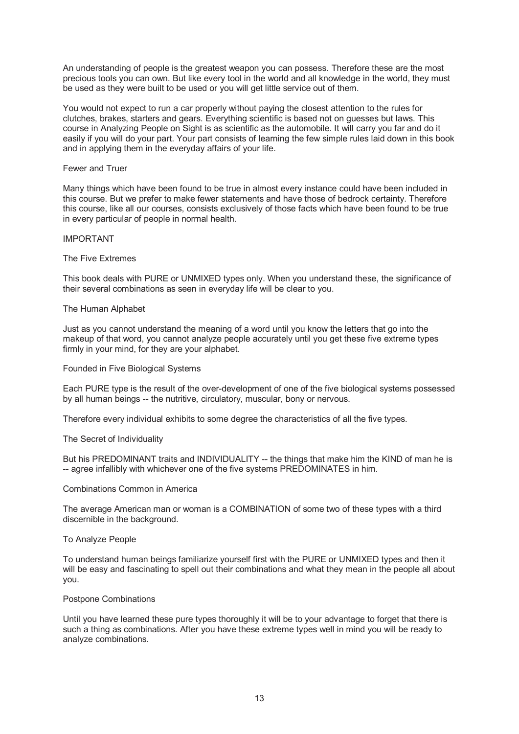An understanding of people is the greatest weapon you can possess. Therefore these are the most precious tools you can own. But like every tool in the world and all knowledge in the world, they must be used as they were built to be used or you will get little service out of them.

You would not expect to run a car properly without paying the closest attention to the rules for clutches, brakes, starters and gears. Everything scientific is based not on guesses but laws. This course in Analyzing People on Sight is as scientific as the automobile. It will carry you far and do it easily if you will do your part. Your part consists of learning the few simple rules laid down in this book and in applying them in the everyday affairs of your life.

### Fewer and Truer

Many things which have been found to be true in almost every instance could have been included in this course. But we prefer to make fewer statements and have those of bedrock certainty. Therefore this course, like all our courses, consists exclusively of those facts which have been found to be true in every particular of people in normal health.

### IMPORTANT

### The Five Extremes

This book deals with PURE or UNMIXED types only. When you understand these, the significance of their several combinations as seen in everyday life will be clear to you.

### The Human Alphabet

Just as you cannot understand the meaning of a word until you know the letters that go into the makeup of that word, you cannot analyze people accurately until you get these five extreme types firmly in your mind, for they are your alphabet.

### Founded in Five Biological Systems

Each PURE type is the result of the over-development of one of the five biological systems possessed by all human beings -- the nutritive, circulatory, muscular, bony or nervous.

Therefore every individual exhibits to some degree the characteristics of all the five types.

### The Secret of Individuality

But his PREDOMINANT traits and INDIVIDUALITY -- the things that make him the KIND of man he is -- agree infallibly with whichever one of the five systems PREDOMINATES in him.

### Combinations Common in America

The average American man or woman is a COMBINATION of some two of these types with a third discernible in the background.

### To Analyze People

To understand human beings familiarize yourself first with the PURE or UNMIXED types and then it will be easy and fascinating to spell out their combinations and what they mean in the people all about you.

### Postpone Combinations

Until you have learned these pure types thoroughly it will be to your advantage to forget that there is such a thing as combinations. After you have these extreme types well in mind you will be ready to analyze combinations.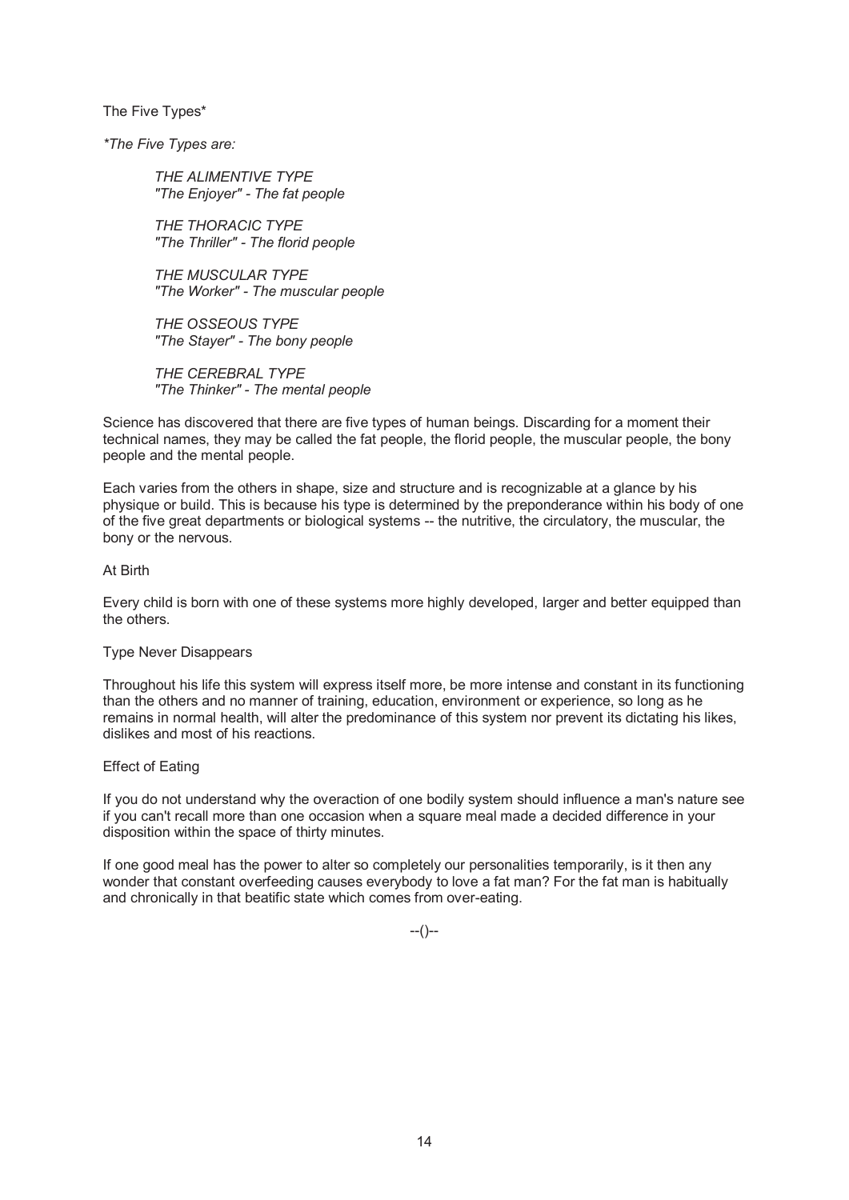## The Five Types*

*\*The Five Types are:*

> *THE ALIMENTIVE TYPE*
> *"The Enjoyer" - The fat people*
>
> *THE THORACIC TYPE*
> *"The Thriller" - The florid people*
>
> *THE MUSCULAR TYPE*
> *"The Worker" - The muscular people*
>
> *THE OSSEOUS TYPE*
> *"The Stayer" - The bony people*
>
> *THE CEREBRAL TYPE*
> *"The Thinker" - The mental people*

Science has discovered that there are five types of human beings. Discarding for a moment their technical names, they may be called the fat people, the florid people, the muscular people, the bony people and the mental people.

Each varies from the others in shape, size and structure and is recognizable at a glance by his physique or build. This is because his type is determined by the preponderance within his body of one of the five great departments or biological systems -- the nutritive, the circulatory, the muscular, the bony or the nervous.

### At Birth

Every child is born with one of these systems more highly developed, larger and better equipped than the others.

### Type Never Disappears

Throughout his life this system will express itself more, be more intense and constant in its functioning than the others and no manner of training, education, environment or experience, so long as he remains in normal health, will alter the predominance of this system nor prevent its dictating his likes, dislikes and most of his reactions.

### Effect of Eating

If you do not understand why the overaction of one bodily system should influence a man's nature see if you can't recall more than one occasion when a square meal made a decided difference in your disposition within the space of thirty minutes.

If one good meal has the power to alter so completely our personalities temporarily, is it then any wonder that constant overfeeding causes everybody to love a fat man? For the fat man is habitually and chronically in that beatific state which comes from over-eating.

--()--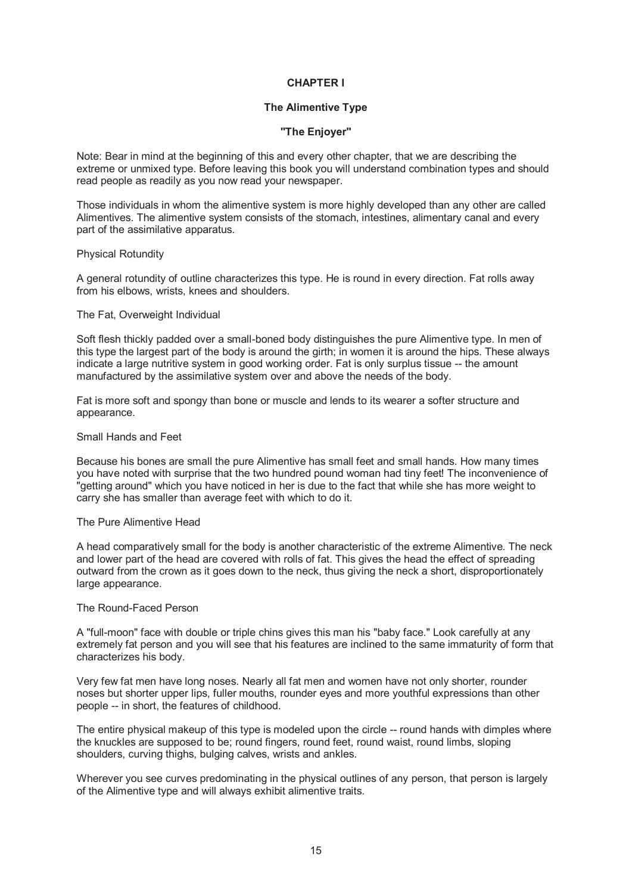# CHAPTER I

## The Alimentive Type

## "The Enjoyer"

Note: Bear in mind at the beginning of this and every other chapter, that we are describing the extreme or unmixed type. Before leaving this book you will understand combination types and should read people as readily as you now read your newspaper.

Those individuals in whom the alimentive system is more highly developed than any other are called Alimentives. The alimentive system consists of the stomach, intestines, alimentary canal and every part of the assimilative apparatus.

### Physical Rotundity

A general rotundity of outline characterizes this type. He is round in every direction. Fat rolls away from his elbows, wrists, knees and shoulders.

### The Fat, Overweight Individual

Soft flesh thickly padded over a small-boned body distinguishes the pure Alimentive type. In men of this type the largest part of the body is around the girth; in women it is around the hips. These always indicate a large nutritive system in good working order. Fat is only surplus tissue -- the amount manufactured by the assimilative system over and above the needs of the body.

Fat is more soft and spongy than bone or muscle and lends to its wearer a softer structure and appearance.

### Small Hands and Feet

Because his bones are small the pure Alimentive has small feet and small hands. How many times you have noted with surprise that the two hundred pound woman had tiny feet! The inconvenience of "getting around" which you have noticed in her is due to the fact that while she has more weight to carry she has smaller than average feet with which to do it.

### The Pure Alimentive Head

A head comparatively small for the body is another characteristic of the extreme Alimentive. The neck and lower part of the head are covered with rolls of fat. This gives the head the effect of spreading outward from the crown as it goes down to the neck, thus giving the neck a short, disproportionately large appearance.

### The Round-Faced Person

A "full-moon" face with double or triple chins gives this man his "baby face." Look carefully at any extremely fat person and you will see that his features are inclined to the same immaturity of form that characterizes his body.

Very few fat men have long noses. Nearly all fat men and women have not only shorter, rounder noses but shorter upper lips, fuller mouths, rounder eyes and more youthful expressions than other people -- in short, the features of childhood.

The entire physical makeup of this type is modeled upon the circle -- round hands with dimples where the knuckles are supposed to be; round fingers, round feet, round waist, round limbs, sloping shoulders, curving thighs, bulging calves, wrists and ankles.

Wherever you see curves predominating in the physical outlines of any person, that person is largely of the Alimentive type and will always exhibit alimentive traits.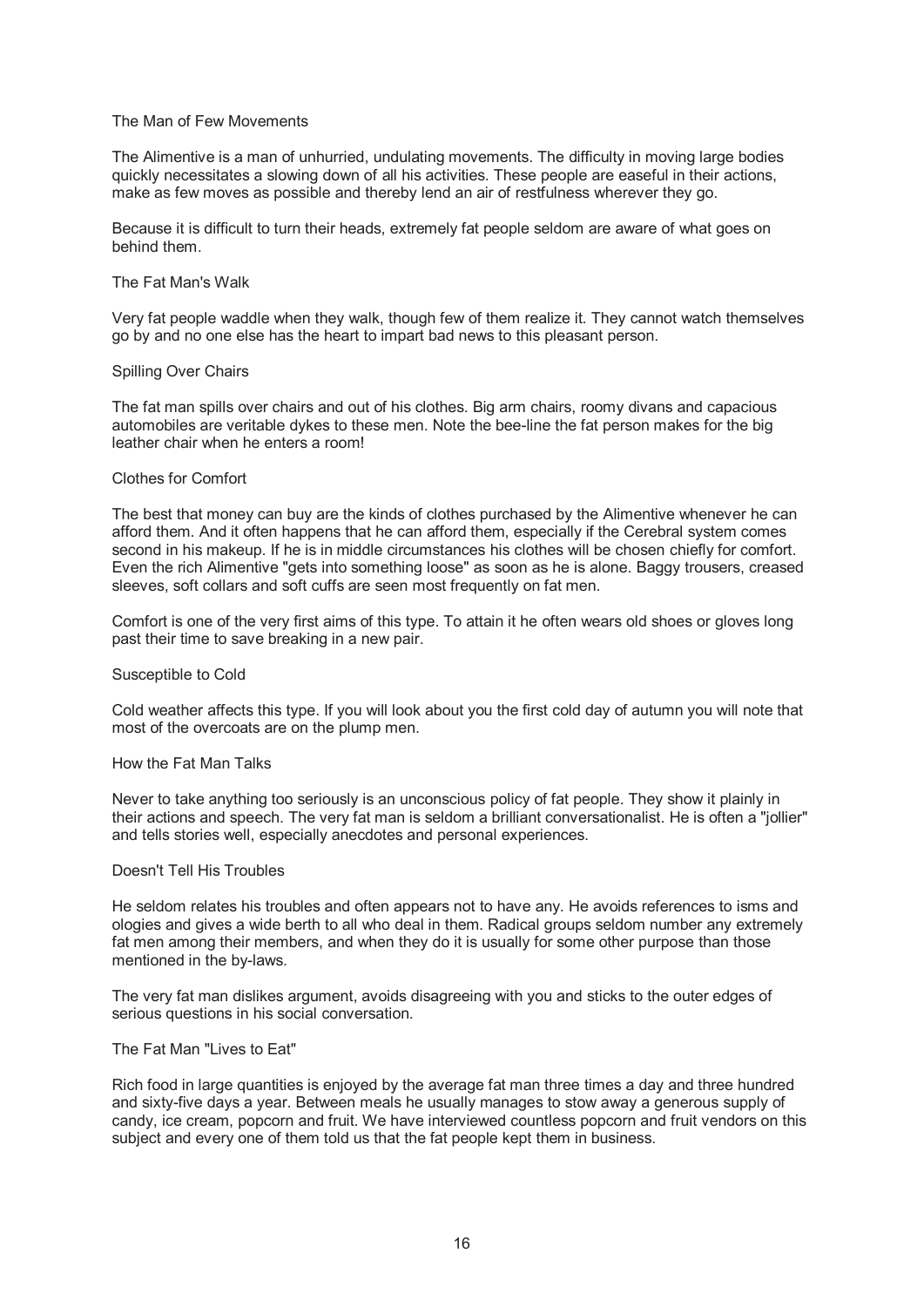### The Man of Few Movements

The Alimentive is a man of unhurried, undulating movements. The difficulty in moving large bodies quickly necessitates a slowing down of all his activities. These people are easeful in their actions, make as few moves as possible and thereby lend an air of restfulness wherever they go.

Because it is difficult to turn their heads, extremely fat people seldom are aware of what goes on behind them.

### The Fat Man's Walk

Very fat people waddle when they walk, though few of them realize it. They cannot watch themselves go by and no one else has the heart to impart bad news to this pleasant person.

### Spilling Over Chairs

The fat man spills over chairs and out of his clothes. Big arm chairs, roomy divans and capacious automobiles are veritable dykes to these men. Note the bee-line the fat person makes for the big leather chair when he enters a room!

### Clothes for Comfort

The best that money can buy are the kinds of clothes purchased by the Alimentive whenever he can afford them. And it often happens that he can afford them, especially if the Cerebral system comes second in his makeup. If he is in middle circumstances his clothes will be chosen chiefly for comfort. Even the rich Alimentive "gets into something loose" as soon as he is alone. Baggy trousers, creased sleeves, soft collars and soft cuffs are seen most frequently on fat men.

Comfort is one of the very first aims of this type. To attain it he often wears old shoes or gloves long past their time to save breaking in a new pair.

### Susceptible to Cold

Cold weather affects this type. If you will look about you the first cold day of autumn you will note that most of the overcoats are on the plump men.

### How the Fat Man Talks

Never to take anything too seriously is an unconscious policy of fat people. They show it plainly in their actions and speech. The very fat man is seldom a brilliant conversationalist. He is often a "jollier" and tells stories well, especially anecdotes and personal experiences.

### Doesn't Tell His Troubles

He seldom relates his troubles and often appears not to have any. He avoids references to isms and ologies and gives a wide berth to all who deal in them. Radical groups seldom number any extremely fat men among their members, and when they do it is usually for some other purpose than those mentioned in the by-laws.

The very fat man dislikes argument, avoids disagreeing with you and sticks to the outer edges of serious questions in his social conversation.

### The Fat Man "Lives to Eat"

Rich food in large quantities is enjoyed by the average fat man three times a day and three hundred and sixty-five days a year. Between meals he usually manages to stow away a generous supply of candy, ice cream, popcorn and fruit. We have interviewed countless popcorn and fruit vendors on this subject and every one of them told us that the fat people kept them in business.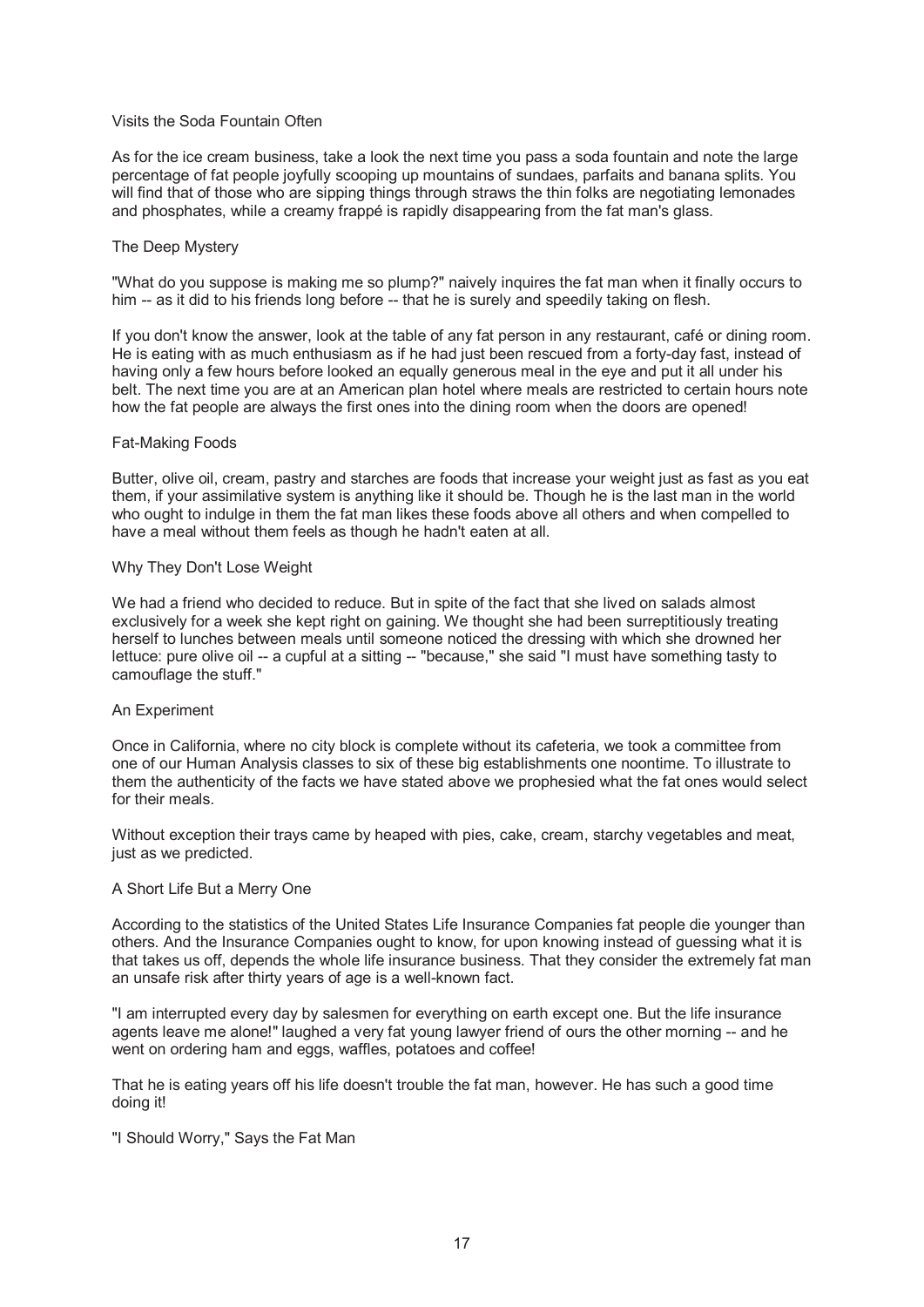### Visits the Soda Fountain Often

As for the ice cream business, take a look the next time you pass a soda fountain and note the large percentage of fat people joyfully scooping up mountains of sundaes, parfaits and banana splits. You will find that of those who are sipping things through straws the thin folks are negotiating lemonades and phosphates, while a creamy frappé is rapidly disappearing from the fat man's glass.

### The Deep Mystery

"What do you suppose is making me so plump?" naively inquires the fat man when it finally occurs to him -- as it did to his friends long before -- that he is surely and speedily taking on flesh.

If you don't know the answer, look at the table of any fat person in any restaurant, café or dining room. He is eating with as much enthusiasm as if he had just been rescued from a forty-day fast, instead of having only a few hours before looked an equally generous meal in the eye and put it all under his belt. The next time you are at an American plan hotel where meals are restricted to certain hours note how the fat people are always the first ones into the dining room when the doors are opened!

### Fat-Making Foods

Butter, olive oil, cream, pastry and starches are foods that increase your weight just as fast as you eat them, if your assimilative system is anything like it should be. Though he is the last man in the world who ought to indulge in them the fat man likes these foods above all others and when compelled to have a meal without them feels as though he hadn't eaten at all.

### Why They Don't Lose Weight

We had a friend who decided to reduce. But in spite of the fact that she lived on salads almost exclusively for a week she kept right on gaining. We thought she had been surreptitiously treating herself to lunches between meals until someone noticed the dressing with which she drowned her lettuce: pure olive oil -- a cupful at a sitting -- "because," she said "I must have something tasty to camouflage the stuff."

### An Experiment

Once in California, where no city block is complete without its cafeteria, we took a committee from one of our Human Analysis classes to six of these big establishments one noontime. To illustrate to them the authenticity of the facts we have stated above we prophesied what the fat ones would select for their meals.

Without exception their trays came by heaped with pies, cake, cream, starchy vegetables and meat, just as we predicted.

### A Short Life But a Merry One

According to the statistics of the United States Life Insurance Companies fat people die younger than others. And the Insurance Companies ought to know, for upon knowing instead of guessing what it is that takes us off, depends the whole life insurance business. That they consider the extremely fat man an unsafe risk after thirty years of age is a well-known fact.

"I am interrupted every day by salesmen for everything on earth except one. But the life insurance agents leave me alone!" laughed a very fat young lawyer friend of ours the other morning -- and he went on ordering ham and eggs, waffles, potatoes and coffee!

That he is eating years off his life doesn't trouble the fat man, however. He has such a good time doing it!

### "I Should Worry," Says the Fat Man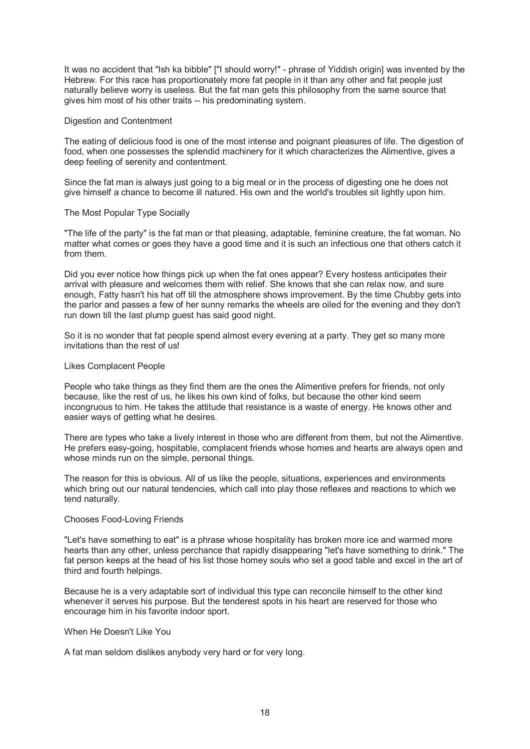It was no accident that "Ish ka bibble" ["I should worry!" - phrase of Yiddish origin] was invented by the Hebrew. For this race has proportionately more fat people in it than any other and fat people just naturally believe worry is useless. But the fat man gets this philosophy from the same source that gives him most of his other traits -- his predominating system.

### Digestion and Contentment

The eating of delicious food is one of the most intense and poignant pleasures of life. The digestion of food, when one possesses the splendid machinery for it which characterizes the Alimentive, gives a deep feeling of serenity and contentment.

Since the fat man is always just going to a big meal or in the process of digesting one he does not give himself a chance to become ill natured. His own and the world's troubles sit lightly upon him.

### The Most Popular Type Socially

"The life of the party" is the fat man or that pleasing, adaptable, feminine creature, the fat woman. No matter what comes or goes they have a good time and it is such an infectious one that others catch it from them.

Did you ever notice how things pick up when the fat ones appear? Every hostess anticipates their arrival with pleasure and welcomes them with relief. She knows that she can relax now, and sure enough, Fatty hasn't his hat off till the atmosphere shows improvement. By the time Chubby gets into the parlor and passes a few of her sunny remarks the wheels are oiled for the evening and they don't run down till the last plump guest has said good night.

So it is no wonder that fat people spend almost every evening at a party. They get so many more invitations than the rest of us!

### Likes Complacent People

People who take things as they find them are the ones the Alimentive prefers for friends, not only because, like the rest of us, he likes his own kind of folks, but because the other kind seem incongruous to him. He takes the attitude that resistance is a waste of energy. He knows other and easier ways of getting what he desires.

There are types who take a lively interest in those who are different from them, but not the Alimentive. He prefers easy-going, hospitable, complacent friends whose homes and hearts are always open and whose minds run on the simple, personal things.

The reason for this is obvious. All of us like the people, situations, experiences and environments which bring out our natural tendencies, which call into play those reflexes and reactions to which we tend naturally.

### Chooses Food-Loving Friends

"Let's have something to eat" is a phrase whose hospitality has broken more ice and warmed more hearts than any other, unless perchance that rapidly disappearing "let's have something to drink." The fat person keeps at the head of his list those homey souls who set a good table and excel in the art of third and fourth helpings.

Because he is a very adaptable sort of individual this type can reconcile himself to the other kind whenever it serves his purpose. But the tenderest spots in his heart are reserved for those who encourage him in his favorite indoor sport.

### When He Doesn't Like You

A fat man seldom dislikes anybody very hard or for very long.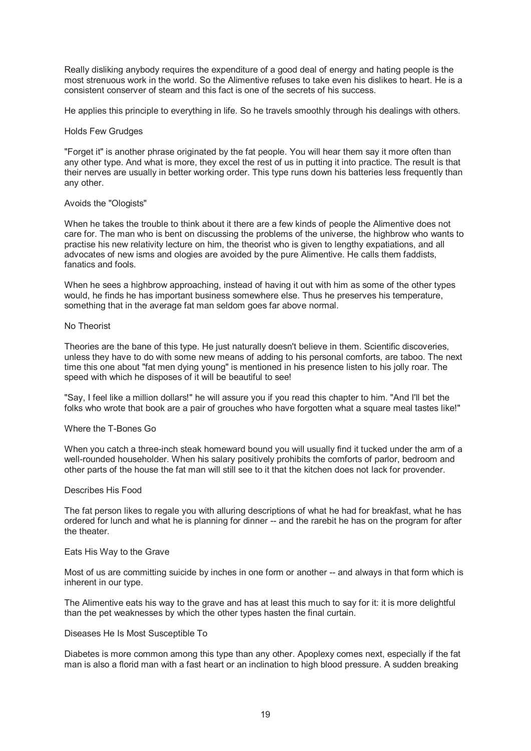Really disliking anybody requires the expenditure of a good deal of energy and hating people is the most strenuous work in the world. So the Alimentive refuses to take even his dislikes to heart. He is a consistent conserver of steam and this fact is one of the secrets of his success.

He applies this principle to everything in life. So he travels smoothly through his dealings with others.

### Holds Few Grudges

"Forget it" is another phrase originated by the fat people. You will hear them say it more often than any other type. And what is more, they excel the rest of us in putting it into practice. The result is that their nerves are usually in better working order. This type runs down his batteries less frequently than any other.

### Avoids the "Ologists"

When he takes the trouble to think about it there are a few kinds of people the Alimentive does not care for. The man who is bent on discussing the problems of the universe, the highbrow who wants to practise his new relativity lecture on him, the theorist who is given to lengthy expatiations, and all advocates of new isms and ologies are avoided by the pure Alimentive. He calls them faddists, fanatics and fools.

When he sees a highbrow approaching, instead of having it out with him as some of the other types would, he finds he has important business somewhere else. Thus he preserves his temperature, something that in the average fat man seldom goes far above normal.

### No Theorist

Theories are the bane of this type. He just naturally doesn't believe in them. Scientific discoveries, unless they have to do with some new means of adding to his personal comforts, are taboo. The next time this one about "fat men dying young" is mentioned in his presence listen to his jolly roar. The speed with which he disposes of it will be beautiful to see!

"Say, I feel like a million dollars!" he will assure you if you read this chapter to him. "And I'll bet the folks who wrote that book are a pair of grouches who have forgotten what a square meal tastes like!"

### Where the T-Bones Go

When you catch a three-inch steak homeward bound you will usually find it tucked under the arm of a well-rounded householder. When his salary positively prohibits the comforts of parlor, bedroom and other parts of the house the fat man will still see to it that the kitchen does not lack for provender.

### Describes His Food

The fat person likes to regale you with alluring descriptions of what he had for breakfast, what he has ordered for lunch and what he is planning for dinner -- and the rarebit he has on the program for after the theater.

### Eats His Way to the Grave

Most of us are committing suicide by inches in one form or another -- and always in that form which is inherent in our type.

The Alimentive eats his way to the grave and has at least this much to say for it: it is more delightful than the pet weaknesses by which the other types hasten the final curtain.

### Diseases He Is Most Susceptible To

Diabetes is more common among this type than any other. Apoplexy comes next, especially if the fat man is also a florid man with a fast heart or an inclination to high blood pressure. A sudden breaking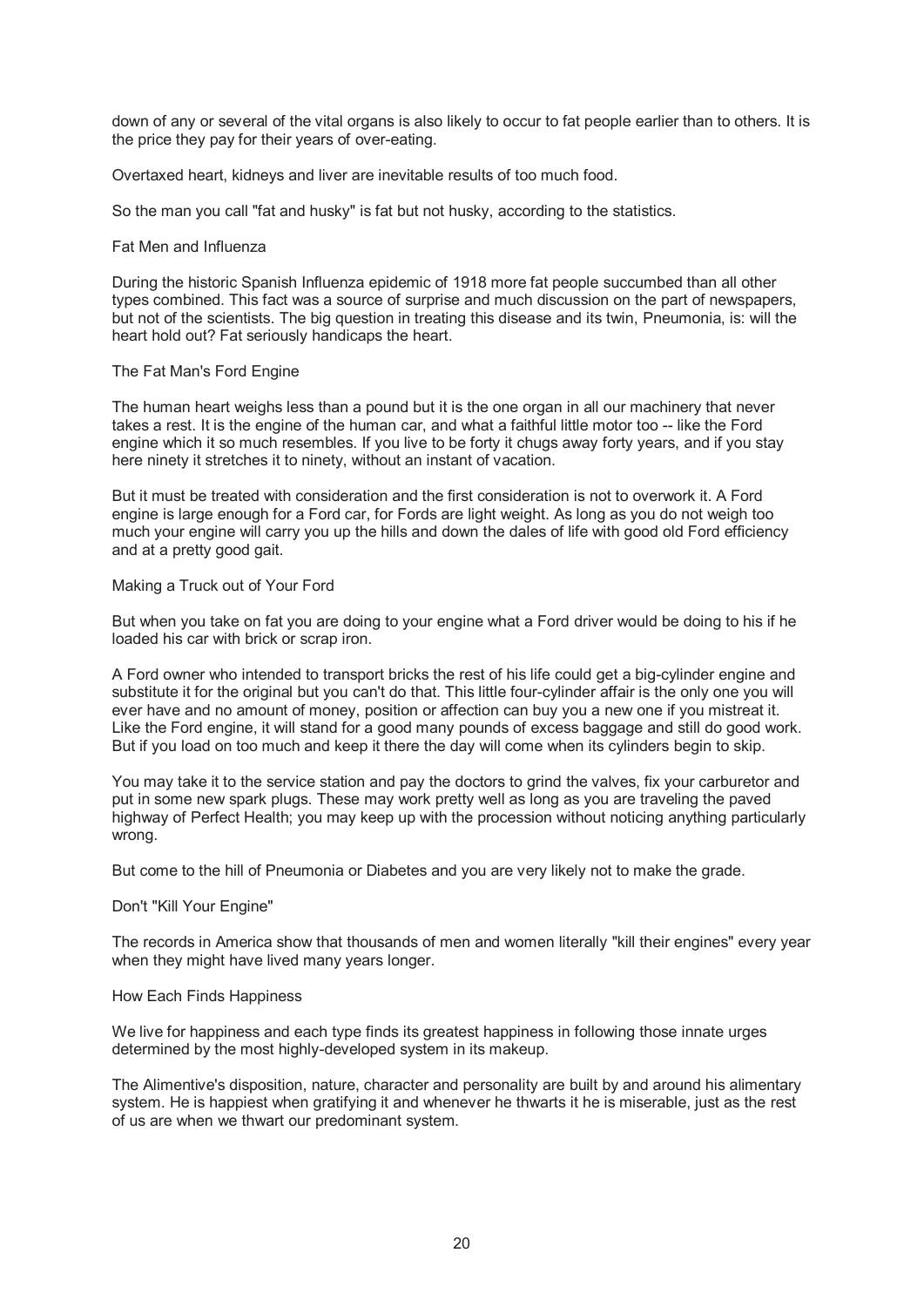down of any or several of the vital organs is also likely to occur to fat people earlier than to others. It is the price they pay for their years of over-eating.

Overtaxed heart, kidneys and liver are inevitable results of too much food.

So the man you call "fat and husky" is fat but not husky, according to the statistics.

### Fat Men and Influenza

During the historic Spanish Influenza epidemic of 1918 more fat people succumbed than all other types combined. This fact was a source of surprise and much discussion on the part of newspapers, but not of the scientists. The big question in treating this disease and its twin, Pneumonia, is: will the heart hold out? Fat seriously handicaps the heart.

### The Fat Man's Ford Engine

The human heart weighs less than a pound but it is the one organ in all our machinery that never takes a rest. It is the engine of the human car, and what a faithful little motor too -- like the Ford engine which it so much resembles. If you live to be forty it chugs away forty years, and if you stay here ninety it stretches it to ninety, without an instant of vacation.

But it must be treated with consideration and the first consideration is not to overwork it. A Ford engine is large enough for a Ford car, for Fords are light weight. As long as you do not weigh too much your engine will carry you up the hills and down the dales of life with good old Ford efficiency and at a pretty good gait.

### Making a Truck out of Your Ford

But when you take on fat you are doing to your engine what a Ford driver would be doing to his if he loaded his car with brick or scrap iron.

A Ford owner who intended to transport bricks the rest of his life could get a big-cylinder engine and substitute it for the original but you can't do that. This little four-cylinder affair is the only one you will ever have and no amount of money, position or affection can buy you a new one if you mistreat it. Like the Ford engine, it will stand for a good many pounds of excess baggage and still do good work. But if you load on too much and keep it there the day will come when its cylinders begin to skip.

You may take it to the service station and pay the doctors to grind the valves, fix your carburetor and put in some new spark plugs. These may work pretty well as long as you are traveling the paved highway of Perfect Health; you may keep up with the procession without noticing anything particularly wrong.

But come to the hill of Pneumonia or Diabetes and you are very likely not to make the grade.

### Don't "Kill Your Engine"

The records in America show that thousands of men and women literally "kill their engines" every year when they might have lived many years longer.

### How Each Finds Happiness

We live for happiness and each type finds its greatest happiness in following those innate urges determined by the most highly-developed system in its makeup.

The Alimentive's disposition, nature, character and personality are built by and around his alimentary system. He is happiest when gratifying it and whenever he thwarts it he is miserable, just as the rest of us are when we thwart our predominant system.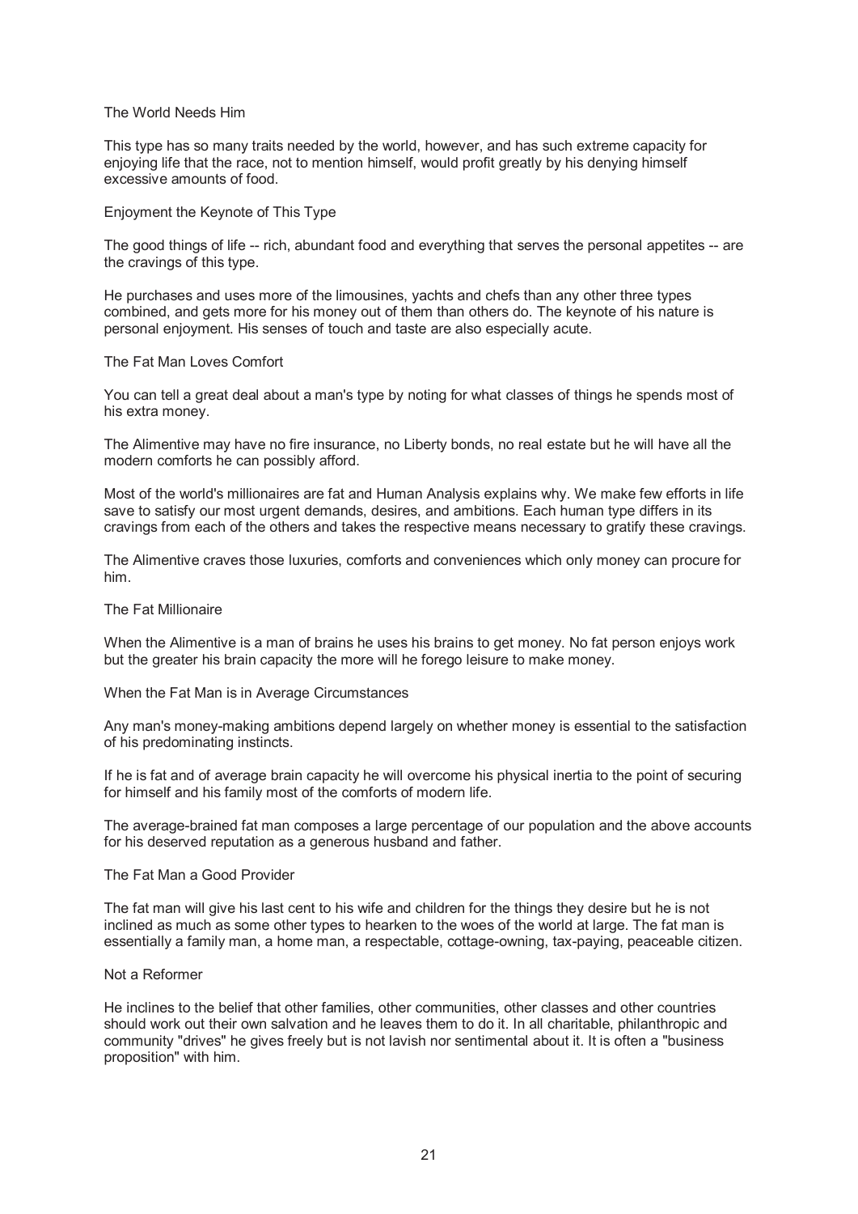### The World Needs Him

This type has so many traits needed by the world, however, and has such extreme capacity for enjoying life that the race, not to mention himself, would profit greatly by his denying himself excessive amounts of food.

### Enjoyment the Keynote of This Type

The good things of life -- rich, abundant food and everything that serves the personal appetites -- are the cravings of this type.

He purchases and uses more of the limousines, yachts and chefs than any other three types combined, and gets more for his money out of them than others do. The keynote of his nature is personal enjoyment. His senses of touch and taste are also especially acute.

### The Fat Man Loves Comfort

You can tell a great deal about a man's type by noting for what classes of things he spends most of his extra money.

The Alimentive may have no fire insurance, no Liberty bonds, no real estate but he will have all the modern comforts he can possibly afford.

Most of the world's millionaires are fat and Human Analysis explains why. We make few efforts in life save to satisfy our most urgent demands, desires, and ambitions. Each human type differs in its cravings from each of the others and takes the respective means necessary to gratify these cravings.

The Alimentive craves those luxuries, comforts and conveniences which only money can procure for him.

### The Fat Millionaire

When the Alimentive is a man of brains he uses his brains to get money. No fat person enjoys work but the greater his brain capacity the more will he forego leisure to make money.

### When the Fat Man is in Average Circumstances

Any man's money-making ambitions depend largely on whether money is essential to the satisfaction of his predominating instincts.

If he is fat and of average brain capacity he will overcome his physical inertia to the point of securing for himself and his family most of the comforts of modern life.

The average-brained fat man composes a large percentage of our population and the above accounts for his deserved reputation as a generous husband and father.

### The Fat Man a Good Provider

The fat man will give his last cent to his wife and children for the things they desire but he is not inclined as much as some other types to hearken to the woes of the world at large. The fat man is essentially a family man, a home man, a respectable, cottage-owning, tax-paying, peaceable citizen.

### Not a Reformer

He inclines to the belief that other families, other communities, other classes and other countries should work out their own salvation and he leaves them to do it. In all charitable, philanthropic and community "drives" he gives freely but is not lavish nor sentimental about it. It is often a "business proposition" with him.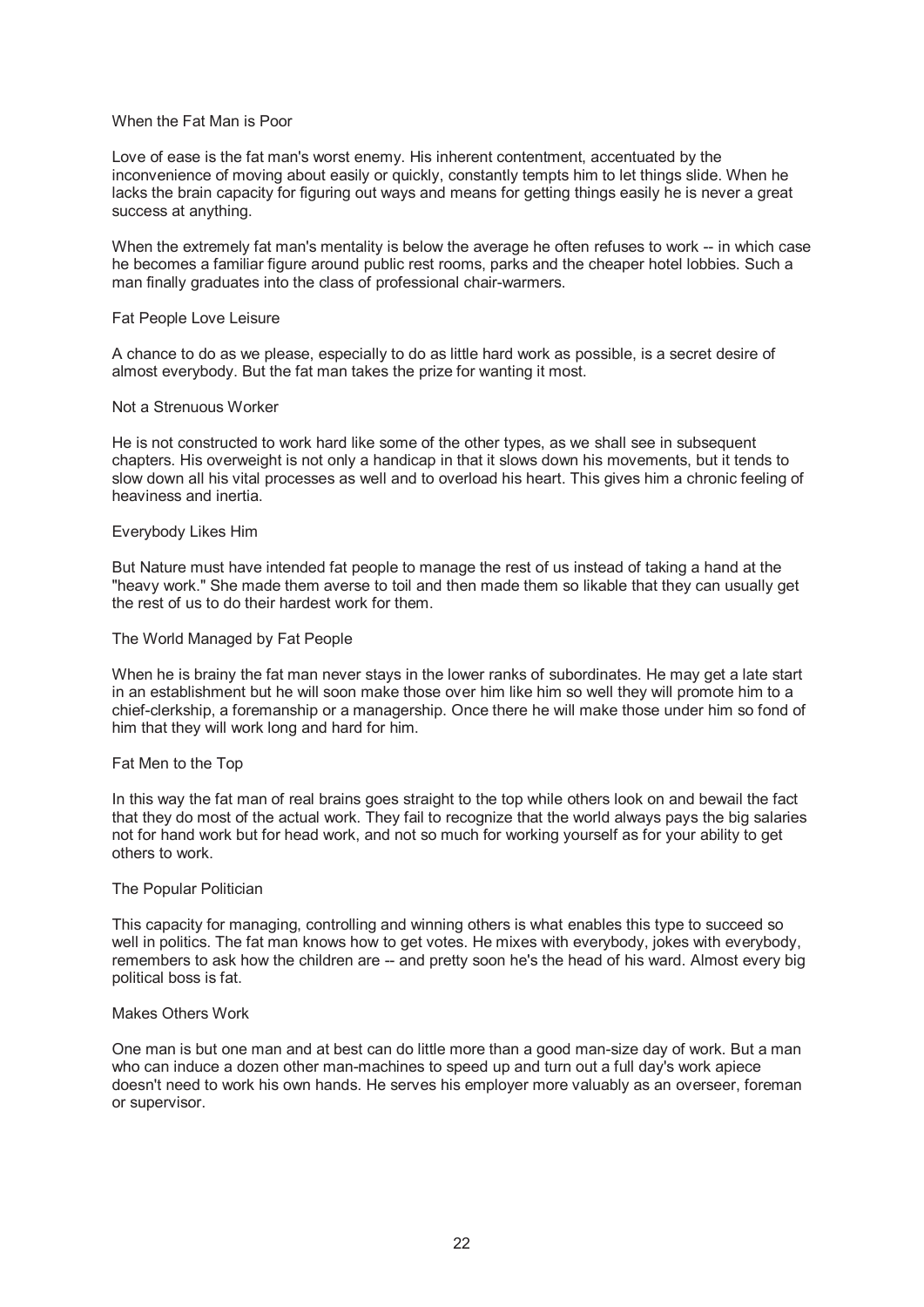### When the Fat Man is Poor

Love of ease is the fat man's worst enemy. His inherent contentment, accentuated by the inconvenience of moving about easily or quickly, constantly tempts him to let things slide. When he lacks the brain capacity for figuring out ways and means for getting things easily he is never a great success at anything.

When the extremely fat man's mentality is below the average he often refuses to work -- in which case he becomes a familiar figure around public rest rooms, parks and the cheaper hotel lobbies. Such a man finally graduates into the class of professional chair-warmers.

### Fat People Love Leisure

A chance to do as we please, especially to do as little hard work as possible, is a secret desire of almost everybody. But the fat man takes the prize for wanting it most.

### Not a Strenuous Worker

He is not constructed to work hard like some of the other types, as we shall see in subsequent chapters. His overweight is not only a handicap in that it slows down his movements, but it tends to slow down all his vital processes as well and to overload his heart. This gives him a chronic feeling of heaviness and inertia.

### Everybody Likes Him

But Nature must have intended fat people to manage the rest of us instead of taking a hand at the "heavy work." She made them averse to toil and then made them so likable that they can usually get the rest of us to do their hardest work for them.

### The World Managed by Fat People

When he is brainy the fat man never stays in the lower ranks of subordinates. He may get a late start in an establishment but he will soon make those over him like him so well they will promote him to a chief-clerkship, a foremanship or a managership. Once there he will make those under him so fond of him that they will work long and hard for him.

### Fat Men to the Top

In this way the fat man of real brains goes straight to the top while others look on and bewail the fact that they do most of the actual work. They fail to recognize that the world always pays the big salaries not for hand work but for head work, and not so much for working yourself as for your ability to get others to work.

### The Popular Politician

This capacity for managing, controlling and winning others is what enables this type to succeed so well in politics. The fat man knows how to get votes. He mixes with everybody, jokes with everybody, remembers to ask how the children are -- and pretty soon he's the head of his ward. Almost every big political boss is fat.

### Makes Others Work

One man is but one man and at best can do little more than a good man-size day of work. But a man who can induce a dozen other man-machines to speed up and turn out a full day's work apiece doesn't need to work his own hands. He serves his employer more valuably as an overseer, foreman or supervisor.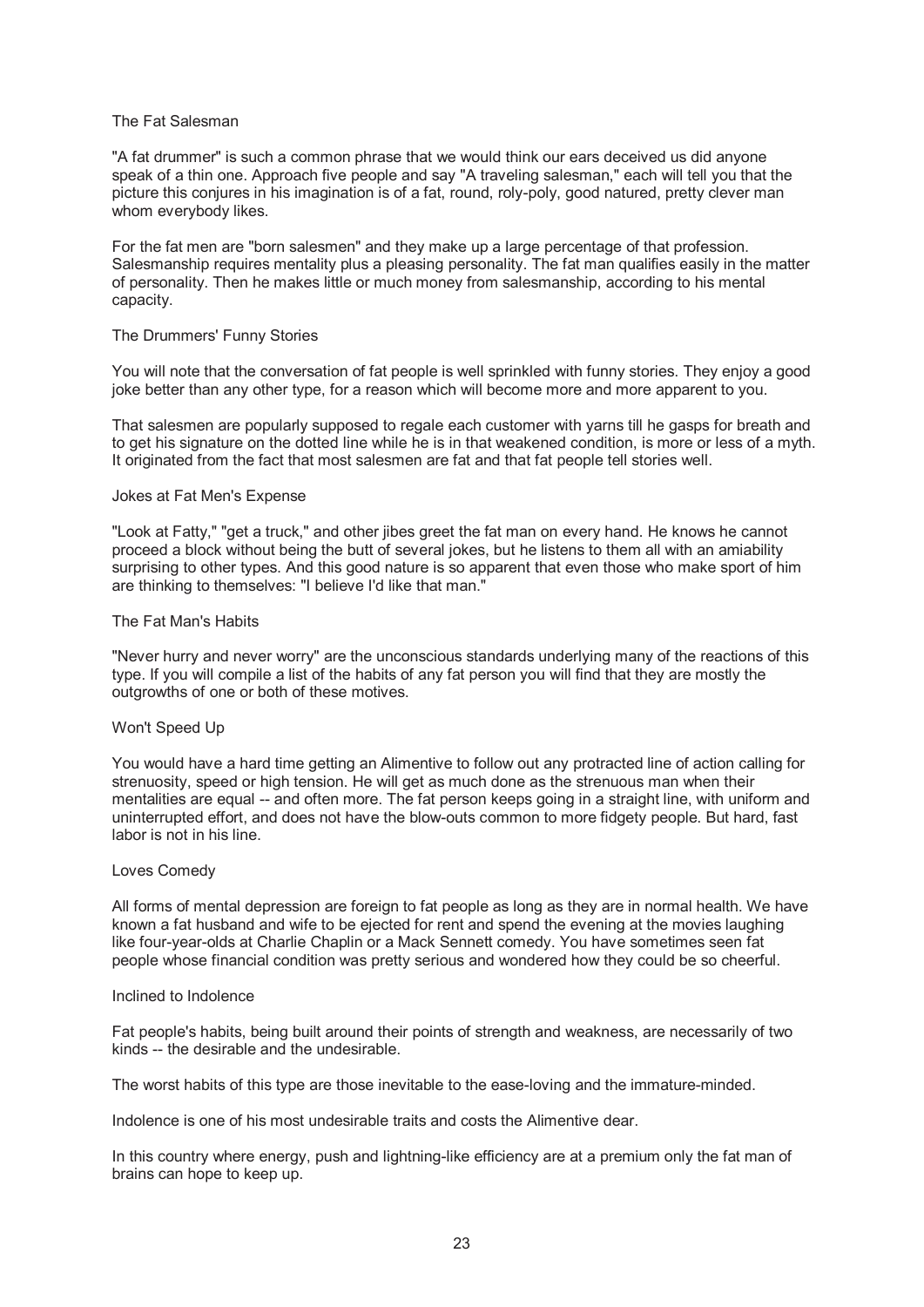## The Fat Salesman

"A fat drummer" is such a common phrase that we would think our ears deceived us did anyone speak of a thin one. Approach five people and say "A traveling salesman," each will tell you that the picture this conjures in his imagination is of a fat, round, roly-poly, good natured, pretty clever man whom everybody likes.

For the fat men are "born salesmen" and they make up a large percentage of that profession. Salesmanship requires mentality plus a pleasing personality. The fat man qualifies easily in the matter of personality. Then he makes little or much money from salesmanship, according to his mental capacity.

## The Drummers' Funny Stories

You will note that the conversation of fat people is well sprinkled with funny stories. They enjoy a good joke better than any other type, for a reason which will become more and more apparent to you.

That salesmen are popularly supposed to regale each customer with yarns till he gasps for breath and to get his signature on the dotted line while he is in that weakened condition, is more or less of a myth. It originated from the fact that most salesmen are fat and that fat people tell stories well.

## Jokes at Fat Men's Expense

"Look at Fatty," "get a truck," and other jibes greet the fat man on every hand. He knows he cannot proceed a block without being the butt of several jokes, but he listens to them all with an amiability surprising to other types. And this good nature is so apparent that even those who make sport of him are thinking to themselves: "I believe I'd like that man."

## The Fat Man's Habits

"Never hurry and never worry" are the unconscious standards underlying many of the reactions of this type. If you will compile a list of the habits of any fat person you will find that they are mostly the outgrowths of one or both of these motives.

## Won't Speed Up

You would have a hard time getting an Alimentive to follow out any protracted line of action calling for strenuosity, speed or high tension. He will get as much done as the strenuous man when their mentalities are equal -- and often more. The fat person keeps going in a straight line, with uniform and uninterrupted effort, and does not have the blow-outs common to more fidgety people. But hard, fast labor is not in his line.

## Loves Comedy

All forms of mental depression are foreign to fat people as long as they are in normal health. We have known a fat husband and wife to be ejected for rent and spend the evening at the movies laughing like four-year-olds at Charlie Chaplin or a Mack Sennett comedy. You have sometimes seen fat people whose financial condition was pretty serious and wondered how they could be so cheerful.

## Inclined to Indolence

Fat people's habits, being built around their points of strength and weakness, are necessarily of two kinds -- the desirable and the undesirable.

The worst habits of this type are those inevitable to the ease-loving and the immature-minded.

Indolence is one of his most undesirable traits and costs the Alimentive dear.

In this country where energy, push and lightning-like efficiency are at a premium only the fat man of brains can hope to keep up.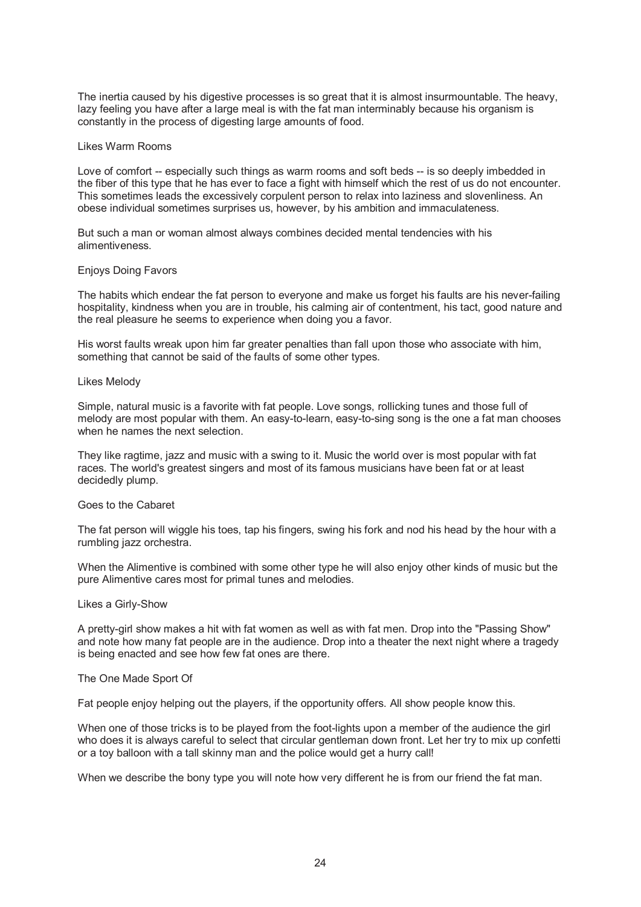The inertia caused by his digestive processes is so great that it is almost insurmountable. The heavy, lazy feeling you have after a large meal is with the fat man interminably because his organism is constantly in the process of digesting large amounts of food.

### Likes Warm Rooms

Love of comfort -- especially such things as warm rooms and soft beds -- is so deeply imbedded in the fiber of this type that he has ever to face a fight with himself which the rest of us do not encounter. This sometimes leads the excessively corpulent person to relax into laziness and slovenliness. An obese individual sometimes surprises us, however, by his ambition and immaculateness.

But such a man or woman almost always combines decided mental tendencies with his alimentiveness.

### Enjoys Doing Favors

The habits which endear the fat person to everyone and make us forget his faults are his never-failing hospitality, kindness when you are in trouble, his calming air of contentment, his tact, good nature and the real pleasure he seems to experience when doing you a favor.

His worst faults wreak upon him far greater penalties than fall upon those who associate with him, something that cannot be said of the faults of some other types.

### Likes Melody

Simple, natural music is a favorite with fat people. Love songs, rollicking tunes and those full of melody are most popular with them. An easy-to-learn, easy-to-sing song is the one a fat man chooses when he names the next selection.

They like ragtime, jazz and music with a swing to it. Music the world over is most popular with fat races. The world's greatest singers and most of its famous musicians have been fat or at least decidedly plump.

### Goes to the Cabaret

The fat person will wiggle his toes, tap his fingers, swing his fork and nod his head by the hour with a rumbling jazz orchestra.

When the Alimentive is combined with some other type he will also enjoy other kinds of music but the pure Alimentive cares most for primal tunes and melodies.

### Likes a Girly-Show

A pretty-girl show makes a hit with fat women as well as with fat men. Drop into the "Passing Show" and note how many fat people are in the audience. Drop into a theater the next night where a tragedy is being enacted and see how few fat ones are there.

### The One Made Sport Of

Fat people enjoy helping out the players, if the opportunity offers. All show people know this.

When one of those tricks is to be played from the foot-lights upon a member of the audience the girl who does it is always careful to select that circular gentleman down front. Let her try to mix up confetti or a toy balloon with a tall skinny man and the police would get a hurry call!

When we describe the bony type you will note how very different he is from our friend the fat man.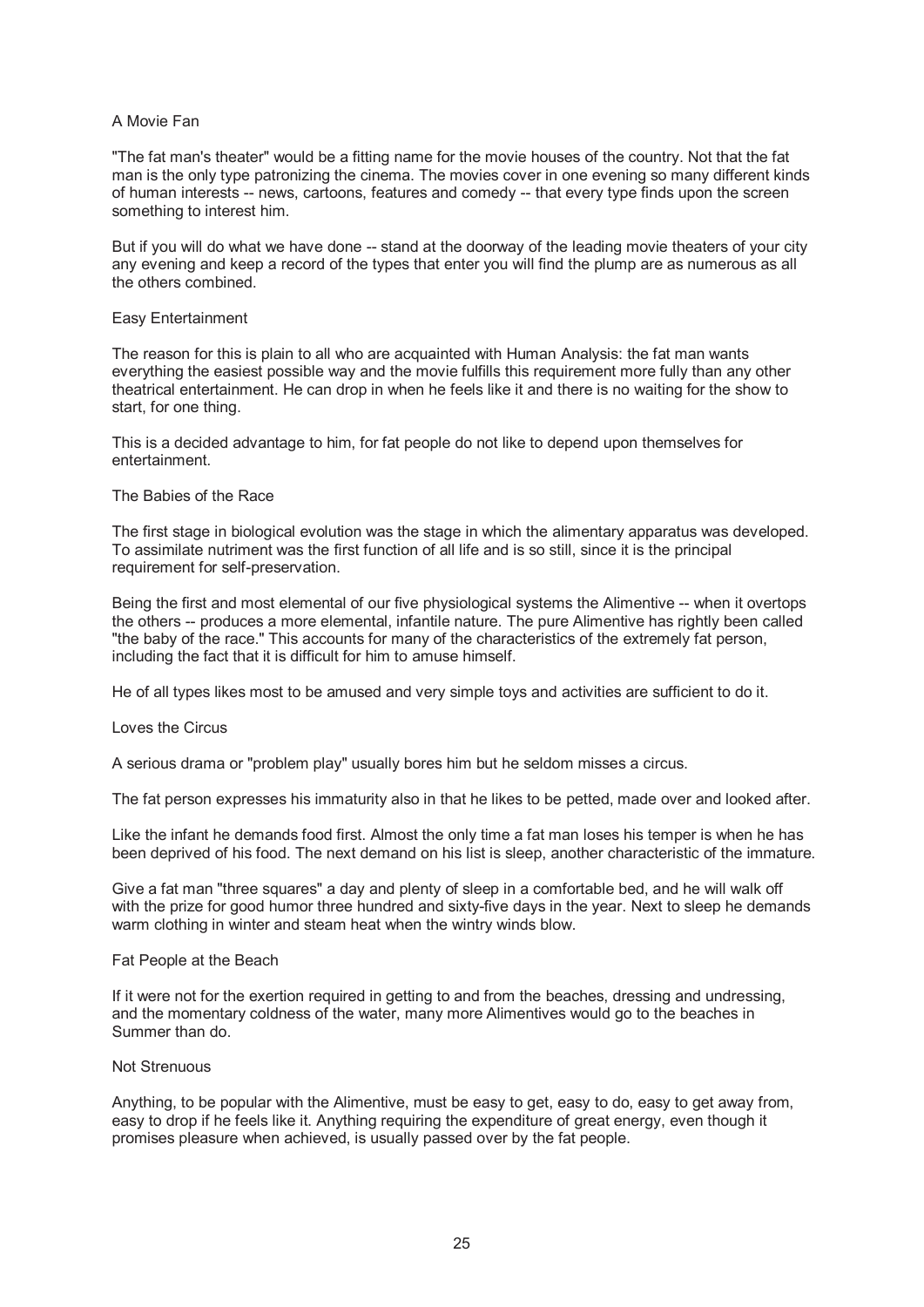### A Movie Fan

"The fat man's theater" would be a fitting name for the movie houses of the country. Not that the fat man is the only type patronizing the cinema. The movies cover in one evening so many different kinds of human interests -- news, cartoons, features and comedy -- that every type finds upon the screen something to interest him.

But if you will do what we have done -- stand at the doorway of the leading movie theaters of your city any evening and keep a record of the types that enter you will find the plump are as numerous as all the others combined.

### Easy Entertainment

The reason for this is plain to all who are acquainted with Human Analysis: the fat man wants everything the easiest possible way and the movie fulfills this requirement more fully than any other theatrical entertainment. He can drop in when he feels like it and there is no waiting for the show to start, for one thing.

This is a decided advantage to him, for fat people do not like to depend upon themselves for entertainment.

### The Babies of the Race

The first stage in biological evolution was the stage in which the alimentary apparatus was developed. To assimilate nutriment was the first function of all life and is so still, since it is the principal requirement for self-preservation.

Being the first and most elemental of our five physiological systems the Alimentive -- when it overtops the others -- produces a more elemental, infantile nature. The pure Alimentive has rightly been called "the baby of the race." This accounts for many of the characteristics of the extremely fat person, including the fact that it is difficult for him to amuse himself.

He of all types likes most to be amused and very simple toys and activities are sufficient to do it.

### Loves the Circus

A serious drama or "problem play" usually bores him but he seldom misses a circus.

The fat person expresses his immaturity also in that he likes to be petted, made over and looked after.

Like the infant he demands food first. Almost the only time a fat man loses his temper is when he has been deprived of his food. The next demand on his list is sleep, another characteristic of the immature.

Give a fat man "three squares" a day and plenty of sleep in a comfortable bed, and he will walk off with the prize for good humor three hundred and sixty-five days in the year. Next to sleep he demands warm clothing in winter and steam heat when the wintry winds blow.

### Fat People at the Beach

If it were not for the exertion required in getting to and from the beaches, dressing and undressing, and the momentary coldness of the water, many more Alimentives would go to the beaches in Summer than do.

### Not Strenuous

Anything, to be popular with the Alimentive, must be easy to get, easy to do, easy to get away from, easy to drop if he feels like it. Anything requiring the expenditure of great energy, even though it promises pleasure when achieved, is usually passed over by the fat people.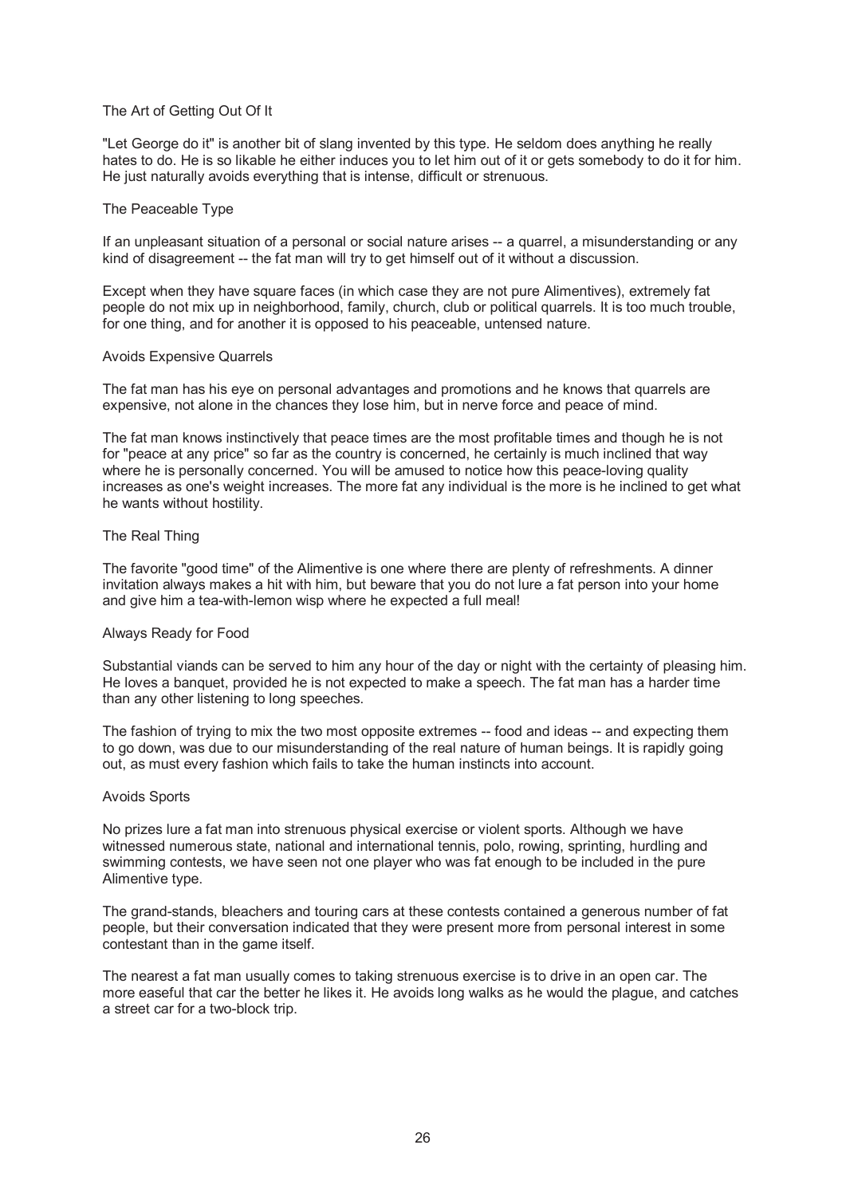### The Art of Getting Out Of It

"Let George do it" is another bit of slang invented by this type. He seldom does anything he really hates to do. He is so likable he either induces you to let him out of it or gets somebody to do it for him. He just naturally avoids everything that is intense, difficult or strenuous.

### The Peaceable Type

If an unpleasant situation of a personal or social nature arises -- a quarrel, a misunderstanding or any kind of disagreement -- the fat man will try to get himself out of it without a discussion.

Except when they have square faces (in which case they are not pure Alimentives), extremely fat people do not mix up in neighborhood, family, church, club or political quarrels. It is too much trouble, for one thing, and for another it is opposed to his peaceable, untensed nature.

### Avoids Expensive Quarrels

The fat man has his eye on personal advantages and promotions and he knows that quarrels are expensive, not alone in the chances they lose him, but in nerve force and peace of mind.

The fat man knows instinctively that peace times are the most profitable times and though he is not for "peace at any price" so far as the country is concerned, he certainly is much inclined that way where he is personally concerned. You will be amused to notice how this peace-loving quality increases as one's weight increases. The more fat any individual is the more is he inclined to get what he wants without hostility.

### The Real Thing

The favorite "good time" of the Alimentive is one where there are plenty of refreshments. A dinner invitation always makes a hit with him, but beware that you do not lure a fat person into your home and give him a tea-with-lemon wisp where he expected a full meal!

### Always Ready for Food

Substantial viands can be served to him any hour of the day or night with the certainty of pleasing him. He loves a banquet, provided he is not expected to make a speech. The fat man has a harder time than any other listening to long speeches.

The fashion of trying to mix the two most opposite extremes -- food and ideas -- and expecting them to go down, was due to our misunderstanding of the real nature of human beings. It is rapidly going out, as must every fashion which fails to take the human instincts into account.

### Avoids Sports

No prizes lure a fat man into strenuous physical exercise or violent sports. Although we have witnessed numerous state, national and international tennis, polo, rowing, sprinting, hurdling and swimming contests, we have seen not one player who was fat enough to be included in the pure Alimentive type.

The grand-stands, bleachers and touring cars at these contests contained a generous number of fat people, but their conversation indicated that they were present more from personal interest in some contestant than in the game itself.

The nearest a fat man usually comes to taking strenuous exercise is to drive in an open car. The more easeful that car the better he likes it. He avoids long walks as he would the plague, and catches a street car for a two-block trip.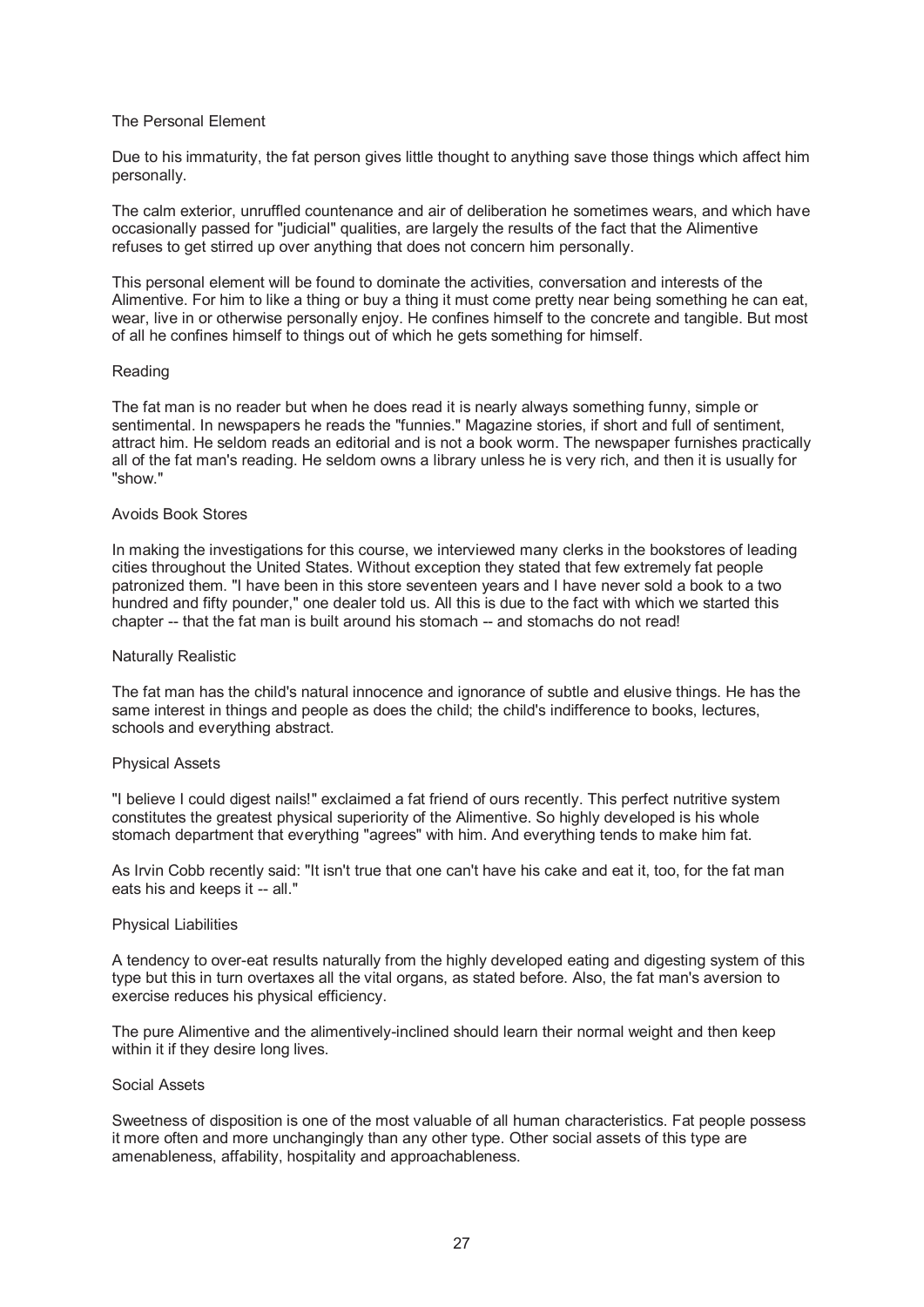### The Personal Element

Due to his immaturity, the fat person gives little thought to anything save those things which affect him personally.

The calm exterior, unruffled countenance and air of deliberation he sometimes wears, and which have occasionally passed for "judicial" qualities, are largely the results of the fact that the Alimentive refuses to get stirred up over anything that does not concern him personally.

This personal element will be found to dominate the activities, conversation and interests of the Alimentive. For him to like a thing or buy a thing it must come pretty near being something he can eat, wear, live in or otherwise personally enjoy. He confines himself to the concrete and tangible. But most of all he confines himself to things out of which he gets something for himself.

### Reading

The fat man is no reader but when he does read it is nearly always something funny, simple or sentimental. In newspapers he reads the "funnies." Magazine stories, if short and full of sentiment, attract him. He seldom reads an editorial and is not a book worm. The newspaper furnishes practically all of the fat man's reading. He seldom owns a library unless he is very rich, and then it is usually for "show."

### Avoids Book Stores

In making the investigations for this course, we interviewed many clerks in the bookstores of leading cities throughout the United States. Without exception they stated that few extremely fat people patronized them. "I have been in this store seventeen years and I have never sold a book to a two hundred and fifty pounder," one dealer told us. All this is due to the fact with which we started this chapter -- that the fat man is built around his stomach -- and stomachs do not read!

### Naturally Realistic

The fat man has the child's natural innocence and ignorance of subtle and elusive things. He has the same interest in things and people as does the child; the child's indifference to books, lectures, schools and everything abstract.

### Physical Assets

"I believe I could digest nails!" exclaimed a fat friend of ours recently. This perfect nutritive system constitutes the greatest physical superiority of the Alimentive. So highly developed is his whole stomach department that everything "agrees" with him. And everything tends to make him fat.

As Irvin Cobb recently said: "It isn't true that one can't have his cake and eat it, too, for the fat man eats his and keeps it -- all."

### Physical Liabilities

A tendency to over-eat results naturally from the highly developed eating and digesting system of this type but this in turn overtaxes all the vital organs, as stated before. Also, the fat man's aversion to exercise reduces his physical efficiency.

The pure Alimentive and the alimentively-inclined should learn their normal weight and then keep within it if they desire long lives.

### Social Assets

Sweetness of disposition is one of the most valuable of all human characteristics. Fat people possess it more often and more unchangingly than any other type. Other social assets of this type are amenableness, affability, hospitality and approachableness.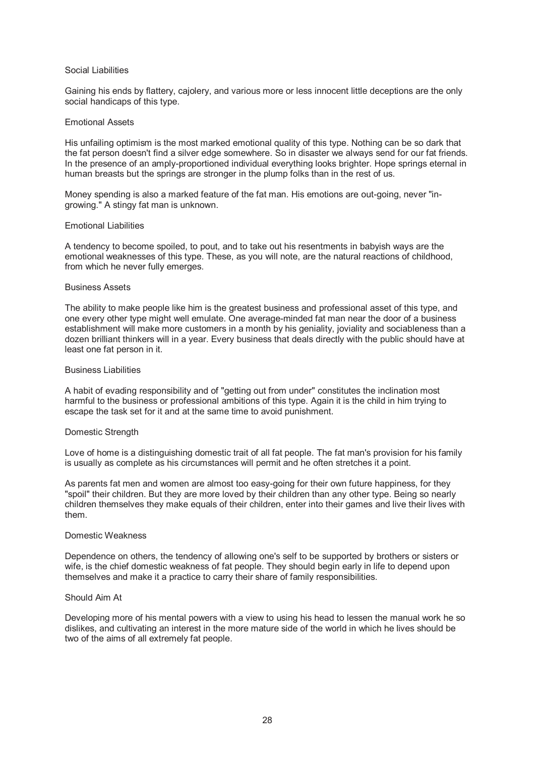### Social Liabilities

Gaining his ends by flattery, cajolery, and various more or less innocent little deceptions are the only social handicaps of this type.

### Emotional Assets

His unfailing optimism is the most marked emotional quality of this type. Nothing can be so dark that the fat person doesn't find a silver edge somewhere. So in disaster we always send for our fat friends. In the presence of an amply-proportioned individual everything looks brighter. Hope springs eternal in human breasts but the springs are stronger in the plump folks than in the rest of us.

Money spending is also a marked feature of the fat man. His emotions are out-going, never "in-growing." A stingy fat man is unknown.

### Emotional Liabilities

A tendency to become spoiled, to pout, and to take out his resentments in babyish ways are the emotional weaknesses of this type. These, as you will note, are the natural reactions of childhood, from which he never fully emerges.

### Business Assets

The ability to make people like him is the greatest business and professional asset of this type, and one every other type might well emulate. One average-minded fat man near the door of a business establishment will make more customers in a month by his geniality, joviality and sociableness than a dozen brilliant thinkers will in a year. Every business that deals directly with the public should have at least one fat person in it.

### Business Liabilities

A habit of evading responsibility and of "getting out from under" constitutes the inclination most harmful to the business or professional ambitions of this type. Again it is the child in him trying to escape the task set for it and at the same time to avoid punishment.

### Domestic Strength

Love of home is a distinguishing domestic trait of all fat people. The fat man's provision for his family is usually as complete as his circumstances will permit and he often stretches it a point.

As parents fat men and women are almost too easy-going for their own future happiness, for they "spoil" their children. But they are more loved by their children than any other type. Being so nearly children themselves they make equals of their children, enter into their games and live their lives with them.

### Domestic Weakness

Dependence on others, the tendency of allowing one's self to be supported by brothers or sisters or wife, is the chief domestic weakness of fat people. They should begin early in life to depend upon themselves and make it a practice to carry their share of family responsibilities.

### Should Aim At

Developing more of his mental powers with a view to using his head to lessen the manual work he so dislikes, and cultivating an interest in the more mature side of the world in which he lives should be two of the aims of all extremely fat people.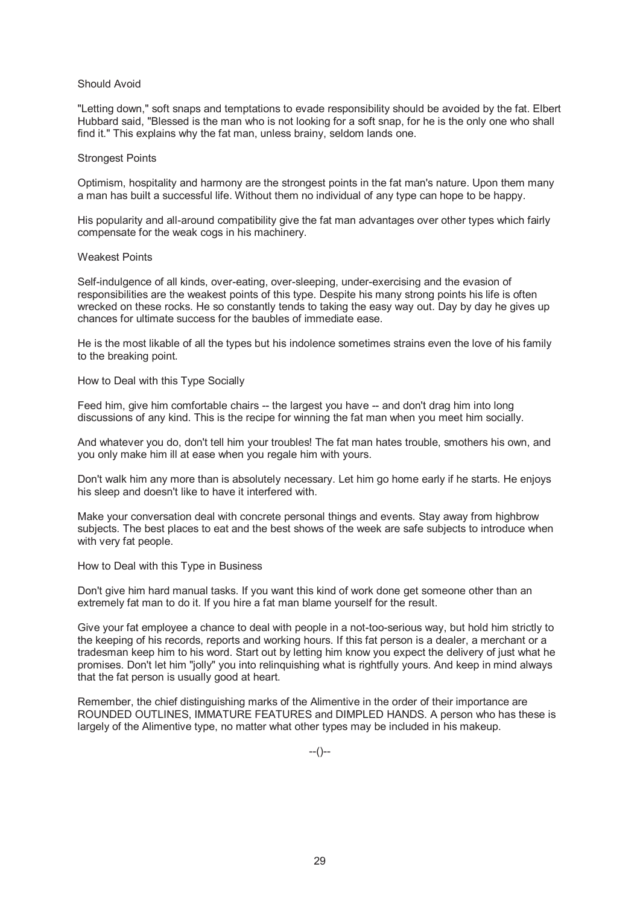### Should Avoid

"Letting down," soft snaps and temptations to evade responsibility should be avoided by the fat. Elbert Hubbard said, "Blessed is the man who is not looking for a soft snap, for he is the only one who shall find it." This explains why the fat man, unless brainy, seldom lands one.

### Strongest Points

Optimism, hospitality and harmony are the strongest points in the fat man's nature. Upon them many a man has built a successful life. Without them no individual of any type can hope to be happy.

His popularity and all-around compatibility give the fat man advantages over other types which fairly compensate for the weak cogs in his machinery.

### Weakest Points

Self-indulgence of all kinds, over-eating, over-sleeping, under-exercising and the evasion of responsibilities are the weakest points of this type. Despite his many strong points his life is often wrecked on these rocks. He so constantly tends to taking the easy way out. Day by day he gives up chances for ultimate success for the baubles of immediate ease.

He is the most likable of all the types but his indolence sometimes strains even the love of his family to the breaking point.

### How to Deal with this Type Socially

Feed him, give him comfortable chairs -- the largest you have -- and don't drag him into long discussions of any kind. This is the recipe for winning the fat man when you meet him socially.

And whatever you do, don't tell him your troubles! The fat man hates trouble, smothers his own, and you only make him ill at ease when you regale him with yours.

Don't walk him any more than is absolutely necessary. Let him go home early if he starts. He enjoys his sleep and doesn't like to have it interfered with.

Make your conversation deal with concrete personal things and events. Stay away from highbrow subjects. The best places to eat and the best shows of the week are safe subjects to introduce when with very fat people.

### How to Deal with this Type in Business

Don't give him hard manual tasks. If you want this kind of work done get someone other than an extremely fat man to do it. If you hire a fat man blame yourself for the result.

Give your fat employee a chance to deal with people in a not-too-serious way, but hold him strictly to the keeping of his records, reports and working hours. If this fat person is a dealer, a merchant or a tradesman keep him to his word. Start out by letting him know you expect the delivery of just what he promises. Don't let him "jolly" you into relinquishing what is rightfully yours. And keep in mind always that the fat person is usually good at heart.

Remember, the chief distinguishing marks of the Alimentive in the order of their importance are ROUNDED OUTLINES, IMMATURE FEATURES and DIMPLED HANDS. A person who has these is largely of the Alimentive type, no matter what other types may be included in his makeup.

--()--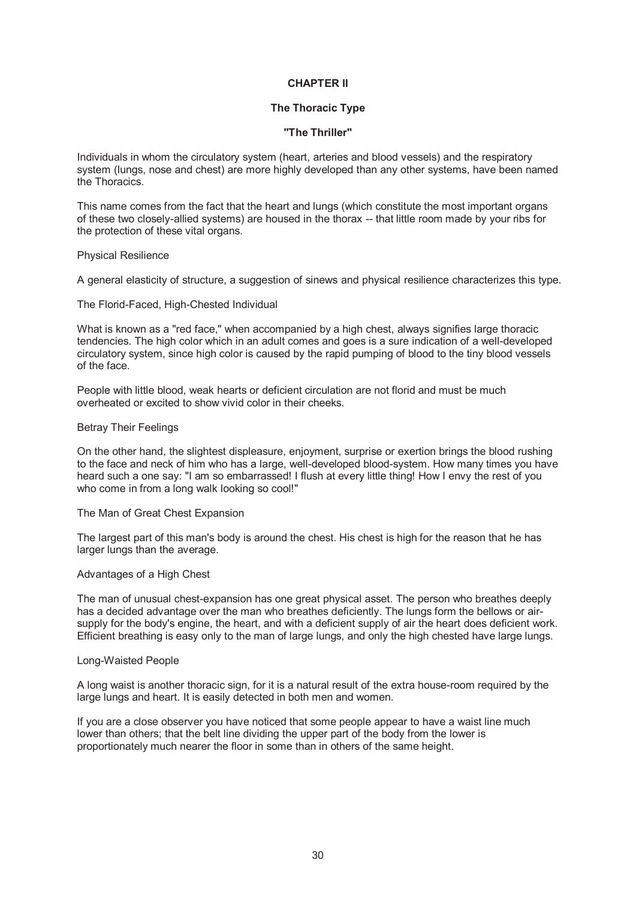# CHAPTER II

## The Thoracic Type

## "The Thriller"

Individuals in whom the circulatory system (heart, arteries and blood vessels) and the respiratory system (lungs, nose and chest) are more highly developed than any other systems, have been named the Thoracics.

This name comes from the fact that the heart and lungs (which constitute the most important organs of these two closely-allied systems) are housed in the thorax -- that little room made by your ribs for the protection of these vital organs.

### Physical Resilience

A general elasticity of structure, a suggestion of sinews and physical resilience characterizes this type.

### The Florid-Faced, High-Chested Individual

What is known as a "red face," when accompanied by a high chest, always signifies large thoracic tendencies. The high color which in an adult comes and goes is a sure indication of a well-developed circulatory system, since high color is caused by the rapid pumping of blood to the tiny blood vessels of the face.

People with little blood, weak hearts or deficient circulation are not florid and must be much overheated or excited to show vivid color in their cheeks.

### Betray Their Feelings

On the other hand, the slightest displeasure, enjoyment, surprise or exertion brings the blood rushing to the face and neck of him who has a large, well-developed blood-system. How many times you have heard such a one say: "I am so embarrassed! I flush at every little thing! How I envy the rest of you who come in from a long walk looking so cool!"

### The Man of Great Chest Expansion

The largest part of this man's body is around the chest. His chest is high for the reason that he has larger lungs than the average.

### Advantages of a High Chest

The man of unusual chest-expansion has one great physical asset. The person who breathes deeply has a decided advantage over the man who breathes deficiently. The lungs form the bellows or air-supply for the body's engine, the heart, and with a deficient supply of air the heart does deficient work. Efficient breathing is easy only to the man of large lungs, and only the high chested have large lungs.

### Long-Waisted People

A long waist is another thoracic sign, for it is a natural result of the extra house-room required by the large lungs and heart. It is easily detected in both men and women.

If you are a close observer you have noticed that some people appear to have a waist line much lower than others; that the belt line dividing the upper part of the body from the lower is proportionately much nearer the floor in some than in others of the same height.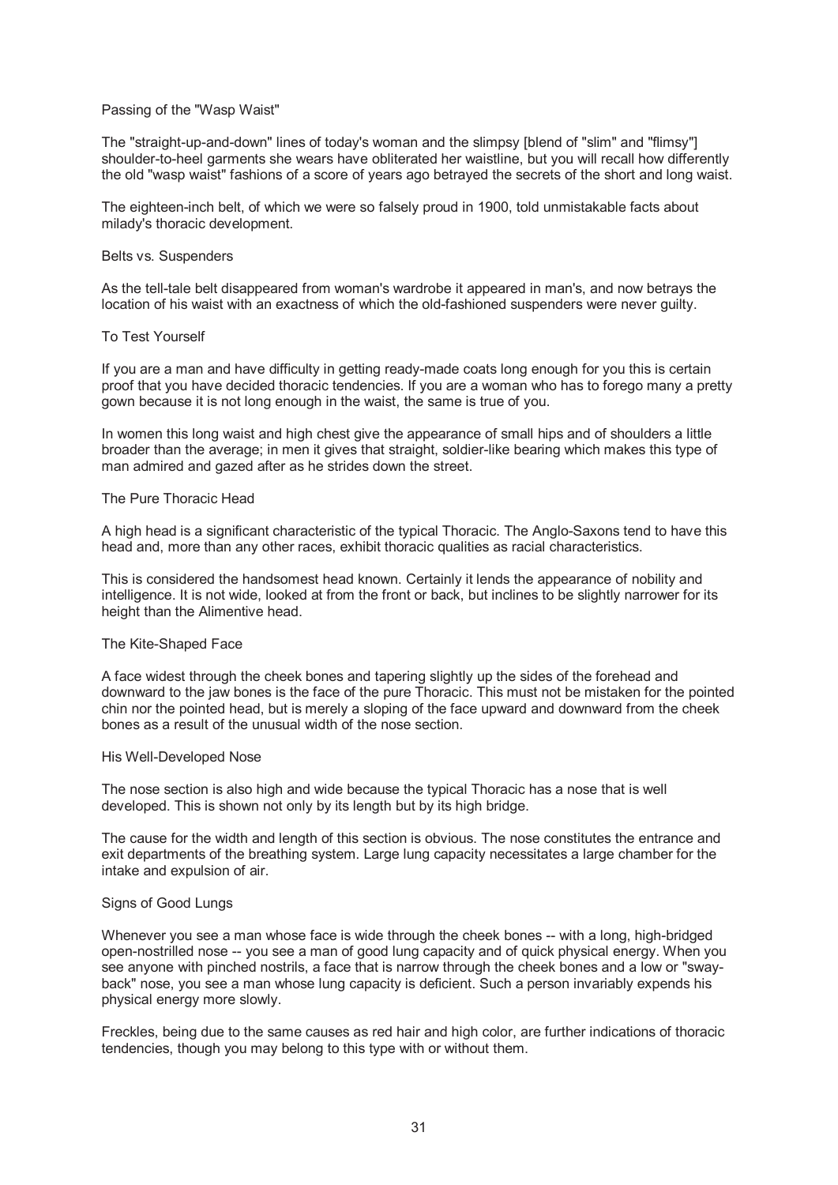### Passing of the "Wasp Waist"

The "straight-up-and-down" lines of today's woman and the slimpsy [blend of "slim" and "flimsy"] shoulder-to-heel garments she wears have obliterated her waistline, but you will recall how differently the old "wasp waist" fashions of a score of years ago betrayed the secrets of the short and long waist.

The eighteen-inch belt, of which we were so falsely proud in 1900, told unmistakable facts about milady's thoracic development.

### Belts vs. Suspenders

As the tell-tale belt disappeared from woman's wardrobe it appeared in man's, and now betrays the location of his waist with an exactness of which the old-fashioned suspenders were never guilty.

### To Test Yourself

If you are a man and have difficulty in getting ready-made coats long enough for you this is certain proof that you have decided thoracic tendencies. If you are a woman who has to forego many a pretty gown because it is not long enough in the waist, the same is true of you.

In women this long waist and high chest give the appearance of small hips and of shoulders a little broader than the average; in men it gives that straight, soldier-like bearing which makes this type of man admired and gazed after as he strides down the street.

### The Pure Thoracic Head

A high head is a significant characteristic of the typical Thoracic. The Anglo-Saxons tend to have this head and, more than any other races, exhibit thoracic qualities as racial characteristics.

This is considered the handsomest head known. Certainly it lends the appearance of nobility and intelligence. It is not wide, looked at from the front or back, but inclines to be slightly narrower for its height than the Alimentive head.

### The Kite-Shaped Face

A face widest through the cheek bones and tapering slightly up the sides of the forehead and downward to the jaw bones is the face of the pure Thoracic. This must not be mistaken for the pointed chin nor the pointed head, but is merely a sloping of the face upward and downward from the cheek bones as a result of the unusual width of the nose section.

### His Well-Developed Nose

The nose section is also high and wide because the typical Thoracic has a nose that is well developed. This is shown not only by its length but by its high bridge.

The cause for the width and length of this section is obvious. The nose constitutes the entrance and exit departments of the breathing system. Large lung capacity necessitates a large chamber for the intake and expulsion of air.

### Signs of Good Lungs

Whenever you see a man whose face is wide through the cheek bones -- with a long, high-bridged open-nostrilled nose -- you see a man of good lung capacity and of quick physical energy. When you see anyone with pinched nostrils, a face that is narrow through the cheek bones and a low or "sway-back" nose, you see a man whose lung capacity is deficient. Such a person invariably expends his physical energy more slowly.

Freckles, being due to the same causes as red hair and high color, are further indications of thoracic tendencies, though you may belong to this type with or without them.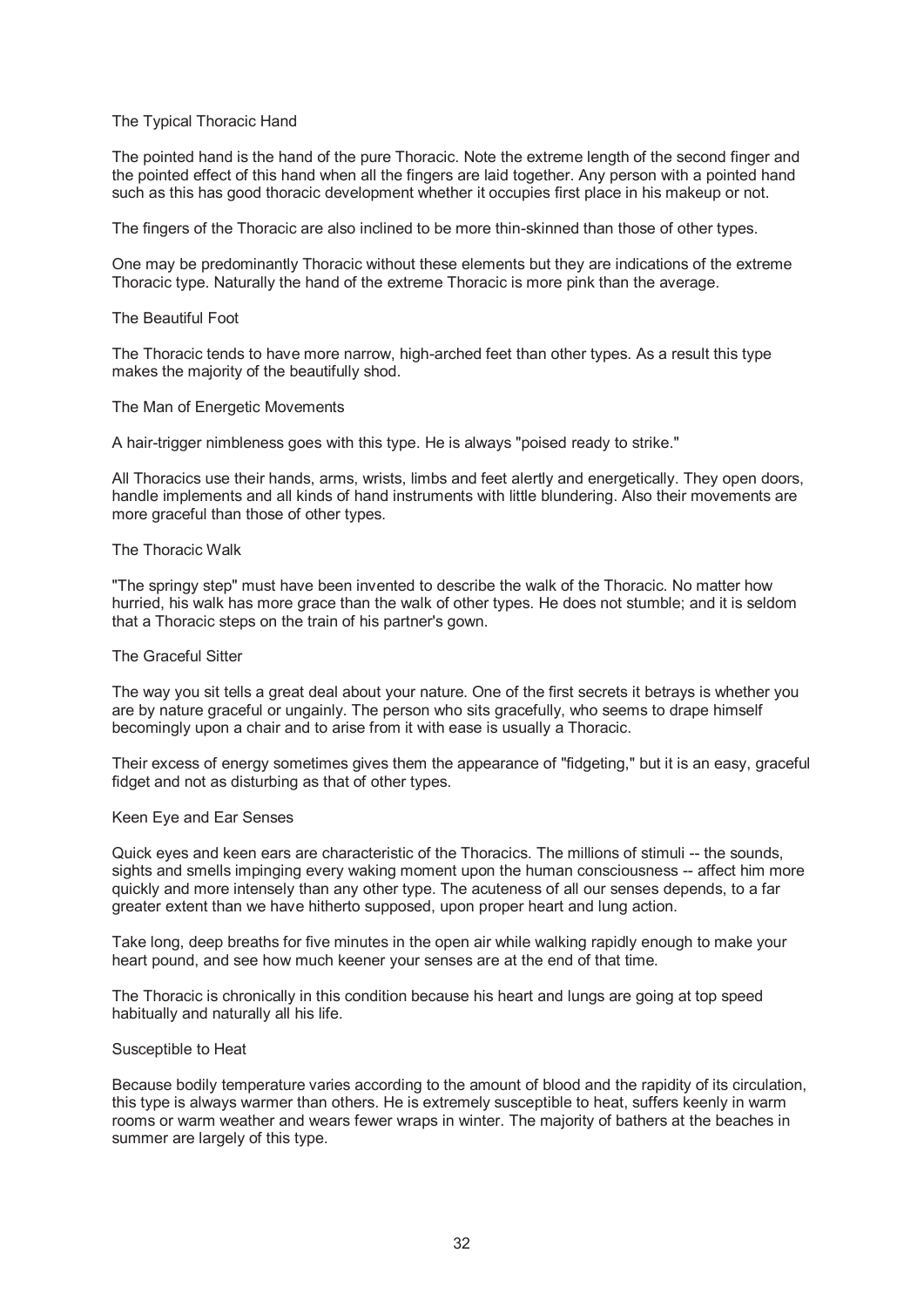### The Typical Thoracic Hand

The pointed hand is the hand of the pure Thoracic. Note the extreme length of the second finger and the pointed effect of this hand when all the fingers are laid together. Any person with a pointed hand such as this has good thoracic development whether it occupies first place in his makeup or not.

The fingers of the Thoracic are also inclined to be more thin-skinned than those of other types.

One may be predominantly Thoracic without these elements but they are indications of the extreme Thoracic type. Naturally the hand of the extreme Thoracic is more pink than the average.

### The Beautiful Foot

The Thoracic tends to have more narrow, high-arched feet than other types. As a result this type makes the majority of the beautifully shod.

### The Man of Energetic Movements

A hair-trigger nimbleness goes with this type. He is always "poised ready to strike."

All Thoracics use their hands, arms, wrists, limbs and feet alertly and energetically. They open doors, handle implements and all kinds of hand instruments with little blundering. Also their movements are more graceful than those of other types.

### The Thoracic Walk

"The springy step" must have been invented to describe the walk of the Thoracic. No matter how hurried, his walk has more grace than the walk of other types. He does not stumble; and it is seldom that a Thoracic steps on the train of his partner's gown.

### The Graceful Sitter

The way you sit tells a great deal about your nature. One of the first secrets it betrays is whether you are by nature graceful or ungainly. The person who sits gracefully, who seems to drape himself becomingly upon a chair and to arise from it with ease is usually a Thoracic.

Their excess of energy sometimes gives them the appearance of "fidgeting," but it is an easy, graceful fidget and not as disturbing as that of other types.

### Keen Eye and Ear Senses

Quick eyes and keen ears are characteristic of the Thoracics. The millions of stimuli -- the sounds, sights and smells impinging every waking moment upon the human consciousness -- affect him more quickly and more intensely than any other type. The acuteness of all our senses depends, to a far greater extent than we have hitherto supposed, upon proper heart and lung action.

Take long, deep breaths for five minutes in the open air while walking rapidly enough to make your heart pound, and see how much keener your senses are at the end of that time.

The Thoracic is chronically in this condition because his heart and lungs are going at top speed habitually and naturally all his life.

### Susceptible to Heat

Because bodily temperature varies according to the amount of blood and the rapidity of its circulation, this type is always warmer than others. He is extremely susceptible to heat, suffers keenly in warm rooms or warm weather and wears fewer wraps in winter. The majority of bathers at the beaches in summer are largely of this type.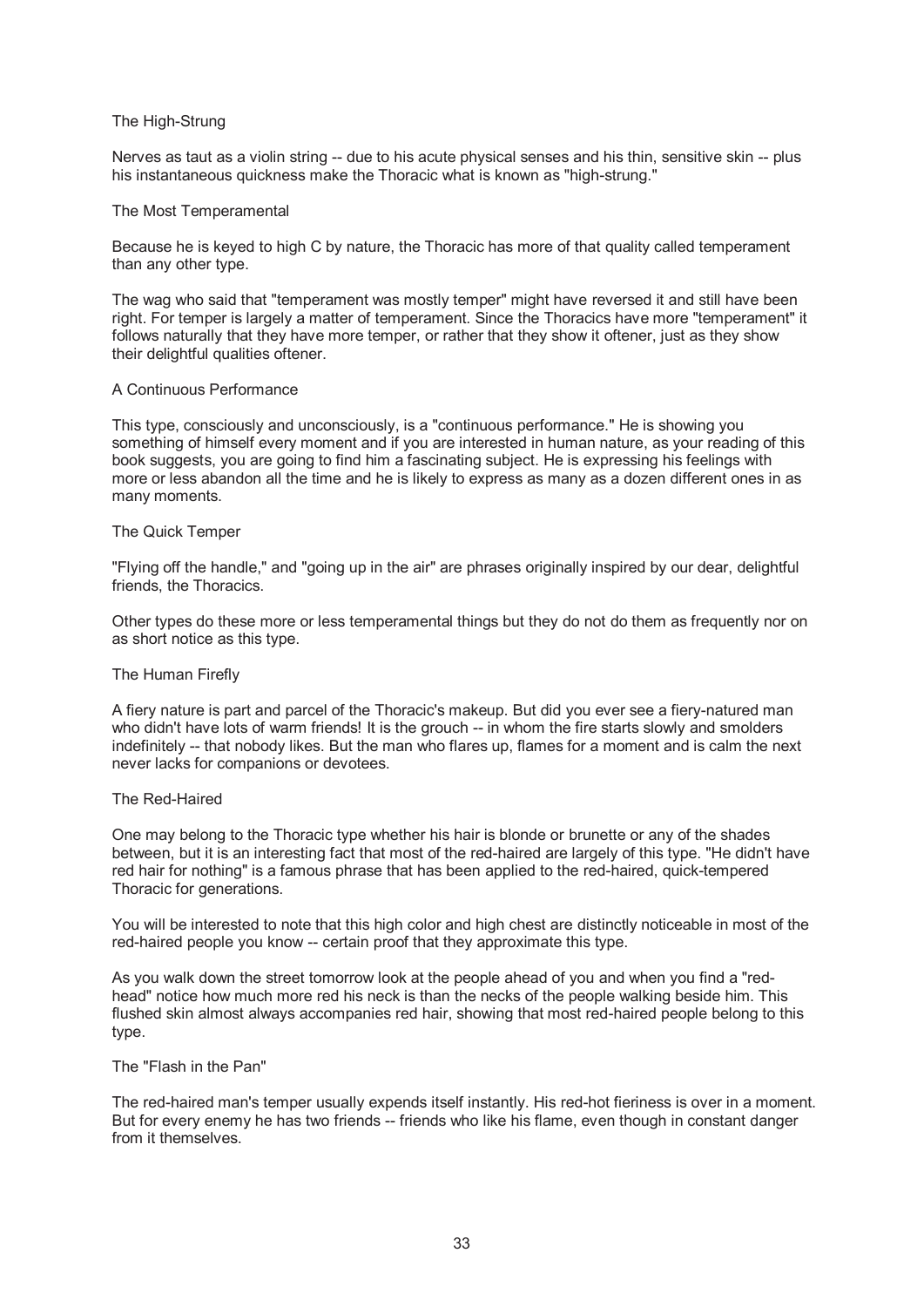### The High-Strung

Nerves as taut as a violin string -- due to his acute physical senses and his thin, sensitive skin -- plus his instantaneous quickness make the Thoracic what is known as "high-strung."

### The Most Temperamental

Because he is keyed to high C by nature, the Thoracic has more of that quality called temperament than any other type.

The wag who said that "temperament was mostly temper" might have reversed it and still have been right. For temper is largely a matter of temperament. Since the Thoracics have more "temperament" it follows naturally that they have more temper, or rather that they show it oftener, just as they show their delightful qualities oftener.

### A Continuous Performance

This type, consciously and unconsciously, is a "continuous performance." He is showing you something of himself every moment and if you are interested in human nature, as your reading of this book suggests, you are going to find him a fascinating subject. He is expressing his feelings with more or less abandon all the time and he is likely to express as many as a dozen different ones in as many moments.

### The Quick Temper

"Flying off the handle," and "going up in the air" are phrases originally inspired by our dear, delightful friends, the Thoracics.

Other types do these more or less temperamental things but they do not do them as frequently nor on as short notice as this type.

### The Human Firefly

A fiery nature is part and parcel of the Thoracic's makeup. But did you ever see a fiery-natured man who didn't have lots of warm friends! It is the grouch -- in whom the fire starts slowly and smolders indefinitely -- that nobody likes. But the man who flares up, flames for a moment and is calm the next never lacks for companions or devotees.

### The Red-Haired

One may belong to the Thoracic type whether his hair is blonde or brunette or any of the shades between, but it is an interesting fact that most of the red-haired are largely of this type. "He didn't have red hair for nothing" is a famous phrase that has been applied to the red-haired, quick-tempered Thoracic for generations.

You will be interested to note that this high color and high chest are distinctly noticeable in most of the red-haired people you know -- certain proof that they approximate this type.

As you walk down the street tomorrow look at the people ahead of you and when you find a "red-head" notice how much more red his neck is than the necks of the people walking beside him. This flushed skin almost always accompanies red hair, showing that most red-haired people belong to this type.

### The "Flash in the Pan"

The red-haired man's temper usually expends itself instantly. His red-hot fieriness is over in a moment. But for every enemy he has two friends -- friends who like his flame, even though in constant danger from it themselves.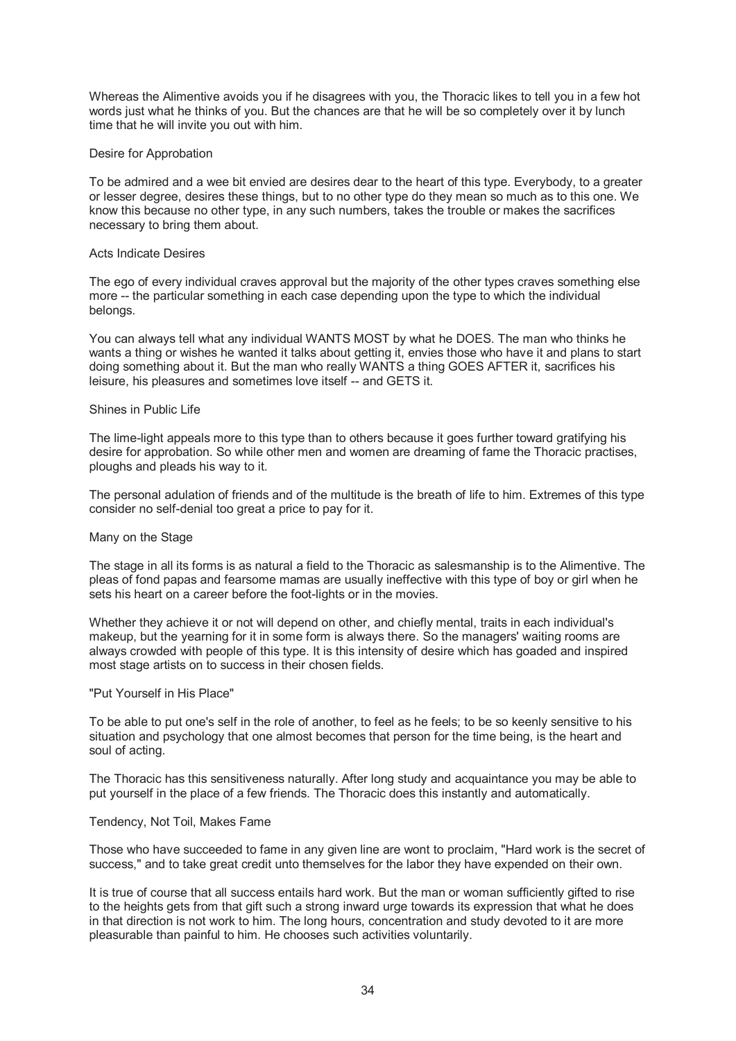Whereas the Alimentive avoids you if he disagrees with you, the Thoracic likes to tell you in a few hot words just what he thinks of you. But the chances are that he will be so completely over it by lunch time that he will invite you out with him.

### Desire for Approbation

To be admired and a wee bit envied are desires dear to the heart of this type. Everybody, to a greater or lesser degree, desires these things, but to no other type do they mean so much as to this one. We know this because no other type, in any such numbers, takes the trouble or makes the sacrifices necessary to bring them about.

### Acts Indicate Desires

The ego of every individual craves approval but the majority of the other types craves something else more -- the particular something in each case depending upon the type to which the individual belongs.

You can always tell what any individual WANTS MOST by what he DOES. The man who thinks he wants a thing or wishes he wanted it talks about getting it, envies those who have it and plans to start doing something about it. But the man who really WANTS a thing GOES AFTER it, sacrifices his leisure, his pleasures and sometimes love itself -- and GETS it.

### Shines in Public Life

The lime-light appeals more to this type than to others because it goes further toward gratifying his desire for approbation. So while other men and women are dreaming of fame the Thoracic practises, ploughs and pleads his way to it.

The personal adulation of friends and of the multitude is the breath of life to him. Extremes of this type consider no self-denial too great a price to pay for it.

### Many on the Stage

The stage in all its forms is as natural a field to the Thoracic as salesmanship is to the Alimentive. The pleas of fond papas and fearsome mamas are usually ineffective with this type of boy or girl when he sets his heart on a career before the foot-lights or in the movies.

Whether they achieve it or not will depend on other, and chiefly mental, traits in each individual's makeup, but the yearning for it in some form is always there. So the managers' waiting rooms are always crowded with people of this type. It is this intensity of desire which has goaded and inspired most stage artists on to success in their chosen fields.

### "Put Yourself in His Place"

To be able to put one's self in the role of another, to feel as he feels; to be so keenly sensitive to his situation and psychology that one almost becomes that person for the time being, is the heart and soul of acting.

The Thoracic has this sensitiveness naturally. After long study and acquaintance you may be able to put yourself in the place of a few friends. The Thoracic does this instantly and automatically.

### Tendency, Not Toil, Makes Fame

Those who have succeeded to fame in any given line are wont to proclaim, "Hard work is the secret of success," and to take great credit unto themselves for the labor they have expended on their own.

It is true of course that all success entails hard work. But the man or woman sufficiently gifted to rise to the heights gets from that gift such a strong inward urge towards its expression that what he does in that direction is not work to him. The long hours, concentration and study devoted to it are more pleasurable than painful to him. He chooses such activities voluntarily.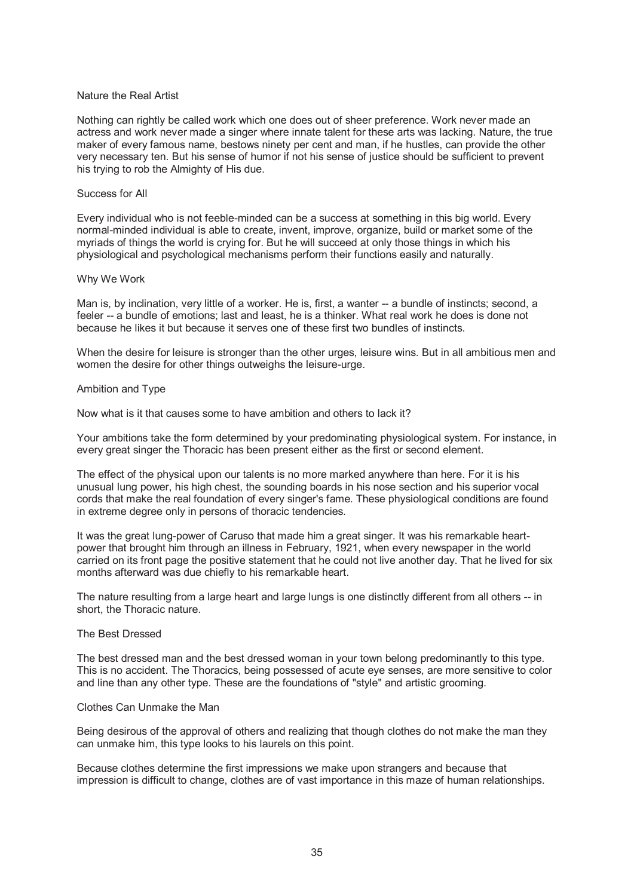## Nature the Real Artist

Nothing can rightly be called work which one does out of sheer preference. Work never made an actress and work never made a singer where innate talent for these arts was lacking. Nature, the true maker of every famous name, bestows ninety per cent and man, if he hustles, can provide the other very necessary ten. But his sense of humor if not his sense of justice should be sufficient to prevent his trying to rob the Almighty of His due.

## Success for All

Every individual who is not feeble-minded can be a success at something in this big world. Every normal-minded individual is able to create, invent, improve, organize, build or market some of the myriads of things the world is crying for. But he will succeed at only those things in which his physiological and psychological mechanisms perform their functions easily and naturally.

## Why We Work

Man is, by inclination, very little of a worker. He is, first, a wanter -- a bundle of instincts; second, a feeler -- a bundle of emotions; last and least, he is a thinker. What real work he does is done not because he likes it but because it serves one of these first two bundles of instincts.

When the desire for leisure is stronger than the other urges, leisure wins. But in all ambitious men and women the desire for other things outweighs the leisure-urge.

## Ambition and Type

Now what is it that causes some to have ambition and others to lack it?

Your ambitions take the form determined by your predominating physiological system. For instance, in every great singer the Thoracic has been present either as the first or second element.

The effect of the physical upon our talents is no more marked anywhere than here. For it is his unusual lung power, his high chest, the sounding boards in his nose section and his superior vocal cords that make the real foundation of every singer's fame. These physiological conditions are found in extreme degree only in persons of thoracic tendencies.

It was the great lung-power of Caruso that made him a great singer. It was his remarkable heart-power that brought him through an illness in February, 1921, when every newspaper in the world carried on its front page the positive statement that he could not live another day. That he lived for six months afterward was due chiefly to his remarkable heart.

The nature resulting from a large heart and large lungs is one distinctly different from all others -- in short, the Thoracic nature.

## The Best Dressed

The best dressed man and the best dressed woman in your town belong predominantly to this type. This is no accident. The Thoracics, being possessed of acute eye senses, are more sensitive to color and line than any other type. These are the foundations of "style" and artistic grooming.

## Clothes Can Unmake the Man

Being desirous of the approval of others and realizing that though clothes do not make the man they can unmake him, this type looks to his laurels on this point.

Because clothes determine the first impressions we make upon strangers and because that impression is difficult to change, clothes are of vast importance in this maze of human relationships.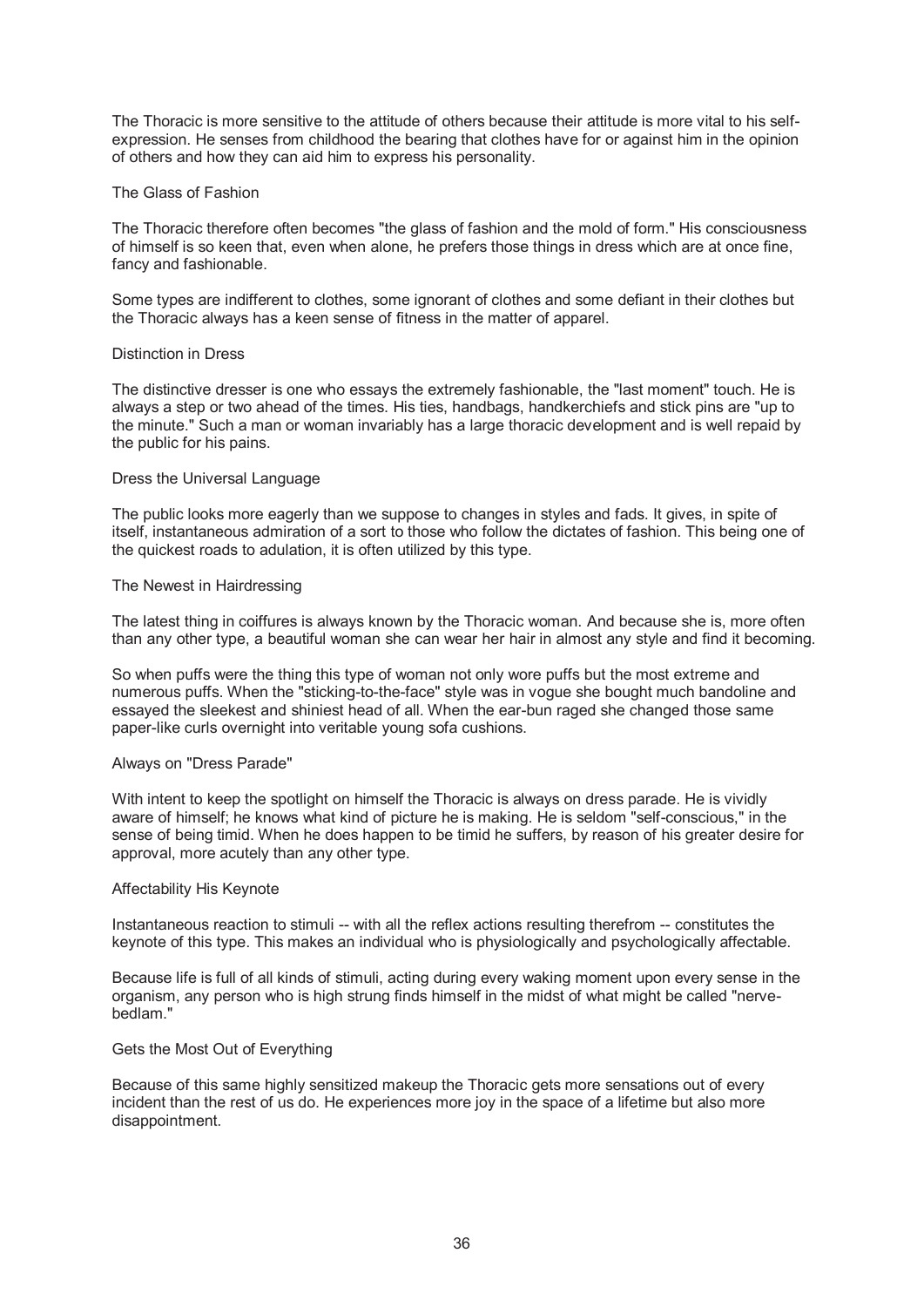The Thoracic is more sensitive to the attitude of others because their attitude is more vital to his self-expression. He senses from childhood the bearing that clothes have for or against him in the opinion of others and how they can aid him to express his personality.

## The Glass of Fashion

The Thoracic therefore often becomes "the glass of fashion and the mold of form." His consciousness of himself is so keen that, even when alone, he prefers those things in dress which are at once fine, fancy and fashionable.

Some types are indifferent to clothes, some ignorant of clothes and some defiant in their clothes but the Thoracic always has a keen sense of fitness in the matter of apparel.

## Distinction in Dress

The distinctive dresser is one who essays the extremely fashionable, the "last moment" touch. He is always a step or two ahead of the times. His ties, handbags, handkerchiefs and stick pins are "up to the minute." Such a man or woman invariably has a large thoracic development and is well repaid by the public for his pains.

## Dress the Universal Language

The public looks more eagerly than we suppose to changes in styles and fads. It gives, in spite of itself, instantaneous admiration of a sort to those who follow the dictates of fashion. This being one of the quickest roads to adulation, it is often utilized by this type.

## The Newest in Hairdressing

The latest thing in coiffures is always known by the Thoracic woman. And because she is, more often than any other type, a beautiful woman she can wear her hair in almost any style and find it becoming.

So when puffs were the thing this type of woman not only wore puffs but the most extreme and numerous puffs. When the "sticking-to-the-face" style was in vogue she bought much bandoline and essayed the sleekest and shiniest head of all. When the ear-bun raged she changed those same paper-like curls overnight into veritable young sofa cushions.

## Always on "Dress Parade"

With intent to keep the spotlight on himself the Thoracic is always on dress parade. He is vividly aware of himself; he knows what kind of picture he is making. He is seldom "self-conscious," in the sense of being timid. When he does happen to be timid he suffers, by reason of his greater desire for approval, more acutely than any other type.

## Affectability His Keynote

Instantaneous reaction to stimuli -- with all the reflex actions resulting therefrom -- constitutes the keynote of this type. This makes an individual who is physiologically and psychologically affectable.

Because life is full of all kinds of stimuli, acting during every waking moment upon every sense in the organism, any person who is high strung finds himself in the midst of what might be called "nerve-bedlam."

## Gets the Most Out of Everything

Because of this same highly sensitized makeup the Thoracic gets more sensations out of every incident than the rest of us do. He experiences more joy in the space of a lifetime but also more disappointment.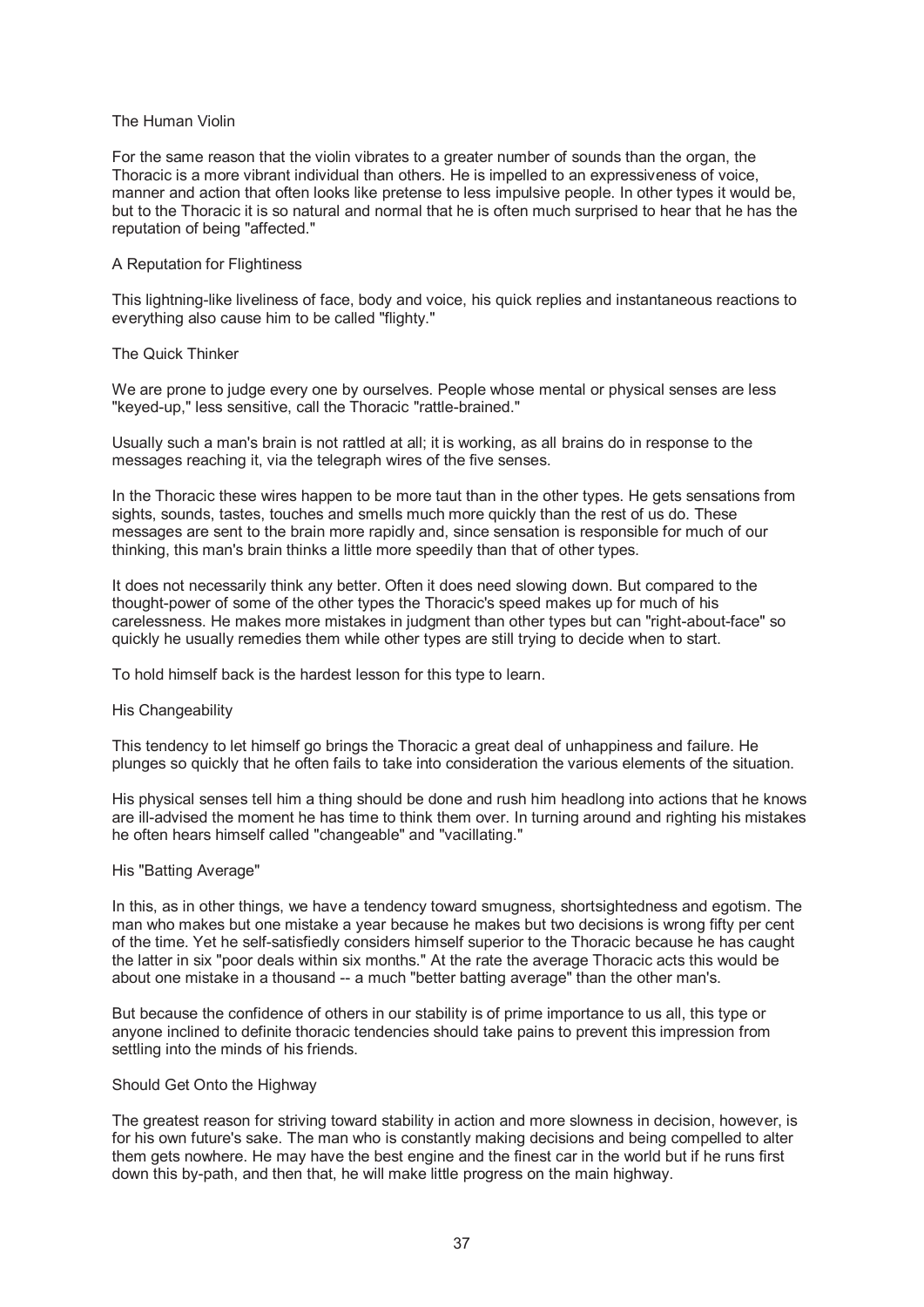### The Human Violin

For the same reason that the violin vibrates to a greater number of sounds than the organ, the Thoracic is a more vibrant individual than others. He is impelled to an expressiveness of voice, manner and action that often looks like pretense to less impulsive people. In other types it would be, but to the Thoracic it is so natural and normal that he is often much surprised to hear that he has the reputation of being "affected."

### A Reputation for Flightiness

This lightning-like liveliness of face, body and voice, his quick replies and instantaneous reactions to everything also cause him to be called "flighty."

### The Quick Thinker

We are prone to judge every one by ourselves. People whose mental or physical senses are less "keyed-up," less sensitive, call the Thoracic "rattle-brained."

Usually such a man's brain is not rattled at all; it is working, as all brains do in response to the messages reaching it, via the telegraph wires of the five senses.

In the Thoracic these wires happen to be more taut than in the other types. He gets sensations from sights, sounds, tastes, touches and smells much more quickly than the rest of us do. These messages are sent to the brain more rapidly and, since sensation is responsible for much of our thinking, this man's brain thinks a little more speedily than that of other types.

It does not necessarily think any better. Often it does need slowing down. But compared to the thought-power of some of the other types the Thoracic's speed makes up for much of his carelessness. He makes more mistakes in judgment than other types but can "right-about-face" so quickly he usually remedies them while other types are still trying to decide when to start.

To hold himself back is the hardest lesson for this type to learn.

### His Changeability

This tendency to let himself go brings the Thoracic a great deal of unhappiness and failure. He plunges so quickly that he often fails to take into consideration the various elements of the situation.

His physical senses tell him a thing should be done and rush him headlong into actions that he knows are ill-advised the moment he has time to think them over. In turning around and righting his mistakes he often hears himself called "changeable" and "vacillating."

### His "Batting Average"

In this, as in other things, we have a tendency toward smugness, shortsightedness and egotism. The man who makes but one mistake a year because he makes but two decisions is wrong fifty per cent of the time. Yet he self-satisfiedly considers himself superior to the Thoracic because he has caught the latter in six "poor deals within six months." At the rate the average Thoracic acts this would be about one mistake in a thousand -- a much "better batting average" than the other man's.

But because the confidence of others in our stability is of prime importance to us all, this type or anyone inclined to definite thoracic tendencies should take pains to prevent this impression from settling into the minds of his friends.

### Should Get Onto the Highway

The greatest reason for striving toward stability in action and more slowness in decision, however, is for his own future's sake. The man who is constantly making decisions and being compelled to alter them gets nowhere. He may have the best engine and the finest car in the world but if he runs first down this by-path, and then that, he will make little progress on the main highway.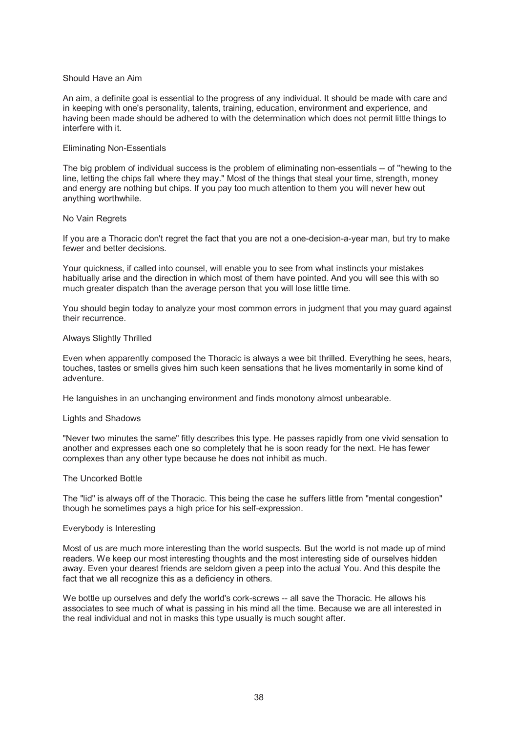## Should Have an Aim

An aim, a definite goal is essential to the progress of any individual. It should be made with care and in keeping with one's personality, talents, training, education, environment and experience, and having been made should be adhered to with the determination which does not permit little things to interfere with it.

## Eliminating Non-Essentials

The big problem of individual success is the problem of eliminating non-essentials -- of "hewing to the line, letting the chips fall where they may." Most of the things that steal your time, strength, money and energy are nothing but chips. If you pay too much attention to them you will never hew out anything worthwhile.

## No Vain Regrets

If you are a Thoracic don't regret the fact that you are not a one-decision-a-year man, but try to make fewer and better decisions.

Your quickness, if called into counsel, will enable you to see from what instincts your mistakes habitually arise and the direction in which most of them have pointed. And you will see this with so much greater dispatch than the average person that you will lose little time.

You should begin today to analyze your most common errors in judgment that you may guard against their recurrence.

## Always Slightly Thrilled

Even when apparently composed the Thoracic is always a wee bit thrilled. Everything he sees, hears, touches, tastes or smells gives him such keen sensations that he lives momentarily in some kind of adventure.

He languishes in an unchanging environment and finds monotony almost unbearable.

## Lights and Shadows

"Never two minutes the same" fitly describes this type. He passes rapidly from one vivid sensation to another and expresses each one so completely that he is soon ready for the next. He has fewer complexes than any other type because he does not inhibit as much.

## The Uncorked Bottle

The "lid" is always off of the Thoracic. This being the case he suffers little from "mental congestion" though he sometimes pays a high price for his self-expression.

## Everybody is Interesting

Most of us are much more interesting than the world suspects. But the world is not made up of mind readers. We keep our most interesting thoughts and the most interesting side of ourselves hidden away. Even your dearest friends are seldom given a peep into the actual You. And this despite the fact that we all recognize this as a deficiency in others.

We bottle up ourselves and defy the world's cork-screws -- all save the Thoracic. He allows his associates to see much of what is passing in his mind all the time. Because we are all interested in the real individual and not in masks this type usually is much sought after.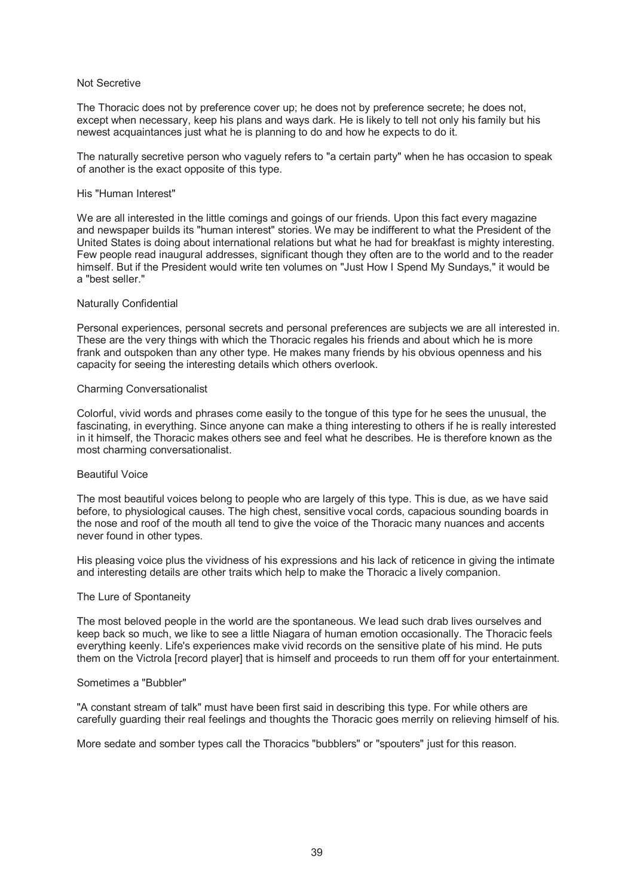### Not Secretive

The Thoracic does not by preference cover up; he does not by preference secrete; he does not, except when necessary, keep his plans and ways dark. He is likely to tell not only his family but his newest acquaintances just what he is planning to do and how he expects to do it.

The naturally secretive person who vaguely refers to "a certain party" when he has occasion to speak of another is the exact opposite of this type.

### His "Human Interest"

We are all interested in the little comings and goings of our friends. Upon this fact every magazine and newspaper builds its "human interest" stories. We may be indifferent to what the President of the United States is doing about international relations but what he had for breakfast is mighty interesting. Few people read inaugural addresses, significant though they often are to the world and to the reader himself. But if the President would write ten volumes on "Just How I Spend My Sundays," it would be a "best seller."

### Naturally Confidential

Personal experiences, personal secrets and personal preferences are subjects we are all interested in. These are the very things with which the Thoracic regales his friends and about which he is more frank and outspoken than any other type. He makes many friends by his obvious openness and his capacity for seeing the interesting details which others overlook.

### Charming Conversationalist

Colorful, vivid words and phrases come easily to the tongue of this type for he sees the unusual, the fascinating, in everything. Since anyone can make a thing interesting to others if he is really interested in it himself, the Thoracic makes others see and feel what he describes. He is therefore known as the most charming conversationalist.

### Beautiful Voice

The most beautiful voices belong to people who are largely of this type. This is due, as we have said before, to physiological causes. The high chest, sensitive vocal cords, capacious sounding boards in the nose and roof of the mouth all tend to give the voice of the Thoracic many nuances and accents never found in other types.

His pleasing voice plus the vividness of his expressions and his lack of reticence in giving the intimate and interesting details are other traits which help to make the Thoracic a lively companion.

### The Lure of Spontaneity

The most beloved people in the world are the spontaneous. We lead such drab lives ourselves and keep back so much, we like to see a little Niagara of human emotion occasionally. The Thoracic feels everything keenly. Life's experiences make vivid records on the sensitive plate of his mind. He puts them on the Victrola [record player] that is himself and proceeds to run them off for your entertainment.

### Sometimes a "Bubbler"

"A constant stream of talk" must have been first said in describing this type. For while others are carefully guarding their real feelings and thoughts the Thoracic goes merrily on relieving himself of his.

More sedate and somber types call the Thoracics "bubblers" or "spouters" just for this reason.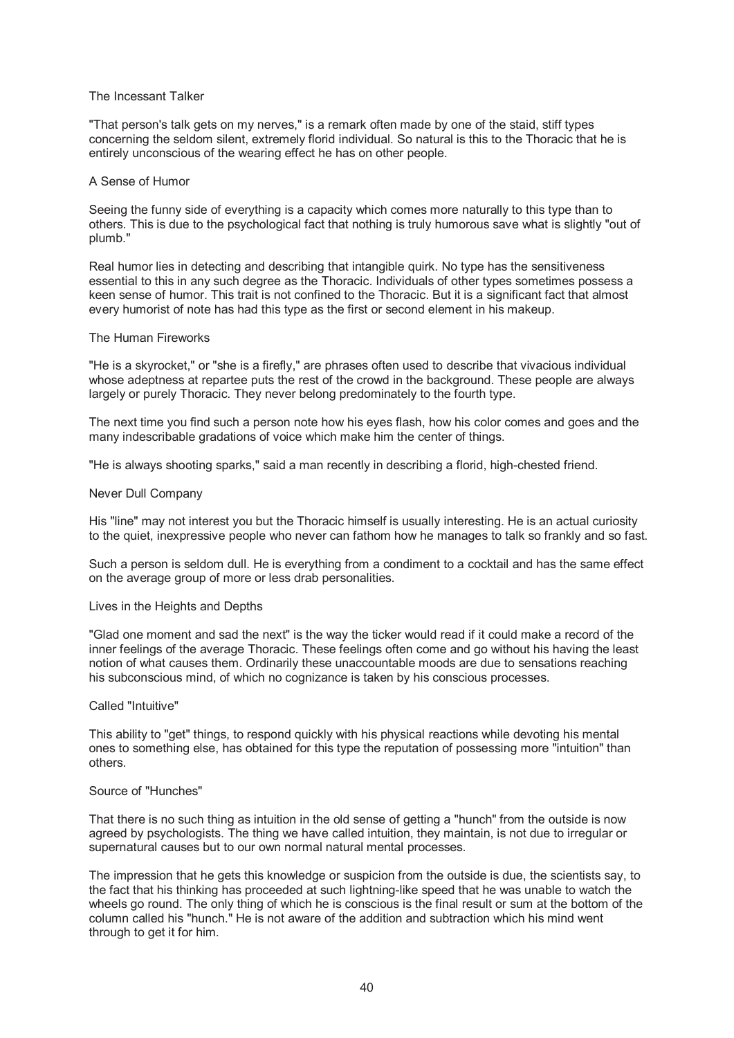### The Incessant Talker

"That person's talk gets on my nerves," is a remark often made by one of the staid, stiff types concerning the seldom silent, extremely florid individual. So natural is this to the Thoracic that he is entirely unconscious of the wearing effect he has on other people.

### A Sense of Humor

Seeing the funny side of everything is a capacity which comes more naturally to this type than to others. This is due to the psychological fact that nothing is truly humorous save what is slightly "out of plumb."

Real humor lies in detecting and describing that intangible quirk. No type has the sensitiveness essential to this in any such degree as the Thoracic. Individuals of other types sometimes possess a keen sense of humor. This trait is not confined to the Thoracic. But it is a significant fact that almost every humorist of note has had this type as the first or second element in his makeup.

### The Human Fireworks

"He is a skyrocket," or "she is a firefly," are phrases often used to describe that vivacious individual whose adeptness at repartee puts the rest of the crowd in the background. These people are always largely or purely Thoracic. They never belong predominately to the fourth type.

The next time you find such a person note how his eyes flash, how his color comes and goes and the many indescribable gradations of voice which make him the center of things.

"He is always shooting sparks," said a man recently in describing a florid, high-chested friend.

### Never Dull Company

His "line" may not interest you but the Thoracic himself is usually interesting. He is an actual curiosity to the quiet, inexpressive people who never can fathom how he manages to talk so frankly and so fast.

Such a person is seldom dull. He is everything from a condiment to a cocktail and has the same effect on the average group of more or less drab personalities.

### Lives in the Heights and Depths

"Glad one moment and sad the next" is the way the ticker would read if it could make a record of the inner feelings of the average Thoracic. These feelings often come and go without his having the least notion of what causes them. Ordinarily these unaccountable moods are due to sensations reaching his subconscious mind, of which no cognizance is taken by his conscious processes.

### Called "Intuitive"

This ability to "get" things, to respond quickly with his physical reactions while devoting his mental ones to something else, has obtained for this type the reputation of possessing more "intuition" than others.

### Source of "Hunches"

That there is no such thing as intuition in the old sense of getting a "hunch" from the outside is now agreed by psychologists. The thing we have called intuition, they maintain, is not due to irregular or supernatural causes but to our own normal natural mental processes.

The impression that he gets this knowledge or suspicion from the outside is due, the scientists say, to the fact that his thinking has proceeded at such lightning-like speed that he was unable to watch the wheels go round. The only thing of which he is conscious is the final result or sum at the bottom of the column called his "hunch." He is not aware of the addition and subtraction which his mind went through to get it for him.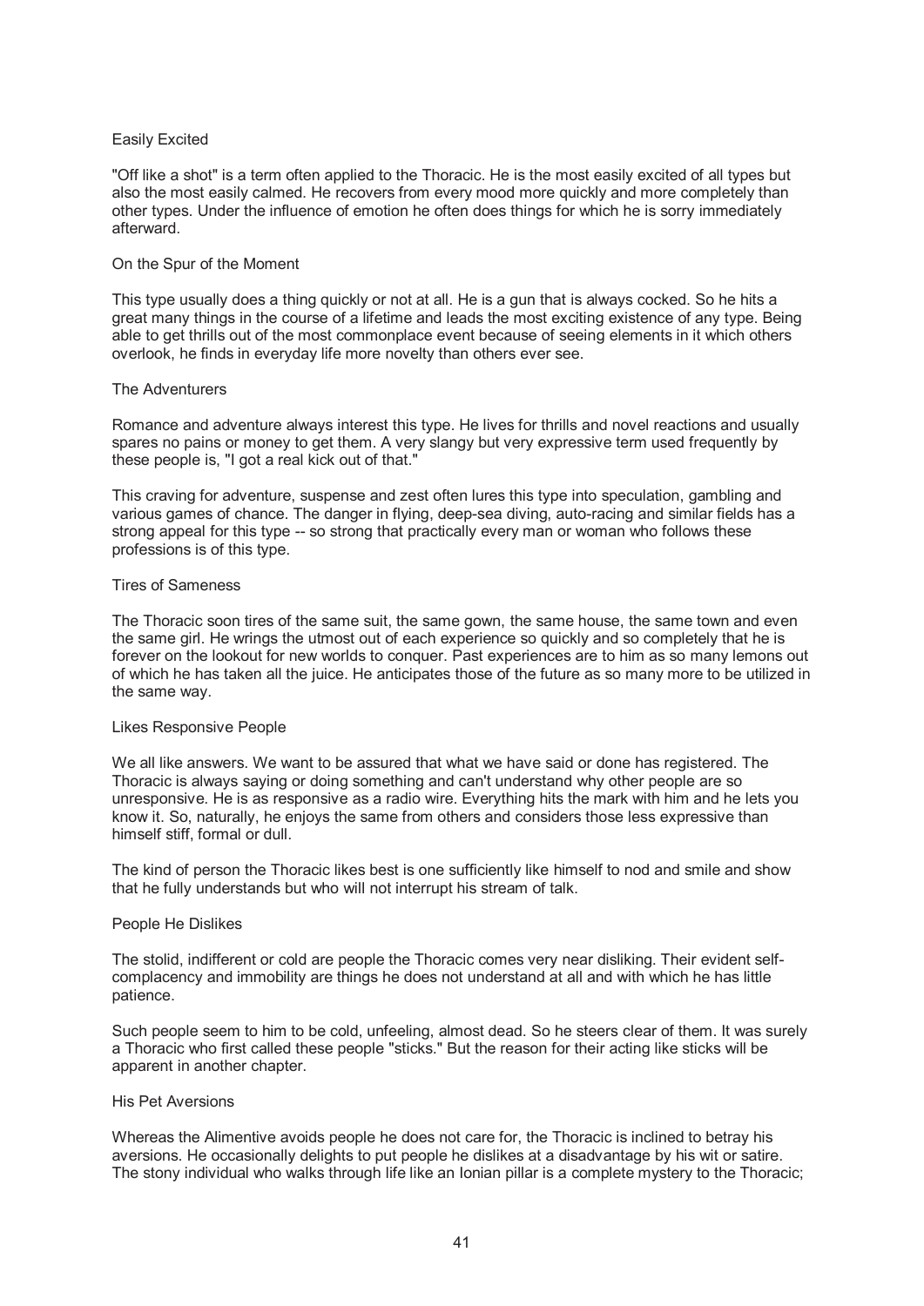### Easily Excited

"Off like a shot" is a term often applied to the Thoracic. He is the most easily excited of all types but also the most easily calmed. He recovers from every mood more quickly and more completely than other types. Under the influence of emotion he often does things for which he is sorry immediately afterward.

### On the Spur of the Moment

This type usually does a thing quickly or not at all. He is a gun that is always cocked. So he hits a great many things in the course of a lifetime and leads the most exciting existence of any type. Being able to get thrills out of the most commonplace event because of seeing elements in it which others overlook, he finds in everyday life more novelty than others ever see.

### The Adventurers

Romance and adventure always interest this type. He lives for thrills and novel reactions and usually spares no pains or money to get them. A very slangy but very expressive term used frequently by these people is, "I got a real kick out of that."

This craving for adventure, suspense and zest often lures this type into speculation, gambling and various games of chance. The danger in flying, deep-sea diving, auto-racing and similar fields has a strong appeal for this type -- so strong that practically every man or woman who follows these professions is of this type.

### Tires of Sameness

The Thoracic soon tires of the same suit, the same gown, the same house, the same town and even the same girl. He wrings the utmost out of each experience so quickly and so completely that he is forever on the lookout for new worlds to conquer. Past experiences are to him as so many lemons out of which he has taken all the juice. He anticipates those of the future as so many more to be utilized in the same way.

### Likes Responsive People

We all like answers. We want to be assured that what we have said or done has registered. The Thoracic is always saying or doing something and can't understand why other people are so unresponsive. He is as responsive as a radio wire. Everything hits the mark with him and he lets you know it. So, naturally, he enjoys the same from others and considers those less expressive than himself stiff, formal or dull.

The kind of person the Thoracic likes best is one sufficiently like himself to nod and smile and show that he fully understands but who will not interrupt his stream of talk.

### People He Dislikes

The stolid, indifferent or cold are people the Thoracic comes very near disliking. Their evident self-complacency and immobility are things he does not understand at all and with which he has little patience.

Such people seem to him to be cold, unfeeling, almost dead. So he steers clear of them. It was surely a Thoracic who first called these people "sticks." But the reason for their acting like sticks will be apparent in another chapter.

### His Pet Aversions

Whereas the Alimentive avoids people he does not care for, the Thoracic is inclined to betray his aversions. He occasionally delights to put people he dislikes at a disadvantage by his wit or satire. The stony individual who walks through life like an Ionian pillar is a complete mystery to the Thoracic;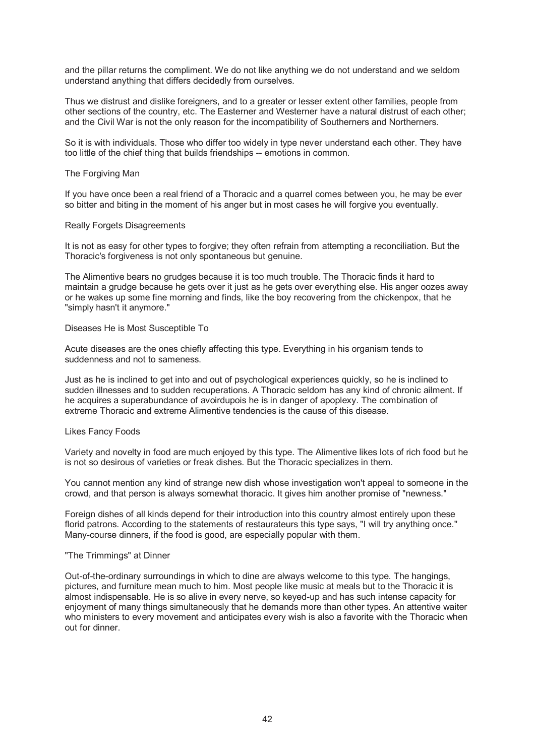and the pillar returns the compliment. We do not like anything we do not understand and we seldom understand anything that differs decidedly from ourselves.

Thus we distrust and dislike foreigners, and to a greater or lesser extent other families, people from other sections of the country, etc. The Easterner and Westerner have a natural distrust of each other; and the Civil War is not the only reason for the incompatibility of Southerners and Northerners.

So it is with individuals. Those who differ too widely in type never understand each other. They have too little of the chief thing that builds friendships -- emotions in common.

### The Forgiving Man

If you have once been a real friend of a Thoracic and a quarrel comes between you, he may be ever so bitter and biting in the moment of his anger but in most cases he will forgive you eventually.

### Really Forgets Disagreements

It is not as easy for other types to forgive; they often refrain from attempting a reconciliation. But the Thoracic's forgiveness is not only spontaneous but genuine.

The Alimentive bears no grudges because it is too much trouble. The Thoracic finds it hard to maintain a grudge because he gets over it just as he gets over everything else. His anger oozes away or he wakes up some fine morning and finds, like the boy recovering from the chickenpox, that he "simply hasn't it anymore."

### Diseases He is Most Susceptible To

Acute diseases are the ones chiefly affecting this type. Everything in his organism tends to suddenness and not to sameness.

Just as he is inclined to get into and out of psychological experiences quickly, so he is inclined to sudden illnesses and to sudden recuperations. A Thoracic seldom has any kind of chronic ailment. If he acquires a superabundance of avoirdupois he is in danger of apoplexy. The combination of extreme Thoracic and extreme Alimentive tendencies is the cause of this disease.

### Likes Fancy Foods

Variety and novelty in food are much enjoyed by this type. The Alimentive likes lots of rich food but he is not so desirous of varieties or freak dishes. But the Thoracic specializes in them.

You cannot mention any kind of strange new dish whose investigation won't appeal to someone in the crowd, and that person is always somewhat thoracic. It gives him another promise of "newness."

Foreign dishes of all kinds depend for their introduction into this country almost entirely upon these florid patrons. According to the statements of restaurateurs this type says, "I will try anything once." Many-course dinners, if the food is good, are especially popular with them.

### "The Trimmings" at Dinner

Out-of-the-ordinary surroundings in which to dine are always welcome to this type. The hangings, pictures, and furniture mean much to him. Most people like music at meals but to the Thoracic it is almost indispensable. He is so alive in every nerve, so keyed-up and has such intense capacity for enjoyment of many things simultaneously that he demands more than other types. An attentive waiter who ministers to every movement and anticipates every wish is also a favorite with the Thoracic when out for dinner.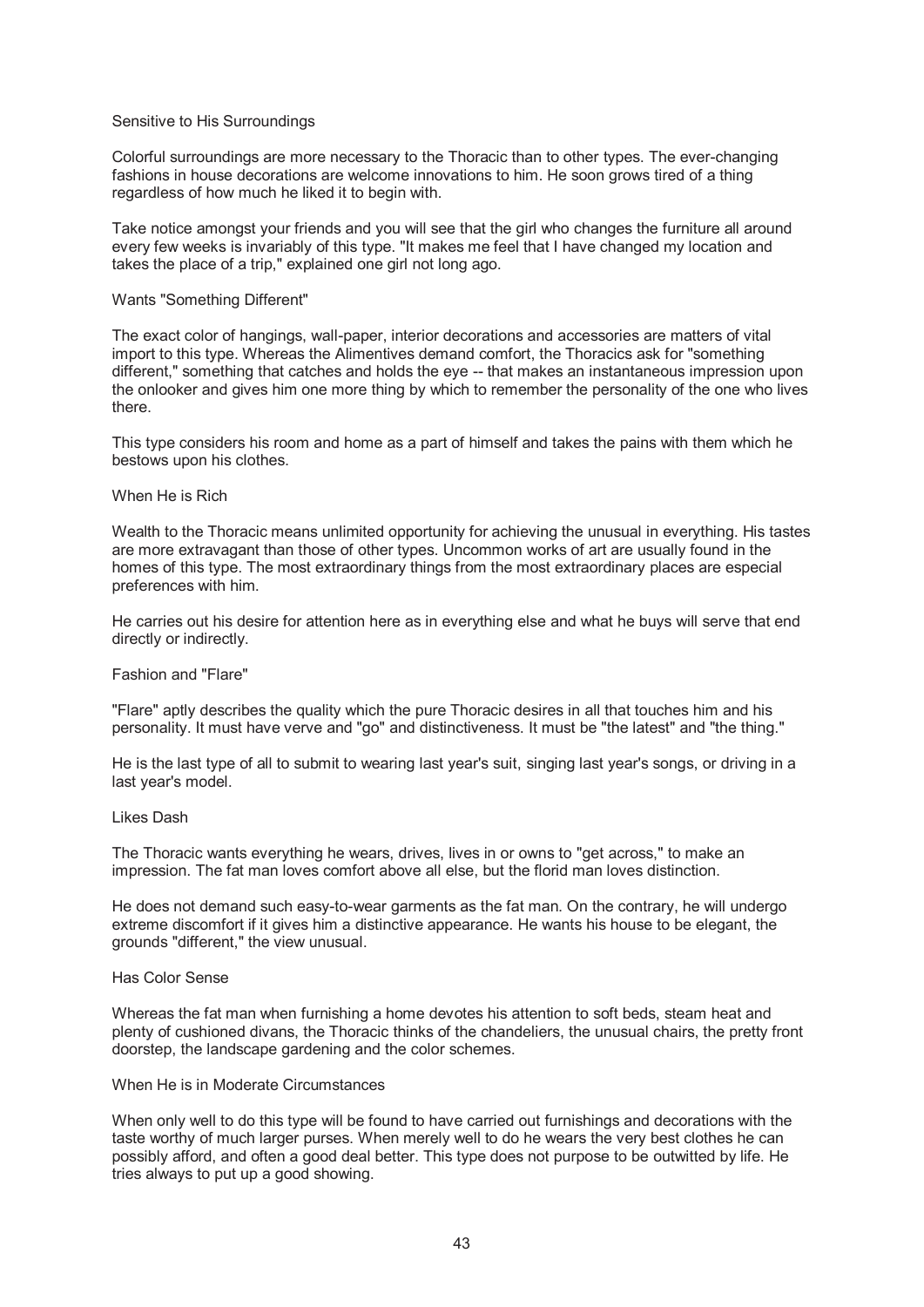### Sensitive to His Surroundings

Colorful surroundings are more necessary to the Thoracic than to other types. The ever-changing fashions in house decorations are welcome innovations to him. He soon grows tired of a thing regardless of how much he liked it to begin with.

Take notice amongst your friends and you will see that the girl who changes the furniture all around every few weeks is invariably of this type. "It makes me feel that I have changed my location and takes the place of a trip," explained one girl not long ago.

### Wants "Something Different"

The exact color of hangings, wall-paper, interior decorations and accessories are matters of vital import to this type. Whereas the Alimentives demand comfort, the Thoracics ask for "something different," something that catches and holds the eye -- that makes an instantaneous impression upon the onlooker and gives him one more thing by which to remember the personality of the one who lives there.

This type considers his room and home as a part of himself and takes the pains with them which he bestows upon his clothes.

### When He is Rich

Wealth to the Thoracic means unlimited opportunity for achieving the unusual in everything. His tastes are more extravagant than those of other types. Uncommon works of art are usually found in the homes of this type. The most extraordinary things from the most extraordinary places are especial preferences with him.

He carries out his desire for attention here as in everything else and what he buys will serve that end directly or indirectly.

### Fashion and "Flare"

"Flare" aptly describes the quality which the pure Thoracic desires in all that touches him and his personality. It must have verve and "go" and distinctiveness. It must be "the latest" and "the thing."

He is the last type of all to submit to wearing last year's suit, singing last year's songs, or driving in a last year's model.

### Likes Dash

The Thoracic wants everything he wears, drives, lives in or owns to "get across," to make an impression. The fat man loves comfort above all else, but the florid man loves distinction.

He does not demand such easy-to-wear garments as the fat man. On the contrary, he will undergo extreme discomfort if it gives him a distinctive appearance. He wants his house to be elegant, the grounds "different," the view unusual.

### Has Color Sense

Whereas the fat man when furnishing a home devotes his attention to soft beds, steam heat and plenty of cushioned divans, the Thoracic thinks of the chandeliers, the unusual chairs, the pretty front doorstep, the landscape gardening and the color schemes.

### When He is in Moderate Circumstances

When only well to do this type will be found to have carried out furnishings and decorations with the taste worthy of much larger purses. When merely well to do he wears the very best clothes he can possibly afford, and often a good deal better. This type does not purpose to be outwitted by life. He tries always to put up a good showing.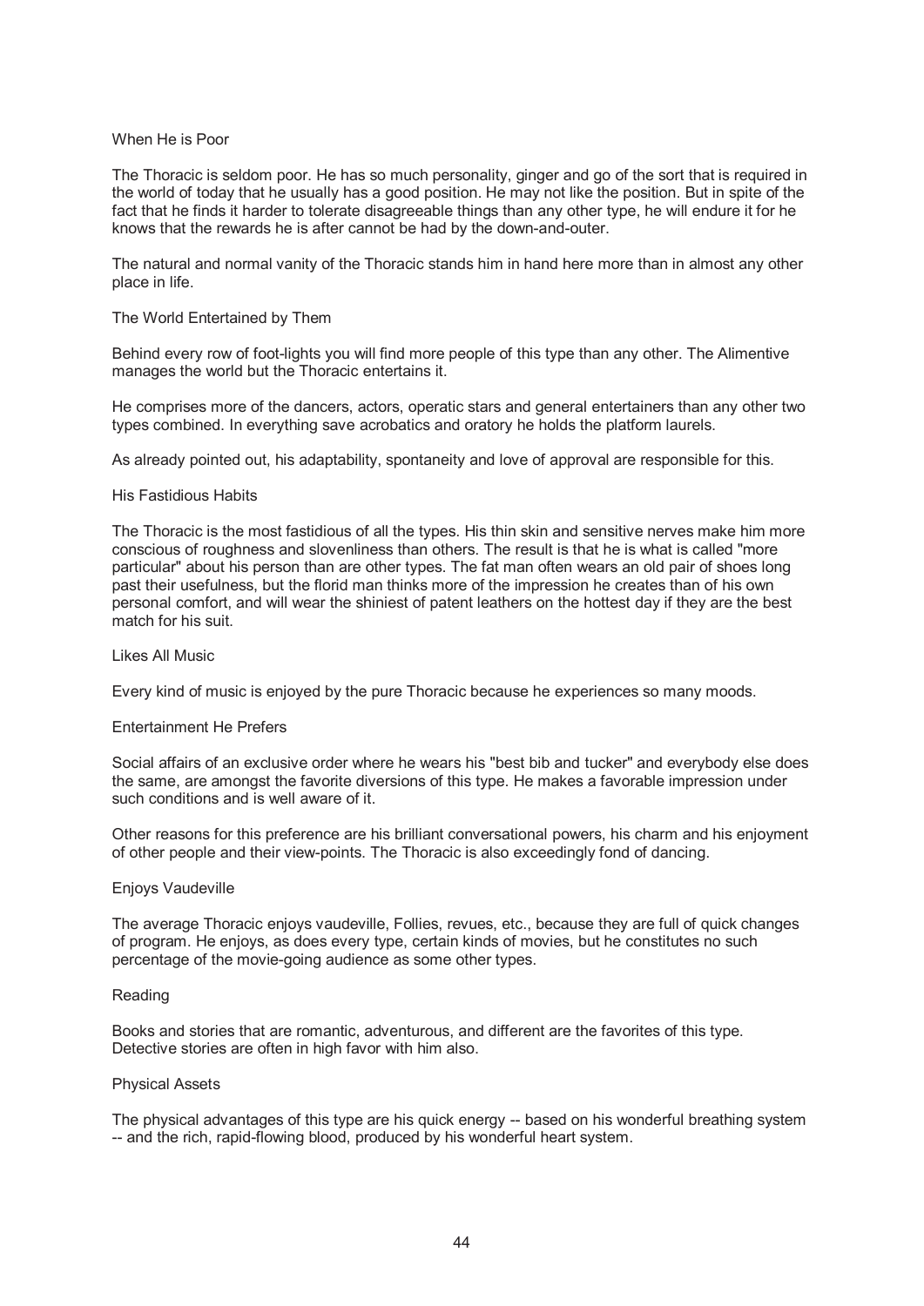### When He is Poor

The Thoracic is seldom poor. He has so much personality, ginger and go of the sort that is required in the world of today that he usually has a good position. He may not like the position. But in spite of the fact that he finds it harder to tolerate disagreeable things than any other type, he will endure it for he knows that the rewards he is after cannot be had by the down-and-outer.

The natural and normal vanity of the Thoracic stands him in hand here more than in almost any other place in life.

### The World Entertained by Them

Behind every row of foot-lights you will find more people of this type than any other. The Alimentive manages the world but the Thoracic entertains it.

He comprises more of the dancers, actors, operatic stars and general entertainers than any other two types combined. In everything save acrobatics and oratory he holds the platform laurels.

As already pointed out, his adaptability, spontaneity and love of approval are responsible for this.

### His Fastidious Habits

The Thoracic is the most fastidious of all the types. His thin skin and sensitive nerves make him more conscious of roughness and slovenliness than others. The result is that he is what is called "more particular" about his person than are other types. The fat man often wears an old pair of shoes long past their usefulness, but the florid man thinks more of the impression he creates than of his own personal comfort, and will wear the shiniest of patent leathers on the hottest day if they are the best match for his suit.

### Likes All Music

Every kind of music is enjoyed by the pure Thoracic because he experiences so many moods.

### Entertainment He Prefers

Social affairs of an exclusive order where he wears his "best bib and tucker" and everybody else does the same, are amongst the favorite diversions of this type. He makes a favorable impression under such conditions and is well aware of it.

Other reasons for this preference are his brilliant conversational powers, his charm and his enjoyment of other people and their view-points. The Thoracic is also exceedingly fond of dancing.

### Enjoys Vaudeville

The average Thoracic enjoys vaudeville, Follies, revues, etc., because they are full of quick changes of program. He enjoys, as does every type, certain kinds of movies, but he constitutes no such percentage of the movie-going audience as some other types.

### Reading

Books and stories that are romantic, adventurous, and different are the favorites of this type. Detective stories are often in high favor with him also.

### Physical Assets

The physical advantages of this type are his quick energy -- based on his wonderful breathing system -- and the rich, rapid-flowing blood, produced by his wonderful heart system.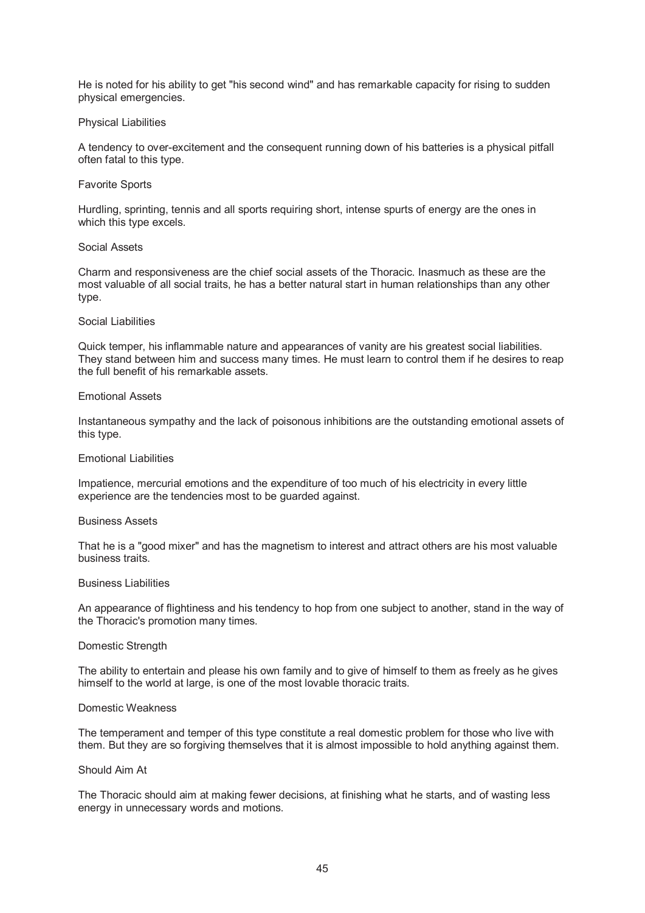He is noted for his ability to get "his second wind" and has remarkable capacity for rising to sudden physical emergencies.

### Physical Liabilities

A tendency to over-excitement and the consequent running down of his batteries is a physical pitfall often fatal to this type.

### Favorite Sports

Hurdling, sprinting, tennis and all sports requiring short, intense spurts of energy are the ones in which this type excels.

### Social Assets

Charm and responsiveness are the chief social assets of the Thoracic. Inasmuch as these are the most valuable of all social traits, he has a better natural start in human relationships than any other type.

### Social Liabilities

Quick temper, his inflammable nature and appearances of vanity are his greatest social liabilities. They stand between him and success many times. He must learn to control them if he desires to reap the full benefit of his remarkable assets.

### Emotional Assets

Instantaneous sympathy and the lack of poisonous inhibitions are the outstanding emotional assets of this type.

### Emotional Liabilities

Impatience, mercurial emotions and the expenditure of too much of his electricity in every little experience are the tendencies most to be guarded against.

### Business Assets

That he is a "good mixer" and has the magnetism to interest and attract others are his most valuable business traits.

### Business Liabilities

An appearance of flightiness and his tendency to hop from one subject to another, stand in the way of the Thoracic's promotion many times.

### Domestic Strength

The ability to entertain and please his own family and to give of himself to them as freely as he gives himself to the world at large, is one of the most lovable thoracic traits.

### Domestic Weakness

The temperament and temper of this type constitute a real domestic problem for those who live with them. But they are so forgiving themselves that it is almost impossible to hold anything against them.

### Should Aim At

The Thoracic should aim at making fewer decisions, at finishing what he starts, and of wasting less energy in unnecessary words and motions.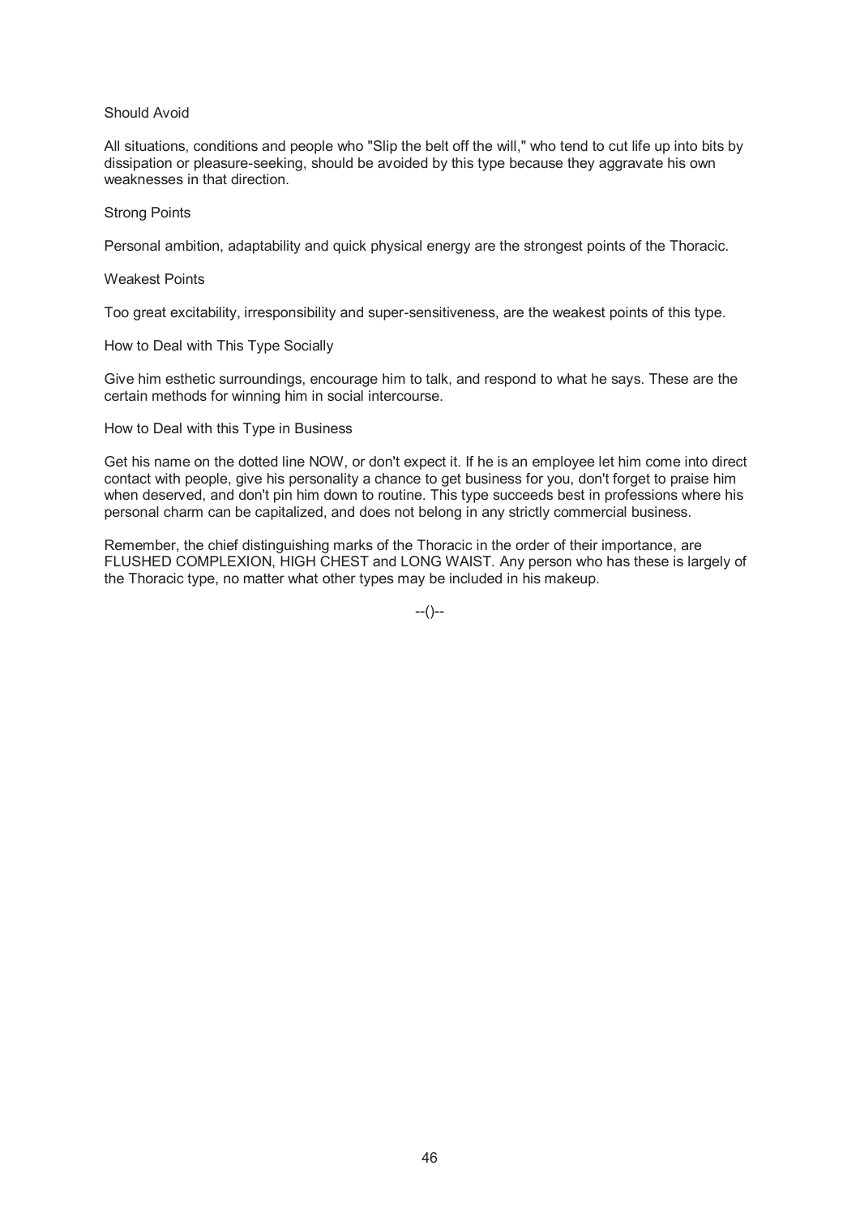### Should Avoid

All situations, conditions and people who "Slip the belt off the will," who tend to cut life up into bits by dissipation or pleasure-seeking, should be avoided by this type because they aggravate his own weaknesses in that direction.

### Strong Points

Personal ambition, adaptability and quick physical energy are the strongest points of the Thoracic.

### Weakest Points

Too great excitability, irresponsibility and super-sensitiveness, are the weakest points of this type.

### How to Deal with This Type Socially

Give him esthetic surroundings, encourage him to talk, and respond to what he says. These are the certain methods for winning him in social intercourse.

### How to Deal with this Type in Business

Get his name on the dotted line NOW, or don't expect it. If he is an employee let him come into direct contact with people, give his personality a chance to get business for you, don't forget to praise him when deserved, and don't pin him down to routine. This type succeeds best in professions where his personal charm can be capitalized, and does not belong in any strictly commercial business.

Remember, the chief distinguishing marks of the Thoracic in the order of their importance, are FLUSHED COMPLEXION, HIGH CHEST and LONG WAIST. Any person who has these is largely of the Thoracic type, no matter what other types may be included in his makeup.

--()--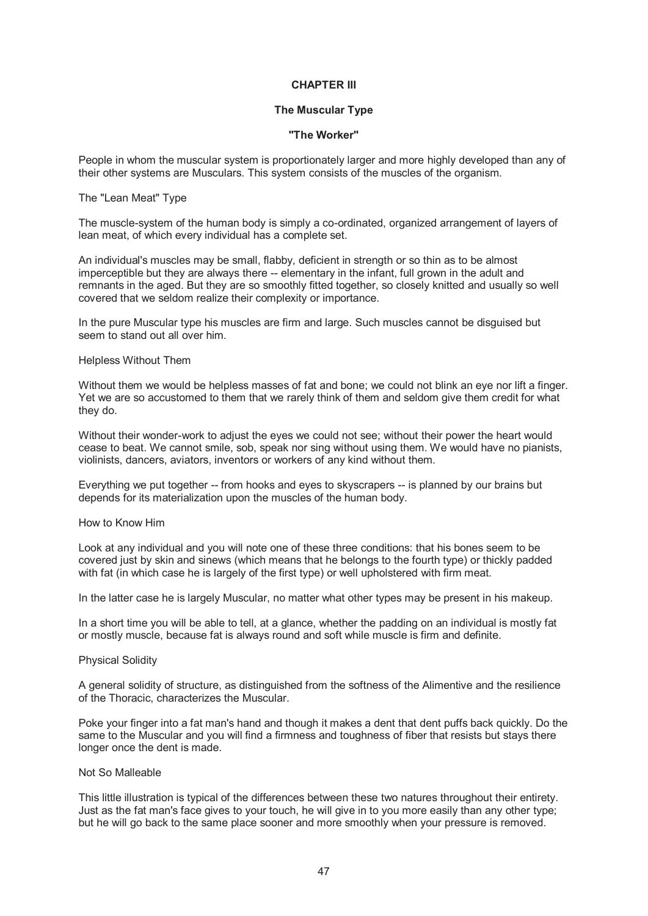# CHAPTER III

## The Muscular Type

## "The Worker"

People in whom the muscular system is proportionately larger and more highly developed than any of their other systems are Musculars. This system consists of the muscles of the organism.

### The "Lean Meat" Type

The muscle-system of the human body is simply a co-ordinated, organized arrangement of layers of lean meat, of which every individual has a complete set.

An individual's muscles may be small, flabby, deficient in strength or so thin as to be almost imperceptible but they are always there -- elementary in the infant, full grown in the adult and remnants in the aged. But they are so smoothly fitted together, so closely knitted and usually so well covered that we seldom realize their complexity or importance.

In the pure Muscular type his muscles are firm and large. Such muscles cannot be disguised but seem to stand out all over him.

### Helpless Without Them

Without them we would be helpless masses of fat and bone; we could not blink an eye nor lift a finger. Yet we are so accustomed to them that we rarely think of them and seldom give them credit for what they do.

Without their wonder-work to adjust the eyes we could not see; without their power the heart would cease to beat. We cannot smile, sob, speak nor sing without using them. We would have no pianists, violinists, dancers, aviators, inventors or workers of any kind without them.

Everything we put together -- from hooks and eyes to skyscrapers -- is planned by our brains but depends for its materialization upon the muscles of the human body.

### How to Know Him

Look at any individual and you will note one of these three conditions: that his bones seem to be covered just by skin and sinews (which means that he belongs to the fourth type) or thickly padded with fat (in which case he is largely of the first type) or well upholstered with firm meat.

In the latter case he is largely Muscular, no matter what other types may be present in his makeup.

In a short time you will be able to tell, at a glance, whether the padding on an individual is mostly fat or mostly muscle, because fat is always round and soft while muscle is firm and definite.

### Physical Solidity

A general solidity of structure, as distinguished from the softness of the Alimentive and the resilience of the Thoracic, characterizes the Muscular.

Poke your finger into a fat man's hand and though it makes a dent that dent puffs back quickly. Do the same to the Muscular and you will find a firmness and toughness of fiber that resists but stays there longer once the dent is made.

### Not So Malleable

This little illustration is typical of the differences between these two natures throughout their entirety. Just as the fat man's face gives to your touch, he will give in to you more easily than any other type; but he will go back to the same place sooner and more smoothly when your pressure is removed.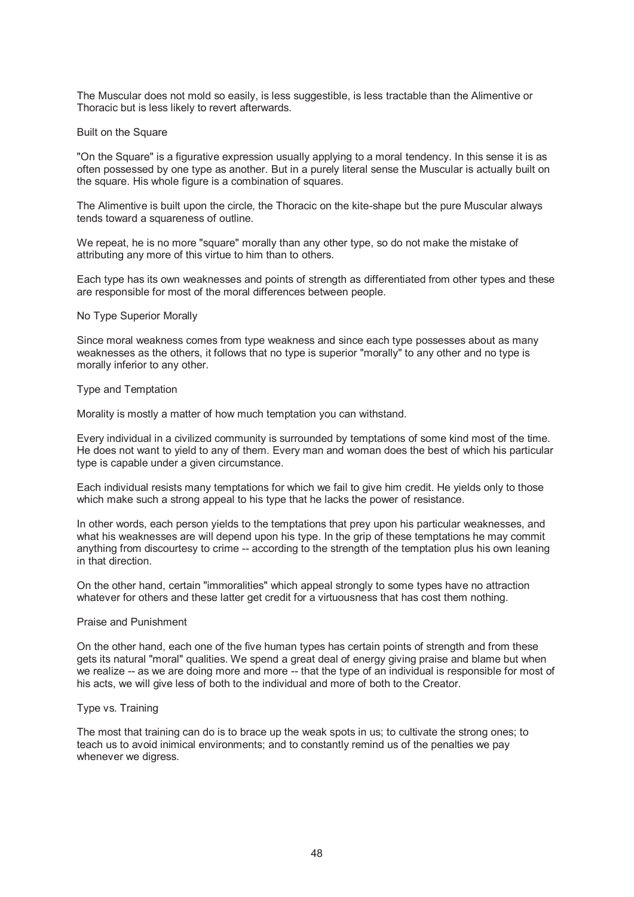The Muscular does not mold so easily, is less suggestible, is less tractable than the Alimentive or Thoracic but is less likely to revert afterwards.

## Built on the Square

"On the Square" is a figurative expression usually applying to a moral tendency. In this sense it is as often possessed by one type as another. But in a purely literal sense the Muscular is actually built on the square. His whole figure is a combination of squares.

The Alimentive is built upon the circle, the Thoracic on the kite-shape but the pure Muscular always tends toward a squareness of outline.

We repeat, he is no more "square" morally than any other type, so do not make the mistake of attributing any more of this virtue to him than to others.

Each type has its own weaknesses and points of strength as differentiated from other types and these are responsible for most of the moral differences between people.

## No Type Superior Morally

Since moral weakness comes from type weakness and since each type possesses about as many weaknesses as the others, it follows that no type is superior "morally" to any other and no type is morally inferior to any other.

## Type and Temptation

Morality is mostly a matter of how much temptation you can withstand.

Every individual in a civilized community is surrounded by temptations of some kind most of the time. He does not want to yield to any of them. Every man and woman does the best of which his particular type is capable under a given circumstance.

Each individual resists many temptations for which we fail to give him credit. He yields only to those which make such a strong appeal to his type that he lacks the power of resistance.

In other words, each person yields to the temptations that prey upon his particular weaknesses, and what his weaknesses are will depend upon his type. In the grip of these temptations he may commit anything from discourtesy to crime -- according to the strength of the temptation plus his own leaning in that direction.

On the other hand, certain "immoralities" which appeal strongly to some types have no attraction whatever for others and these latter get credit for a virtuousness that has cost them nothing.

## Praise and Punishment

On the other hand, each one of the five human types has certain points of strength and from these gets its natural "moral" qualities. We spend a great deal of energy giving praise and blame but when we realize -- as we are doing more and more -- that the type of an individual is responsible for most of his acts, we will give less of both to the individual and more of both to the Creator.

## Type vs. Training

The most that training can do is to brace up the weak spots in us; to cultivate the strong ones; to teach us to avoid inimical environments; and to constantly remind us of the penalties we pay whenever we digress.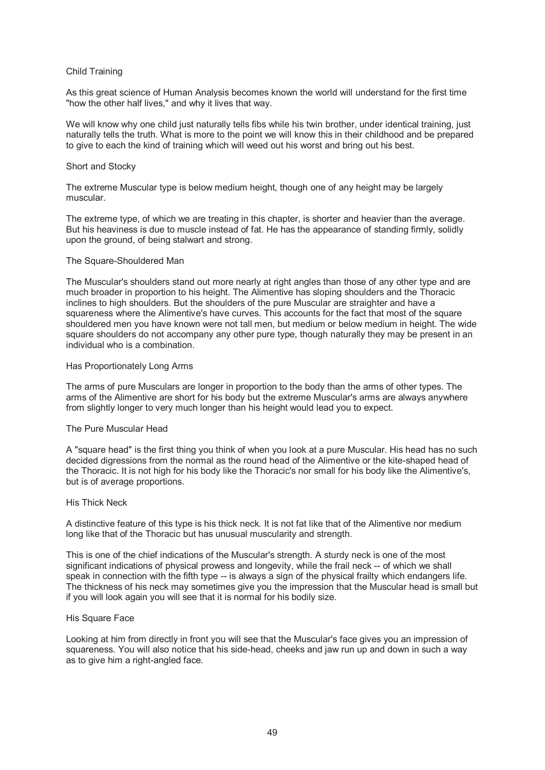### Child Training

As this great science of Human Analysis becomes known the world will understand for the first time "how the other half lives," and why it lives that way.

We will know why one child just naturally tells fibs while his twin brother, under identical training, just naturally tells the truth. What is more to the point we will know this in their childhood and be prepared to give to each the kind of training which will weed out his worst and bring out his best.

### Short and Stocky

The extreme Muscular type is below medium height, though one of any height may be largely muscular.

The extreme type, of which we are treating in this chapter, is shorter and heavier than the average. But his heaviness is due to muscle instead of fat. He has the appearance of standing firmly, solidly upon the ground, of being stalwart and strong.

### The Square-Shouldered Man

The Muscular's shoulders stand out more nearly at right angles than those of any other type and are much broader in proportion to his height. The Alimentive has sloping shoulders and the Thoracic inclines to high shoulders. But the shoulders of the pure Muscular are straighter and have a squareness where the Alimentive's have curves. This accounts for the fact that most of the square shouldered men you have known were not tall men, but medium or below medium in height. The wide square shoulders do not accompany any other pure type, though naturally they may be present in an individual who is a combination.

### Has Proportionately Long Arms

The arms of pure Musculars are longer in proportion to the body than the arms of other types. The arms of the Alimentive are short for his body but the extreme Muscular's arms are always anywhere from slightly longer to very much longer than his height would lead you to expect.

### The Pure Muscular Head

A "square head" is the first thing you think of when you look at a pure Muscular. His head has no such decided digressions from the normal as the round head of the Alimentive or the kite-shaped head of the Thoracic. It is not high for his body like the Thoracic's nor small for his body like the Alimentive's, but is of average proportions.

### His Thick Neck

A distinctive feature of this type is his thick neck. It is not fat like that of the Alimentive nor medium long like that of the Thoracic but has unusual muscularity and strength.

This is one of the chief indications of the Muscular's strength. A sturdy neck is one of the most significant indications of physical prowess and longevity, while the frail neck -- of which we shall speak in connection with the fifth type -- is always a sign of the physical frailty which endangers life. The thickness of his neck may sometimes give you the impression that the Muscular head is small but if you will look again you will see that it is normal for his bodily size.

### His Square Face

Looking at him from directly in front you will see that the Muscular's face gives you an impression of squareness. You will also notice that his side-head, cheeks and jaw run up and down in such a way as to give him a right-angled face.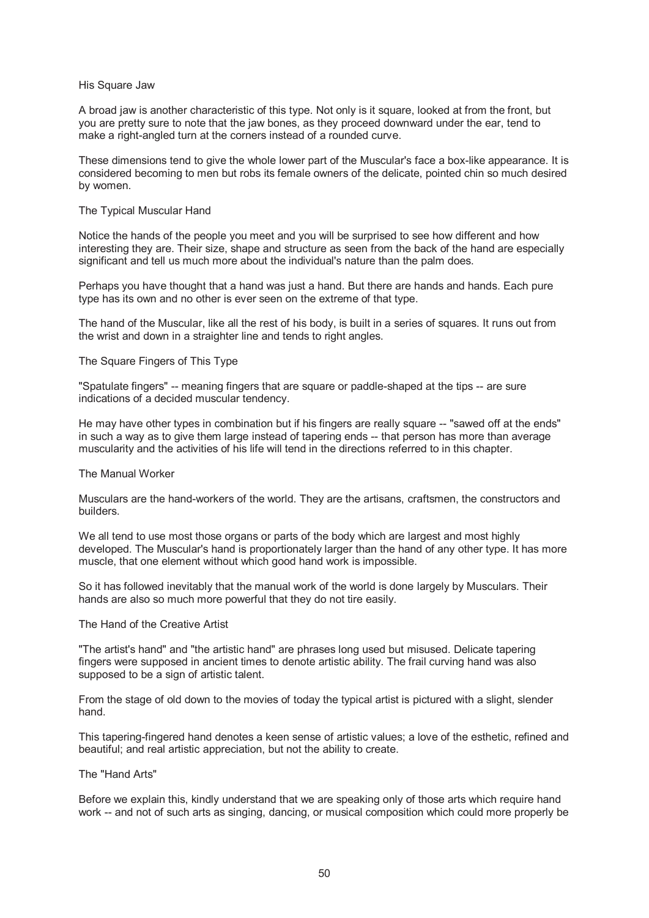### His Square Jaw

A broad jaw is another characteristic of this type. Not only is it square, looked at from the front, but you are pretty sure to note that the jaw bones, as they proceed downward under the ear, tend to make a right-angled turn at the corners instead of a rounded curve.

These dimensions tend to give the whole lower part of the Muscular's face a box-like appearance. It is considered becoming to men but robs its female owners of the delicate, pointed chin so much desired by women.

### The Typical Muscular Hand

Notice the hands of the people you meet and you will be surprised to see how different and how interesting they are. Their size, shape and structure as seen from the back of the hand are especially significant and tell us much more about the individual's nature than the palm does.

Perhaps you have thought that a hand was just a hand. But there are hands and hands. Each pure type has its own and no other is ever seen on the extreme of that type.

The hand of the Muscular, like all the rest of his body, is built in a series of squares. It runs out from the wrist and down in a straighter line and tends to right angles.

### The Square Fingers of This Type

"Spatulate fingers" -- meaning fingers that are square or paddle-shaped at the tips -- are sure indications of a decided muscular tendency.

He may have other types in combination but if his fingers are really square -- "sawed off at the ends" in such a way as to give them large instead of tapering ends -- that person has more than average muscularity and the activities of his life will tend in the directions referred to in this chapter.

### The Manual Worker

Musculars are the hand-workers of the world. They are the artisans, craftsmen, the constructors and builders.

We all tend to use most those organs or parts of the body which are largest and most highly developed. The Muscular's hand is proportionately larger than the hand of any other type. It has more muscle, that one element without which good hand work is impossible.

So it has followed inevitably that the manual work of the world is done largely by Musculars. Their hands are also so much more powerful that they do not tire easily.

### The Hand of the Creative Artist

"The artist's hand" and "the artistic hand" are phrases long used but misused. Delicate tapering fingers were supposed in ancient times to denote artistic ability. The frail curving hand was also supposed to be a sign of artistic talent.

From the stage of old down to the movies of today the typical artist is pictured with a slight, slender hand.

This tapering-fingered hand denotes a keen sense of artistic values; a love of the esthetic, refined and beautiful; and real artistic appreciation, but not the ability to create.

### The "Hand Arts"

Before we explain this, kindly understand that we are speaking only of those arts which require hand work -- and not of such arts as singing, dancing, or musical composition which could more properly be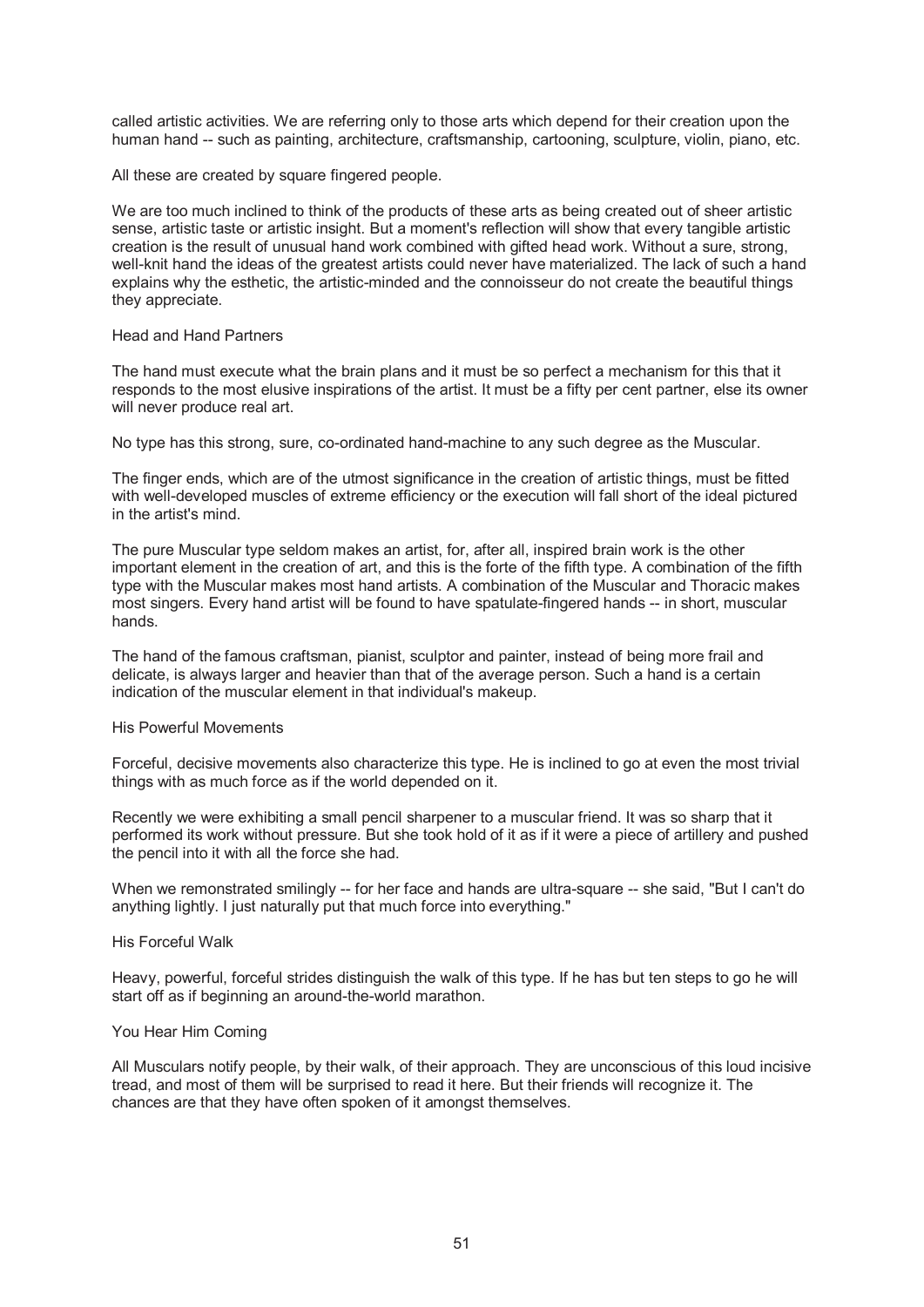called artistic activities. We are referring only to those arts which depend for their creation upon the human hand -- such as painting, architecture, craftsmanship, cartooning, sculpture, violin, piano, etc.

All these are created by square fingered people.

We are too much inclined to think of the products of these arts as being created out of sheer artistic sense, artistic taste or artistic insight. But a moment's reflection will show that every tangible artistic creation is the result of unusual hand work combined with gifted head work. Without a sure, strong, well-knit hand the ideas of the greatest artists could never have materialized. The lack of such a hand explains why the esthetic, the artistic-minded and the connoisseur do not create the beautiful things they appreciate.

### Head and Hand Partners

The hand must execute what the brain plans and it must be so perfect a mechanism for this that it responds to the most elusive inspirations of the artist. It must be a fifty per cent partner, else its owner will never produce real art.

No type has this strong, sure, co-ordinated hand-machine to any such degree as the Muscular.

The finger ends, which are of the utmost significance in the creation of artistic things, must be fitted with well-developed muscles of extreme efficiency or the execution will fall short of the ideal pictured in the artist's mind.

The pure Muscular type seldom makes an artist, for, after all, inspired brain work is the other important element in the creation of art, and this is the forte of the fifth type. A combination of the fifth type with the Muscular makes most hand artists. A combination of the Muscular and Thoracic makes most singers. Every hand artist will be found to have spatulate-fingered hands -- in short, muscular hands.

The hand of the famous craftsman, pianist, sculptor and painter, instead of being more frail and delicate, is always larger and heavier than that of the average person. Such a hand is a certain indication of the muscular element in that individual's makeup.

### His Powerful Movements

Forceful, decisive movements also characterize this type. He is inclined to go at even the most trivial things with as much force as if the world depended on it.

Recently we were exhibiting a small pencil sharpener to a muscular friend. It was so sharp that it performed its work without pressure. But she took hold of it as if it were a piece of artillery and pushed the pencil into it with all the force she had.

When we remonstrated smilingly -- for her face and hands are ultra-square -- she said, "But I can't do anything lightly. I just naturally put that much force into everything."

### His Forceful Walk

Heavy, powerful, forceful strides distinguish the walk of this type. If he has but ten steps to go he will start off as if beginning an around-the-world marathon.

### You Hear Him Coming

All Musculars notify people, by their walk, of their approach. They are unconscious of this loud incisive tread, and most of them will be surprised to read it here. But their friends will recognize it. The chances are that they have often spoken of it amongst themselves.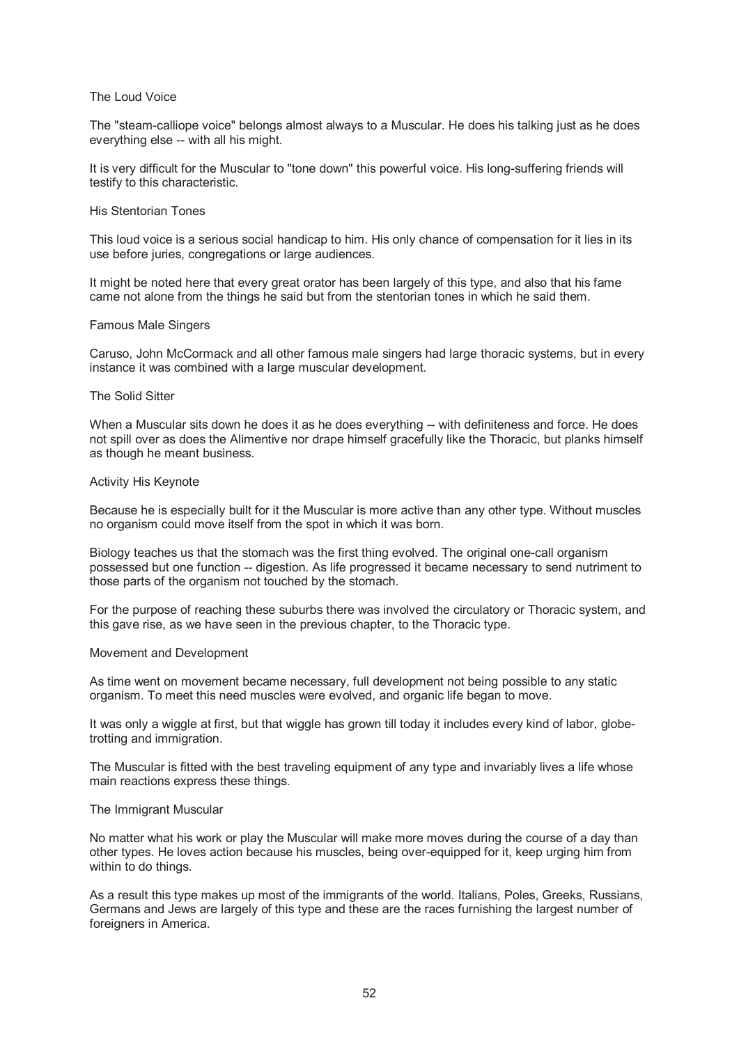### The Loud Voice

The "steam-calliope voice" belongs almost always to a Muscular. He does his talking just as he does everything else -- with all his might.

It is very difficult for the Muscular to "tone down" this powerful voice. His long-suffering friends will testify to this characteristic.

### His Stentorian Tones

This loud voice is a serious social handicap to him. His only chance of compensation for it lies in its use before juries, congregations or large audiences.

It might be noted here that every great orator has been largely of this type, and also that his fame came not alone from the things he said but from the stentorian tones in which he said them.

### Famous Male Singers

Caruso, John McCormack and all other famous male singers had large thoracic systems, but in every instance it was combined with a large muscular development.

### The Solid Sitter

When a Muscular sits down he does it as he does everything -- with definiteness and force. He does not spill over as does the Alimentive nor drape himself gracefully like the Thoracic, but planks himself as though he meant business.

### Activity His Keynote

Because he is especially built for it the Muscular is more active than any other type. Without muscles no organism could move itself from the spot in which it was born.

Biology teaches us that the stomach was the first thing evolved. The original one-call organism possessed but one function -- digestion. As life progressed it became necessary to send nutriment to those parts of the organism not touched by the stomach.

For the purpose of reaching these suburbs there was involved the circulatory or Thoracic system, and this gave rise, as we have seen in the previous chapter, to the Thoracic type.

### Movement and Development

As time went on movement became necessary, full development not being possible to any static organism. To meet this need muscles were evolved, and organic life began to move.

It was only a wiggle at first, but that wiggle has grown till today it includes every kind of labor, globe-trotting and immigration.

The Muscular is fitted with the best traveling equipment of any type and invariably lives a life whose main reactions express these things.

### The Immigrant Muscular

No matter what his work or play the Muscular will make more moves during the course of a day than other types. He loves action because his muscles, being over-equipped for it, keep urging him from within to do things.

As a result this type makes up most of the immigrants of the world. Italians, Poles, Greeks, Russians, Germans and Jews are largely of this type and these are the races furnishing the largest number of foreigners in America.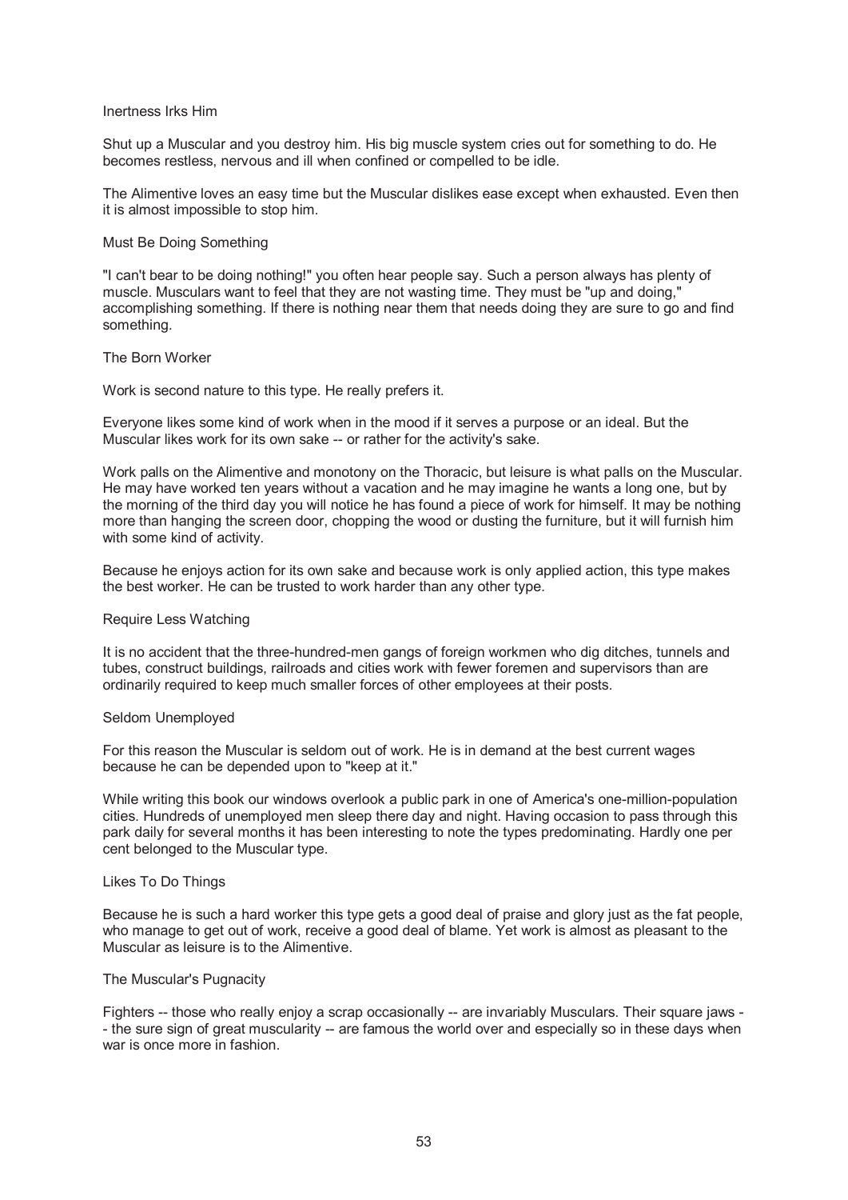### Inertness Irks Him

Shut up a Muscular and you destroy him. His big muscle system cries out for something to do. He becomes restless, nervous and ill when confined or compelled to be idle.

The Alimentive loves an easy time but the Muscular dislikes ease except when exhausted. Even then it is almost impossible to stop him.

### Must Be Doing Something

"I can't bear to be doing nothing!" you often hear people say. Such a person always has plenty of muscle. Musculars want to feel that they are not wasting time. They must be "up and doing," accomplishing something. If there is nothing near them that needs doing they are sure to go and find something.

### The Born Worker

Work is second nature to this type. He really prefers it.

Everyone likes some kind of work when in the mood if it serves a purpose or an ideal. But the Muscular likes work for its own sake -- or rather for the activity's sake.

Work palls on the Alimentive and monotony on the Thoracic, but leisure is what palls on the Muscular. He may have worked ten years without a vacation and he may imagine he wants a long one, but by the morning of the third day you will notice he has found a piece of work for himself. It may be nothing more than hanging the screen door, chopping the wood or dusting the furniture, but it will furnish him with some kind of activity.

Because he enjoys action for its own sake and because work is only applied action, this type makes the best worker. He can be trusted to work harder than any other type.

### Require Less Watching

It is no accident that the three-hundred-men gangs of foreign workmen who dig ditches, tunnels and tubes, construct buildings, railroads and cities work with fewer foremen and supervisors than are ordinarily required to keep much smaller forces of other employees at their posts.

### Seldom Unemployed

For this reason the Muscular is seldom out of work. He is in demand at the best current wages because he can be depended upon to "keep at it."

While writing this book our windows overlook a public park in one of America's one-million-population cities. Hundreds of unemployed men sleep there day and night. Having occasion to pass through this park daily for several months it has been interesting to note the types predominating. Hardly one per cent belonged to the Muscular type.

### Likes To Do Things

Because he is such a hard worker this type gets a good deal of praise and glory just as the fat people, who manage to get out of work, receive a good deal of blame. Yet work is almost as pleasant to the Muscular as leisure is to the Alimentive.

### The Muscular's Pugnacity

Fighters -- those who really enjoy a scrap occasionally -- are invariably Musculars. Their square jaws -- the sure sign of great muscularity -- are famous the world over and especially so in these days when war is once more in fashion.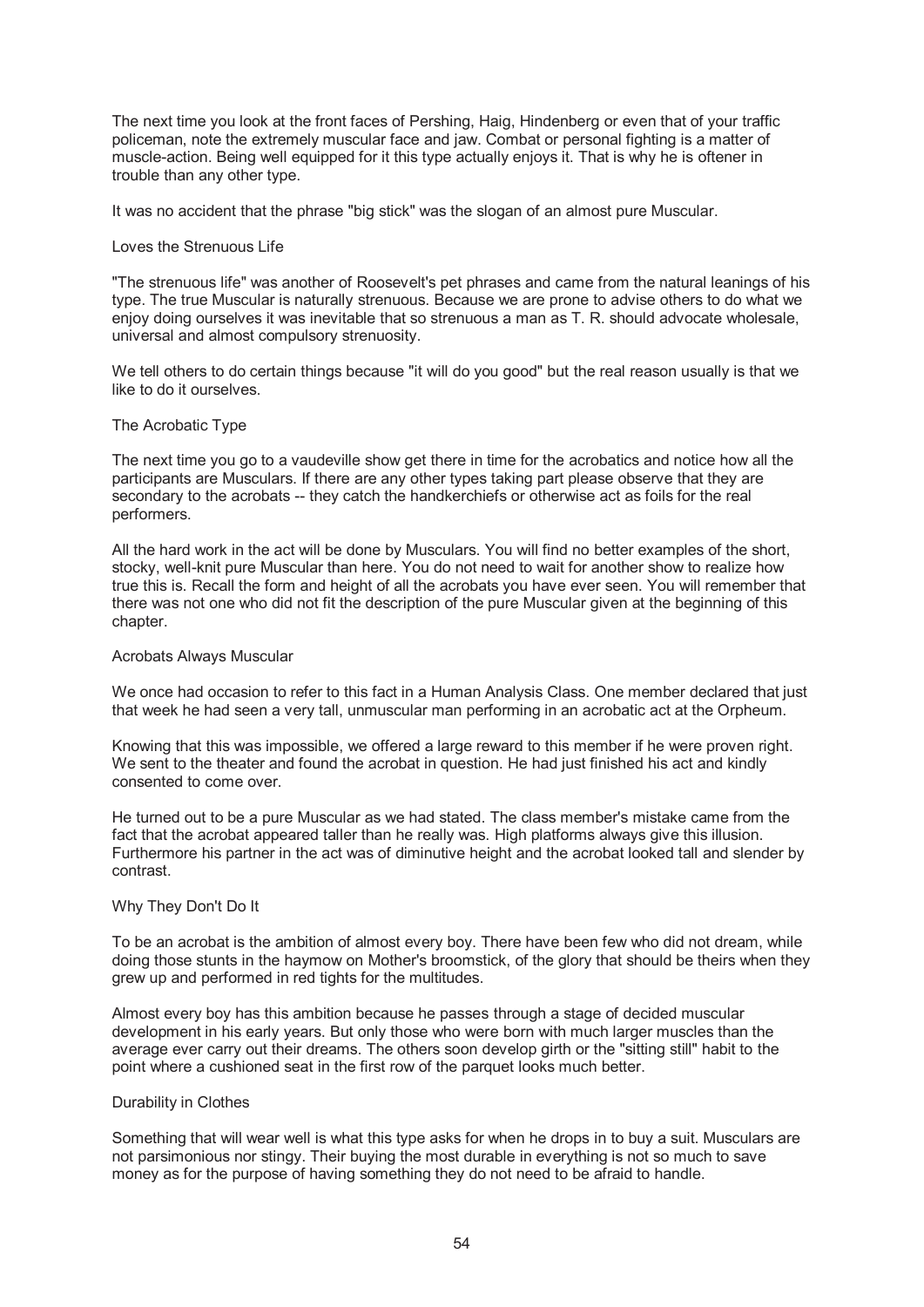The next time you look at the front faces of Pershing, Haig, Hindenberg or even that of your traffic policeman, note the extremely muscular face and jaw. Combat or personal fighting is a matter of muscle-action. Being well equipped for it this type actually enjoys it. That is why he is oftener in trouble than any other type.

It was no accident that the phrase "big stick" was the slogan of an almost pure Muscular.

### Loves the Strenuous Life

"The strenuous life" was another of Roosevelt's pet phrases and came from the natural leanings of his type. The true Muscular is naturally strenuous. Because we are prone to advise others to do what we enjoy doing ourselves it was inevitable that so strenuous a man as T. R. should advocate wholesale, universal and almost compulsory strenuosity.

We tell others to do certain things because "it will do you good" but the real reason usually is that we like to do it ourselves.

### The Acrobatic Type

The next time you go to a vaudeville show get there in time for the acrobatics and notice how all the participants are Musculars. If there are any other types taking part please observe that they are secondary to the acrobats -- they catch the handkerchiefs or otherwise act as foils for the real performers.

All the hard work in the act will be done by Musculars. You will find no better examples of the short, stocky, well-knit pure Muscular than here. You do not need to wait for another show to realize how true this is. Recall the form and height of all the acrobats you have ever seen. You will remember that there was not one who did not fit the description of the pure Muscular given at the beginning of this chapter.

### Acrobats Always Muscular

We once had occasion to refer to this fact in a Human Analysis Class. One member declared that just that week he had seen a very tall, unmuscular man performing in an acrobatic act at the Orpheum.

Knowing that this was impossible, we offered a large reward to this member if he were proven right. We sent to the theater and found the acrobat in question. He had just finished his act and kindly consented to come over.

He turned out to be a pure Muscular as we had stated. The class member's mistake came from the fact that the acrobat appeared taller than he really was. High platforms always give this illusion. Furthermore his partner in the act was of diminutive height and the acrobat looked tall and slender by contrast.

### Why They Don't Do It

To be an acrobat is the ambition of almost every boy. There have been few who did not dream, while doing those stunts in the haymow on Mother's broomstick, of the glory that should be theirs when they grew up and performed in red tights for the multitudes.

Almost every boy has this ambition because he passes through a stage of decided muscular development in his early years. But only those who were born with much larger muscles than the average ever carry out their dreams. The others soon develop girth or the "sitting still" habit to the point where a cushioned seat in the first row of the parquet looks much better.

### Durability in Clothes

Something that will wear well is what this type asks for when he drops in to buy a suit. Musculars are not parsimonious nor stingy. Their buying the most durable in everything is not so much to save money as for the purpose of having something they do not need to be afraid to handle.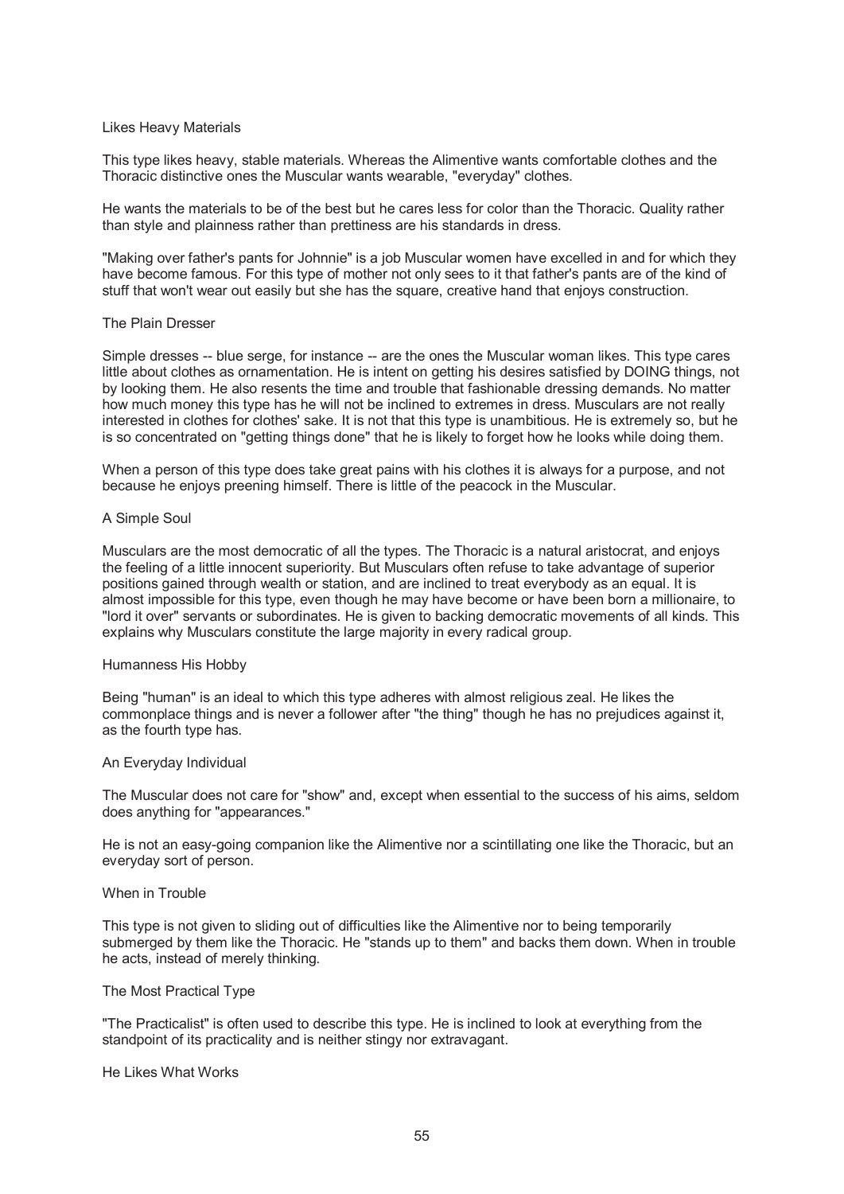### Likes Heavy Materials

This type likes heavy, stable materials. Whereas the Alimentive wants comfortable clothes and the Thoracic distinctive ones the Muscular wants wearable, "everyday" clothes.

He wants the materials to be of the best but he cares less for color than the Thoracic. Quality rather than style and plainness rather than prettiness are his standards in dress.

"Making over father's pants for Johnnie" is a job Muscular women have excelled in and for which they have become famous. For this type of mother not only sees to it that father's pants are of the kind of stuff that won't wear out easily but she has the square, creative hand that enjoys construction.

### The Plain Dresser

Simple dresses -- blue serge, for instance -- are the ones the Muscular woman likes. This type cares little about clothes as ornamentation. He is intent on getting his desires satisfied by DOING things, not by looking them. He also resents the time and trouble that fashionable dressing demands. No matter how much money this type has he will not be inclined to extremes in dress. Musculars are not really interested in clothes for clothes' sake. It is not that this type is unambitious. He is extremely so, but he is so concentrated on "getting things done" that he is likely to forget how he looks while doing them.

When a person of this type does take great pains with his clothes it is always for a purpose, and not because he enjoys preening himself. There is little of the peacock in the Muscular.

### A Simple Soul

Musculars are the most democratic of all the types. The Thoracic is a natural aristocrat, and enjoys the feeling of a little innocent superiority. But Musculars often refuse to take advantage of superior positions gained through wealth or station, and are inclined to treat everybody as an equal. It is almost impossible for this type, even though he may have become or have been born a millionaire, to "lord it over" servants or subordinates. He is given to backing democratic movements of all kinds. This explains why Musculars constitute the large majority in every radical group.

### Humanness His Hobby

Being "human" is an ideal to which this type adheres with almost religious zeal. He likes the commonplace things and is never a follower after "the thing" though he has no prejudices against it, as the fourth type has.

### An Everyday Individual

The Muscular does not care for "show" and, except when essential to the success of his aims, seldom does anything for "appearances."

He is not an easy-going companion like the Alimentive nor a scintillating one like the Thoracic, but an everyday sort of person.

### When in Trouble

This type is not given to sliding out of difficulties like the Alimentive nor to being temporarily submerged by them like the Thoracic. He "stands up to them" and backs them down. When in trouble he acts, instead of merely thinking.

### The Most Practical Type

"The Practicalist" is often used to describe this type. He is inclined to look at everything from the standpoint of its practicality and is neither stingy nor extravagant.

### He Likes What Works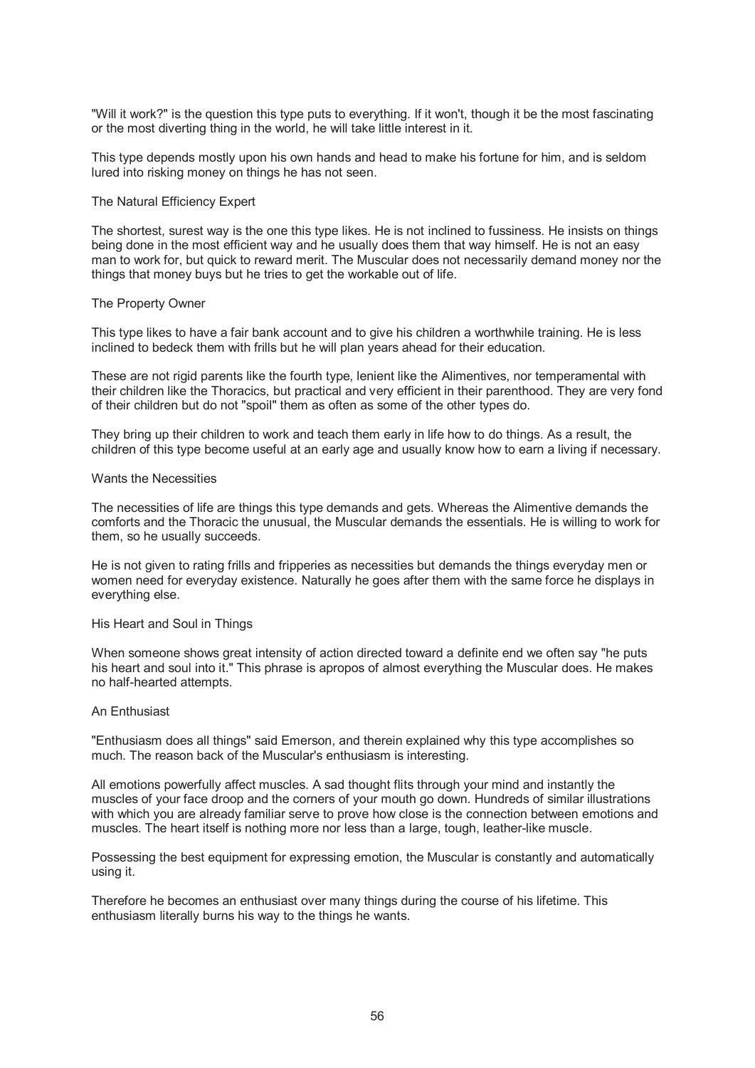"Will it work?" is the question this type puts to everything. If it won't, though it be the most fascinating or the most diverting thing in the world, he will take little interest in it.

This type depends mostly upon his own hands and head to make his fortune for him, and is seldom lured into risking money on things he has not seen.

### The Natural Efficiency Expert

The shortest, surest way is the one this type likes. He is not inclined to fussiness. He insists on things being done in the most efficient way and he usually does them that way himself. He is not an easy man to work for, but quick to reward merit. The Muscular does not necessarily demand money nor the things that money buys but he tries to get the workable out of life.

### The Property Owner

This type likes to have a fair bank account and to give his children a worthwhile training. He is less inclined to bedeck them with frills but he will plan years ahead for their education.

These are not rigid parents like the fourth type, lenient like the Alimentives, nor temperamental with their children like the Thoracics, but practical and very efficient in their parenthood. They are very fond of their children but do not "spoil" them as often as some of the other types do.

They bring up their children to work and teach them early in life how to do things. As a result, the children of this type become useful at an early age and usually know how to earn a living if necessary.

### Wants the Necessities

The necessities of life are things this type demands and gets. Whereas the Alimentive demands the comforts and the Thoracic the unusual, the Muscular demands the essentials. He is willing to work for them, so he usually succeeds.

He is not given to rating frills and fripperies as necessities but demands the things everyday men or women need for everyday existence. Naturally he goes after them with the same force he displays in everything else.

### His Heart and Soul in Things

When someone shows great intensity of action directed toward a definite end we often say "he puts his heart and soul into it." This phrase is apropos of almost everything the Muscular does. He makes no half-hearted attempts.

### An Enthusiast

"Enthusiasm does all things" said Emerson, and therein explained why this type accomplishes so much. The reason back of the Muscular's enthusiasm is interesting.

All emotions powerfully affect muscles. A sad thought flits through your mind and instantly the muscles of your face droop and the corners of your mouth go down. Hundreds of similar illustrations with which you are already familiar serve to prove how close is the connection between emotions and muscles. The heart itself is nothing more nor less than a large, tough, leather-like muscle.

Possessing the best equipment for expressing emotion, the Muscular is constantly and automatically using it.

Therefore he becomes an enthusiast over many things during the course of his lifetime. This enthusiasm literally burns his way to the things he wants.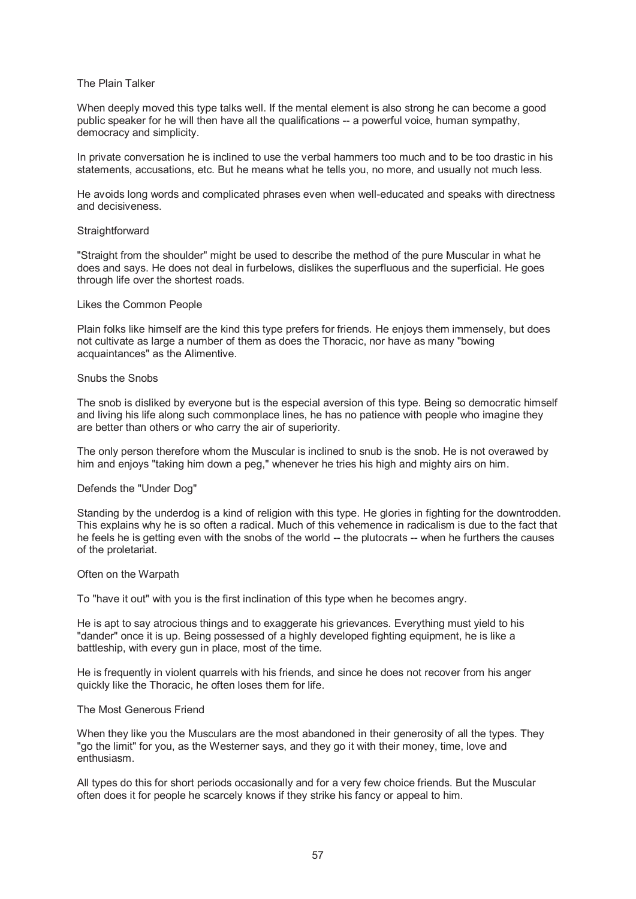### The Plain Talker

When deeply moved this type talks well. If the mental element is also strong he can become a good public speaker for he will then have all the qualifications -- a powerful voice, human sympathy, democracy and simplicity.

In private conversation he is inclined to use the verbal hammers too much and to be too drastic in his statements, accusations, etc. But he means what he tells you, no more, and usually not much less.

He avoids long words and complicated phrases even when well-educated and speaks with directness and decisiveness.

### Straightforward

"Straight from the shoulder" might be used to describe the method of the pure Muscular in what he does and says. He does not deal in furbelows, dislikes the superfluous and the superficial. He goes through life over the shortest roads.

### Likes the Common People

Plain folks like himself are the kind this type prefers for friends. He enjoys them immensely, but does not cultivate as large a number of them as does the Thoracic, nor have as many "bowing acquaintances" as the Alimentive.

### Snubs the Snobs

The snob is disliked by everyone but is the especial aversion of this type. Being so democratic himself and living his life along such commonplace lines, he has no patience with people who imagine they are better than others or who carry the air of superiority.

The only person therefore whom the Muscular is inclined to snub is the snob. He is not overawed by him and enjoys "taking him down a peg," whenever he tries his high and mighty airs on him.

### Defends the "Under Dog"

Standing by the underdog is a kind of religion with this type. He glories in fighting for the downtrodden. This explains why he is so often a radical. Much of this vehemence in radicalism is due to the fact that he feels he is getting even with the snobs of the world -- the plutocrats -- when he furthers the causes of the proletariat.

### Often on the Warpath

To "have it out" with you is the first inclination of this type when he becomes angry.

He is apt to say atrocious things and to exaggerate his grievances. Everything must yield to his "dander" once it is up. Being possessed of a highly developed fighting equipment, he is like a battleship, with every gun in place, most of the time.

He is frequently in violent quarrels with his friends, and since he does not recover from his anger quickly like the Thoracic, he often loses them for life.

### The Most Generous Friend

When they like you the Musculars are the most abandoned in their generosity of all the types. They "go the limit" for you, as the Westerner says, and they go it with their money, time, love and enthusiasm.

All types do this for short periods occasionally and for a very few choice friends. But the Muscular often does it for people he scarcely knows if they strike his fancy or appeal to him.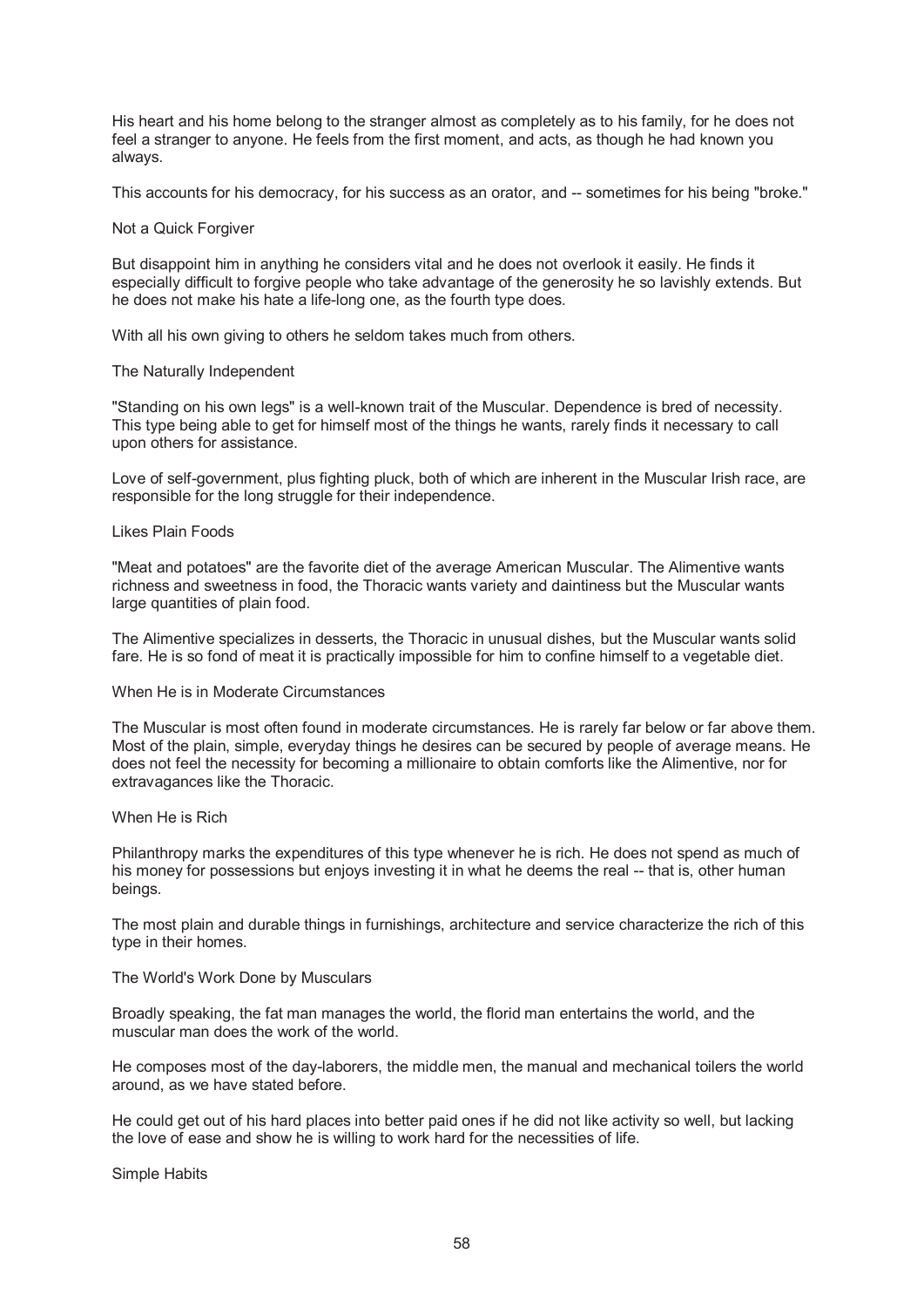His heart and his home belong to the stranger almost as completely as to his family, for he does not feel a stranger to anyone. He feels from the first moment, and acts, as though he had known you always.

This accounts for his democracy, for his success as an orator, and -- sometimes for his being "broke."

## Not a Quick Forgiver

But disappoint him in anything he considers vital and he does not overlook it easily. He finds it especially difficult to forgive people who take advantage of the generosity he so lavishly extends. But he does not make his hate a life-long one, as the fourth type does.

With all his own giving to others he seldom takes much from others.

## The Naturally Independent

"Standing on his own legs" is a well-known trait of the Muscular. Dependence is bred of necessity. This type being able to get for himself most of the things he wants, rarely finds it necessary to call upon others for assistance.

Love of self-government, plus fighting pluck, both of which are inherent in the Muscular Irish race, are responsible for the long struggle for their independence.

## Likes Plain Foods

"Meat and potatoes" are the favorite diet of the average American Muscular. The Alimentive wants richness and sweetness in food, the Thoracic wants variety and daintiness but the Muscular wants large quantities of plain food.

The Alimentive specializes in desserts, the Thoracic in unusual dishes, but the Muscular wants solid fare. He is so fond of meat it is practically impossible for him to confine himself to a vegetable diet.

## When He is in Moderate Circumstances

The Muscular is most often found in moderate circumstances. He is rarely far below or far above them. Most of the plain, simple, everyday things he desires can be secured by people of average means. He does not feel the necessity for becoming a millionaire to obtain comforts like the Alimentive, nor for extravagances like the Thoracic.

## When He is Rich

Philanthropy marks the expenditures of this type whenever he is rich. He does not spend as much of his money for possessions but enjoys investing it in what he deems the real -- that is, other human beings.

The most plain and durable things in furnishings, architecture and service characterize the rich of this type in their homes.

## The World's Work Done by Musculars

Broadly speaking, the fat man manages the world, the florid man entertains the world, and the muscular man does the work of the world.

He composes most of the day-laborers, the middle men, the manual and mechanical toilers the world around, as we have stated before.

He could get out of his hard places into better paid ones if he did not like activity so well, but lacking the love of ease and show he is willing to work hard for the necessities of life.

## Simple Habits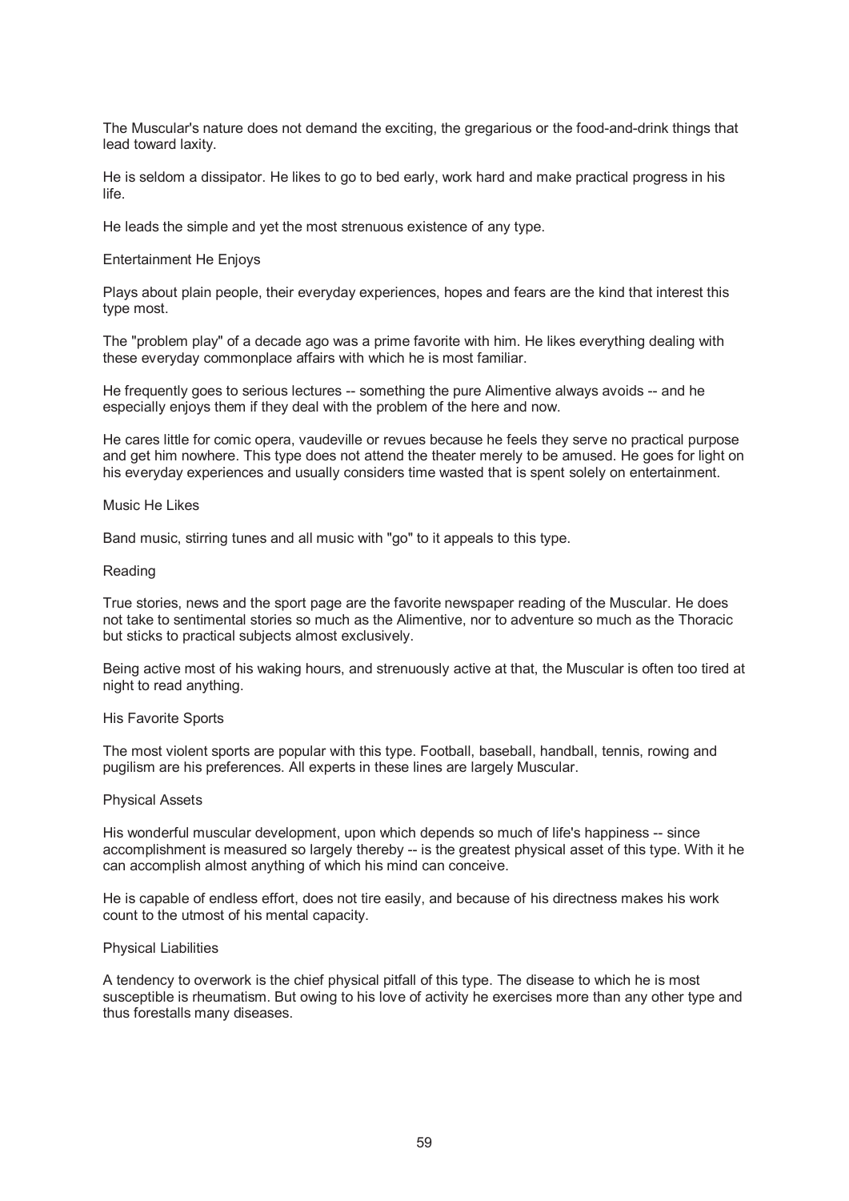The Muscular's nature does not demand the exciting, the gregarious or the food-and-drink things that lead toward laxity.

He is seldom a dissipator. He likes to go to bed early, work hard and make practical progress in his life.

He leads the simple and yet the most strenuous existence of any type.

### Entertainment He Enjoys

Plays about plain people, their everyday experiences, hopes and fears are the kind that interest this type most.

The "problem play" of a decade ago was a prime favorite with him. He likes everything dealing with these everyday commonplace affairs with which he is most familiar.

He frequently goes to serious lectures -- something the pure Alimentive always avoids -- and he especially enjoys them if they deal with the problem of the here and now.

He cares little for comic opera, vaudeville or revues because he feels they serve no practical purpose and get him nowhere. This type does not attend the theater merely to be amused. He goes for light on his everyday experiences and usually considers time wasted that is spent solely on entertainment.

### Music He Likes

Band music, stirring tunes and all music with "go" to it appeals to this type.

### Reading

True stories, news and the sport page are the favorite newspaper reading of the Muscular. He does not take to sentimental stories so much as the Alimentive, nor to adventure so much as the Thoracic but sticks to practical subjects almost exclusively.

Being active most of his waking hours, and strenuously active at that, the Muscular is often too tired at night to read anything.

### His Favorite Sports

The most violent sports are popular with this type. Football, baseball, handball, tennis, rowing and pugilism are his preferences. All experts in these lines are largely Muscular.

### Physical Assets

His wonderful muscular development, upon which depends so much of life's happiness -- since accomplishment is measured so largely thereby -- is the greatest physical asset of this type. With it he can accomplish almost anything of which his mind can conceive.

He is capable of endless effort, does not tire easily, and because of his directness makes his work count to the utmost of his mental capacity.

### Physical Liabilities

A tendency to overwork is the chief physical pitfall of this type. The disease to which he is most susceptible is rheumatism. But owing to his love of activity he exercises more than any other type and thus forestalls many diseases.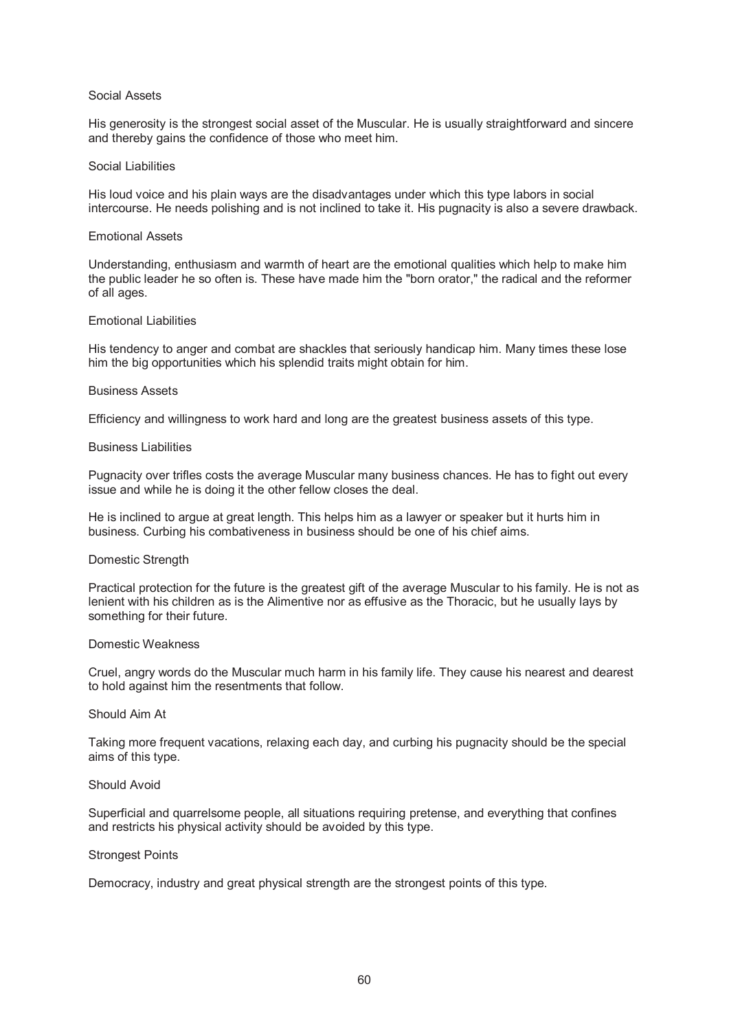### Social Assets

His generosity is the strongest social asset of the Muscular. He is usually straightforward and sincere and thereby gains the confidence of those who meet him.

### Social Liabilities

His loud voice and his plain ways are the disadvantages under which this type labors in social intercourse. He needs polishing and is not inclined to take it. His pugnacity is also a severe drawback.

### Emotional Assets

Understanding, enthusiasm and warmth of heart are the emotional qualities which help to make him the public leader he so often is. These have made him the "born orator," the radical and the reformer of all ages.

### Emotional Liabilities

His tendency to anger and combat are shackles that seriously handicap him. Many times these lose him the big opportunities which his splendid traits might obtain for him.

### Business Assets

Efficiency and willingness to work hard and long are the greatest business assets of this type.

### Business Liabilities

Pugnacity over trifles costs the average Muscular many business chances. He has to fight out every issue and while he is doing it the other fellow closes the deal.

He is inclined to argue at great length. This helps him as a lawyer or speaker but it hurts him in business. Curbing his combativeness in business should be one of his chief aims.

### Domestic Strength

Practical protection for the future is the greatest gift of the average Muscular to his family. He is not as lenient with his children as is the Alimentive nor as effusive as the Thoracic, but he usually lays by something for their future.

### Domestic Weakness

Cruel, angry words do the Muscular much harm in his family life. They cause his nearest and dearest to hold against him the resentments that follow.

### Should Aim At

Taking more frequent vacations, relaxing each day, and curbing his pugnacity should be the special aims of this type.

### Should Avoid

Superficial and quarrelsome people, all situations requiring pretense, and everything that confines and restricts his physical activity should be avoided by this type.

### Strongest Points

Democracy, industry and great physical strength are the strongest points of this type.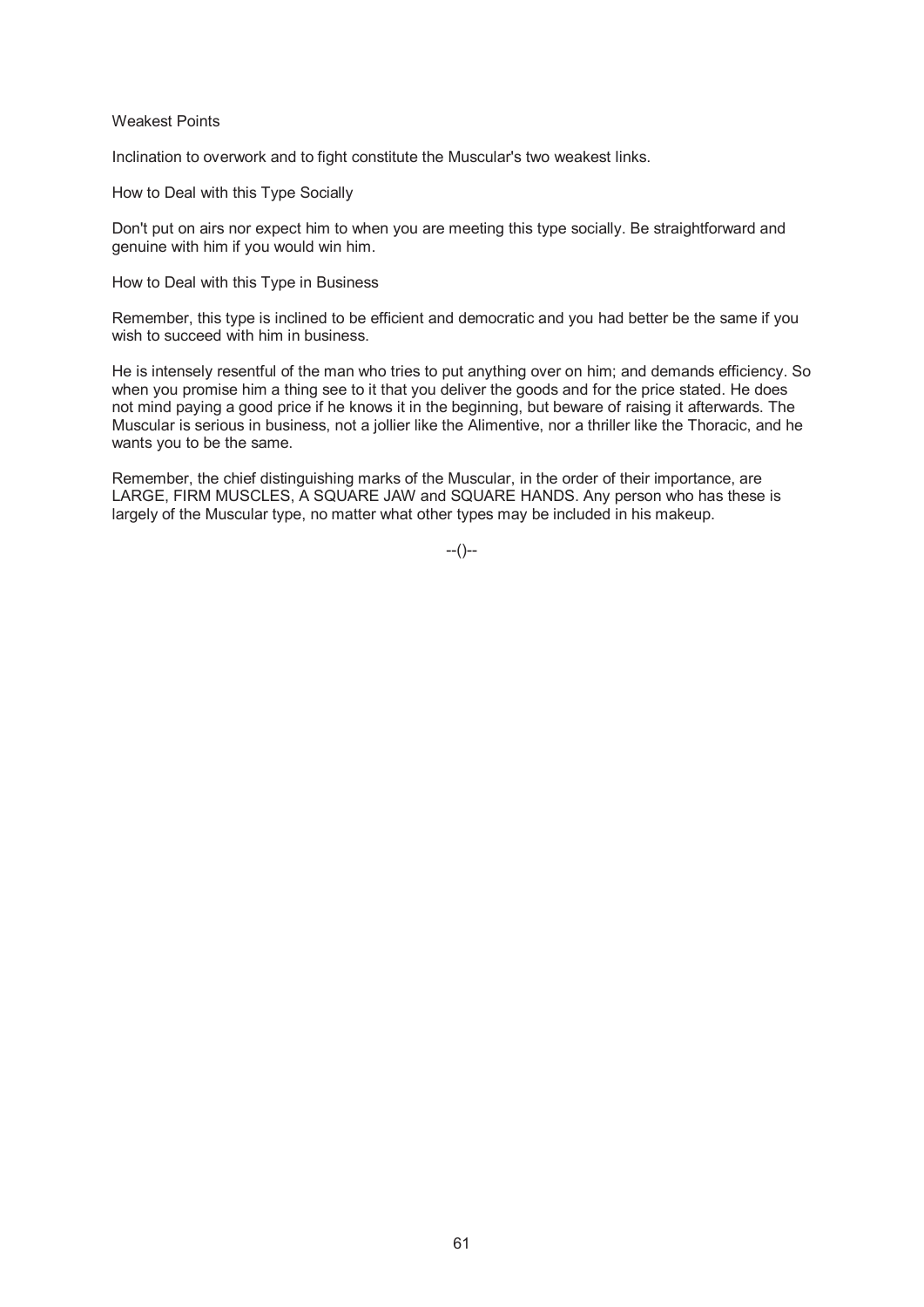### Weakest Points

Inclination to overwork and to fight constitute the Muscular's two weakest links.

### How to Deal with this Type Socially

Don't put on airs nor expect him to when you are meeting this type socially. Be straightforward and genuine with him if you would win him.

### How to Deal with this Type in Business

Remember, this type is inclined to be efficient and democratic and you had better be the same if you wish to succeed with him in business.

He is intensely resentful of the man who tries to put anything over on him; and demands efficiency. So when you promise him a thing see to it that you deliver the goods and for the price stated. He does not mind paying a good price if he knows it in the beginning, but beware of raising it afterwards. The Muscular is serious in business, not a jollier like the Alimentive, nor a thriller like the Thoracic, and he wants you to be the same.

Remember, the chief distinguishing marks of the Muscular, in the order of their importance, are LARGE, FIRM MUSCLES, A SQUARE JAW and SQUARE HANDS. Any person who has these is largely of the Muscular type, no matter what other types may be included in his makeup.

--()--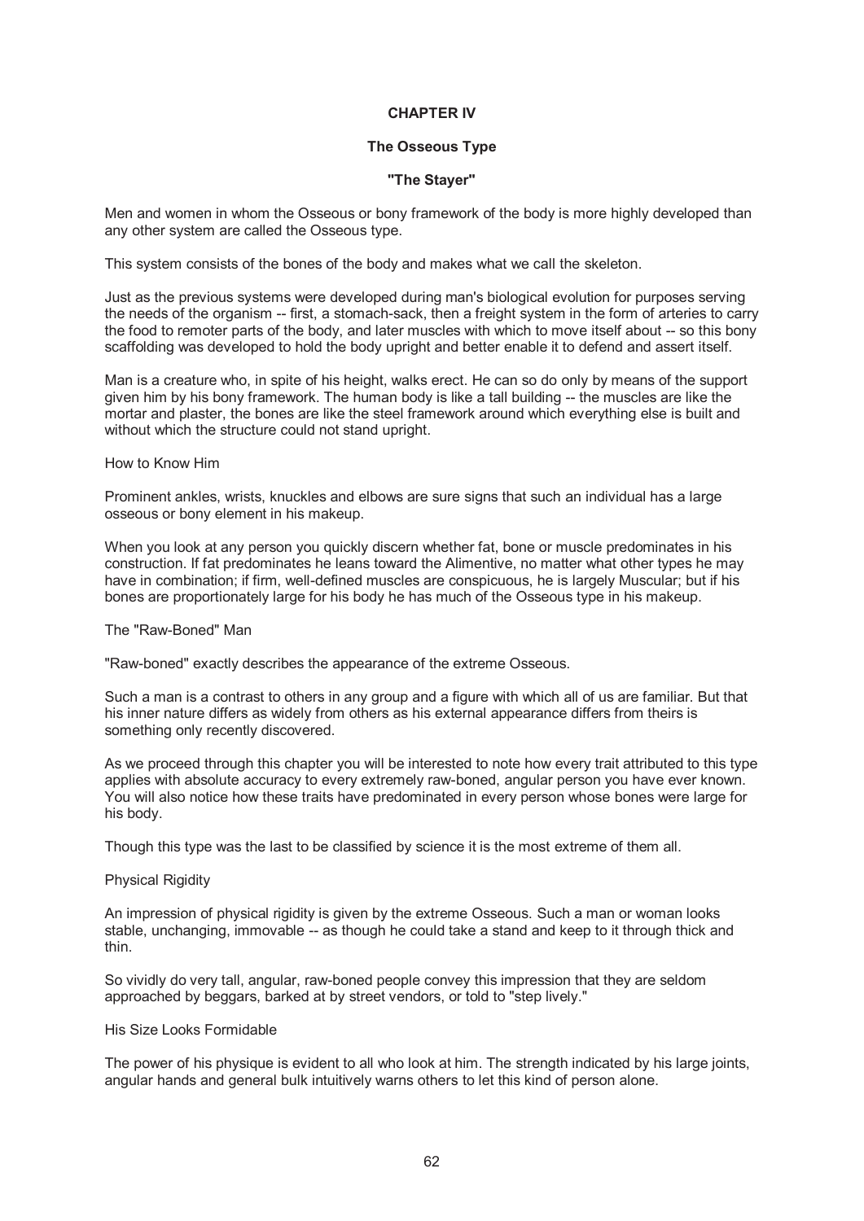# CHAPTER IV

## The Osseous Type

## "The Stayer"

Men and women in whom the Osseous or bony framework of the body is more highly developed than any other system are called the Osseous type.

This system consists of the bones of the body and makes what we call the skeleton.

Just as the previous systems were developed during man's biological evolution for purposes serving the needs of the organism -- first, a stomach-sack, then a freight system in the form of arteries to carry the food to remoter parts of the body, and later muscles with which to move itself about -- so this bony scaffolding was developed to hold the body upright and better enable it to defend and assert itself.

Man is a creature who, in spite of his height, walks erect. He can so do only by means of the support given him by his bony framework. The human body is like a tall building -- the muscles are like the mortar and plaster, the bones are like the steel framework around which everything else is built and without which the structure could not stand upright.

### How to Know Him

Prominent ankles, wrists, knuckles and elbows are sure signs that such an individual has a large osseous or bony element in his makeup.

When you look at any person you quickly discern whether fat, bone or muscle predominates in his construction. If fat predominates he leans toward the Alimentive, no matter what other types he may have in combination; if firm, well-defined muscles are conspicuous, he is largely Muscular; but if his bones are proportionately large for his body he has much of the Osseous type in his makeup.

### The "Raw-Boned" Man

"Raw-boned" exactly describes the appearance of the extreme Osseous.

Such a man is a contrast to others in any group and a figure with which all of us are familiar. But that his inner nature differs as widely from others as his external appearance differs from theirs is something only recently discovered.

As we proceed through this chapter you will be interested to note how every trait attributed to this type applies with absolute accuracy to every extremely raw-boned, angular person you have ever known. You will also notice how these traits have predominated in every person whose bones were large for his body.

Though this type was the last to be classified by science it is the most extreme of them all.

### Physical Rigidity

An impression of physical rigidity is given by the extreme Osseous. Such a man or woman looks stable, unchanging, immovable -- as though he could take a stand and keep to it through thick and thin.

So vividly do very tall, angular, raw-boned people convey this impression that they are seldom approached by beggars, barked at by street vendors, or told to "step lively."

### His Size Looks Formidable

The power of his physique is evident to all who look at him. The strength indicated by his large joints, angular hands and general bulk intuitively warns others to let this kind of person alone.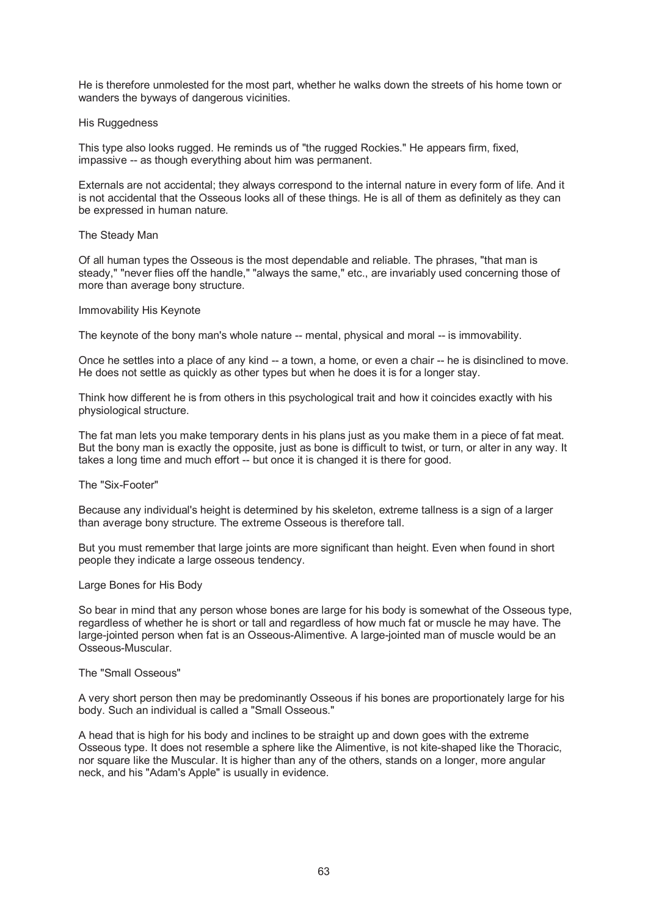He is therefore unmolested for the most part, whether he walks down the streets of his home town or wanders the byways of dangerous vicinities.

### His Ruggedness

This type also looks rugged. He reminds us of "the rugged Rockies." He appears firm, fixed, impassive -- as though everything about him was permanent.

Externals are not accidental; they always correspond to the internal nature in every form of life. And it is not accidental that the Osseous looks all of these things. He is all of them as definitely as they can be expressed in human nature.

### The Steady Man

Of all human types the Osseous is the most dependable and reliable. The phrases, "that man is steady," "never flies off the handle," "always the same," etc., are invariably used concerning those of more than average bony structure.

### Immovability His Keynote

The keynote of the bony man's whole nature -- mental, physical and moral -- is immovability.

Once he settles into a place of any kind -- a town, a home, or even a chair -- he is disinclined to move. He does not settle as quickly as other types but when he does it is for a longer stay.

Think how different he is from others in this psychological trait and how it coincides exactly with his physiological structure.

The fat man lets you make temporary dents in his plans just as you make them in a piece of fat meat. But the bony man is exactly the opposite, just as bone is difficult to twist, or turn, or alter in any way. It takes a long time and much effort -- but once it is changed it is there for good.

### The "Six-Footer"

Because any individual's height is determined by his skeleton, extreme tallness is a sign of a larger than average bony structure. The extreme Osseous is therefore tall.

But you must remember that large joints are more significant than height. Even when found in short people they indicate a large osseous tendency.

### Large Bones for His Body

So bear in mind that any person whose bones are large for his body is somewhat of the Osseous type, regardless of whether he is short or tall and regardless of how much fat or muscle he may have. The large-jointed person when fat is an Osseous-Alimentive. A large-jointed man of muscle would be an Osseous-Muscular.

### The "Small Osseous"

A very short person then may be predominantly Osseous if his bones are proportionately large for his body. Such an individual is called a "Small Osseous."

A head that is high for his body and inclines to be straight up and down goes with the extreme Osseous type. It does not resemble a sphere like the Alimentive, is not kite-shaped like the Thoracic, nor square like the Muscular. It is higher than any of the others, stands on a longer, more angular neck, and his "Adam's Apple" is usually in evidence.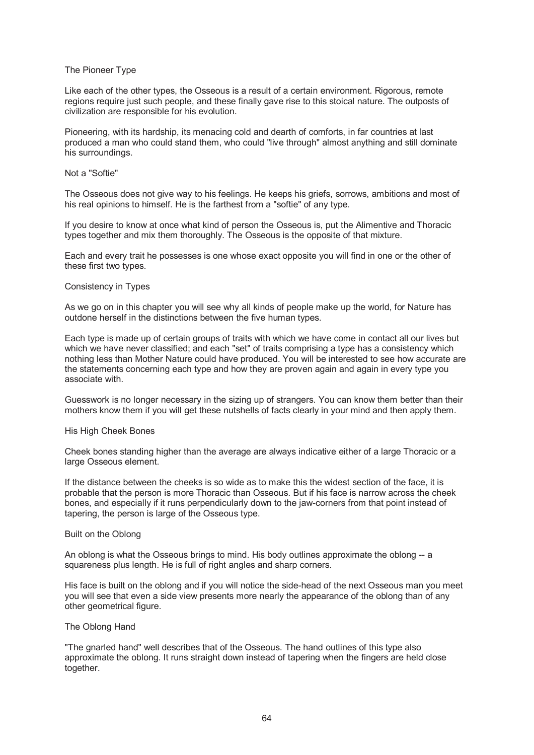### The Pioneer Type

Like each of the other types, the Osseous is a result of a certain environment. Rigorous, remote regions require just such people, and these finally gave rise to this stoical nature. The outposts of civilization are responsible for his evolution.

Pioneering, with its hardship, its menacing cold and dearth of comforts, in far countries at last produced a man who could stand them, who could "live through" almost anything and still dominate his surroundings.

### Not a "Softie"

The Osseous does not give way to his feelings. He keeps his griefs, sorrows, ambitions and most of his real opinions to himself. He is the farthest from a "softie" of any type.

If you desire to know at once what kind of person the Osseous is, put the Alimentive and Thoracic types together and mix them thoroughly. The Osseous is the opposite of that mixture.

Each and every trait he possesses is one whose exact opposite you will find in one or the other of these first two types.

### Consistency in Types

As we go on in this chapter you will see why all kinds of people make up the world, for Nature has outdone herself in the distinctions between the five human types.

Each type is made up of certain groups of traits with which we have come in contact all our lives but which we have never classified; and each "set" of traits comprising a type has a consistency which nothing less than Mother Nature could have produced. You will be interested to see how accurate are the statements concerning each type and how they are proven again and again in every type you associate with.

Guesswork is no longer necessary in the sizing up of strangers. You can know them better than their mothers know them if you will get these nutshells of facts clearly in your mind and then apply them.

### His High Cheek Bones

Cheek bones standing higher than the average are always indicative either of a large Thoracic or a large Osseous element.

If the distance between the cheeks is so wide as to make this the widest section of the face, it is probable that the person is more Thoracic than Osseous. But if his face is narrow across the cheek bones, and especially if it runs perpendicularly down to the jaw-corners from that point instead of tapering, the person is large of the Osseous type.

### Built on the Oblong

An oblong is what the Osseous brings to mind. His body outlines approximate the oblong -- a squareness plus length. He is full of right angles and sharp corners.

His face is built on the oblong and if you will notice the side-head of the next Osseous man you meet you will see that even a side view presents more nearly the appearance of the oblong than of any other geometrical figure.

### The Oblong Hand

"The gnarled hand" well describes that of the Osseous. The hand outlines of this type also approximate the oblong. It runs straight down instead of tapering when the fingers are held close together.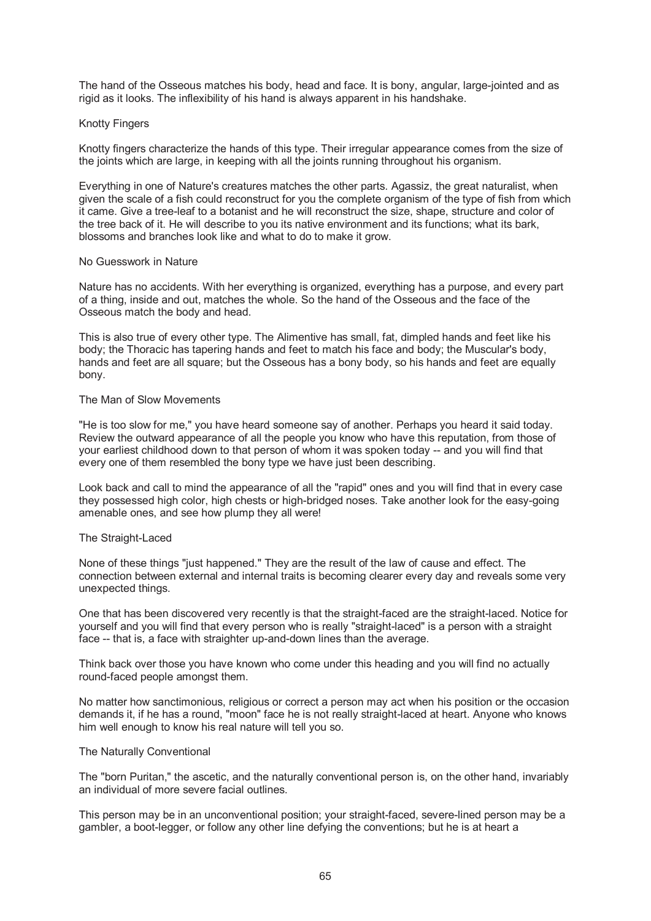The hand of the Osseous matches his body, head and face. It is bony, angular, large-jointed and as rigid as it looks. The inflexibility of his hand is always apparent in his handshake.

### Knotty Fingers

Knotty fingers characterize the hands of this type. Their irregular appearance comes from the size of the joints which are large, in keeping with all the joints running throughout his organism.

Everything in one of Nature's creatures matches the other parts. Agassiz, the great naturalist, when given the scale of a fish could reconstruct for you the complete organism of the type of fish from which it came. Give a tree-leaf to a botanist and he will reconstruct the size, shape, structure and color of the tree back of it. He will describe to you its native environment and its functions; what its bark, blossoms and branches look like and what to do to make it grow.

### No Guesswork in Nature

Nature has no accidents. With her everything is organized, everything has a purpose, and every part of a thing, inside and out, matches the whole. So the hand of the Osseous and the face of the Osseous match the body and head.

This is also true of every other type. The Alimentive has small, fat, dimpled hands and feet like his body; the Thoracic has tapering hands and feet to match his face and body; the Muscular's body, hands and feet are all square; but the Osseous has a bony body, so his hands and feet are equally bony.

### The Man of Slow Movements

"He is too slow for me," you have heard someone say of another. Perhaps you heard it said today. Review the outward appearance of all the people you know who have this reputation, from those of your earliest childhood down to that person of whom it was spoken today -- and you will find that every one of them resembled the bony type we have just been describing.

Look back and call to mind the appearance of all the "rapid" ones and you will find that in every case they possessed high color, high chests or high-bridged noses. Take another look for the easy-going amenable ones, and see how plump they all were!

### The Straight-Laced

None of these things "just happened." They are the result of the law of cause and effect. The connection between external and internal traits is becoming clearer every day and reveals some very unexpected things.

One that has been discovered very recently is that the straight-faced are the straight-laced. Notice for yourself and you will find that every person who is really "straight-laced" is a person with a straight face -- that is, a face with straighter up-and-down lines than the average.

Think back over those you have known who come under this heading and you will find no actually round-faced people amongst them.

No matter how sanctimonious, religious or correct a person may act when his position or the occasion demands it, if he has a round, "moon" face he is not really straight-laced at heart. Anyone who knows him well enough to know his real nature will tell you so.

### The Naturally Conventional

The "born Puritan," the ascetic, and the naturally conventional person is, on the other hand, invariably an individual of more severe facial outlines.

This person may be in an unconventional position; your straight-faced, severe-lined person may be a gambler, a boot-legger, or follow any other line defying the conventions; but he is at heart a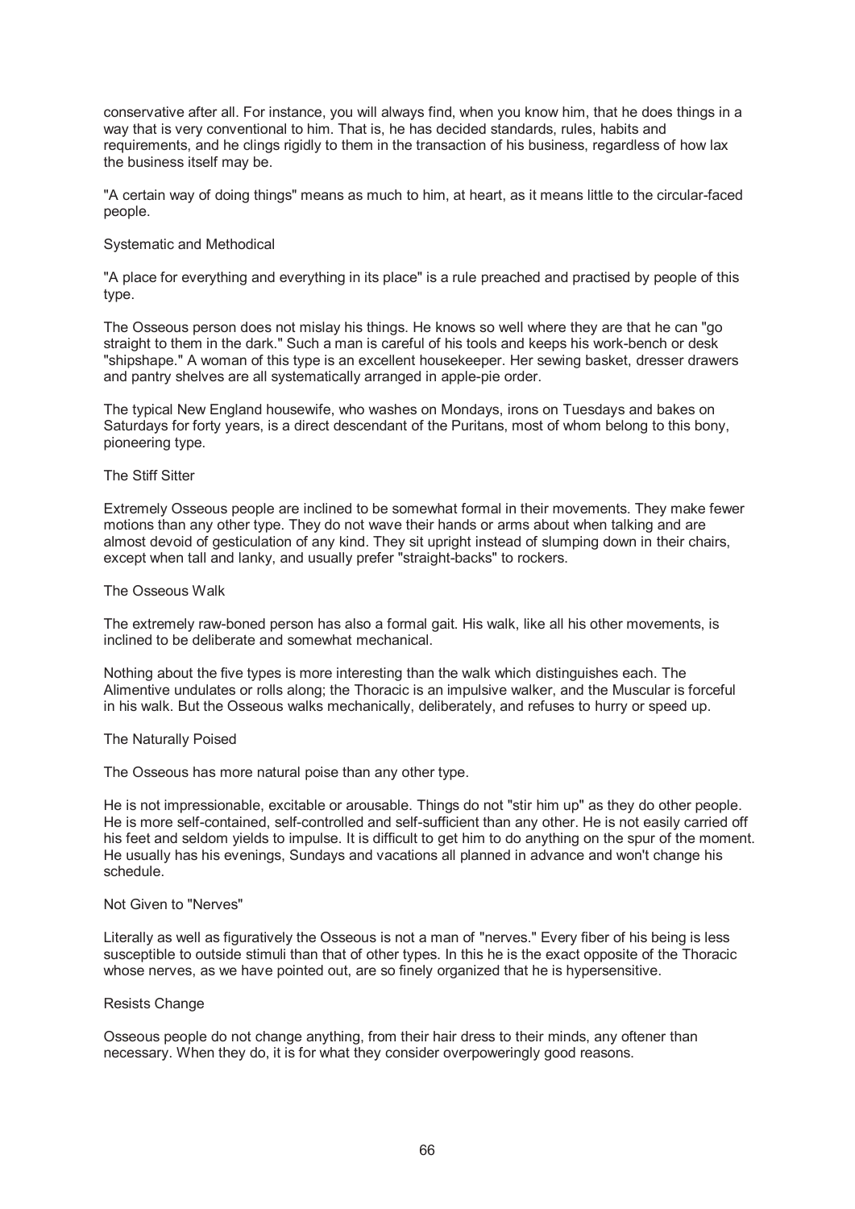conservative after all. For instance, you will always find, when you know him, that he does things in a way that is very conventional to him. That is, he has decided standards, rules, habits and requirements, and he clings rigidly to them in the transaction of his business, regardless of how lax the business itself may be.

"A certain way of doing things" means as much to him, at heart, as it means little to the circular-faced people.

### Systematic and Methodical

"A place for everything and everything in its place" is a rule preached and practised by people of this type.

The Osseous person does not mislay his things. He knows so well where they are that he can "go straight to them in the dark." Such a man is careful of his tools and keeps his work-bench or desk "shipshape." A woman of this type is an excellent housekeeper. Her sewing basket, dresser drawers and pantry shelves are all systematically arranged in apple-pie order.

The typical New England housewife, who washes on Mondays, irons on Tuesdays and bakes on Saturdays for forty years, is a direct descendant of the Puritans, most of whom belong to this bony, pioneering type.

### The Stiff Sitter

Extremely Osseous people are inclined to be somewhat formal in their movements. They make fewer motions than any other type. They do not wave their hands or arms about when talking and are almost devoid of gesticulation of any kind. They sit upright instead of slumping down in their chairs, except when tall and lanky, and usually prefer "straight-backs" to rockers.

### The Osseous Walk

The extremely raw-boned person has also a formal gait. His walk, like all his other movements, is inclined to be deliberate and somewhat mechanical.

Nothing about the five types is more interesting than the walk which distinguishes each. The Alimentive undulates or rolls along; the Thoracic is an impulsive walker, and the Muscular is forceful in his walk. But the Osseous walks mechanically, deliberately, and refuses to hurry or speed up.

### The Naturally Poised

The Osseous has more natural poise than any other type.

He is not impressionable, excitable or arousable. Things do not "stir him up" as they do other people. He is more self-contained, self-controlled and self-sufficient than any other. He is not easily carried off his feet and seldom yields to impulse. It is difficult to get him to do anything on the spur of the moment. He usually has his evenings, Sundays and vacations all planned in advance and won't change his schedule.

### Not Given to "Nerves"

Literally as well as figuratively the Osseous is not a man of "nerves." Every fiber of his being is less susceptible to outside stimuli than that of other types. In this he is the exact opposite of the Thoracic whose nerves, as we have pointed out, are so finely organized that he is hypersensitive.

### Resists Change

Osseous people do not change anything, from their hair dress to their minds, any oftener than necessary. When they do, it is for what they consider overpoweringly good reasons.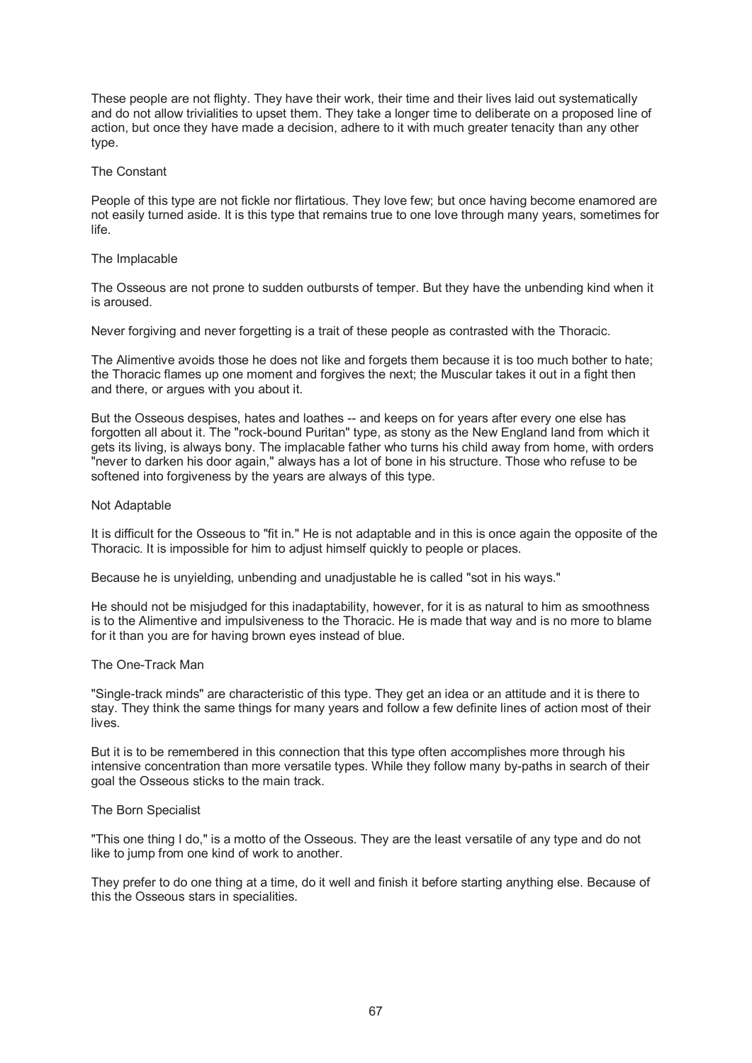These people are not flighty. They have their work, their time and their lives laid out systematically and do not allow trivialities to upset them. They take a longer time to deliberate on a proposed line of action, but once they have made a decision, adhere to it with much greater tenacity than any other type.

### The Constant

People of this type are not fickle nor flirtatious. They love few; but once having become enamored are not easily turned aside. It is this type that remains true to one love through many years, sometimes for life.

### The Implacable

The Osseous are not prone to sudden outbursts of temper. But they have the unbending kind when it is aroused.

Never forgiving and never forgetting is a trait of these people as contrasted with the Thoracic.

The Alimentive avoids those he does not like and forgets them because it is too much bother to hate; the Thoracic flames up one moment and forgives the next; the Muscular takes it out in a fight then and there, or argues with you about it.

But the Osseous despises, hates and loathes -- and keeps on for years after every one else has forgotten all about it. The "rock-bound Puritan" type, as stony as the New England land from which it gets its living, is always bony. The implacable father who turns his child away from home, with orders "never to darken his door again," always has a lot of bone in his structure. Those who refuse to be softened into forgiveness by the years are always of this type.

### Not Adaptable

It is difficult for the Osseous to "fit in." He is not adaptable and in this is once again the opposite of the Thoracic. It is impossible for him to adjust himself quickly to people or places.

Because he is unyielding, unbending and unadjustable he is called "sot in his ways."

He should not be misjudged for this inadaptability, however, for it is as natural to him as smoothness is to the Alimentive and impulsiveness to the Thoracic. He is made that way and is no more to blame for it than you are for having brown eyes instead of blue.

### The One-Track Man

"Single-track minds" are characteristic of this type. They get an idea or an attitude and it is there to stay. They think the same things for many years and follow a few definite lines of action most of their lives.

But it is to be remembered in this connection that this type often accomplishes more through his intensive concentration than more versatile types. While they follow many by-paths in search of their goal the Osseous sticks to the main track.

### The Born Specialist

"This one thing I do," is a motto of the Osseous. They are the least versatile of any type and do not like to jump from one kind of work to another.

They prefer to do one thing at a time, do it well and finish it before starting anything else. Because of this the Osseous stars in specialities.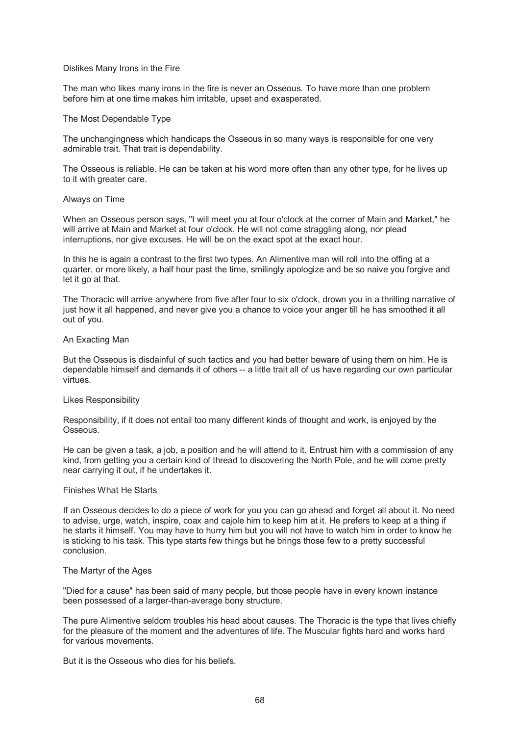### Dislikes Many Irons in the Fire

The man who likes many irons in the fire is never an Osseous. To have more than one problem before him at one time makes him irritable, upset and exasperated.

### The Most Dependable Type

The unchangingness which handicaps the Osseous in so many ways is responsible for one very admirable trait. That trait is dependability.

The Osseous is reliable. He can be taken at his word more often than any other type, for he lives up to it with greater care.

### Always on Time

When an Osseous person says, "I will meet you at four o'clock at the corner of Main and Market," he will arrive at Main and Market at four o'clock. He will not come straggling along, nor plead interruptions, nor give excuses. He will be on the exact spot at the exact hour.

In this he is again a contrast to the first two types. An Alimentive man will roll into the offing at a quarter, or more likely, a half hour past the time, smilingly apologize and be so naive you forgive and let it go at that.

The Thoracic will arrive anywhere from five after four to six o'clock, drown you in a thrilling narrative of just how it all happened, and never give you a chance to voice your anger till he has smoothed it all out of you.

### An Exacting Man

But the Osseous is disdainful of such tactics and you had better beware of using them on him. He is dependable himself and demands it of others -- a little trait all of us have regarding our own particular virtues.

### Likes Responsibility

Responsibility, if it does not entail too many different kinds of thought and work, is enjoyed by the Osseous.

He can be given a task, a job, a position and he will attend to it. Entrust him with a commission of any kind, from getting you a certain kind of thread to discovering the North Pole, and he will come pretty near carrying it out, if he undertakes it.

### Finishes What He Starts

If an Osseous decides to do a piece of work for you you can go ahead and forget all about it. No need to advise, urge, watch, inspire, coax and cajole him to keep him at it. He prefers to keep at a thing if he starts it himself. You may have to hurry him but you will not have to watch him in order to know he is sticking to his task. This type starts few things but he brings those few to a pretty successful conclusion.

### The Martyr of the Ages

"Died for a cause" has been said of many people, but those people have in every known instance been possessed of a larger-than-average bony structure.

The pure Alimentive seldom troubles his head about causes. The Thoracic is the type that lives chiefly for the pleasure of the moment and the adventures of life. The Muscular fights hard and works hard for various movements.

But it is the Osseous who dies for his beliefs.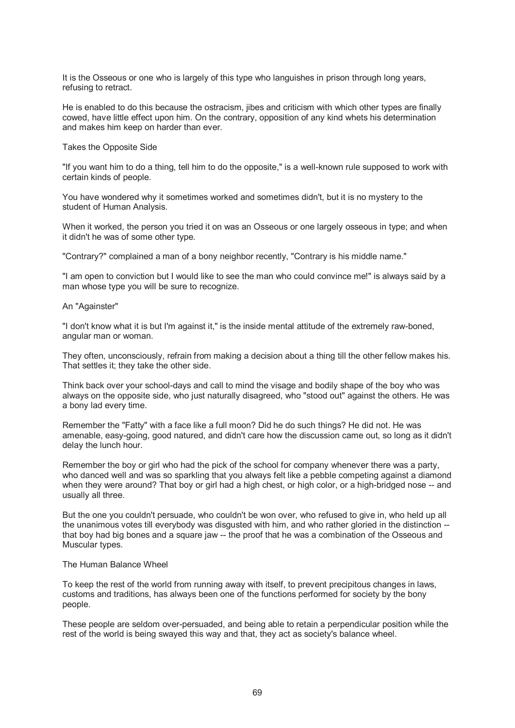It is the Osseous or one who is largely of this type who languishes in prison through long years, refusing to retract.

He is enabled to do this because the ostracism, jibes and criticism with which other types are finally cowed, have little effect upon him. On the contrary, opposition of any kind whets his determination and makes him keep on harder than ever.

### Takes the Opposite Side

"If you want him to do a thing, tell him to do the opposite," is a well-known rule supposed to work with certain kinds of people.

You have wondered why it sometimes worked and sometimes didn't, but it is no mystery to the student of Human Analysis.

When it worked, the person you tried it on was an Osseous or one largely osseous in type; and when it didn't he was of some other type.

"Contrary?" complained a man of a bony neighbor recently, "Contrary is his middle name."

"I am open to conviction but I would like to see the man who could convince me!" is always said by a man whose type you will be sure to recognize.

### An "Againster"

"I don't know what it is but I'm against it," is the inside mental attitude of the extremely raw-boned, angular man or woman.

They often, unconsciously, refrain from making a decision about a thing till the other fellow makes his. That settles it; they take the other side.

Think back over your school-days and call to mind the visage and bodily shape of the boy who was always on the opposite side, who just naturally disagreed, who "stood out" against the others. He was a bony lad every time.

Remember the "Fatty" with a face like a full moon? Did he do such things? He did not. He was amenable, easy-going, good natured, and didn't care how the discussion came out, so long as it didn't delay the lunch hour.

Remember the boy or girl who had the pick of the school for company whenever there was a party, who danced well and was so sparkling that you always felt like a pebble competing against a diamond when they were around? That boy or girl had a high chest, or high color, or a high-bridged nose -- and usually all three.

But the one you couldn't persuade, who couldn't be won over, who refused to give in, who held up all the unanimous votes till everybody was disgusted with him, and who rather gloried in the distinction -- that boy had big bones and a square jaw -- the proof that he was a combination of the Osseous and Muscular types.

### The Human Balance Wheel

To keep the rest of the world from running away with itself, to prevent precipitous changes in laws, customs and traditions, has always been one of the functions performed for society by the bony people.

These people are seldom over-persuaded, and being able to retain a perpendicular position while the rest of the world is being swayed this way and that, they act as society's balance wheel.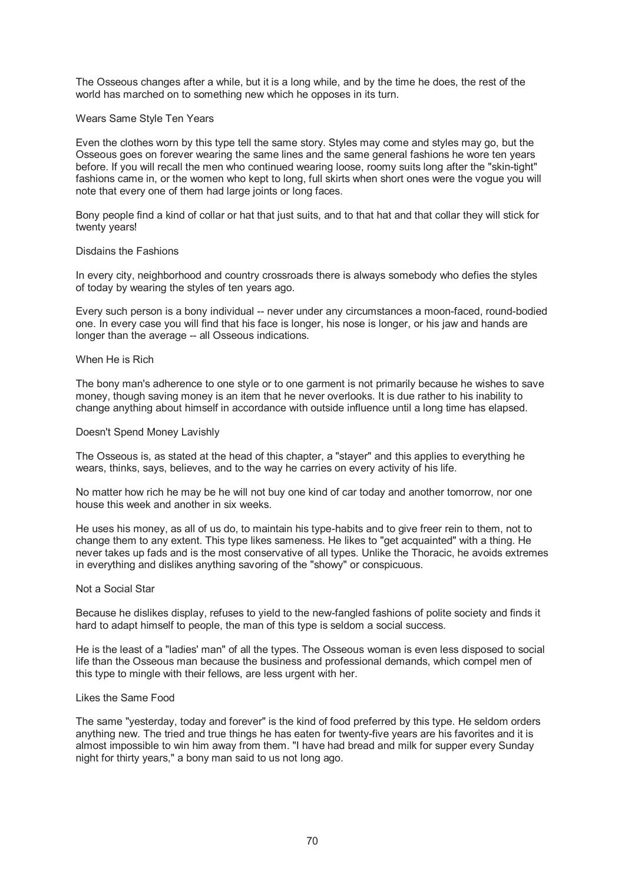The Osseous changes after a while, but it is a long while, and by the time he does, the rest of the world has marched on to something new which he opposes in its turn.

### Wears Same Style Ten Years

Even the clothes worn by this type tell the same story. Styles may come and styles may go, but the Osseous goes on forever wearing the same lines and the same general fashions he wore ten years before. If you will recall the men who continued wearing loose, roomy suits long after the "skin-tight" fashions came in, or the women who kept to long, full skirts when short ones were the vogue you will note that every one of them had large joints or long faces.

Bony people find a kind of collar or hat that just suits, and to that hat and that collar they will stick for twenty years!

### Disdains the Fashions

In every city, neighborhood and country crossroads there is always somebody who defies the styles of today by wearing the styles of ten years ago.

Every such person is a bony individual -- never under any circumstances a moon-faced, round-bodied one. In every case you will find that his face is longer, his nose is longer, or his jaw and hands are longer than the average -- all Osseous indications.

### When He is Rich

The bony man's adherence to one style or to one garment is not primarily because he wishes to save money, though saving money is an item that he never overlooks. It is due rather to his inability to change anything about himself in accordance with outside influence until a long time has elapsed.

### Doesn't Spend Money Lavishly

The Osseous is, as stated at the head of this chapter, a "stayer" and this applies to everything he wears, thinks, says, believes, and to the way he carries on every activity of his life.

No matter how rich he may be he will not buy one kind of car today and another tomorrow, nor one house this week and another in six weeks.

He uses his money, as all of us do, to maintain his type-habits and to give freer rein to them, not to change them to any extent. This type likes sameness. He likes to "get acquainted" with a thing. He never takes up fads and is the most conservative of all types. Unlike the Thoracic, he avoids extremes in everything and dislikes anything savoring of the "showy" or conspicuous.

### Not a Social Star

Because he dislikes display, refuses to yield to the new-fangled fashions of polite society and finds it hard to adapt himself to people, the man of this type is seldom a social success.

He is the least of a "ladies' man" of all the types. The Osseous woman is even less disposed to social life than the Osseous man because the business and professional demands, which compel men of this type to mingle with their fellows, are less urgent with her.

### Likes the Same Food

The same "yesterday, today and forever" is the kind of food preferred by this type. He seldom orders anything new. The tried and true things he has eaten for twenty-five years are his favorites and it is almost impossible to win him away from them. "I have had bread and milk for supper every Sunday night for thirty years," a bony man said to us not long ago.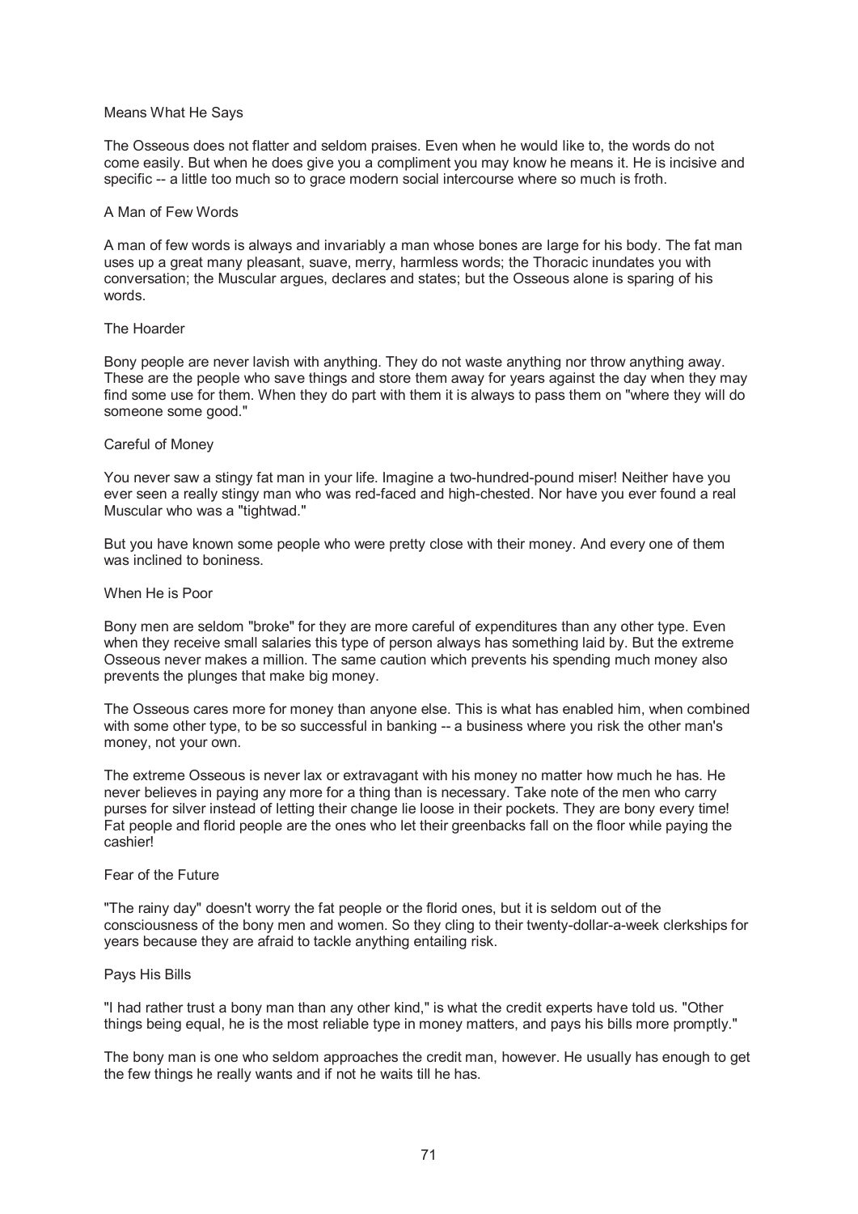### Means What He Says

The Osseous does not flatter and seldom praises. Even when he would like to, the words do not come easily. But when he does give you a compliment you may know he means it. He is incisive and specific -- a little too much so to grace modern social intercourse where so much is froth.

### A Man of Few Words

A man of few words is always and invariably a man whose bones are large for his body. The fat man uses up a great many pleasant, suave, merry, harmless words; the Thoracic inundates you with conversation; the Muscular argues, declares and states; but the Osseous alone is sparing of his words.

### The Hoarder

Bony people are never lavish with anything. They do not waste anything nor throw anything away. These are the people who save things and store them away for years against the day when they may find some use for them. When they do part with them it is always to pass them on "where they will do someone some good."

### Careful of Money

You never saw a stingy fat man in your life. Imagine a two-hundred-pound miser! Neither have you ever seen a really stingy man who was red-faced and high-chested. Nor have you ever found a real Muscular who was a "tightwad."

But you have known some people who were pretty close with their money. And every one of them was inclined to boniness.

### When He is Poor

Bony men are seldom "broke" for they are more careful of expenditures than any other type. Even when they receive small salaries this type of person always has something laid by. But the extreme Osseous never makes a million. The same caution which prevents his spending much money also prevents the plunges that make big money.

The Osseous cares more for money than anyone else. This is what has enabled him, when combined with some other type, to be so successful in banking -- a business where you risk the other man's money, not your own.

The extreme Osseous is never lax or extravagant with his money no matter how much he has. He never believes in paying any more for a thing than is necessary. Take note of the men who carry purses for silver instead of letting their change lie loose in their pockets. They are bony every time! Fat people and florid people are the ones who let their greenbacks fall on the floor while paying the cashier!

### Fear of the Future

"The rainy day" doesn't worry the fat people or the florid ones, but it is seldom out of the consciousness of the bony men and women. So they cling to their twenty-dollar-a-week clerkships for years because they are afraid to tackle anything entailing risk.

### Pays His Bills

"I had rather trust a bony man than any other kind," is what the credit experts have told us. "Other things being equal, he is the most reliable type in money matters, and pays his bills more promptly."

The bony man is one who seldom approaches the credit man, however. He usually has enough to get the few things he really wants and if not he waits till he has.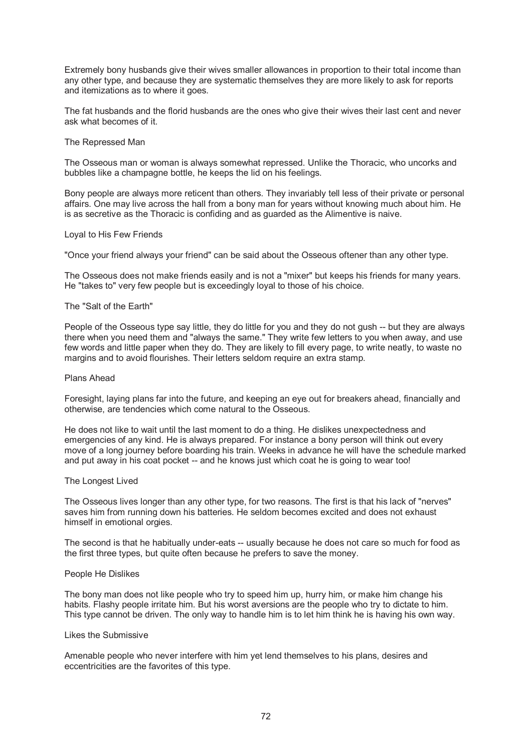Extremely bony husbands give their wives smaller allowances in proportion to their total income than any other type, and because they are systematic themselves they are more likely to ask for reports and itemizations as to where it goes.

The fat husbands and the florid husbands are the ones who give their wives their last cent and never ask what becomes of it.

### The Repressed Man

The Osseous man or woman is always somewhat repressed. Unlike the Thoracic, who uncorks and bubbles like a champagne bottle, he keeps the lid on his feelings.

Bony people are always more reticent than others. They invariably tell less of their private or personal affairs. One may live across the hall from a bony man for years without knowing much about him. He is as secretive as the Thoracic is confiding and as guarded as the Alimentive is naive.

### Loyal to His Few Friends

"Once your friend always your friend" can be said about the Osseous oftener than any other type.

The Osseous does not make friends easily and is not a "mixer" but keeps his friends for many years. He "takes to" very few people but is exceedingly loyal to those of his choice.

### The "Salt of the Earth"

People of the Osseous type say little, they do little for you and they do not gush -- but they are always there when you need them and "always the same." They write few letters to you when away, and use few words and little paper when they do. They are likely to fill every page, to write neatly, to waste no margins and to avoid flourishes. Their letters seldom require an extra stamp.

### Plans Ahead

Foresight, laying plans far into the future, and keeping an eye out for breakers ahead, financially and otherwise, are tendencies which come natural to the Osseous.

He does not like to wait until the last moment to do a thing. He dislikes unexpectedness and emergencies of any kind. He is always prepared. For instance a bony person will think out every move of a long journey before boarding his train. Weeks in advance he will have the schedule marked and put away in his coat pocket -- and he knows just which coat he is going to wear too!

### The Longest Lived

The Osseous lives longer than any other type, for two reasons. The first is that his lack of "nerves" saves him from running down his batteries. He seldom becomes excited and does not exhaust himself in emotional orgies.

The second is that he habitually under-eats -- usually because he does not care so much for food as the first three types, but quite often because he prefers to save the money.

### People He Dislikes

The bony man does not like people who try to speed him up, hurry him, or make him change his habits. Flashy people irritate him. But his worst aversions are the people who try to dictate to him. This type cannot be driven. The only way to handle him is to let him think he is having his own way.

### Likes the Submissive

Amenable people who never interfere with him yet lend themselves to his plans, desires and eccentricities are the favorites of this type.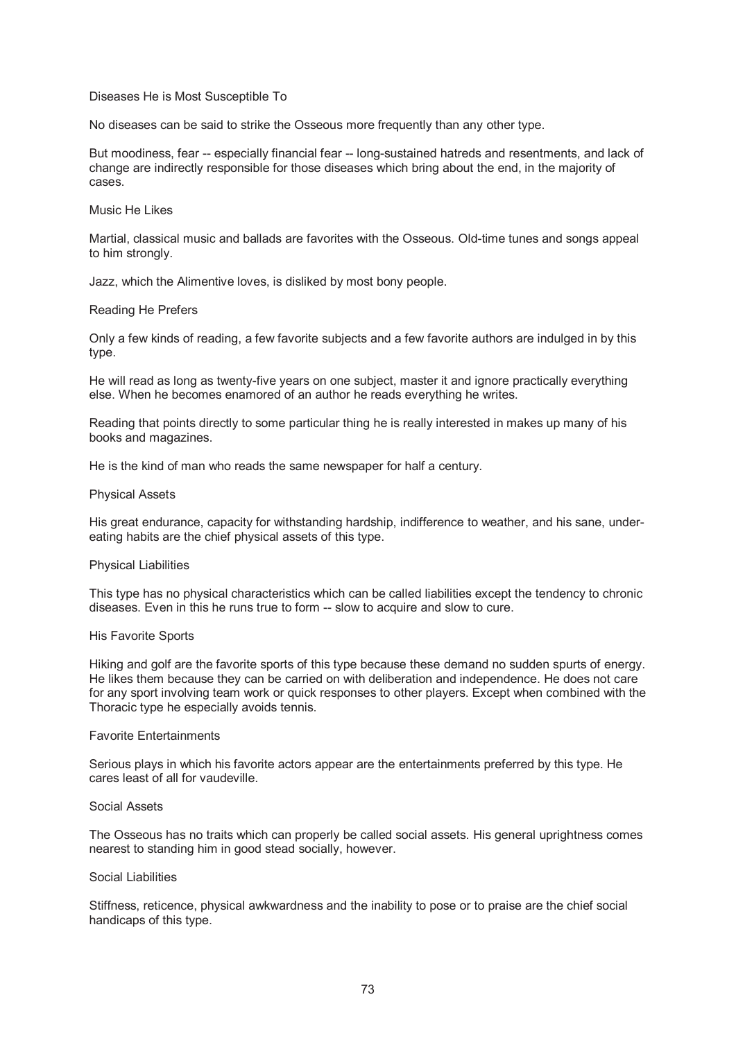### Diseases He is Most Susceptible To

No diseases can be said to strike the Osseous more frequently than any other type.

But moodiness, fear -- especially financial fear -- long-sustained hatreds and resentments, and lack of change are indirectly responsible for those diseases which bring about the end, in the majority of cases.

### Music He Likes

Martial, classical music and ballads are favorites with the Osseous. Old-time tunes and songs appeal to him strongly.

Jazz, which the Alimentive loves, is disliked by most bony people.

### Reading He Prefers

Only a few kinds of reading, a few favorite subjects and a few favorite authors are indulged in by this type.

He will read as long as twenty-five years on one subject, master it and ignore practically everything else. When he becomes enamored of an author he reads everything he writes.

Reading that points directly to some particular thing he is really interested in makes up many of his books and magazines.

He is the kind of man who reads the same newspaper for half a century.

### Physical Assets

His great endurance, capacity for withstanding hardship, indifference to weather, and his sane, under-eating habits are the chief physical assets of this type.

### Physical Liabilities

This type has no physical characteristics which can be called liabilities except the tendency to chronic diseases. Even in this he runs true to form -- slow to acquire and slow to cure.

### His Favorite Sports

Hiking and golf are the favorite sports of this type because these demand no sudden spurts of energy. He likes them because they can be carried on with deliberation and independence. He does not care for any sport involving team work or quick responses to other players. Except when combined with the Thoracic type he especially avoids tennis.

### Favorite Entertainments

Serious plays in which his favorite actors appear are the entertainments preferred by this type. He cares least of all for vaudeville.

### Social Assets

The Osseous has no traits which can properly be called social assets. His general uprightness comes nearest to standing him in good stead socially, however.

### Social Liabilities

Stiffness, reticence, physical awkwardness and the inability to pose or to praise are the chief social handicaps of this type.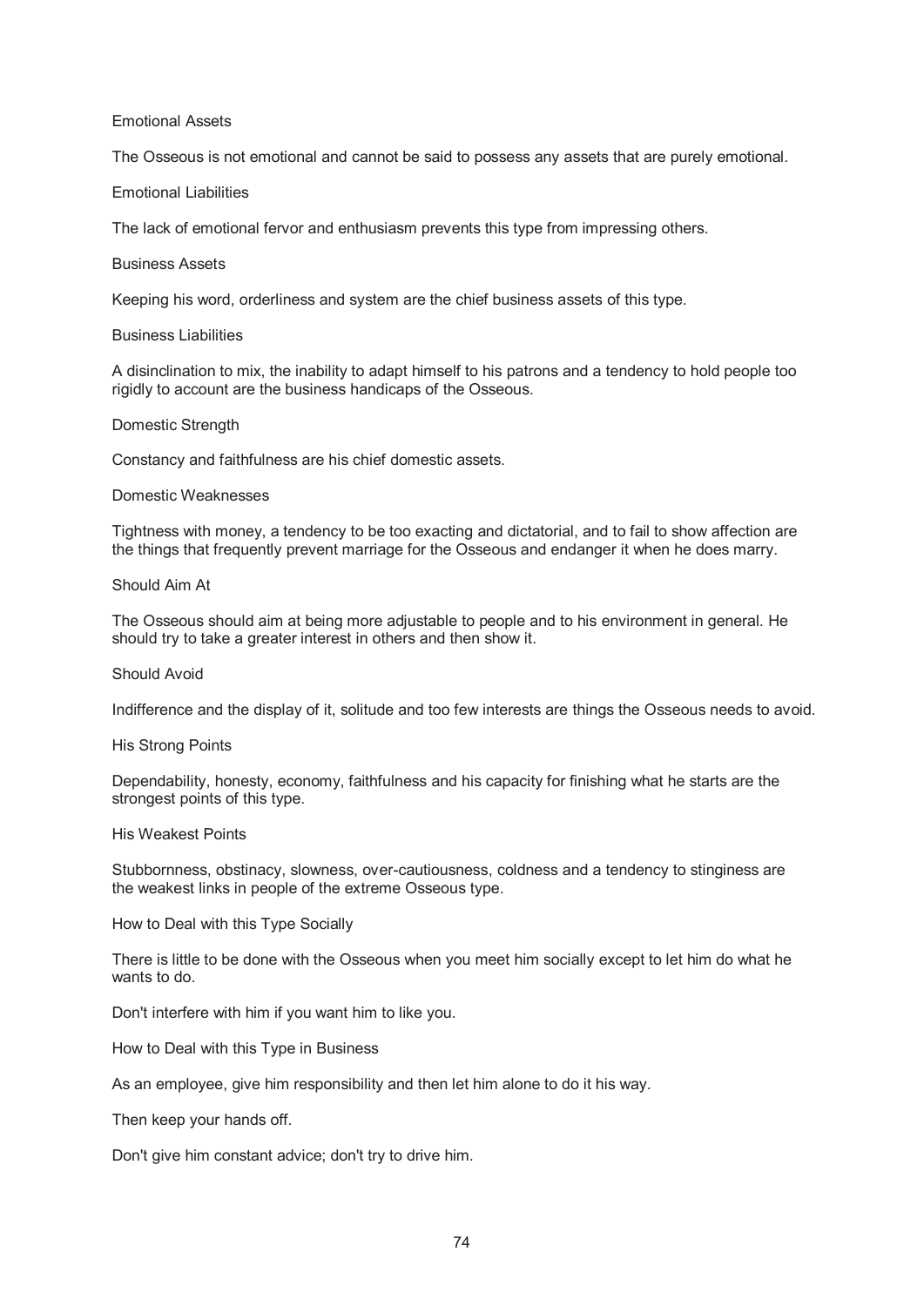### Emotional Assets

The Osseous is not emotional and cannot be said to possess any assets that are purely emotional.

### Emotional Liabilities

The lack of emotional fervor and enthusiasm prevents this type from impressing others.

### Business Assets

Keeping his word, orderliness and system are the chief business assets of this type.

### Business Liabilities

A disinclination to mix, the inability to adapt himself to his patrons and a tendency to hold people too rigidly to account are the business handicaps of the Osseous.

### Domestic Strength

Constancy and faithfulness are his chief domestic assets.

### Domestic Weaknesses

Tightness with money, a tendency to be too exacting and dictatorial, and to fail to show affection are the things that frequently prevent marriage for the Osseous and endanger it when he does marry.

### Should Aim At

The Osseous should aim at being more adjustable to people and to his environment in general. He should try to take a greater interest in others and then show it.

### Should Avoid

Indifference and the display of it, solitude and too few interests are things the Osseous needs to avoid.

### His Strong Points

Dependability, honesty, economy, faithfulness and his capacity for finishing what he starts are the strongest points of this type.

### His Weakest Points

Stubbornness, obstinacy, slowness, over-cautiousness, coldness and a tendency to stinginess are the weakest links in people of the extreme Osseous type.

### How to Deal with this Type Socially

There is little to be done with the Osseous when you meet him socially except to let him do what he wants to do.

Don't interfere with him if you want him to like you.

### How to Deal with this Type in Business

As an employee, give him responsibility and then let him alone to do it his way.

Then keep your hands off.

Don't give him constant advice; don't try to drive him.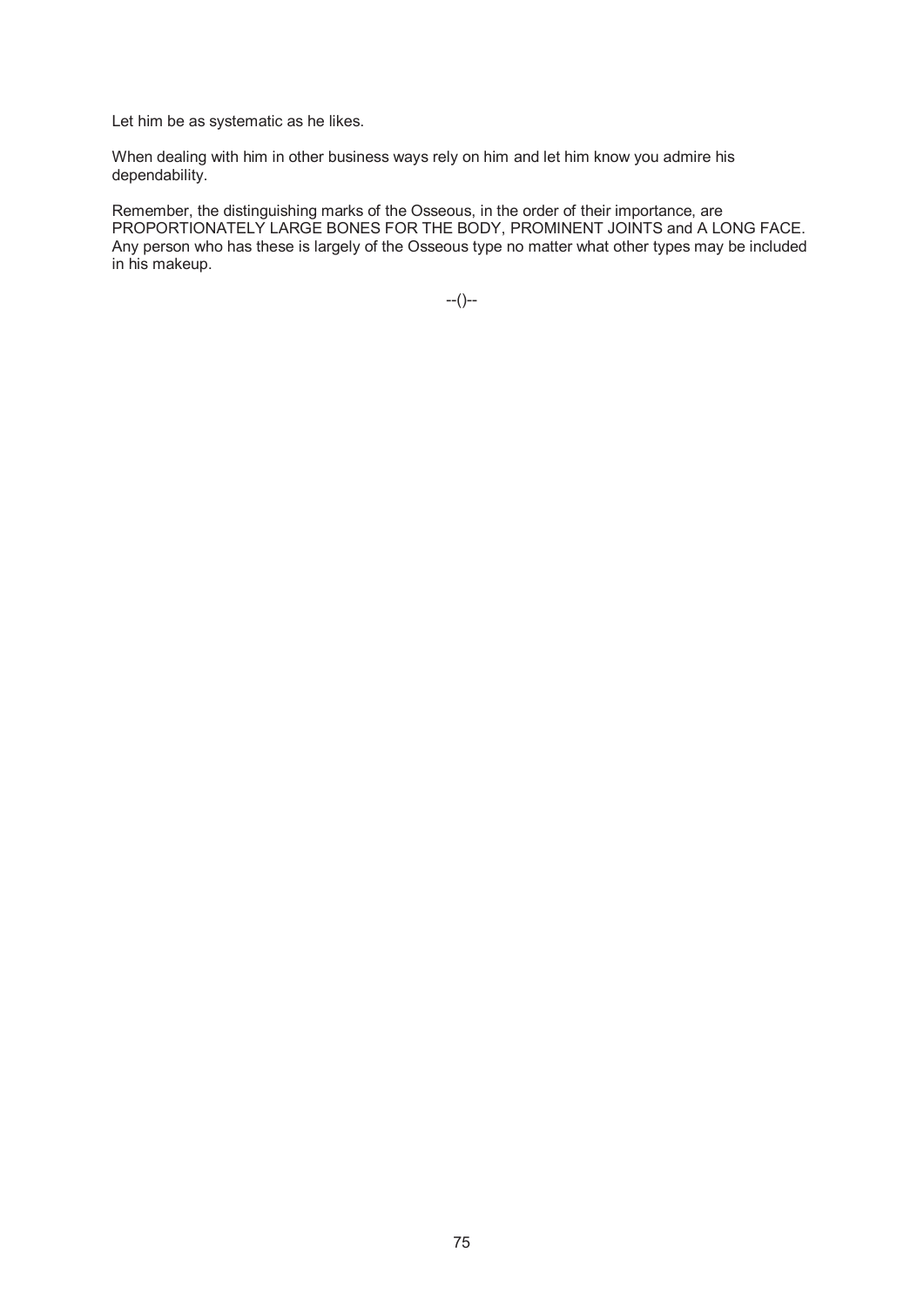Let him be as systematic as he likes.

When dealing with him in other business ways rely on him and let him know you admire his dependability.

Remember, the distinguishing marks of the Osseous, in the order of their importance, are PROPORTIONATELY LARGE BONES FOR THE BODY, PROMINENT JOINTS and A LONG FACE. Any person who has these is largely of the Osseous type no matter what other types may be included in his makeup.

--()--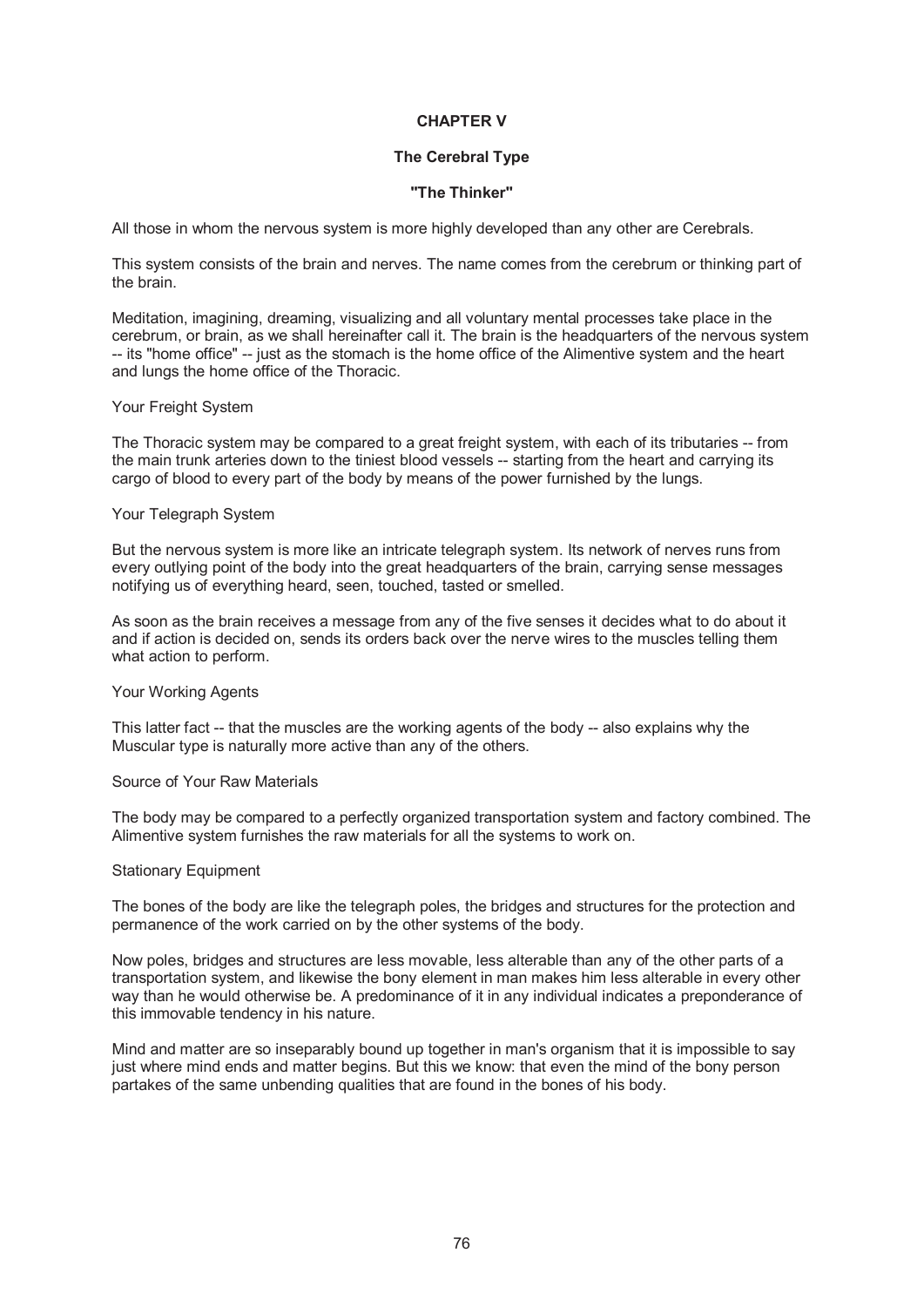# CHAPTER V

## The Cerebral Type

### "The Thinker"

All those in whom the nervous system is more highly developed than any other are Cerebrals.

This system consists of the brain and nerves. The name comes from the cerebrum or thinking part of the brain.

Meditation, imagining, dreaming, visualizing and all voluntary mental processes take place in the cerebrum, or brain, as we shall hereinafter call it. The brain is the headquarters of the nervous system -- its "home office" -- just as the stomach is the home office of the Alimentive system and the heart and lungs the home office of the Thoracic.

Your Freight System

The Thoracic system may be compared to a great freight system, with each of its tributaries -- from the main trunk arteries down to the tiniest blood vessels -- starting from the heart and carrying its cargo of blood to every part of the body by means of the power furnished by the lungs.

Your Telegraph System

But the nervous system is more like an intricate telegraph system. Its network of nerves runs from every outlying point of the body into the great headquarters of the brain, carrying sense messages notifying us of everything heard, seen, touched, tasted or smelled.

As soon as the brain receives a message from any of the five senses it decides what to do about it and if action is decided on, sends its orders back over the nerve wires to the muscles telling them what action to perform.

Your Working Agents

This latter fact -- that the muscles are the working agents of the body -- also explains why the Muscular type is naturally more active than any of the others.

Source of Your Raw Materials

The body may be compared to a perfectly organized transportation system and factory combined. The Alimentive system furnishes the raw materials for all the systems to work on.

Stationary Equipment

The bones of the body are like the telegraph poles, the bridges and structures for the protection and permanence of the work carried on by the other systems of the body.

Now poles, bridges and structures are less movable, less alterable than any of the other parts of a transportation system, and likewise the bony element in man makes him less alterable in every other way than he would otherwise be. A predominance of it in any individual indicates a preponderance of this immovable tendency in his nature.

Mind and matter are so inseparably bound up together in man's organism that it is impossible to say just where mind ends and matter begins. But this we know: that even the mind of the bony person partakes of the same unbending qualities that are found in the bones of his body.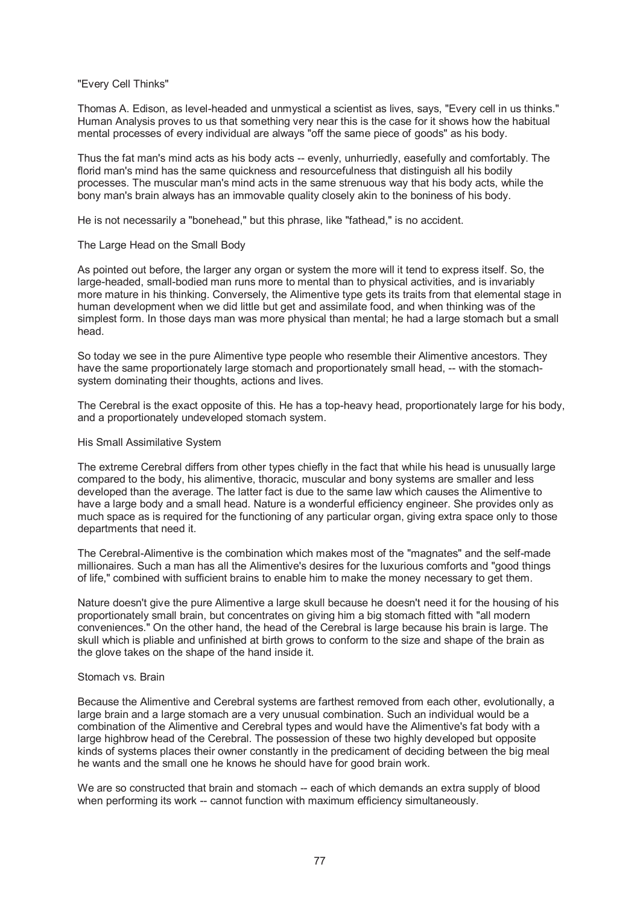## "Every Cell Thinks"

Thomas A. Edison, as level-headed and unmystical a scientist as lives, says, "Every cell in us thinks." Human Analysis proves to us that something very near this is the case for it shows how the habitual mental processes of every individual are always "off the same piece of goods" as his body.

Thus the fat man's mind acts as his body acts -- evenly, unhurriedly, easefully and comfortably. The florid man's mind has the same quickness and resourcefulness that distinguish all his bodily processes. The muscular man's mind acts in the same strenuous way that his body acts, while the bony man's brain always has an immovable quality closely akin to the boniness of his body.

He is not necessarily a "bonehead," but this phrase, like "fathead," is no accident.

## The Large Head on the Small Body

As pointed out before, the larger any organ or system the more will it tend to express itself. So, the large-headed, small-bodied man runs more to mental than to physical activities, and is invariably more mature in his thinking. Conversely, the Alimentive type gets its traits from that elemental stage in human development when we did little but get and assimilate food, and when thinking was of the simplest form. In those days man was more physical than mental; he had a large stomach but a small head.

So today we see in the pure Alimentive type people who resemble their Alimentive ancestors. They have the same proportionately large stomach and proportionately small head, -- with the stomach-system dominating their thoughts, actions and lives.

The Cerebral is the exact opposite of this. He has a top-heavy head, proportionately large for his body, and a proportionately undeveloped stomach system.

## His Small Assimilative System

The extreme Cerebral differs from other types chiefly in the fact that while his head is unusually large compared to the body, his alimentive, thoracic, muscular and bony systems are smaller and less developed than the average. The latter fact is due to the same law which causes the Alimentive to have a large body and a small head. Nature is a wonderful efficiency engineer. She provides only as much space as is required for the functioning of any particular organ, giving extra space only to those departments that need it.

The Cerebral-Alimentive is the combination which makes most of the "magnates" and the self-made millionaires. Such a man has all the Alimentive's desires for the luxurious comforts and "good things of life," combined with sufficient brains to enable him to make the money necessary to get them.

Nature doesn't give the pure Alimentive a large skull because he doesn't need it for the housing of his proportionately small brain, but concentrates on giving him a big stomach fitted with "all modern conveniences." On the other hand, the head of the Cerebral is large because his brain is large. The skull which is pliable and unfinished at birth grows to conform to the size and shape of the brain as the glove takes on the shape of the hand inside it.

## Stomach vs. Brain

Because the Alimentive and Cerebral systems are farthest removed from each other, evolutionally, a large brain and a large stomach are a very unusual combination. Such an individual would be a combination of the Alimentive and Cerebral types and would have the Alimentive's fat body with a large highbrow head of the Cerebral. The possession of these two highly developed but opposite kinds of systems places their owner constantly in the predicament of deciding between the big meal he wants and the small one he knows he should have for good brain work.

We are so constructed that brain and stomach -- each of which demands an extra supply of blood when performing its work -- cannot function with maximum efficiency simultaneously.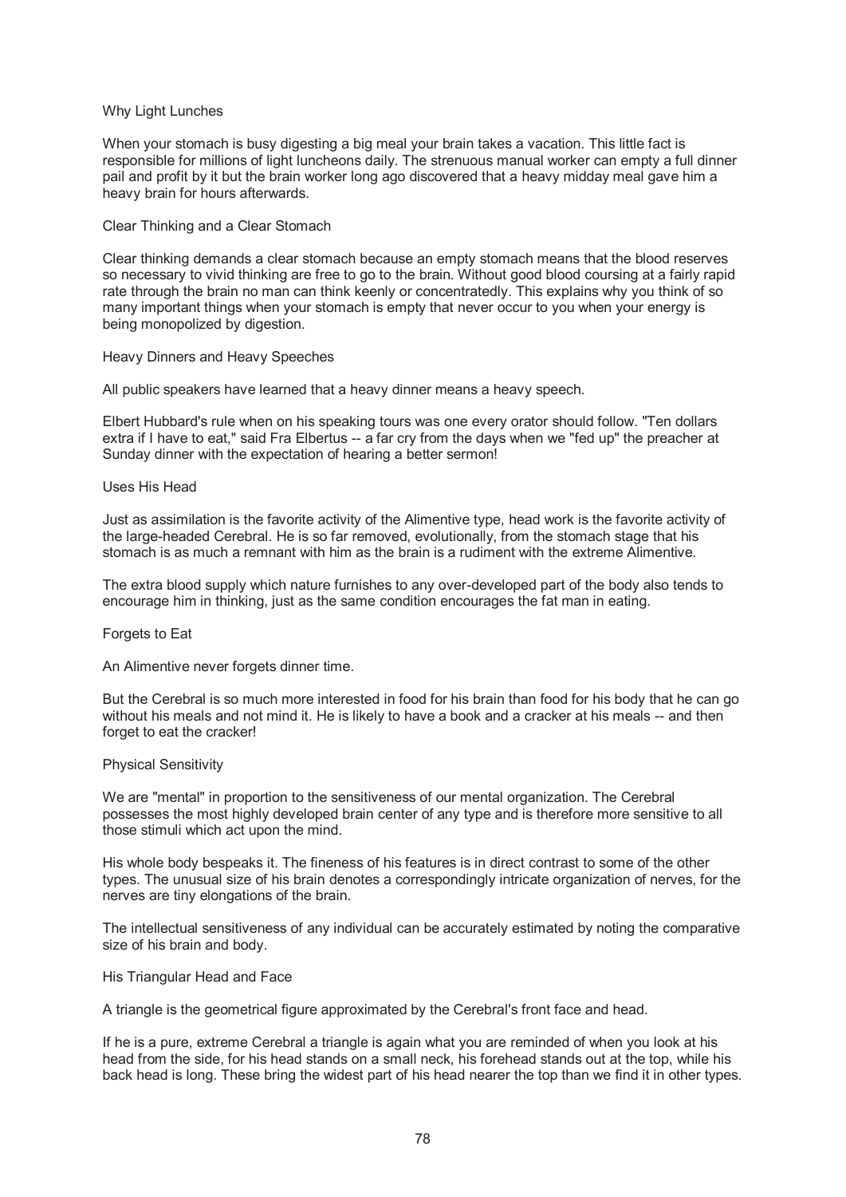### Why Light Lunches

When your stomach is busy digesting a big meal your brain takes a vacation. This little fact is responsible for millions of light luncheons daily. The strenuous manual worker can empty a full dinner pail and profit by it but the brain worker long ago discovered that a heavy midday meal gave him a heavy brain for hours afterwards.

### Clear Thinking and a Clear Stomach

Clear thinking demands a clear stomach because an empty stomach means that the blood reserves so necessary to vivid thinking are free to go to the brain. Without good blood coursing at a fairly rapid rate through the brain no man can think keenly or concentratedly. This explains why you think of so many important things when your stomach is empty that never occur to you when your energy is being monopolized by digestion.

### Heavy Dinners and Heavy Speeches

All public speakers have learned that a heavy dinner means a heavy speech.

Elbert Hubbard's rule when on his speaking tours was one every orator should follow. "Ten dollars extra if I have to eat," said Fra Elbertus -- a far cry from the days when we "fed up" the preacher at Sunday dinner with the expectation of hearing a better sermon!

### Uses His Head

Just as assimilation is the favorite activity of the Alimentive type, head work is the favorite activity of the large-headed Cerebral. He is so far removed, evolutionally, from the stomach stage that his stomach is as much a remnant with him as the brain is a rudiment with the extreme Alimentive.

The extra blood supply which nature furnishes to any over-developed part of the body also tends to encourage him in thinking, just as the same condition encourages the fat man in eating.

### Forgets to Eat

An Alimentive never forgets dinner time.

But the Cerebral is so much more interested in food for his brain than food for his body that he can go without his meals and not mind it. He is likely to have a book and a cracker at his meals -- and then forget to eat the cracker!

### Physical Sensitivity

We are "mental" in proportion to the sensitiveness of our mental organization. The Cerebral possesses the most highly developed brain center of any type and is therefore more sensitive to all those stimuli which act upon the mind.

His whole body bespeaks it. The fineness of his features is in direct contrast to some of the other types. The unusual size of his brain denotes a correspondingly intricate organization of nerves, for the nerves are tiny elongations of the brain.

The intellectual sensitiveness of any individual can be accurately estimated by noting the comparative size of his brain and body.

### His Triangular Head and Face

A triangle is the geometrical figure approximated by the Cerebral's front face and head.

If he is a pure, extreme Cerebral a triangle is again what you are reminded of when you look at his head from the side, for his head stands on a small neck, his forehead stands out at the top, while his back head is long. These bring the widest part of his head nearer the top than we find it in other types.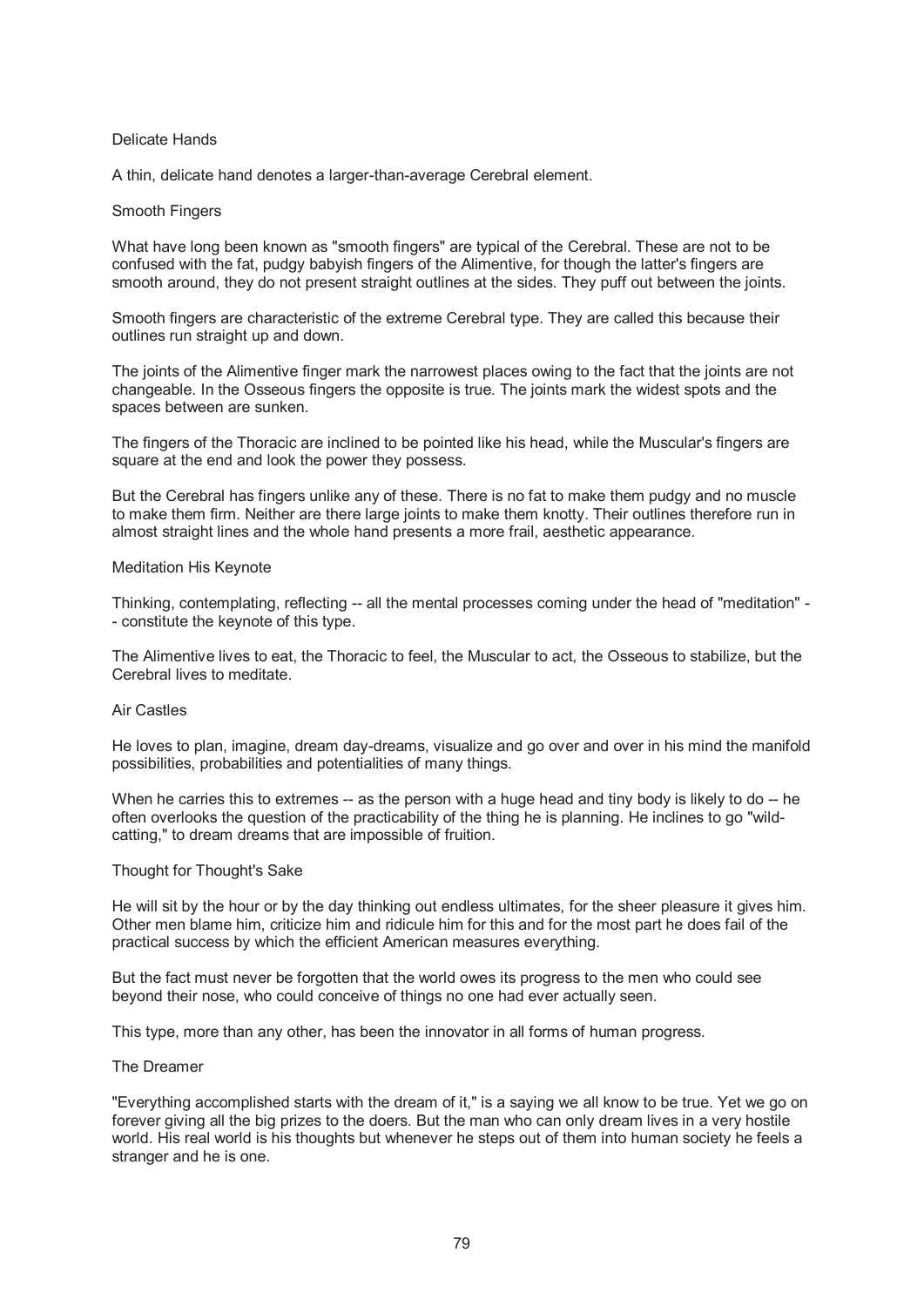### Delicate Hands

A thin, delicate hand denotes a larger-than-average Cerebral element.

### Smooth Fingers

What have long been known as "smooth fingers" are typical of the Cerebral. These are not to be confused with the fat, pudgy babyish fingers of the Alimentive, for though the latter's fingers are smooth around, they do not present straight outlines at the sides. They puff out between the joints.

Smooth fingers are characteristic of the extreme Cerebral type. They are called this because their outlines run straight up and down.

The joints of the Alimentive finger mark the narrowest places owing to the fact that the joints are not changeable. In the Osseous fingers the opposite is true. The joints mark the widest spots and the spaces between are sunken.

The fingers of the Thoracic are inclined to be pointed like his head, while the Muscular's fingers are square at the end and look the power they possess.

But the Cerebral has fingers unlike any of these. There is no fat to make them pudgy and no muscle to make them firm. Neither are there large joints to make them knotty. Their outlines therefore run in almost straight lines and the whole hand presents a more frail, aesthetic appearance.

### Meditation His Keynote

Thinking, contemplating, reflecting -- all the mental processes coming under the head of "meditation" -- constitute the keynote of this type.

The Alimentive lives to eat, the Thoracic to feel, the Muscular to act, the Osseous to stabilize, but the Cerebral lives to meditate.

### Air Castles

He loves to plan, imagine, dream day-dreams, visualize and go over and over in his mind the manifold possibilities, probabilities and potentialities of many things.

When he carries this to extremes -- as the person with a huge head and tiny body is likely to do -- he often overlooks the question of the practicability of the thing he is planning. He inclines to go "wild-catting," to dream dreams that are impossible of fruition.

### Thought for Thought's Sake

He will sit by the hour or by the day thinking out endless ultimates, for the sheer pleasure it gives him. Other men blame him, criticize him and ridicule him for this and for the most part he does fail of the practical success by which the efficient American measures everything.

But the fact must never be forgotten that the world owes its progress to the men who could see beyond their nose, who could conceive of things no one had ever actually seen.

This type, more than any other, has been the innovator in all forms of human progress.

### The Dreamer

"Everything accomplished starts with the dream of it," is a saying we all know to be true. Yet we go on forever giving all the big prizes to the doers. But the man who can only dream lives in a very hostile world. His real world is his thoughts but whenever he steps out of them into human society he feels a stranger and he is one.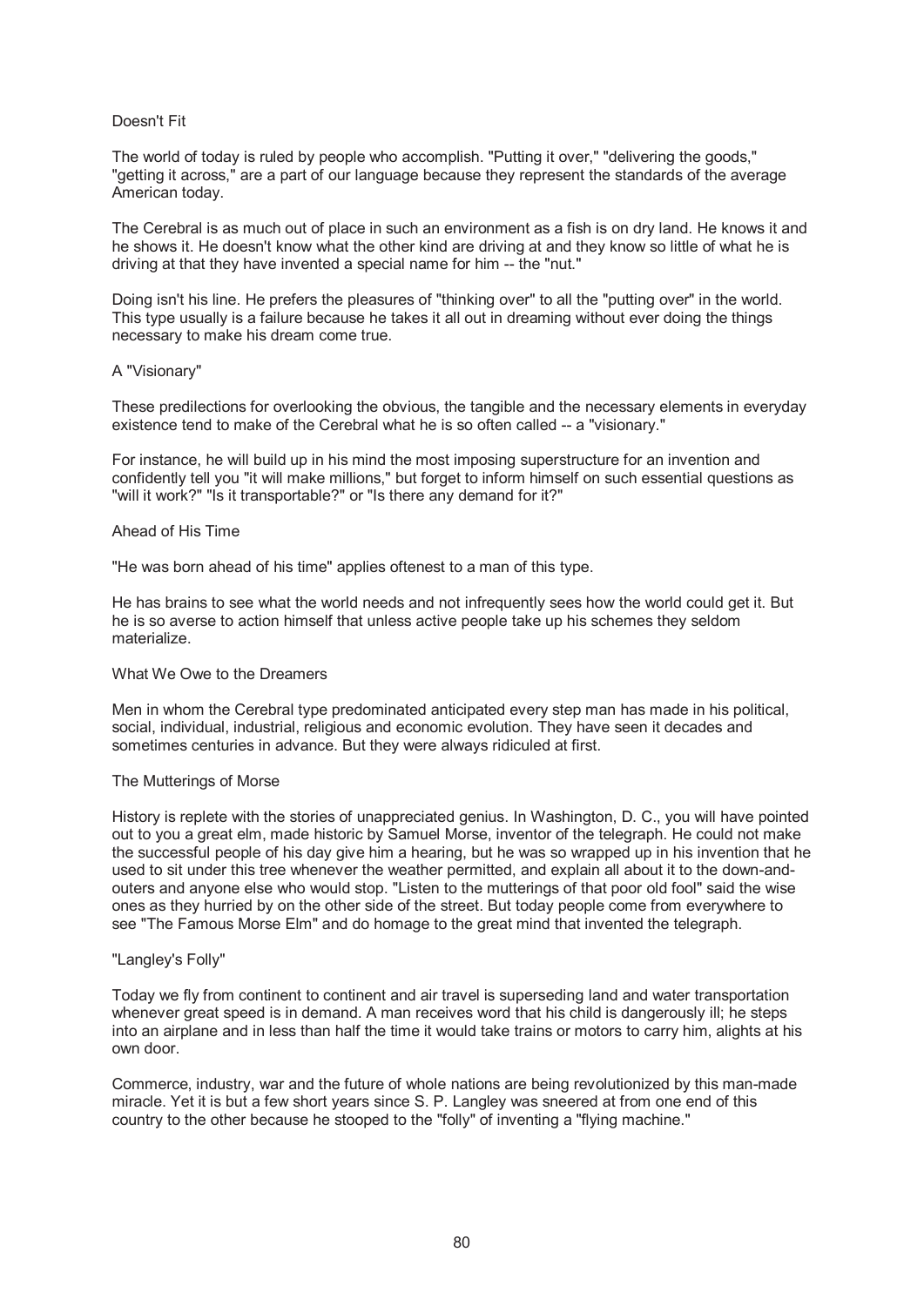### Doesn't Fit

The world of today is ruled by people who accomplish. "Putting it over," "delivering the goods," "getting it across," are a part of our language because they represent the standards of the average American today.

The Cerebral is as much out of place in such an environment as a fish is on dry land. He knows it and he shows it. He doesn't know what the other kind are driving at and they know so little of what he is driving at that they have invented a special name for him -- the "nut."

Doing isn't his line. He prefers the pleasures of "thinking over" to all the "putting over" in the world. This type usually is a failure because he takes it all out in dreaming without ever doing the things necessary to make his dream come true.

### A "Visionary"

These predilections for overlooking the obvious, the tangible and the necessary elements in everyday existence tend to make of the Cerebral what he is so often called -- a "visionary."

For instance, he will build up in his mind the most imposing superstructure for an invention and confidently tell you "it will make millions," but forget to inform himself on such essential questions as "will it work?" "Is it transportable?" or "Is there any demand for it?"

### Ahead of His Time

"He was born ahead of his time" applies oftenest to a man of this type.

He has brains to see what the world needs and not infrequently sees how the world could get it. But he is so averse to action himself that unless active people take up his schemes they seldom materialize.

### What We Owe to the Dreamers

Men in whom the Cerebral type predominated anticipated every step man has made in his political, social, individual, industrial, religious and economic evolution. They have seen it decades and sometimes centuries in advance. But they were always ridiculed at first.

### The Mutterings of Morse

History is replete with the stories of unappreciated genius. In Washington, D. C., you will have pointed out to you a great elm, made historic by Samuel Morse, inventor of the telegraph. He could not make the successful people of his day give him a hearing, but he was so wrapped up in his invention that he used to sit under this tree whenever the weather permitted, and explain all about it to the down-and-outers and anyone else who would stop. "Listen to the mutterings of that poor old fool" said the wise ones as they hurried by on the other side of the street. But today people come from everywhere to see "The Famous Morse Elm" and do homage to the great mind that invented the telegraph.

### "Langley's Folly"

Today we fly from continent to continent and air travel is superseding land and water transportation whenever great speed is in demand. A man receives word that his child is dangerously ill; he steps into an airplane and in less than half the time it would take trains or motors to carry him, alights at his own door.

Commerce, industry, war and the future of whole nations are being revolutionized by this man-made miracle. Yet it is but a few short years since S. P. Langley was sneered at from one end of this country to the other because he stooped to the "folly" of inventing a "flying machine."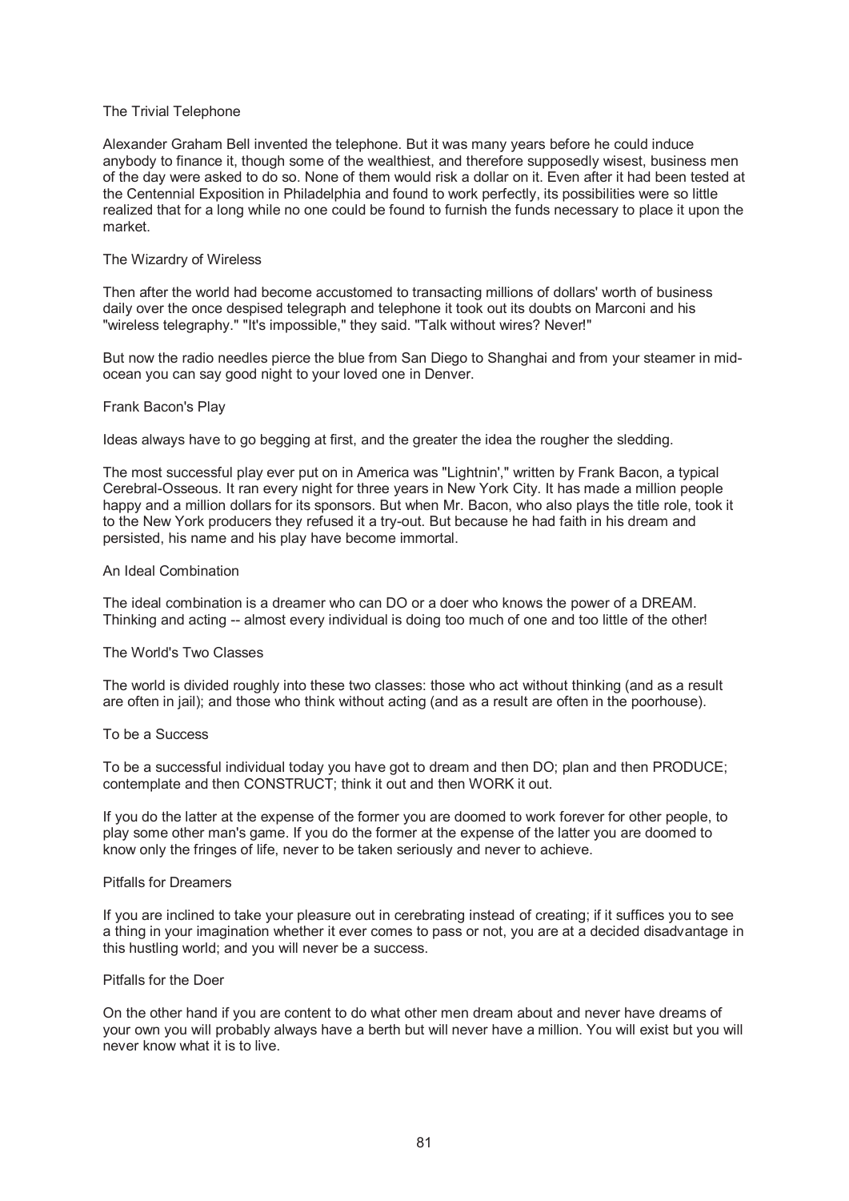### The Trivial Telephone

Alexander Graham Bell invented the telephone. But it was many years before he could induce anybody to finance it, though some of the wealthiest, and therefore supposedly wisest, business men of the day were asked to do so. None of them would risk a dollar on it. Even after it had been tested at the Centennial Exposition in Philadelphia and found to work perfectly, its possibilities were so little realized that for a long while no one could be found to furnish the funds necessary to place it upon the market.

### The Wizardry of Wireless

Then after the world had become accustomed to transacting millions of dollars' worth of business daily over the once despised telegraph and telephone it took out its doubts on Marconi and his "wireless telegraphy." "It's impossible," they said. "Talk without wires? Never!"

But now the radio needles pierce the blue from San Diego to Shanghai and from your steamer in mid-ocean you can say good night to your loved one in Denver.

### Frank Bacon's Play

Ideas always have to go begging at first, and the greater the idea the rougher the sledding.

The most successful play ever put on in America was "Lightnin'," written by Frank Bacon, a typical Cerebral-Osseous. It ran every night for three years in New York City. It has made a million people happy and a million dollars for its sponsors. But when Mr. Bacon, who also plays the title role, took it to the New York producers they refused it a try-out. But because he had faith in his dream and persisted, his name and his play have become immortal.

### An Ideal Combination

The ideal combination is a dreamer who can DO or a doer who knows the power of a DREAM. Thinking and acting -- almost every individual is doing too much of one and too little of the other!

### The World's Two Classes

The world is divided roughly into these two classes: those who act without thinking (and as a result are often in jail); and those who think without acting (and as a result are often in the poorhouse).

### To be a Success

To be a successful individual today you have got to dream and then DO; plan and then PRODUCE; contemplate and then CONSTRUCT; think it out and then WORK it out.

If you do the latter at the expense of the former you are doomed to work forever for other people, to play some other man's game. If you do the former at the expense of the latter you are doomed to know only the fringes of life, never to be taken seriously and never to achieve.

### Pitfalls for Dreamers

If you are inclined to take your pleasure out in cerebrating instead of creating; if it suffices you to see a thing in your imagination whether it ever comes to pass or not, you are at a decided disadvantage in this hustling world; and you will never be a success.

### Pitfalls for the Doer

On the other hand if you are content to do what other men dream about and never have dreams of your own you will probably always have a berth but will never have a million. You will exist but you will never know what it is to live.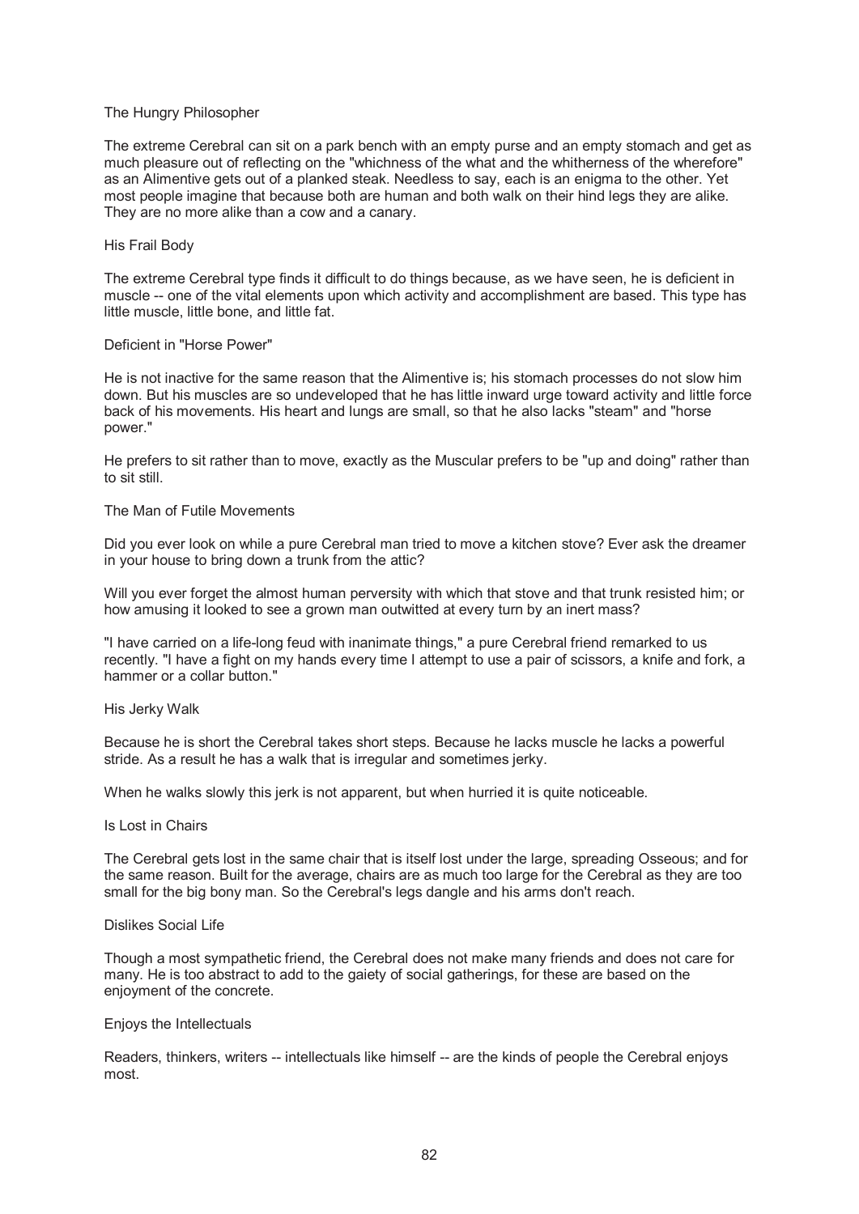### The Hungry Philosopher

The extreme Cerebral can sit on a park bench with an empty purse and an empty stomach and get as much pleasure out of reflecting on the "whichness of the what and the whitherness of the wherefore" as an Alimentive gets out of a planked steak. Needless to say, each is an enigma to the other. Yet most people imagine that because both are human and both walk on their hind legs they are alike. They are no more alike than a cow and a canary.

### His Frail Body

The extreme Cerebral type finds it difficult to do things because, as we have seen, he is deficient in muscle -- one of the vital elements upon which activity and accomplishment are based. This type has little muscle, little bone, and little fat.

### Deficient in "Horse Power"

He is not inactive for the same reason that the Alimentive is; his stomach processes do not slow him down. But his muscles are so undeveloped that he has little inward urge toward activity and little force back of his movements. His heart and lungs are small, so that he also lacks "steam" and "horse power."

He prefers to sit rather than to move, exactly as the Muscular prefers to be "up and doing" rather than to sit still.

### The Man of Futile Movements

Did you ever look on while a pure Cerebral man tried to move a kitchen stove? Ever ask the dreamer in your house to bring down a trunk from the attic?

Will you ever forget the almost human perversity with which that stove and that trunk resisted him; or how amusing it looked to see a grown man outwitted at every turn by an inert mass?

"I have carried on a life-long feud with inanimate things," a pure Cerebral friend remarked to us recently. "I have a fight on my hands every time I attempt to use a pair of scissors, a knife and fork, a hammer or a collar button."

### His Jerky Walk

Because he is short the Cerebral takes short steps. Because he lacks muscle he lacks a powerful stride. As a result he has a walk that is irregular and sometimes jerky.

When he walks slowly this jerk is not apparent, but when hurried it is quite noticeable.

### Is Lost in Chairs

The Cerebral gets lost in the same chair that is itself lost under the large, spreading Osseous; and for the same reason. Built for the average, chairs are as much too large for the Cerebral as they are too small for the big bony man. So the Cerebral's legs dangle and his arms don't reach.

### Dislikes Social Life

Though a most sympathetic friend, the Cerebral does not make many friends and does not care for many. He is too abstract to add to the gaiety of social gatherings, for these are based on the enjoyment of the concrete.

### Enjoys the Intellectuals

Readers, thinkers, writers -- intellectuals like himself -- are the kinds of people the Cerebral enjoys most.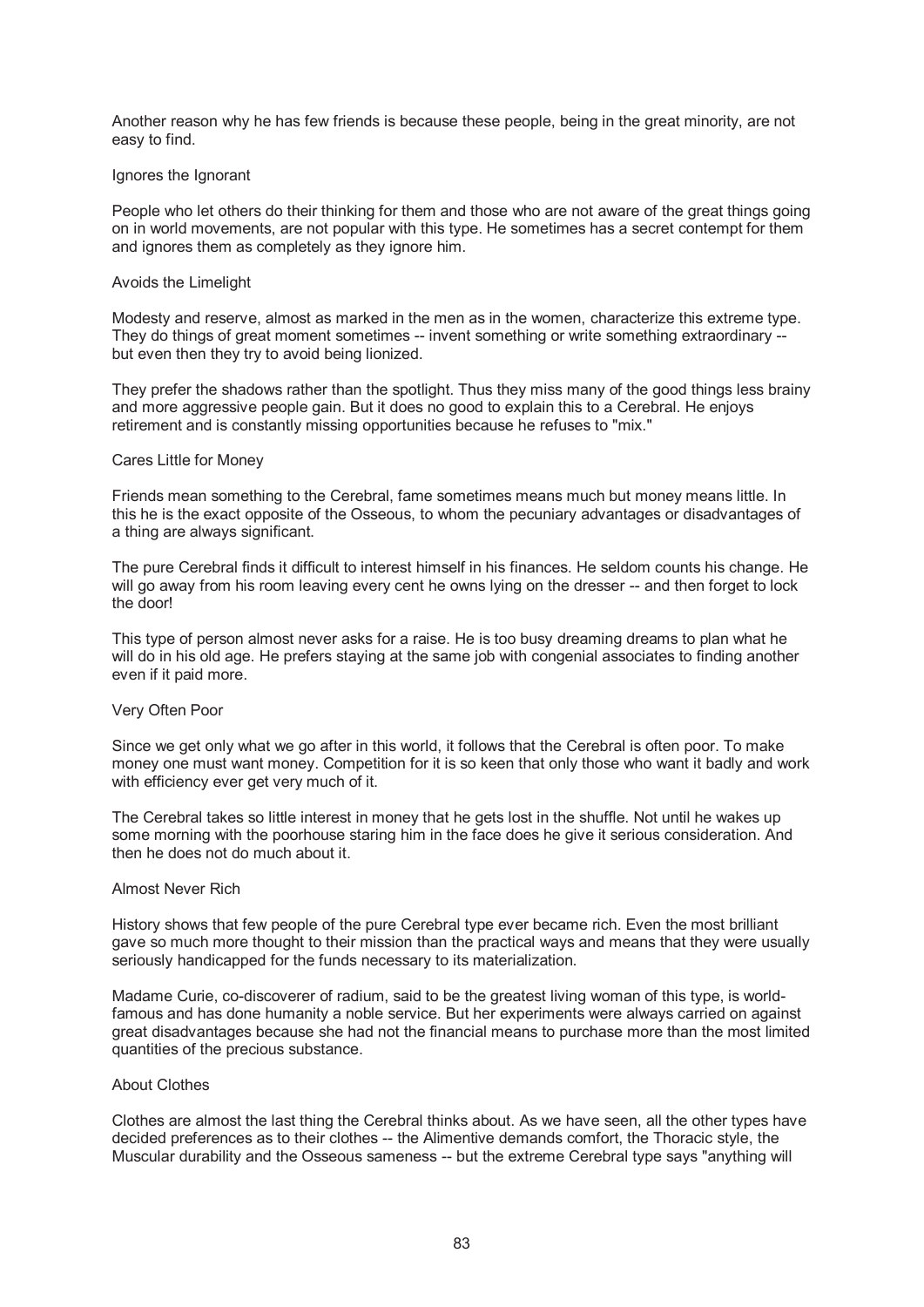Another reason why he has few friends is because these people, being in the great minority, are not easy to find.

### Ignores the Ignorant

People who let others do their thinking for them and those who are not aware of the great things going on in world movements, are not popular with this type. He sometimes has a secret contempt for them and ignores them as completely as they ignore him.

### Avoids the Limelight

Modesty and reserve, almost as marked in the men as in the women, characterize this extreme type. They do things of great moment sometimes -- invent something or write something extraordinary -- but even then they try to avoid being lionized.

They prefer the shadows rather than the spotlight. Thus they miss many of the good things less brainy and more aggressive people gain. But it does no good to explain this to a Cerebral. He enjoys retirement and is constantly missing opportunities because he refuses to "mix."

### Cares Little for Money

Friends mean something to the Cerebral, fame sometimes means much but money means little. In this he is the exact opposite of the Osseous, to whom the pecuniary advantages or disadvantages of a thing are always significant.

The pure Cerebral finds it difficult to interest himself in his finances. He seldom counts his change. He will go away from his room leaving every cent he owns lying on the dresser -- and then forget to lock the door!

This type of person almost never asks for a raise. He is too busy dreaming dreams to plan what he will do in his old age. He prefers staying at the same job with congenial associates to finding another even if it paid more.

### Very Often Poor

Since we get only what we go after in this world, it follows that the Cerebral is often poor. To make money one must want money. Competition for it is so keen that only those who want it badly and work with efficiency ever get very much of it.

The Cerebral takes so little interest in money that he gets lost in the shuffle. Not until he wakes up some morning with the poorhouse staring him in the face does he give it serious consideration. And then he does not do much about it.

### Almost Never Rich

History shows that few people of the pure Cerebral type ever became rich. Even the most brilliant gave so much more thought to their mission than the practical ways and means that they were usually seriously handicapped for the funds necessary to its materialization.

Madame Curie, co-discoverer of radium, said to be the greatest living woman of this type, is world-famous and has done humanity a noble service. But her experiments were always carried on against great disadvantages because she had not the financial means to purchase more than the most limited quantities of the precious substance.

### About Clothes

Clothes are almost the last thing the Cerebral thinks about. As we have seen, all the other types have decided preferences as to their clothes -- the Alimentive demands comfort, the Thoracic style, the Muscular durability and the Osseous sameness -- but the extreme Cerebral type says "anything will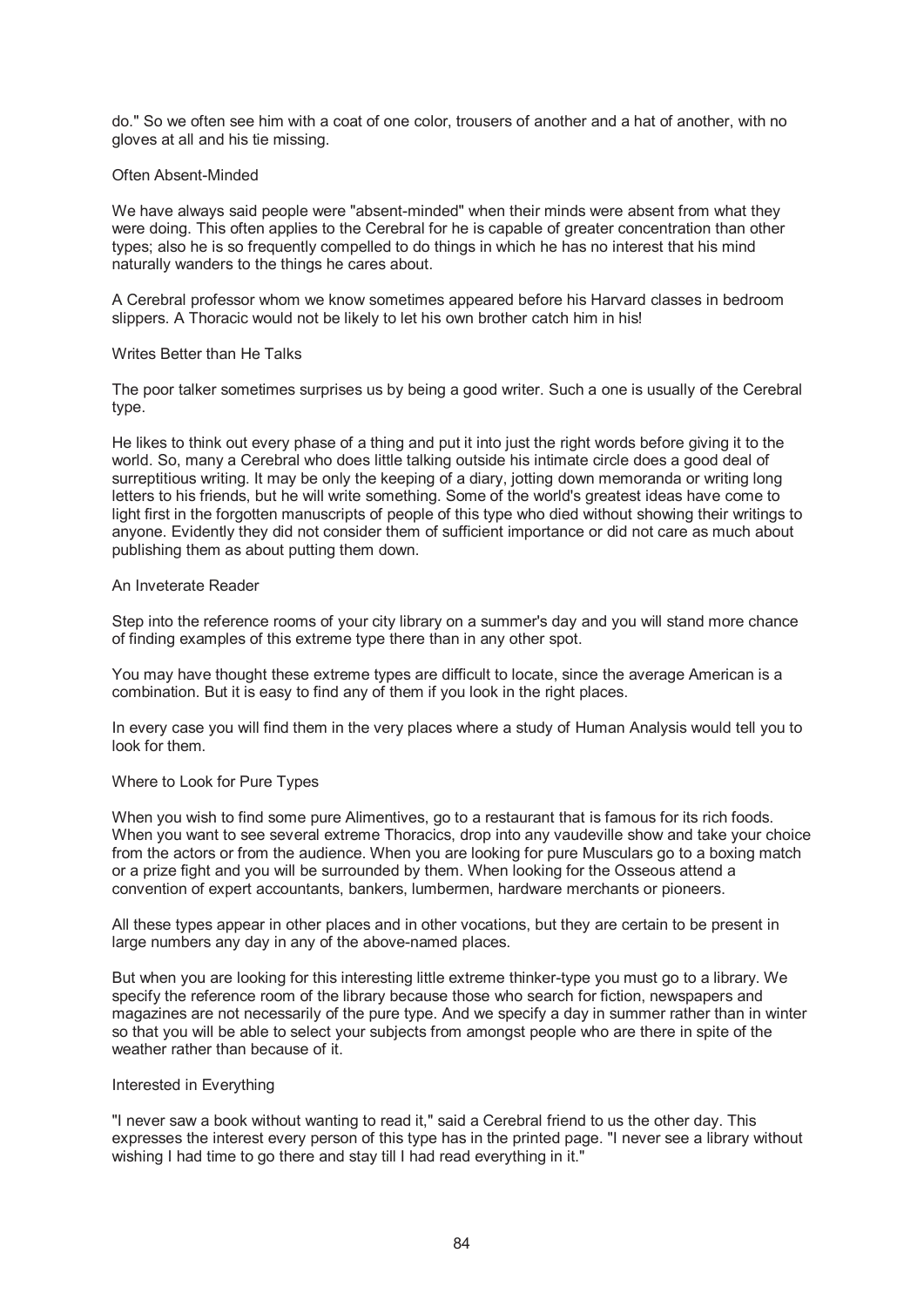do." So we often see him with a coat of one color, trousers of another and a hat of another, with no gloves at all and his tie missing.

### Often Absent-Minded

We have always said people were "absent-minded" when their minds were absent from what they were doing. This often applies to the Cerebral for he is capable of greater concentration than other types; also he is so frequently compelled to do things in which he has no interest that his mind naturally wanders to the things he cares about.

A Cerebral professor whom we know sometimes appeared before his Harvard classes in bedroom slippers. A Thoracic would not be likely to let his own brother catch him in his!

### Writes Better than He Talks

The poor talker sometimes surprises us by being a good writer. Such a one is usually of the Cerebral type.

He likes to think out every phase of a thing and put it into just the right words before giving it to the world. So, many a Cerebral who does little talking outside his intimate circle does a good deal of surreptitious writing. It may be only the keeping of a diary, jotting down memoranda or writing long letters to his friends, but he will write something. Some of the world's greatest ideas have come to light first in the forgotten manuscripts of people of this type who died without showing their writings to anyone. Evidently they did not consider them of sufficient importance or did not care as much about publishing them as about putting them down.

### An Inveterate Reader

Step into the reference rooms of your city library on a summer's day and you will stand more chance of finding examples of this extreme type there than in any other spot.

You may have thought these extreme types are difficult to locate, since the average American is a combination. But it is easy to find any of them if you look in the right places.

In every case you will find them in the very places where a study of Human Analysis would tell you to look for them.

### Where to Look for Pure Types

When you wish to find some pure Alimentives, go to a restaurant that is famous for its rich foods. When you want to see several extreme Thoracics, drop into any vaudeville show and take your choice from the actors or from the audience. When you are looking for pure Musculars go to a boxing match or a prize fight and you will be surrounded by them. When looking for the Osseous attend a convention of expert accountants, bankers, lumbermen, hardware merchants or pioneers.

All these types appear in other places and in other vocations, but they are certain to be present in large numbers any day in any of the above-named places.

But when you are looking for this interesting little extreme thinker-type you must go to a library. We specify the reference room of the library because those who search for fiction, newspapers and magazines are not necessarily of the pure type. And we specify a day in summer rather than in winter so that you will be able to select your subjects from amongst people who are there in spite of the weather rather than because of it.

### Interested in Everything

"I never saw a book without wanting to read it," said a Cerebral friend to us the other day. This expresses the interest every person of this type has in the printed page. "I never see a library without wishing I had time to go there and stay till I had read everything in it."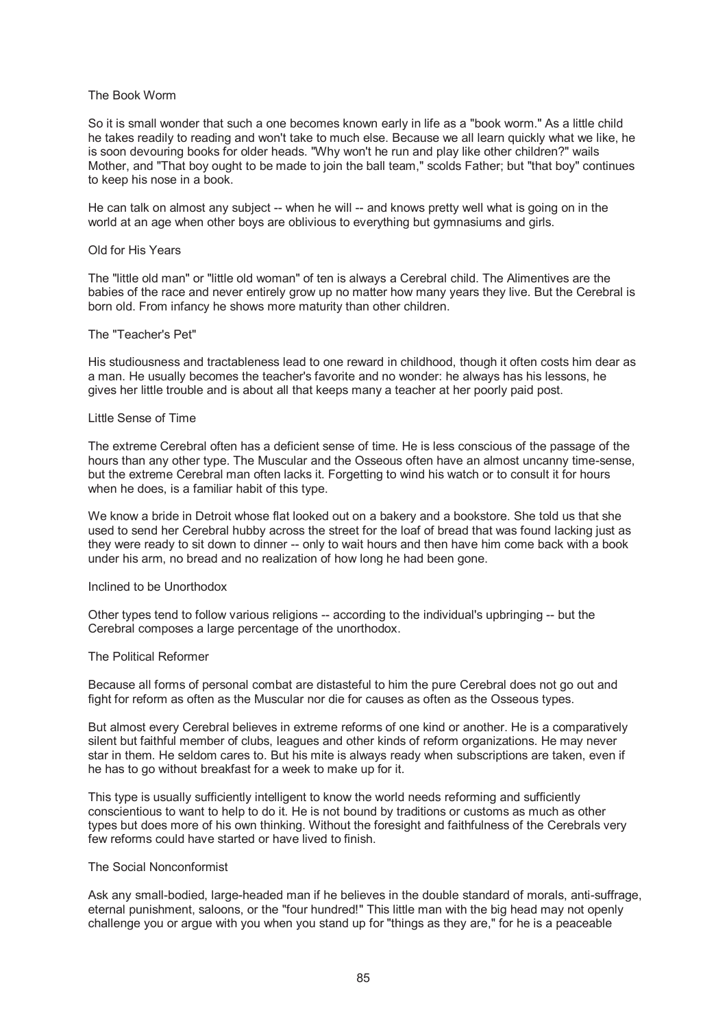### The Book Worm

So it is small wonder that such a one becomes known early in life as a "book worm." As a little child he takes readily to reading and won't take to much else. Because we all learn quickly what we like, he is soon devouring books for older heads. "Why won't he run and play like other children?" wails Mother, and "That boy ought to be made to join the ball team," scolds Father; but "that boy" continues to keep his nose in a book.

He can talk on almost any subject -- when he will -- and knows pretty well what is going on in the world at an age when other boys are oblivious to everything but gymnasiums and girls.

### Old for His Years

The "little old man" or "little old woman" of ten is always a Cerebral child. The Alimentives are the babies of the race and never entirely grow up no matter how many years they live. But the Cerebral is born old. From infancy he shows more maturity than other children.

### The "Teacher's Pet"

His studiousness and tractableness lead to one reward in childhood, though it often costs him dear as a man. He usually becomes the teacher's favorite and no wonder: he always has his lessons, he gives her little trouble and is about all that keeps many a teacher at her poorly paid post.

### Little Sense of Time

The extreme Cerebral often has a deficient sense of time. He is less conscious of the passage of the hours than any other type. The Muscular and the Osseous often have an almost uncanny time-sense, but the extreme Cerebral man often lacks it. Forgetting to wind his watch or to consult it for hours when he does, is a familiar habit of this type.

We know a bride in Detroit whose flat looked out on a bakery and a bookstore. She told us that she used to send her Cerebral hubby across the street for the loaf of bread that was found lacking just as they were ready to sit down to dinner -- only to wait hours and then have him come back with a book under his arm, no bread and no realization of how long he had been gone.

### Inclined to be Unorthodox

Other types tend to follow various religions -- according to the individual's upbringing -- but the Cerebral composes a large percentage of the unorthodox.

### The Political Reformer

Because all forms of personal combat are distasteful to him the pure Cerebral does not go out and fight for reform as often as the Muscular nor die for causes as often as the Osseous types.

But almost every Cerebral believes in extreme reforms of one kind or another. He is a comparatively silent but faithful member of clubs, leagues and other kinds of reform organizations. He may never star in them. He seldom cares to. But his mite is always ready when subscriptions are taken, even if he has to go without breakfast for a week to make up for it.

This type is usually sufficiently intelligent to know the world needs reforming and sufficiently conscientious to want to help to do it. He is not bound by traditions or customs as much as other types but does more of his own thinking. Without the foresight and faithfulness of the Cerebrals very few reforms could have started or have lived to finish.

### The Social Nonconformist

Ask any small-bodied, large-headed man if he believes in the double standard of morals, anti-suffrage, eternal punishment, saloons, or the "four hundred!" This little man with the big head may not openly challenge you or argue with you when you stand up for "things as they are," for he is a peaceable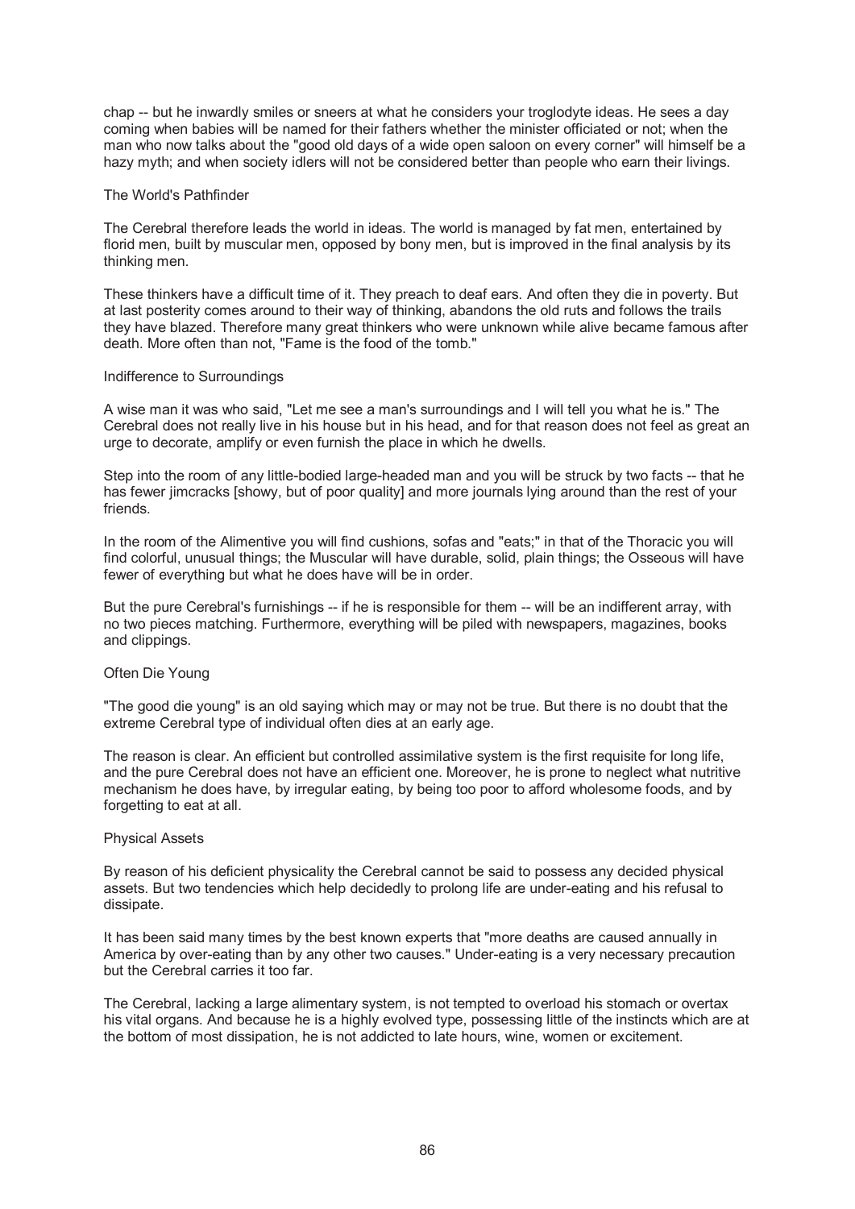chap -- but he inwardly smiles or sneers at what he considers your troglodyte ideas. He sees a day coming when babies will be named for their fathers whether the minister officiated or not; when the man who now talks about the "good old days of a wide open saloon on every corner" will himself be a hazy myth; and when society idlers will not be considered better than people who earn their livings.

### The World's Pathfinder

The Cerebral therefore leads the world in ideas. The world is managed by fat men, entertained by florid men, built by muscular men, opposed by bony men, but is improved in the final analysis by its thinking men.

These thinkers have a difficult time of it. They preach to deaf ears. And often they die in poverty. But at last posterity comes around to their way of thinking, abandons the old ruts and follows the trails they have blazed. Therefore many great thinkers who were unknown while alive became famous after death. More often than not, "Fame is the food of the tomb."

### Indifference to Surroundings

A wise man it was who said, "Let me see a man's surroundings and I will tell you what he is." The Cerebral does not really live in his house but in his head, and for that reason does not feel as great an urge to decorate, amplify or even furnish the place in which he dwells.

Step into the room of any little-bodied large-headed man and you will be struck by two facts -- that he has fewer jimcracks [showy, but of poor quality] and more journals lying around than the rest of your friends.

In the room of the Alimentive you will find cushions, sofas and "eats;" in that of the Thoracic you will find colorful, unusual things; the Muscular will have durable, solid, plain things; the Osseous will have fewer of everything but what he does have will be in order.

But the pure Cerebral's furnishings -- if he is responsible for them -- will be an indifferent array, with no two pieces matching. Furthermore, everything will be piled with newspapers, magazines, books and clippings.

### Often Die Young

"The good die young" is an old saying which may or may not be true. But there is no doubt that the extreme Cerebral type of individual often dies at an early age.

The reason is clear. An efficient but controlled assimilative system is the first requisite for long life, and the pure Cerebral does not have an efficient one. Moreover, he is prone to neglect what nutritive mechanism he does have, by irregular eating, by being too poor to afford wholesome foods, and by forgetting to eat at all.

### Physical Assets

By reason of his deficient physicality the Cerebral cannot be said to possess any decided physical assets. But two tendencies which help decidedly to prolong life are under-eating and his refusal to dissipate.

It has been said many times by the best known experts that "more deaths are caused annually in America by over-eating than by any other two causes." Under-eating is a very necessary precaution but the Cerebral carries it too far.

The Cerebral, lacking a large alimentary system, is not tempted to overload his stomach or overtax his vital organs. And because he is a highly evolved type, possessing little of the instincts which are at the bottom of most dissipation, he is not addicted to late hours, wine, women or excitement.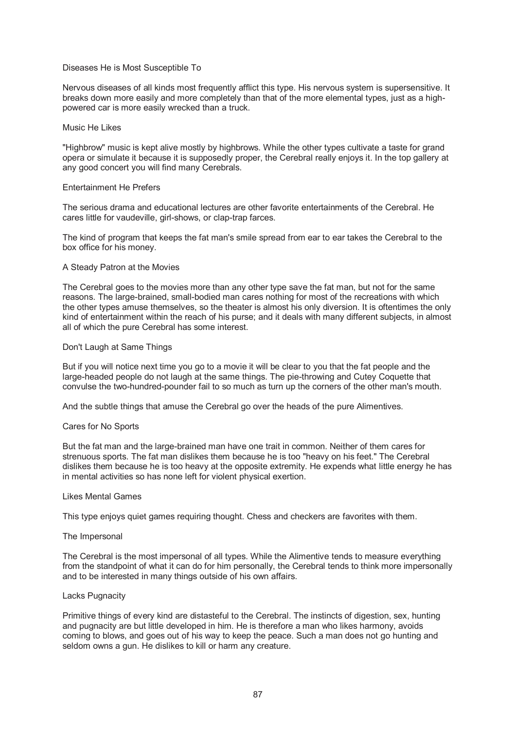### Diseases He is Most Susceptible To

Nervous diseases of all kinds most frequently afflict this type. His nervous system is supersensitive. It breaks down more easily and more completely than that of the more elemental types, just as a high-powered car is more easily wrecked than a truck.

### Music He Likes

"Highbrow" music is kept alive mostly by highbrows. While the other types cultivate a taste for grand opera or simulate it because it is supposedly proper, the Cerebral really enjoys it. In the top gallery at any good concert you will find many Cerebrals.

### Entertainment He Prefers

The serious drama and educational lectures are other favorite entertainments of the Cerebral. He cares little for vaudeville, girl-shows, or clap-trap farces.

The kind of program that keeps the fat man's smile spread from ear to ear takes the Cerebral to the box office for his money.

### A Steady Patron at the Movies

The Cerebral goes to the movies more than any other type save the fat man, but not for the same reasons. The large-brained, small-bodied man cares nothing for most of the recreations with which the other types amuse themselves, so the theater is almost his only diversion. It is oftentimes the only kind of entertainment within the reach of his purse; and it deals with many different subjects, in almost all of which the pure Cerebral has some interest.

### Don't Laugh at Same Things

But if you will notice next time you go to a movie it will be clear to you that the fat people and the large-headed people do not laugh at the same things. The pie-throwing and Cutey Coquette that convulse the two-hundred-pounder fail to so much as turn up the corners of the other man's mouth.

And the subtle things that amuse the Cerebral go over the heads of the pure Alimentives.

### Cares for No Sports

But the fat man and the large-brained man have one trait in common. Neither of them cares for strenuous sports. The fat man dislikes them because he is too "heavy on his feet." The Cerebral dislikes them because he is too heavy at the opposite extremity. He expends what little energy he has in mental activities so has none left for violent physical exertion.

### Likes Mental Games

This type enjoys quiet games requiring thought. Chess and checkers are favorites with them.

### The Impersonal

The Cerebral is the most impersonal of all types. While the Alimentive tends to measure everything from the standpoint of what it can do for him personally, the Cerebral tends to think more impersonally and to be interested in many things outside of his own affairs.

### Lacks Pugnacity

Primitive things of every kind are distasteful to the Cerebral. The instincts of digestion, sex, hunting and pugnacity are but little developed in him. He is therefore a man who likes harmony, avoids coming to blows, and goes out of his way to keep the peace. Such a man does not go hunting and seldom owns a gun. He dislikes to kill or harm any creature.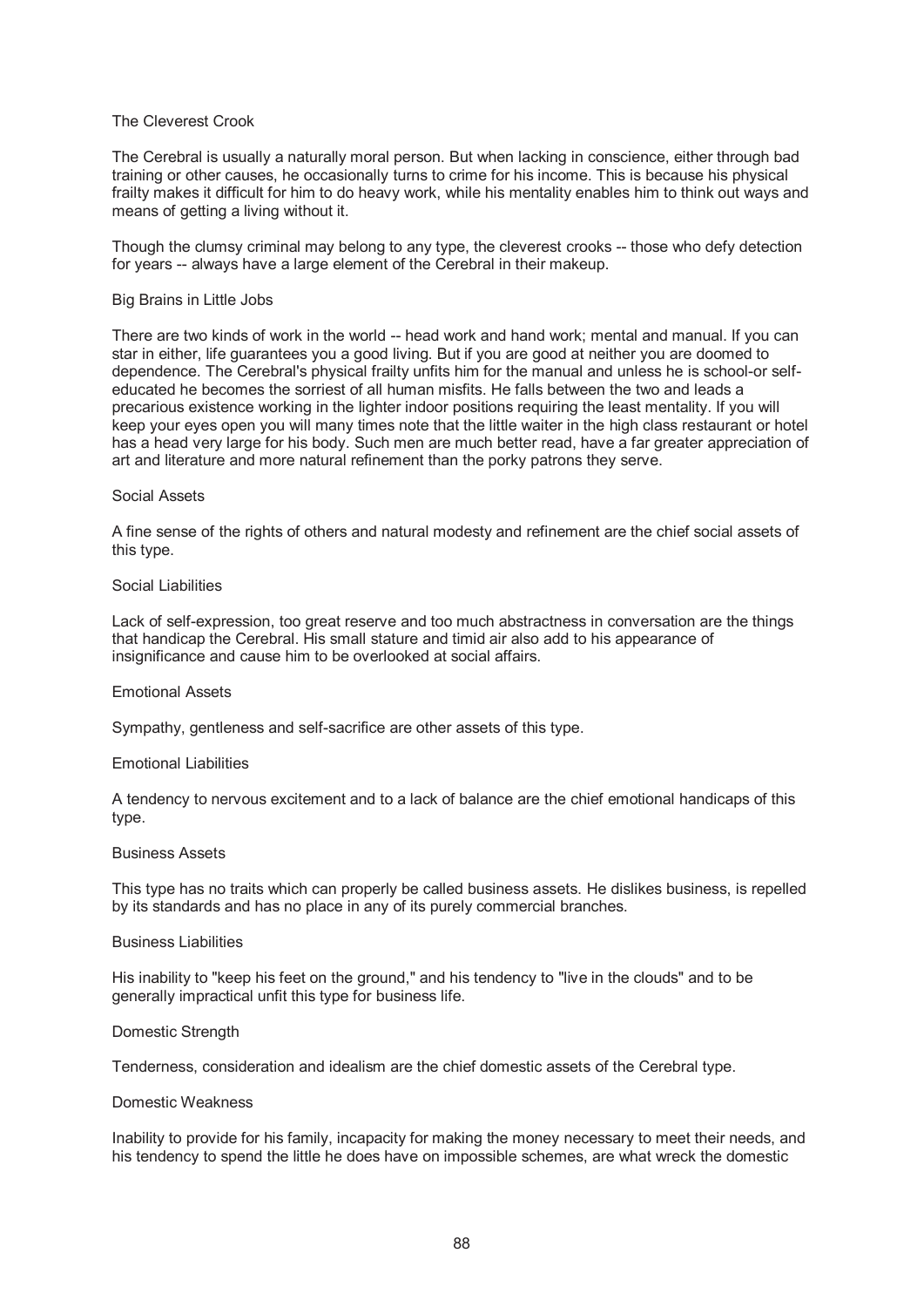### The Cleverest Crook

The Cerebral is usually a naturally moral person. But when lacking in conscience, either through bad training or other causes, he occasionally turns to crime for his income. This is because his physical frailty makes it difficult for him to do heavy work, while his mentality enables him to think out ways and means of getting a living without it.

Though the clumsy criminal may belong to any type, the cleverest crooks -- those who defy detection for years -- always have a large element of the Cerebral in their makeup.

### Big Brains in Little Jobs

There are two kinds of work in the world -- head work and hand work; mental and manual. If you can star in either, life guarantees you a good living. But if you are good at neither you are doomed to dependence. The Cerebral's physical frailty unfits him for the manual and unless he is school-or self-educated he becomes the sorriest of all human misfits. He falls between the two and leads a precarious existence working in the lighter indoor positions requiring the least mentality. If you will keep your eyes open you will many times note that the little waiter in the high class restaurant or hotel has a head very large for his body. Such men are much better read, have a far greater appreciation of art and literature and more natural refinement than the porky patrons they serve.

### Social Assets

A fine sense of the rights of others and natural modesty and refinement are the chief social assets of this type.

### Social Liabilities

Lack of self-expression, too great reserve and too much abstractness in conversation are the things that handicap the Cerebral. His small stature and timid air also add to his appearance of insignificance and cause him to be overlooked at social affairs.

### Emotional Assets

Sympathy, gentleness and self-sacrifice are other assets of this type.

### Emotional Liabilities

A tendency to nervous excitement and to a lack of balance are the chief emotional handicaps of this type.

### Business Assets

This type has no traits which can properly be called business assets. He dislikes business, is repelled by its standards and has no place in any of its purely commercial branches.

### Business Liabilities

His inability to "keep his feet on the ground," and his tendency to "live in the clouds" and to be generally impractical unfit this type for business life.

### Domestic Strength

Tenderness, consideration and idealism are the chief domestic assets of the Cerebral type.

### Domestic Weakness

Inability to provide for his family, incapacity for making the money necessary to meet their needs, and his tendency to spend the little he does have on impossible schemes, are what wreck the domestic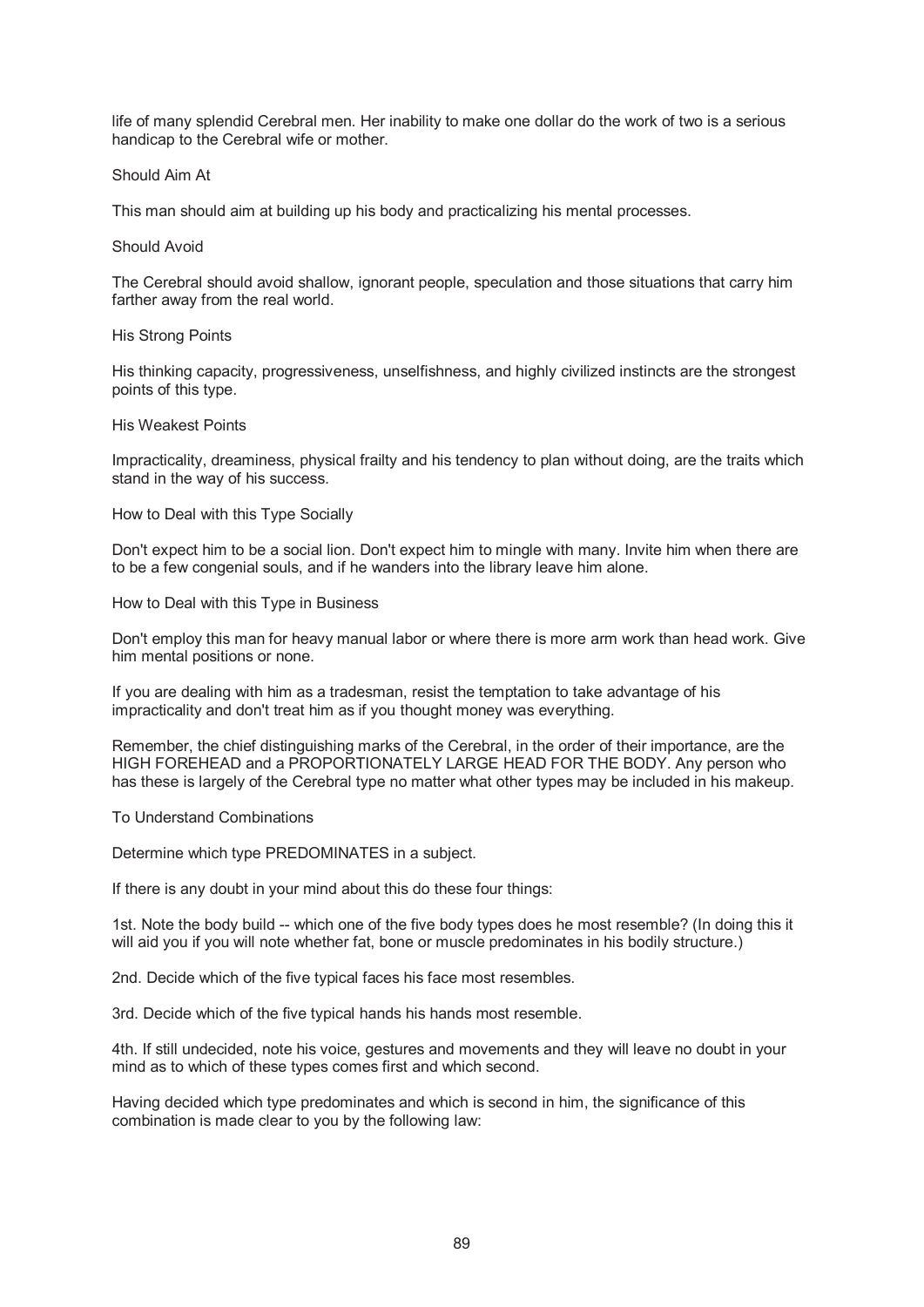life of many splendid Cerebral men. Her inability to make one dollar do the work of two is a serious handicap to the Cerebral wife or mother.

### Should Aim At

This man should aim at building up his body and practicalizing his mental processes.

### Should Avoid

The Cerebral should avoid shallow, ignorant people, speculation and those situations that carry him farther away from the real world.

### His Strong Points

His thinking capacity, progressiveness, unselfishness, and highly civilized instincts are the strongest points of this type.

### His Weakest Points

Impracticality, dreaminess, physical frailty and his tendency to plan without doing, are the traits which stand in the way of his success.

### How to Deal with this Type Socially

Don't expect him to be a social lion. Don't expect him to mingle with many. Invite him when there are to be a few congenial souls, and if he wanders into the library leave him alone.

### How to Deal with this Type in Business

Don't employ this man for heavy manual labor or where there is more arm work than head work. Give him mental positions or none.

If you are dealing with him as a tradesman, resist the temptation to take advantage of his impracticality and don't treat him as if you thought money was everything.

Remember, the chief distinguishing marks of the Cerebral, in the order of their importance, are the HIGH FOREHEAD and a PROPORTIONATELY LARGE HEAD FOR THE BODY. Any person who has these is largely of the Cerebral type no matter what other types may be included in his makeup.

### To Understand Combinations

Determine which type PREDOMINATES in a subject.

If there is any doubt in your mind about this do these four things:

1st. Note the body build -- which one of the five body types does he most resemble? (In doing this it will aid you if you will note whether fat, bone or muscle predominates in his bodily structure.)

2nd. Decide which of the five typical faces his face most resembles.

3rd. Decide which of the five typical hands his hands most resemble.

4th. If still undecided, note his voice, gestures and movements and they will leave no doubt in your mind as to which of these types comes first and which second.

Having decided which type predominates and which is second in him, the significance of this combination is made clear to you by the following law: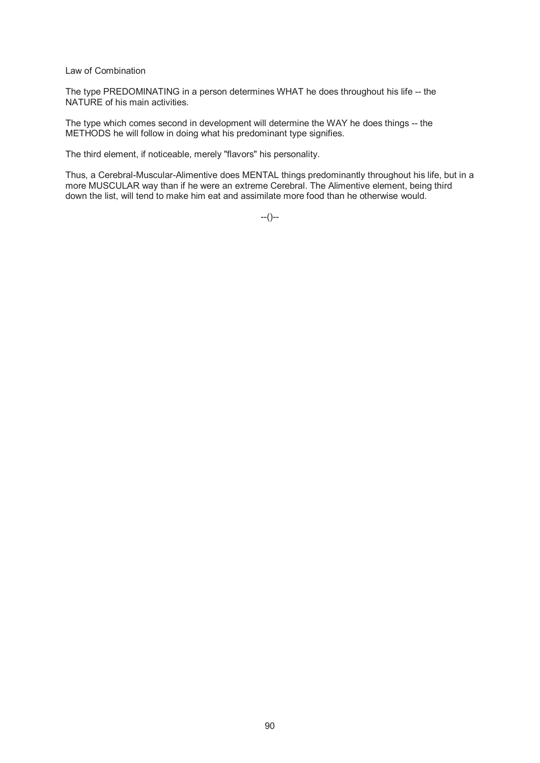## Law of Combination

The type PREDOMINATING in a person determines WHAT he does throughout his life -- the NATURE of his main activities.

The type which comes second in development will determine the WAY he does things -- the METHODS he will follow in doing what his predominant type signifies.

The third element, if noticeable, merely "flavors" his personality.

Thus, a Cerebral-Muscular-Alimentive does MENTAL things predominantly throughout his life, but in a more MUSCULAR way than if he were an extreme Cerebral. The Alimentive element, being third down the list, will tend to make him eat and assimilate more food than he otherwise would.

--()--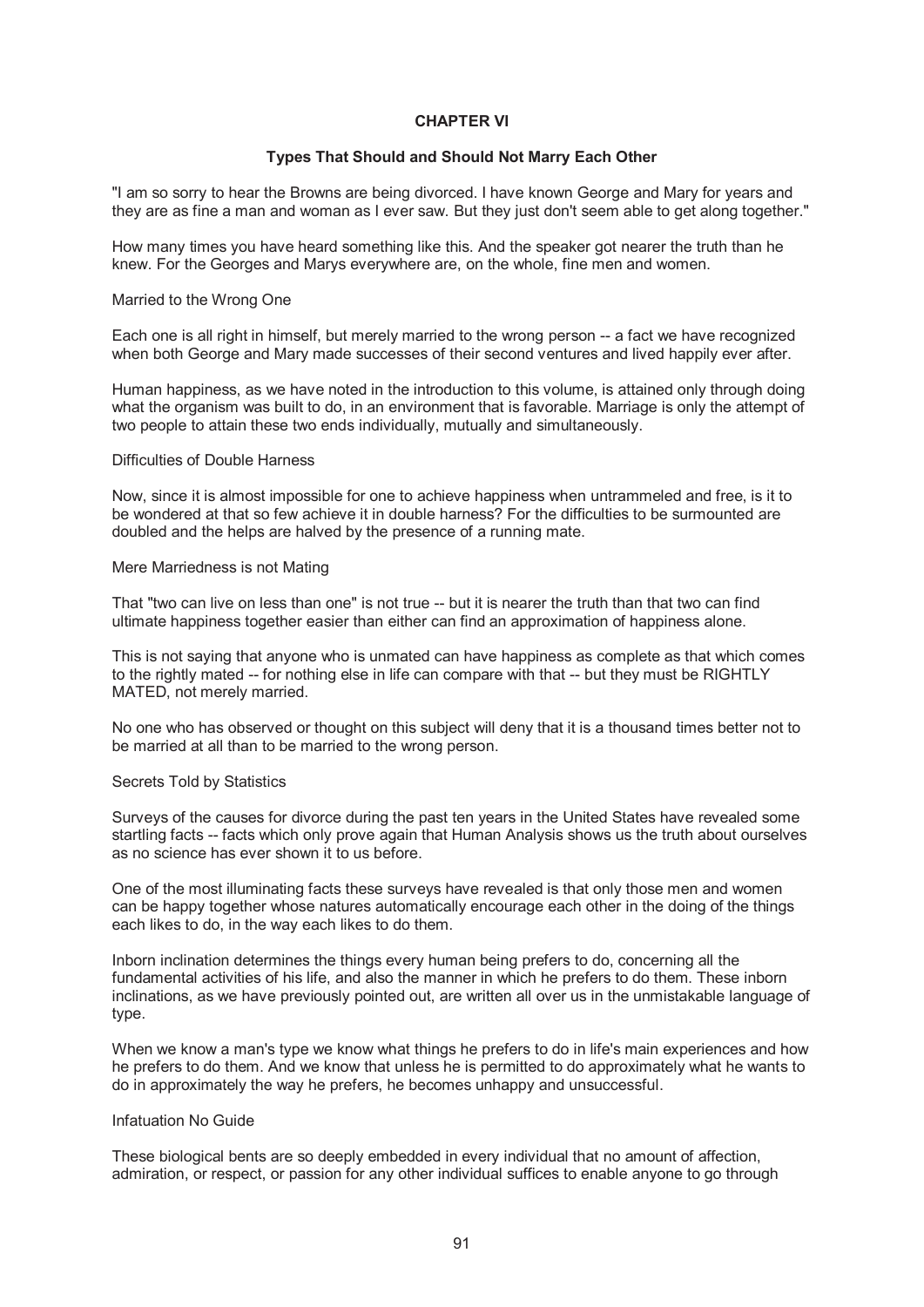# CHAPTER VI

## Types That Should and Should Not Marry Each Other

"I am so sorry to hear the Browns are being divorced. I have known George and Mary for years and they are as fine a man and woman as I ever saw. But they just don't seem able to get along together."

How many times you have heard something like this. And the speaker got nearer the truth than he knew. For the Georges and Marys everywhere are, on the whole, fine men and women.

### Married to the Wrong One

Each one is all right in himself, but merely married to the wrong person -- a fact we have recognized when both George and Mary made successes of their second ventures and lived happily ever after.

Human happiness, as we have noted in the introduction to this volume, is attained only through doing what the organism was built to do, in an environment that is favorable. Marriage is only the attempt of two people to attain these two ends individually, mutually and simultaneously.

### Difficulties of Double Harness

Now, since it is almost impossible for one to achieve happiness when untrammeled and free, is it to be wondered at that so few achieve it in double harness? For the difficulties to be surmounted are doubled and the helps are halved by the presence of a running mate.

### Mere Marriedness is not Mating

That "two can live on less than one" is not true -- but it is nearer the truth than that two can find ultimate happiness together easier than either can find an approximation of happiness alone.

This is not saying that anyone who is unmated can have happiness as complete as that which comes to the rightly mated -- for nothing else in life can compare with that -- but they must be RIGHTLY MATED, not merely married.

No one who has observed or thought on this subject will deny that it is a thousand times better not to be married at all than to be married to the wrong person.

### Secrets Told by Statistics

Surveys of the causes for divorce during the past ten years in the United States have revealed some startling facts -- facts which only prove again that Human Analysis shows us the truth about ourselves as no science has ever shown it to us before.

One of the most illuminating facts these surveys have revealed is that only those men and women can be happy together whose natures automatically encourage each other in the doing of the things each likes to do, in the way each likes to do them.

Inborn inclination determines the things every human being prefers to do, concerning all the fundamental activities of his life, and also the manner in which he prefers to do them. These inborn inclinations, as we have previously pointed out, are written all over us in the unmistakable language of type.

When we know a man's type we know what things he prefers to do in life's main experiences and how he prefers to do them. And we know that unless he is permitted to do approximately what he wants to do in approximately the way he prefers, he becomes unhappy and unsuccessful.

### Infatuation No Guide

These biological bents are so deeply embedded in every individual that no amount of affection, admiration, or respect, or passion for any other individual suffices to enable anyone to go through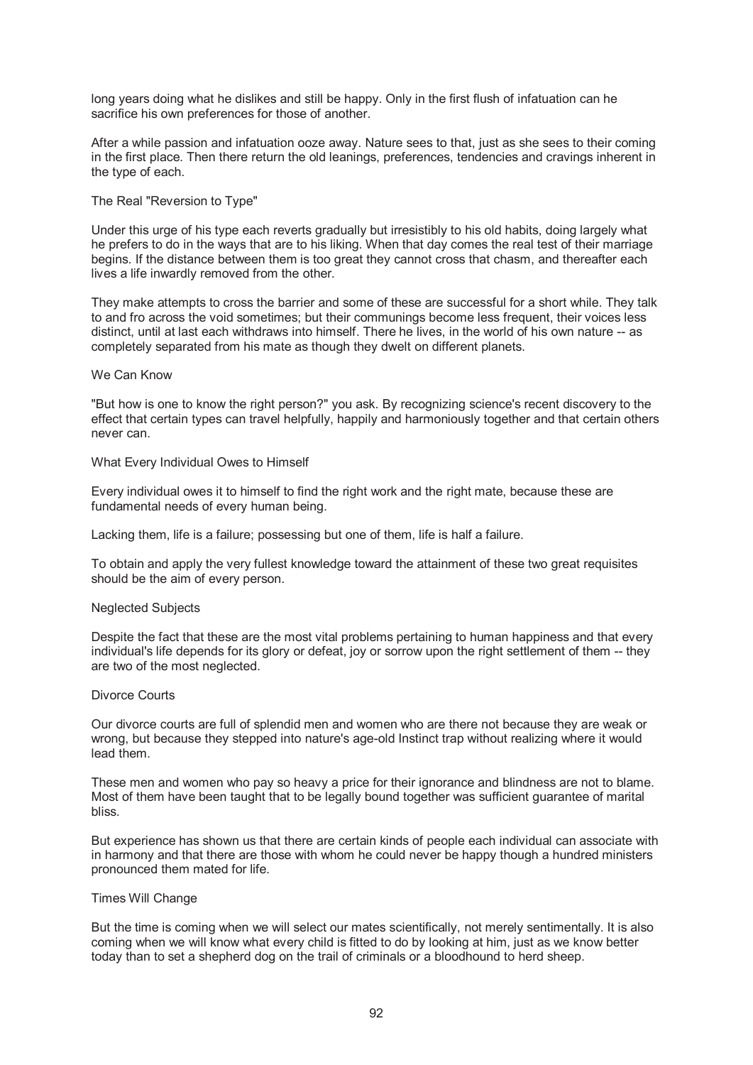long years doing what he dislikes and still be happy. Only in the first flush of infatuation can he sacrifice his own preferences for those of another.

After a while passion and infatuation ooze away. Nature sees to that, just as she sees to their coming in the first place. Then there return the old leanings, preferences, tendencies and cravings inherent in the type of each.

### The Real "Reversion to Type"

Under this urge of his type each reverts gradually but irresistibly to his old habits, doing largely what he prefers to do in the ways that are to his liking. When that day comes the real test of their marriage begins. If the distance between them is too great they cannot cross that chasm, and thereafter each lives a life inwardly removed from the other.

They make attempts to cross the barrier and some of these are successful for a short while. They talk to and fro across the void sometimes; but their communings become less frequent, their voices less distinct, until at last each withdraws into himself. There he lives, in the world of his own nature -- as completely separated from his mate as though they dwelt on different planets.

### We Can Know

"But how is one to know the right person?" you ask. By recognizing science's recent discovery to the effect that certain types can travel helpfully, happily and harmoniously together and that certain others never can.

### What Every Individual Owes to Himself

Every individual owes it to himself to find the right work and the right mate, because these are fundamental needs of every human being.

Lacking them, life is a failure; possessing but one of them, life is half a failure.

To obtain and apply the very fullest knowledge toward the attainment of these two great requisites should be the aim of every person.

### Neglected Subjects

Despite the fact that these are the most vital problems pertaining to human happiness and that every individual's life depends for its glory or defeat, joy or sorrow upon the right settlement of them -- they are two of the most neglected.

### Divorce Courts

Our divorce courts are full of splendid men and women who are there not because they are weak or wrong, but because they stepped into nature's age-old Instinct trap without realizing where it would lead them.

These men and women who pay so heavy a price for their ignorance and blindness are not to blame. Most of them have been taught that to be legally bound together was sufficient guarantee of marital bliss.

But experience has shown us that there are certain kinds of people each individual can associate with in harmony and that there are those with whom he could never be happy though a hundred ministers pronounced them mated for life.

### Times Will Change

But the time is coming when we will select our mates scientifically, not merely sentimentally. It is also coming when we will know what every child is fitted to do by looking at him, just as we know better today than to set a shepherd dog on the trail of criminals or a bloodhound to herd sheep.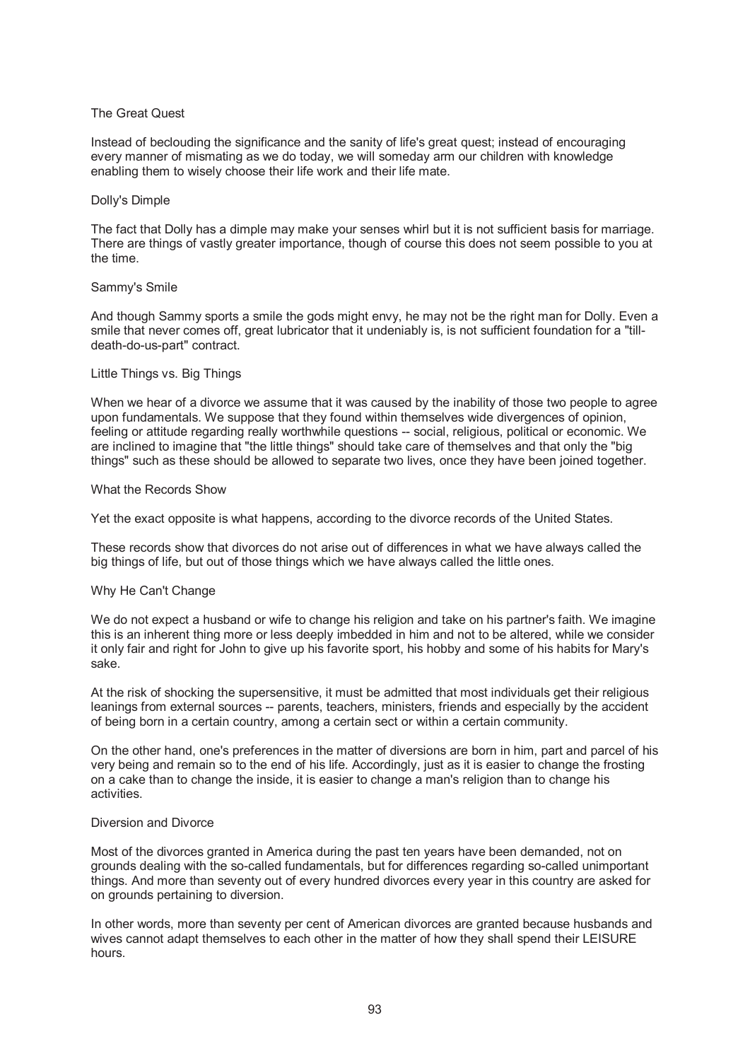### The Great Quest

Instead of beclouding the significance and the sanity of life's great quest; instead of encouraging every manner of mismating as we do today, we will someday arm our children with knowledge enabling them to wisely choose their life work and their life mate.

### Dolly's Dimple

The fact that Dolly has a dimple may make your senses whirl but it is not sufficient basis for marriage. There are things of vastly greater importance, though of course this does not seem possible to you at the time.

### Sammy's Smile

And though Sammy sports a smile the gods might envy, he may not be the right man for Dolly. Even a smile that never comes off, great lubricator that it undeniably is, is not sufficient foundation for a "till-death-do-us-part" contract.

### Little Things vs. Big Things

When we hear of a divorce we assume that it was caused by the inability of those two people to agree upon fundamentals. We suppose that they found within themselves wide divergences of opinion, feeling or attitude regarding really worthwhile questions -- social, religious, political or economic. We are inclined to imagine that "the little things" should take care of themselves and that only the "big things" such as these should be allowed to separate two lives, once they have been joined together.

### What the Records Show

Yet the exact opposite is what happens, according to the divorce records of the United States.

These records show that divorces do not arise out of differences in what we have always called the big things of life, but out of those things which we have always called the little ones.

### Why He Can't Change

We do not expect a husband or wife to change his religion and take on his partner's faith. We imagine this is an inherent thing more or less deeply imbedded in him and not to be altered, while we consider it only fair and right for John to give up his favorite sport, his hobby and some of his habits for Mary's sake.

At the risk of shocking the supersensitive, it must be admitted that most individuals get their religious leanings from external sources -- parents, teachers, ministers, friends and especially by the accident of being born in a certain country, among a certain sect or within a certain community.

On the other hand, one's preferences in the matter of diversions are born in him, part and parcel of his very being and remain so to the end of his life. Accordingly, just as it is easier to change the frosting on a cake than to change the inside, it is easier to change a man's religion than to change his activities.

### Diversion and Divorce

Most of the divorces granted in America during the past ten years have been demanded, not on grounds dealing with the so-called fundamentals, but for differences regarding so-called unimportant things. And more than seventy out of every hundred divorces every year in this country are asked for on grounds pertaining to diversion.

In other words, more than seventy per cent of American divorces are granted because husbands and wives cannot adapt themselves to each other in the matter of how they shall spend their LEISURE hours.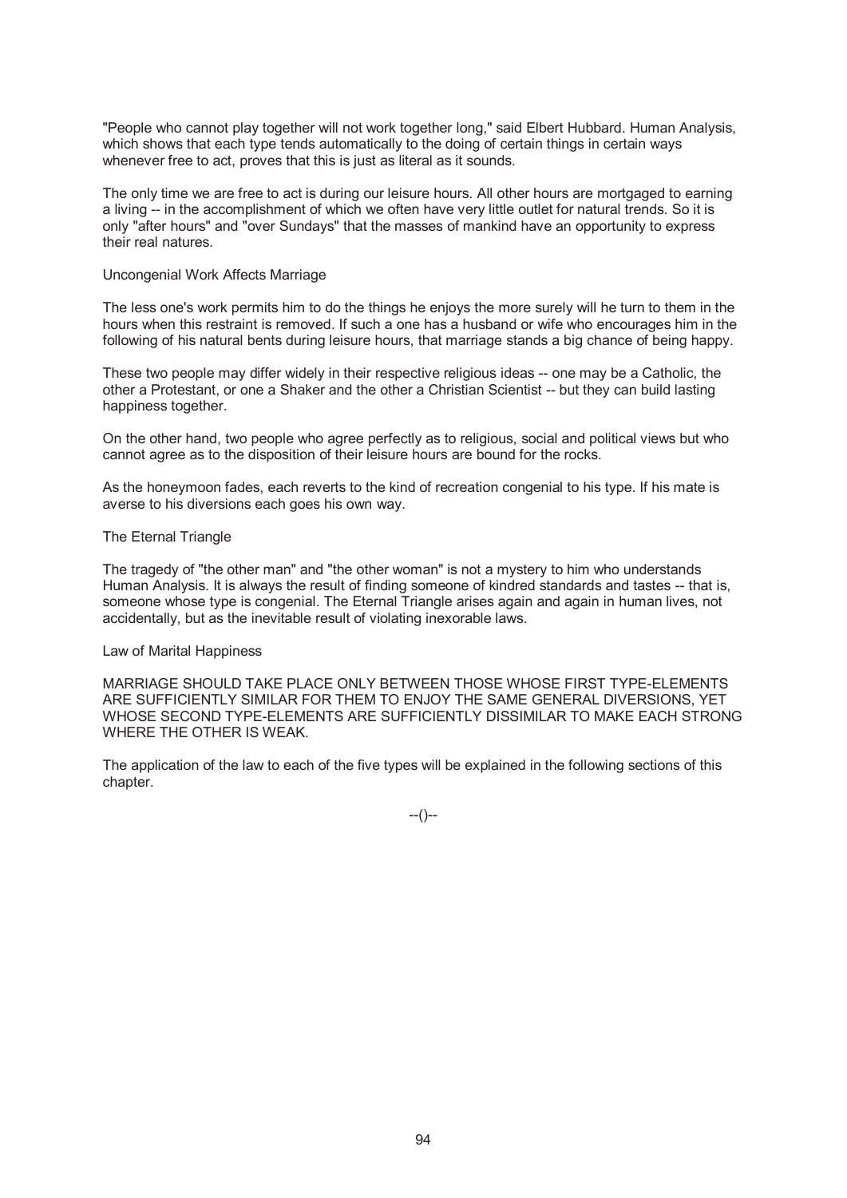"People who cannot play together will not work together long," said Elbert Hubbard. Human Analysis, which shows that each type tends automatically to the doing of certain things in certain ways whenever free to act, proves that this is just as literal as it sounds.

The only time we are free to act is during our leisure hours. All other hours are mortgaged to earning a living -- in the accomplishment of which we often have very little outlet for natural trends. So it is only "after hours" and "over Sundays" that the masses of mankind have an opportunity to express their real natures.

### Uncongenial Work Affects Marriage

The less one's work permits him to do the things he enjoys the more surely will he turn to them in the hours when this restraint is removed. If such a one has a husband or wife who encourages him in the following of his natural bents during leisure hours, that marriage stands a big chance of being happy.

These two people may differ widely in their respective religious ideas -- one may be a Catholic, the other a Protestant, or one a Shaker and the other a Christian Scientist -- but they can build lasting happiness together.

On the other hand, two people who agree perfectly as to religious, social and political views but who cannot agree as to the disposition of their leisure hours are bound for the rocks.

As the honeymoon fades, each reverts to the kind of recreation congenial to his type. If his mate is averse to his diversions each goes his own way.

### The Eternal Triangle

The tragedy of "the other man" and "the other woman" is not a mystery to him who understands Human Analysis. It is always the result of finding someone of kindred standards and tastes -- that is, someone whose type is congenial. The Eternal Triangle arises again and again in human lives, not accidentally, but as the inevitable result of violating inexorable laws.

### Law of Marital Happiness

MARRIAGE SHOULD TAKE PLACE ONLY BETWEEN THOSE WHOSE FIRST TYPE-ELEMENTS ARE SUFFICIENTLY SIMILAR FOR THEM TO ENJOY THE SAME GENERAL DIVERSIONS, YET WHOSE SECOND TYPE-ELEMENTS ARE SUFFICIENTLY DISSIMILAR TO MAKE EACH STRONG WHERE THE OTHER IS WEAK.

The application of the law to each of the five types will be explained in the following sections of this chapter.

--()--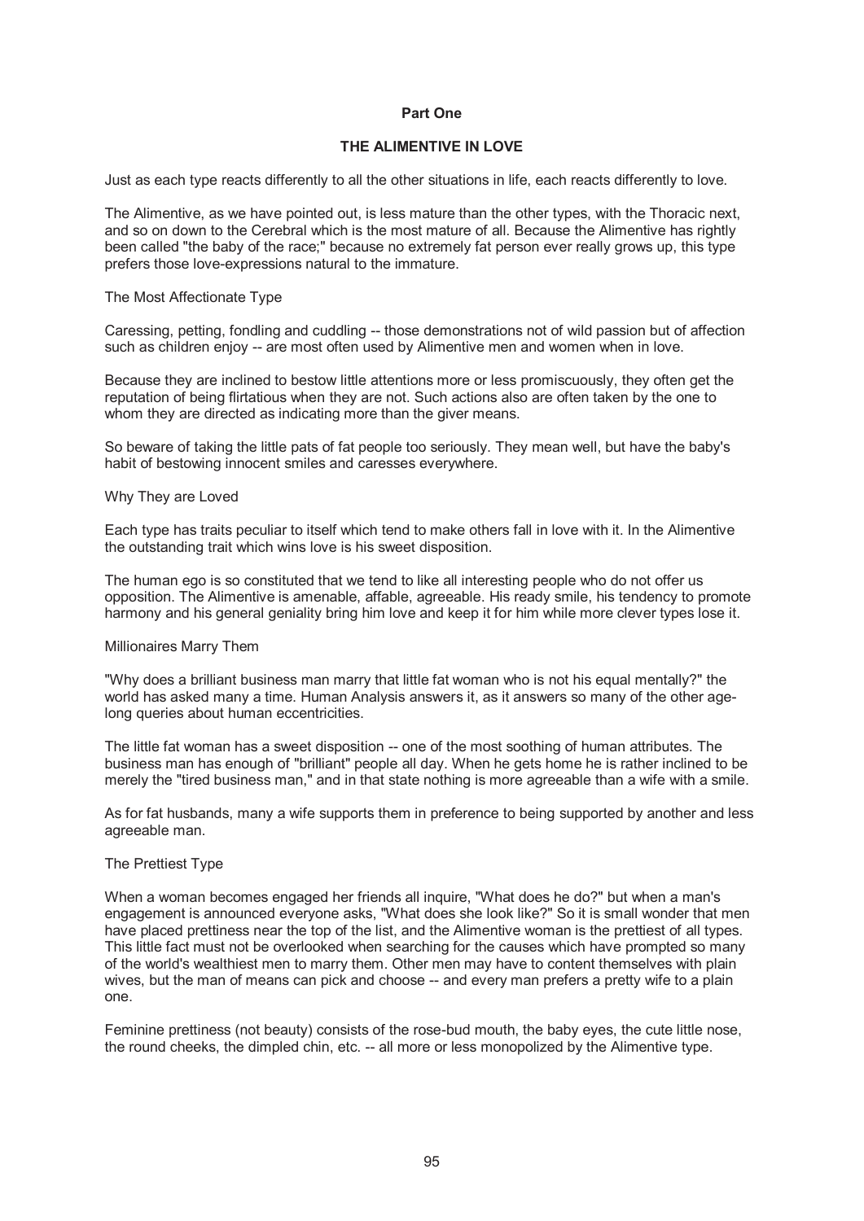## Part One

## THE ALIMENTIVE IN LOVE

Just as each type reacts differently to all the other situations in life, each reacts differently to love.

The Alimentive, as we have pointed out, is less mature than the other types, with the Thoracic next, and so on down to the Cerebral which is the most mature of all. Because the Alimentive has rightly been called "the baby of the race;" because no extremely fat person ever really grows up, this type prefers those love-expressions natural to the immature.

### The Most Affectionate Type

Caressing, petting, fondling and cuddling -- those demonstrations not of wild passion but of affection such as children enjoy -- are most often used by Alimentive men and women when in love.

Because they are inclined to bestow little attentions more or less promiscuously, they often get the reputation of being flirtatious when they are not. Such actions also are often taken by the one to whom they are directed as indicating more than the giver means.

So beware of taking the little pats of fat people too seriously. They mean well, but have the baby's habit of bestowing innocent smiles and caresses everywhere.

### Why They are Loved

Each type has traits peculiar to itself which tend to make others fall in love with it. In the Alimentive the outstanding trait which wins love is his sweet disposition.

The human ego is so constituted that we tend to like all interesting people who do not offer us opposition. The Alimentive is amenable, affable, agreeable. His ready smile, his tendency to promote harmony and his general geniality bring him love and keep it for him while more clever types lose it.

### Millionaires Marry Them

"Why does a brilliant business man marry that little fat woman who is not his equal mentally?" the world has asked many a time. Human Analysis answers it, as it answers so many of the other age-long queries about human eccentricities.

The little fat woman has a sweet disposition -- one of the most soothing of human attributes. The business man has enough of "brilliant" people all day. When he gets home he is rather inclined to be merely the "tired business man," and in that state nothing is more agreeable than a wife with a smile.

As for fat husbands, many a wife supports them in preference to being supported by another and less agreeable man.

### The Prettiest Type

When a woman becomes engaged her friends all inquire, "What does he do?" but when a man's engagement is announced everyone asks, "What does she look like?" So it is small wonder that men have placed prettiness near the top of the list, and the Alimentive woman is the prettiest of all types. This little fact must not be overlooked when searching for the causes which have prompted so many of the world's wealthiest men to marry them. Other men may have to content themselves with plain wives, but the man of means can pick and choose -- and every man prefers a pretty wife to a plain one.

Feminine prettiness (not beauty) consists of the rose-bud mouth, the baby eyes, the cute little nose, the round cheeks, the dimpled chin, etc. -- all more or less monopolized by the Alimentive type.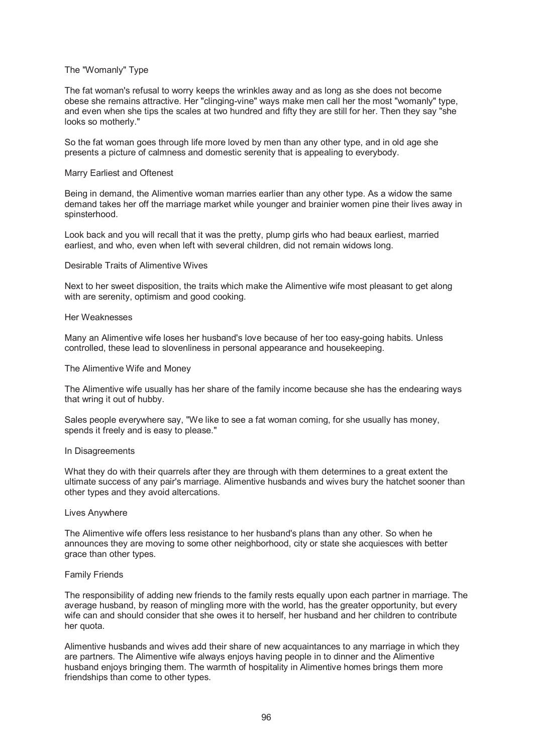### The "Womanly" Type

The fat woman's refusal to worry keeps the wrinkles away and as long as she does not become obese she remains attractive. Her "clinging-vine" ways make men call her the most "womanly" type, and even when she tips the scales at two hundred and fifty they are still for her. Then they say "she looks so motherly."

So the fat woman goes through life more loved by men than any other type, and in old age she presents a picture of calmness and domestic serenity that is appealing to everybody.

### Marry Earliest and Oftenest

Being in demand, the Alimentive woman marries earlier than any other type. As a widow the same demand takes her off the marriage market while younger and brainier women pine their lives away in spinsterhood.

Look back and you will recall that it was the pretty, plump girls who had beaux earliest, married earliest, and who, even when left with several children, did not remain widows long.

### Desirable Traits of Alimentive Wives

Next to her sweet disposition, the traits which make the Alimentive wife most pleasant to get along with are serenity, optimism and good cooking.

### Her Weaknesses

Many an Alimentive wife loses her husband's love because of her too easy-going habits. Unless controlled, these lead to slovenliness in personal appearance and housekeeping.

### The Alimentive Wife and Money

The Alimentive wife usually has her share of the family income because she has the endearing ways that wring it out of hubby.

Sales people everywhere say, "We like to see a fat woman coming, for she usually has money, spends it freely and is easy to please."

### In Disagreements

What they do with their quarrels after they are through with them determines to a great extent the ultimate success of any pair's marriage. Alimentive husbands and wives bury the hatchet sooner than other types and they avoid altercations.

### Lives Anywhere

The Alimentive wife offers less resistance to her husband's plans than any other. So when he announces they are moving to some other neighborhood, city or state she acquiesces with better grace than other types.

### Family Friends

The responsibility of adding new friends to the family rests equally upon each partner in marriage. The average husband, by reason of mingling more with the world, has the greater opportunity, but every wife can and should consider that she owes it to herself, her husband and her children to contribute her quota.

Alimentive husbands and wives add their share of new acquaintances to any marriage in which they are partners. The Alimentive wife always enjoys having people in to dinner and the Alimentive husband enjoys bringing them. The warmth of hospitality in Alimentive homes brings them more friendships than come to other types.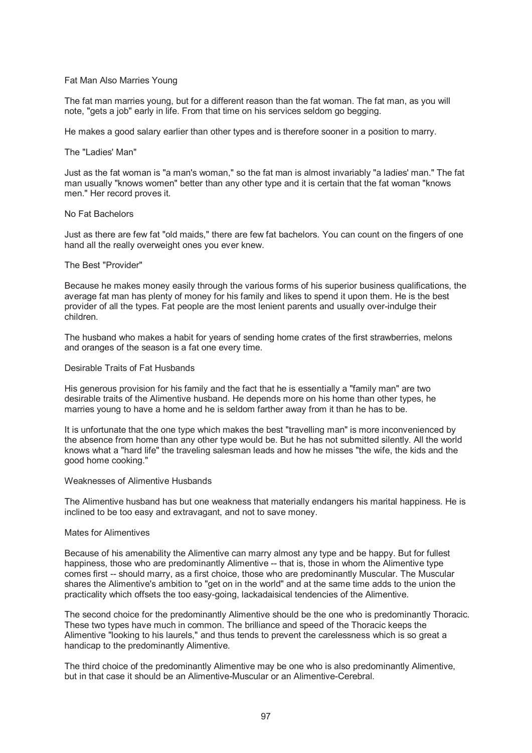### Fat Man Also Marries Young

The fat man marries young, but for a different reason than the fat woman. The fat man, as you will note, "gets a job" early in life. From that time on his services seldom go begging.

He makes a good salary earlier than other types and is therefore sooner in a position to marry.

### The "Ladies' Man"

Just as the fat woman is "a man's woman," so the fat man is almost invariably "a ladies' man." The fat man usually "knows women" better than any other type and it is certain that the fat woman "knows men." Her record proves it.

### No Fat Bachelors

Just as there are few fat "old maids," there are few fat bachelors. You can count on the fingers of one hand all the really overweight ones you ever knew.

### The Best "Provider"

Because he makes money easily through the various forms of his superior business qualifications, the average fat man has plenty of money for his family and likes to spend it upon them. He is the best provider of all the types. Fat people are the most lenient parents and usually over-indulge their children.

The husband who makes a habit for years of sending home crates of the first strawberries, melons and oranges of the season is a fat one every time.

### Desirable Traits of Fat Husbands

His generous provision for his family and the fact that he is essentially a "family man" are two desirable traits of the Alimentive husband. He depends more on his home than other types, he marries young to have a home and he is seldom farther away from it than he has to be.

It is unfortunate that the one type which makes the best "travelling man" is more inconvenienced by the absence from home than any other type would be. But he has not submitted silently. All the world knows what a "hard life" the traveling salesman leads and how he misses "the wife, the kids and the good home cooking."

### Weaknesses of Alimentive Husbands

The Alimentive husband has but one weakness that materially endangers his marital happiness. He is inclined to be too easy and extravagant, and not to save money.

### Mates for Alimentives

Because of his amenability the Alimentive can marry almost any type and be happy. But for fullest happiness, those who are predominantly Alimentive -- that is, those in whom the Alimentive type comes first -- should marry, as a first choice, those who are predominantly Muscular. The Muscular shares the Alimentive's ambition to "get on in the world" and at the same time adds to the union the practicality which offsets the too easy-going, lackadaisical tendencies of the Alimentive.

The second choice for the predominantly Alimentive should be the one who is predominantly Thoracic. These two types have much in common. The brilliance and speed of the Thoracic keeps the Alimentive "looking to his laurels," and thus tends to prevent the carelessness which is so great a handicap to the predominantly Alimentive.

The third choice of the predominantly Alimentive may be one who is also predominantly Alimentive, but in that case it should be an Alimentive-Muscular or an Alimentive-Cerebral.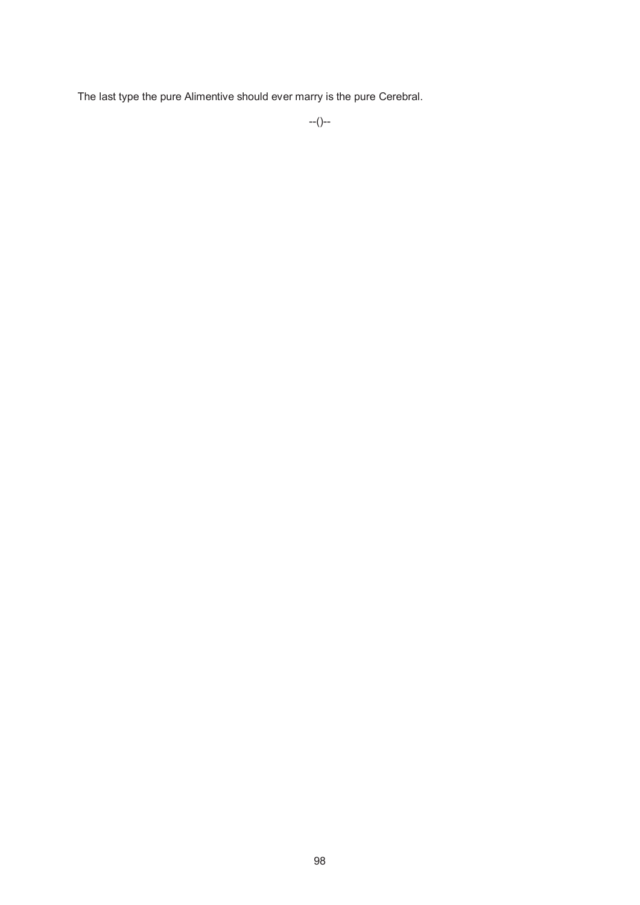The last type the pure Alimentive should ever marry is the pure Cerebral.

--()--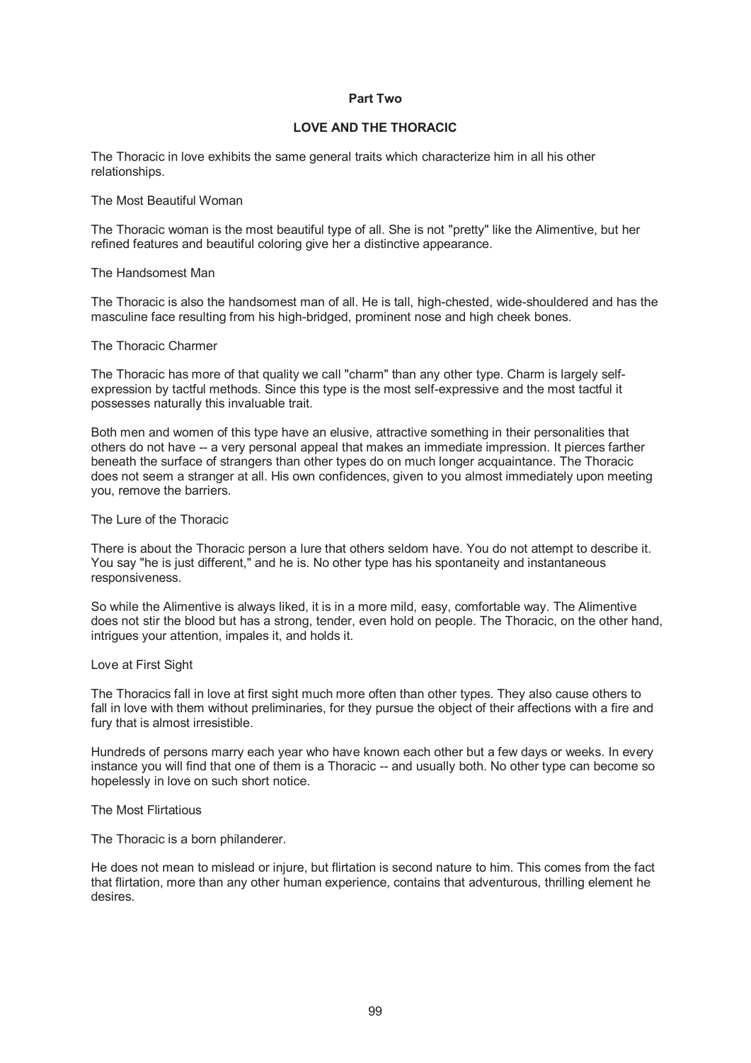## Part Two

## LOVE AND THE THORACIC

The Thoracic in love exhibits the same general traits which characterize him in all his other relationships.

### The Most Beautiful Woman

The Thoracic woman is the most beautiful type of all. She is not "pretty" like the Alimentive, but her refined features and beautiful coloring give her a distinctive appearance.

### The Handsomest Man

The Thoracic is also the handsomest man of all. He is tall, high-chested, wide-shouldered and has the masculine face resulting from his high-bridged, prominent nose and high cheek bones.

### The Thoracic Charmer

The Thoracic has more of that quality we call "charm" than any other type. Charm is largely self-expression by tactful methods. Since this type is the most self-expressive and the most tactful it possesses naturally this invaluable trait.

Both men and women of this type have an elusive, attractive something in their personalities that others do not have -- a very personal appeal that makes an immediate impression. It pierces farther beneath the surface of strangers than other types do on much longer acquaintance. The Thoracic does not seem a stranger at all. His own confidences, given to you almost immediately upon meeting you, remove the barriers.

### The Lure of the Thoracic

There is about the Thoracic person a lure that others seldom have. You do not attempt to describe it. You say "he is just different," and he is. No other type has his spontaneity and instantaneous responsiveness.

So while the Alimentive is always liked, it is in a more mild, easy, comfortable way. The Alimentive does not stir the blood but has a strong, tender, even hold on people. The Thoracic, on the other hand, intrigues your attention, impales it, and holds it.

### Love at First Sight

The Thoracics fall in love at first sight much more often than other types. They also cause others to fall in love with them without preliminaries, for they pursue the object of their affections with a fire and fury that is almost irresistible.

Hundreds of persons marry each year who have known each other but a few days or weeks. In every instance you will find that one of them is a Thoracic -- and usually both. No other type can become so hopelessly in love on such short notice.

### The Most Flirtatious

The Thoracic is a born philanderer.

He does not mean to mislead or injure, but flirtation is second nature to him. This comes from the fact that flirtation, more than any other human experience, contains that adventurous, thrilling element he desires.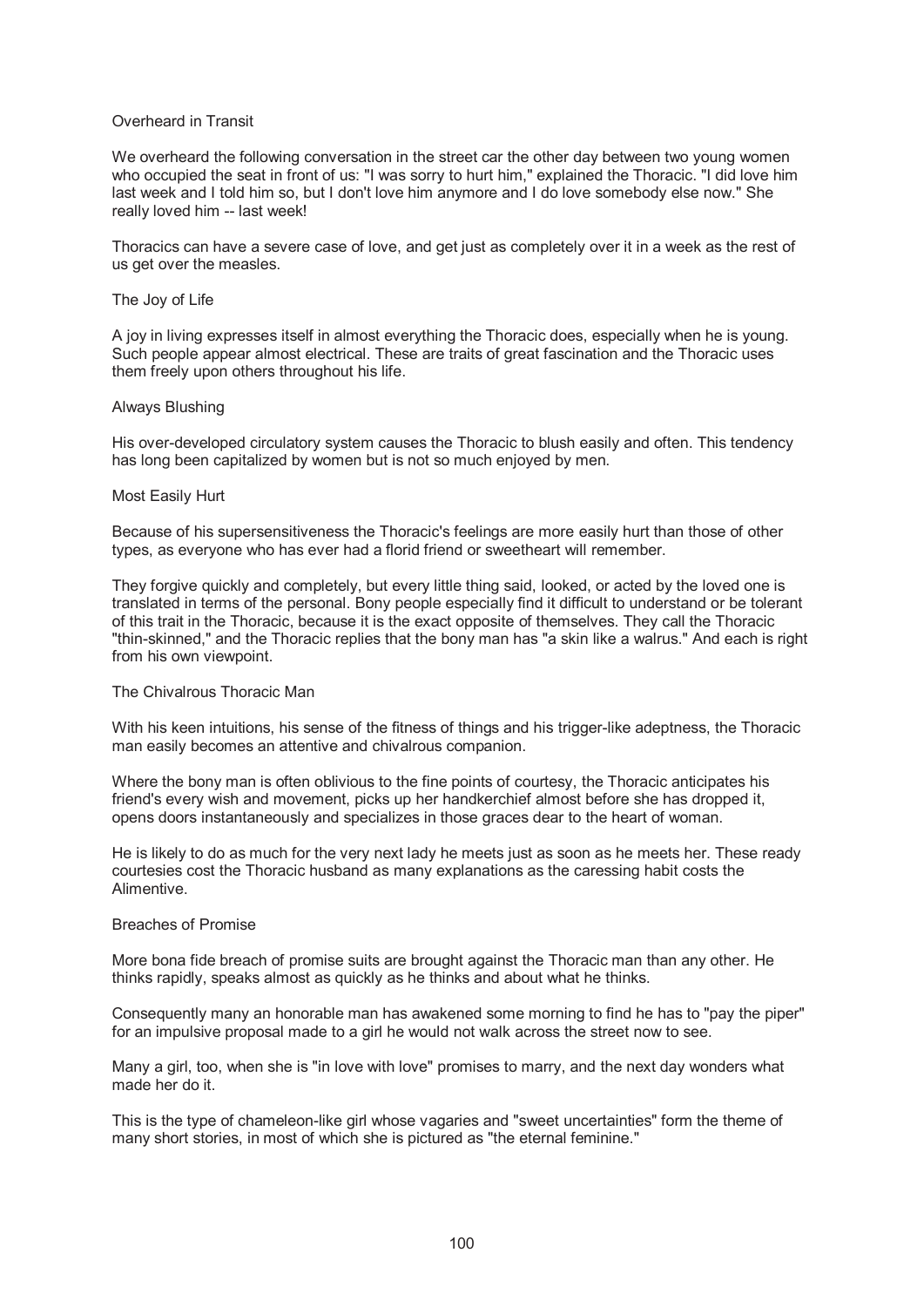## Overheard in Transit

We overheard the following conversation in the street car the other day between two young women who occupied the seat in front of us: "I was sorry to hurt him," explained the Thoracic. "I did love him last week and I told him so, but I don't love him anymore and I do love somebody else now." She really loved him -- last week!

Thoracics can have a severe case of love, and get just as completely over it in a week as the rest of us get over the measles.

## The Joy of Life

A joy in living expresses itself in almost everything the Thoracic does, especially when he is young. Such people appear almost electrical. These are traits of great fascination and the Thoracic uses them freely upon others throughout his life.

## Always Blushing

His over-developed circulatory system causes the Thoracic to blush easily and often. This tendency has long been capitalized by women but is not so much enjoyed by men.

## Most Easily Hurt

Because of his supersensitiveness the Thoracic's feelings are more easily hurt than those of other types, as everyone who has ever had a florid friend or sweetheart will remember.

They forgive quickly and completely, but every little thing said, looked, or acted by the loved one is translated in terms of the personal. Bony people especially find it difficult to understand or be tolerant of this trait in the Thoracic, because it is the exact opposite of themselves. They call the Thoracic "thin-skinned," and the Thoracic replies that the bony man has "a skin like a walrus." And each is right from his own viewpoint.

## The Chivalrous Thoracic Man

With his keen intuitions, his sense of the fitness of things and his trigger-like adeptness, the Thoracic man easily becomes an attentive and chivalrous companion.

Where the bony man is often oblivious to the fine points of courtesy, the Thoracic anticipates his friend's every wish and movement, picks up her handkerchief almost before she has dropped it, opens doors instantaneously and specializes in those graces dear to the heart of woman.

He is likely to do as much for the very next lady he meets just as soon as he meets her. These ready courtesies cost the Thoracic husband as many explanations as the caressing habit costs the Alimentive.

## Breaches of Promise

More bona fide breach of promise suits are brought against the Thoracic man than any other. He thinks rapidly, speaks almost as quickly as he thinks and about what he thinks.

Consequently many an honorable man has awakened some morning to find he has to "pay the piper" for an impulsive proposal made to a girl he would not walk across the street now to see.

Many a girl, too, when she is "in love with love" promises to marry, and the next day wonders what made her do it.

This is the type of chameleon-like girl whose vagaries and "sweet uncertainties" form the theme of many short stories, in most of which she is pictured as "the eternal feminine."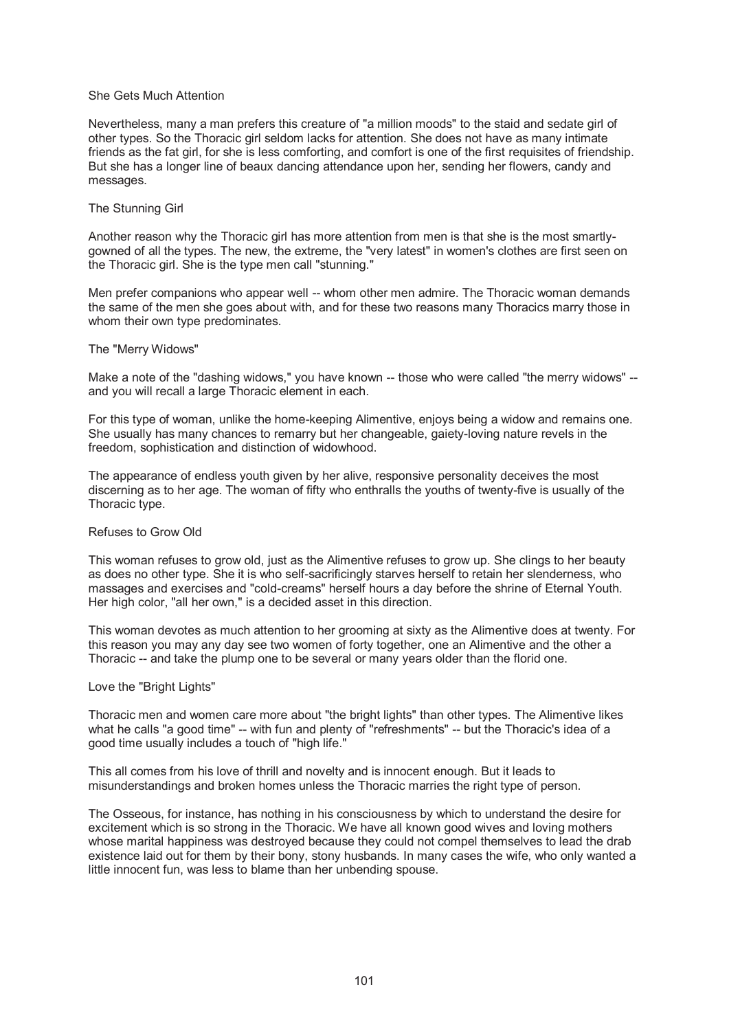### She Gets Much Attention

Nevertheless, many a man prefers this creature of "a million moods" to the staid and sedate girl of other types. So the Thoracic girl seldom lacks for attention. She does not have as many intimate friends as the fat girl, for she is less comforting, and comfort is one of the first requisites of friendship. But she has a longer line of beaux dancing attendance upon her, sending her flowers, candy and messages.

### The Stunning Girl

Another reason why the Thoracic girl has more attention from men is that she is the most smartly-gowned of all the types. The new, the extreme, the "very latest" in women's clothes are first seen on the Thoracic girl. She is the type men call "stunning."

Men prefer companions who appear well -- whom other men admire. The Thoracic woman demands the same of the men she goes about with, and for these two reasons many Thoracics marry those in whom their own type predominates.

### The "Merry Widows"

Make a note of the "dashing widows," you have known -- those who were called "the merry widows" -- and you will recall a large Thoracic element in each.

For this type of woman, unlike the home-keeping Alimentive, enjoys being a widow and remains one. She usually has many chances to remarry but her changeable, gaiety-loving nature revels in the freedom, sophistication and distinction of widowhood.

The appearance of endless youth given by her alive, responsive personality deceives the most discerning as to her age. The woman of fifty who enthralls the youths of twenty-five is usually of the Thoracic type.

### Refuses to Grow Old

This woman refuses to grow old, just as the Alimentive refuses to grow up. She clings to her beauty as does no other type. She it is who self-sacrificingly starves herself to retain her slenderness, who massages and exercises and "cold-creams" herself hours a day before the shrine of Eternal Youth. Her high color, "all her own," is a decided asset in this direction.

This woman devotes as much attention to her grooming at sixty as the Alimentive does at twenty. For this reason you may any day see two women of forty together, one an Alimentive and the other a Thoracic -- and take the plump one to be several or many years older than the florid one.

### Love the "Bright Lights"

Thoracic men and women care more about "the bright lights" than other types. The Alimentive likes what he calls "a good time" -- with fun and plenty of "refreshments" -- but the Thoracic's idea of a good time usually includes a touch of "high life."

This all comes from his love of thrill and novelty and is innocent enough. But it leads to misunderstandings and broken homes unless the Thoracic marries the right type of person.

The Osseous, for instance, has nothing in his consciousness by which to understand the desire for excitement which is so strong in the Thoracic. We have all known good wives and loving mothers whose marital happiness was destroyed because they could not compel themselves to lead the drab existence laid out for them by their bony, stony husbands. In many cases the wife, who only wanted a little innocent fun, was less to blame than her unbending spouse.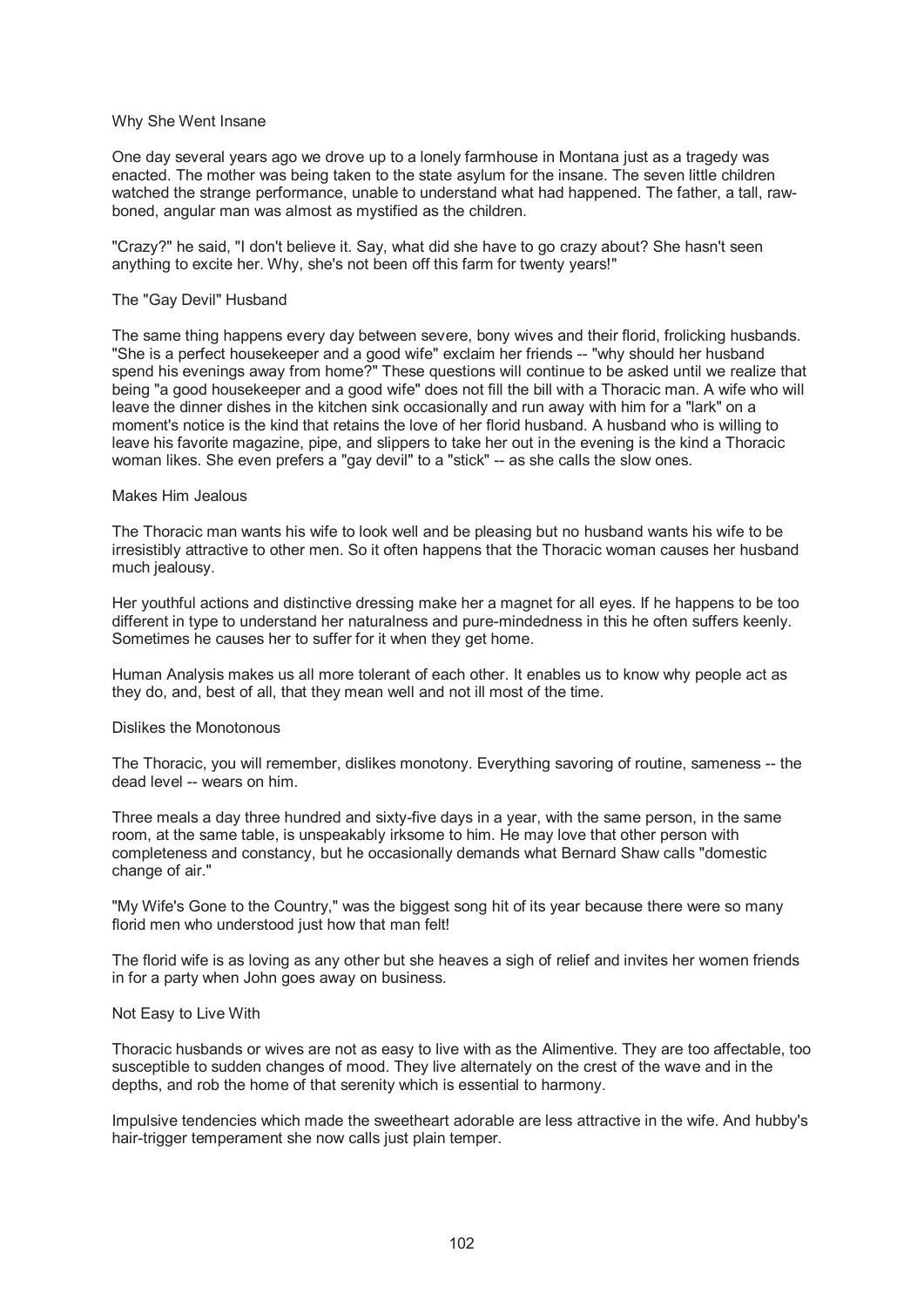### Why She Went Insane

One day several years ago we drove up to a lonely farmhouse in Montana just as a tragedy was enacted. The mother was being taken to the state asylum for the insane. The seven little children watched the strange performance, unable to understand what had happened. The father, a tall, raw-boned, angular man was almost as mystified as the children.

"Crazy?" he said, "I don't believe it. Say, what did she have to go crazy about? She hasn't seen anything to excite her. Why, she's not been off this farm for twenty years!"

### The "Gay Devil" Husband

The same thing happens every day between severe, bony wives and their florid, frolicking husbands. "She is a perfect housekeeper and a good wife" exclaim her friends -- "why should her husband spend his evenings away from home?" These questions will continue to be asked until we realize that being "a good housekeeper and a good wife" does not fill the bill with a Thoracic man. A wife who will leave the dinner dishes in the kitchen sink occasionally and run away with him for a "lark" on a moment's notice is the kind that retains the love of her florid husband. A husband who is willing to leave his favorite magazine, pipe, and slippers to take her out in the evening is the kind a Thoracic woman likes. She even prefers a "gay devil" to a "stick" -- as she calls the slow ones.

### Makes Him Jealous

The Thoracic man wants his wife to look well and be pleasing but no husband wants his wife to be irresistibly attractive to other men. So it often happens that the Thoracic woman causes her husband much jealousy.

Her youthful actions and distinctive dressing make her a magnet for all eyes. If he happens to be too different in type to understand her naturalness and pure-mindedness in this he often suffers keenly. Sometimes he causes her to suffer for it when they get home.

Human Analysis makes us all more tolerant of each other. It enables us to know why people act as they do, and, best of all, that they mean well and not ill most of the time.

### Dislikes the Monotonous

The Thoracic, you will remember, dislikes monotony. Everything savoring of routine, sameness -- the dead level -- wears on him.

Three meals a day three hundred and sixty-five days in a year, with the same person, in the same room, at the same table, is unspeakably irksome to him. He may love that other person with completeness and constancy, but he occasionally demands what Bernard Shaw calls "domestic change of air."

"My Wife's Gone to the Country," was the biggest song hit of its year because there were so many florid men who understood just how that man felt!

The florid wife is as loving as any other but she heaves a sigh of relief and invites her women friends in for a party when John goes away on business.

### Not Easy to Live With

Thoracic husbands or wives are not as easy to live with as the Alimentive. They are too affectable, too susceptible to sudden changes of mood. They live alternately on the crest of the wave and in the depths, and rob the home of that serenity which is essential to harmony.

Impulsive tendencies which made the sweetheart adorable are less attractive in the wife. And hubby's hair-trigger temperament she now calls just plain temper.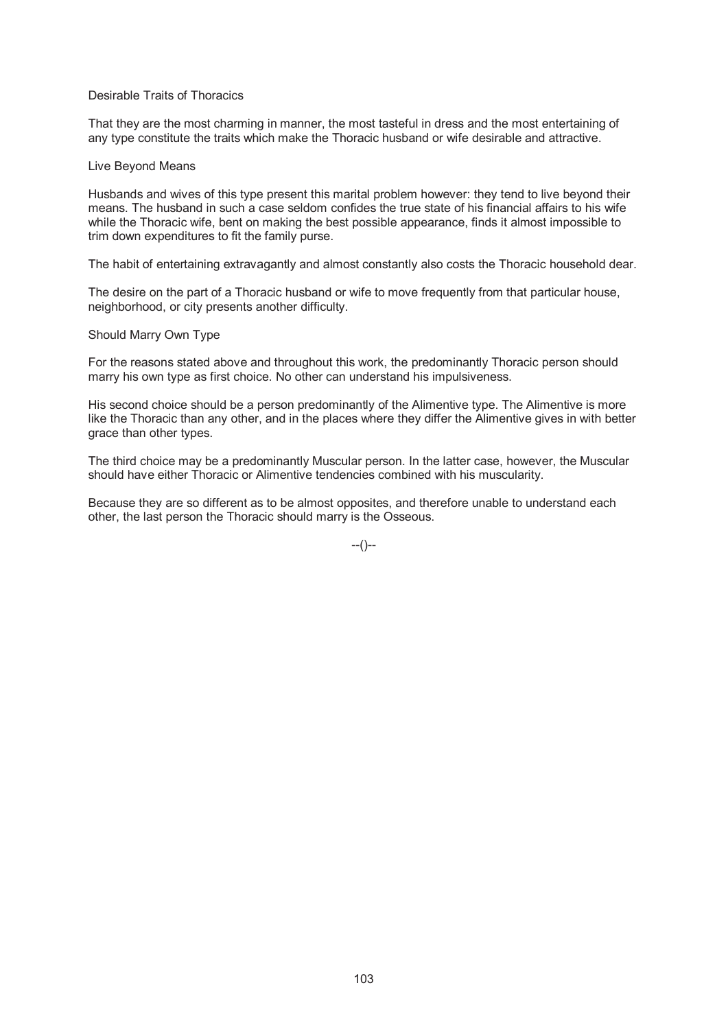### Desirable Traits of Thoracics

That they are the most charming in manner, the most tasteful in dress and the most entertaining of any type constitute the traits which make the Thoracic husband or wife desirable and attractive.

### Live Beyond Means

Husbands and wives of this type present this marital problem however: they tend to live beyond their means. The husband in such a case seldom confides the true state of his financial affairs to his wife while the Thoracic wife, bent on making the best possible appearance, finds it almost impossible to trim down expenditures to fit the family purse.

The habit of entertaining extravagantly and almost constantly also costs the Thoracic household dear.

The desire on the part of a Thoracic husband or wife to move frequently from that particular house, neighborhood, or city presents another difficulty.

### Should Marry Own Type

For the reasons stated above and throughout this work, the predominantly Thoracic person should marry his own type as first choice. No other can understand his impulsiveness.

His second choice should be a person predominantly of the Alimentive type. The Alimentive is more like the Thoracic than any other, and in the places where they differ the Alimentive gives in with better grace than other types.

The third choice may be a predominantly Muscular person. In the latter case, however, the Muscular should have either Thoracic or Alimentive tendencies combined with his muscularity.

Because they are so different as to be almost opposites, and therefore unable to understand each other, the last person the Thoracic should marry is the Osseous.

--()--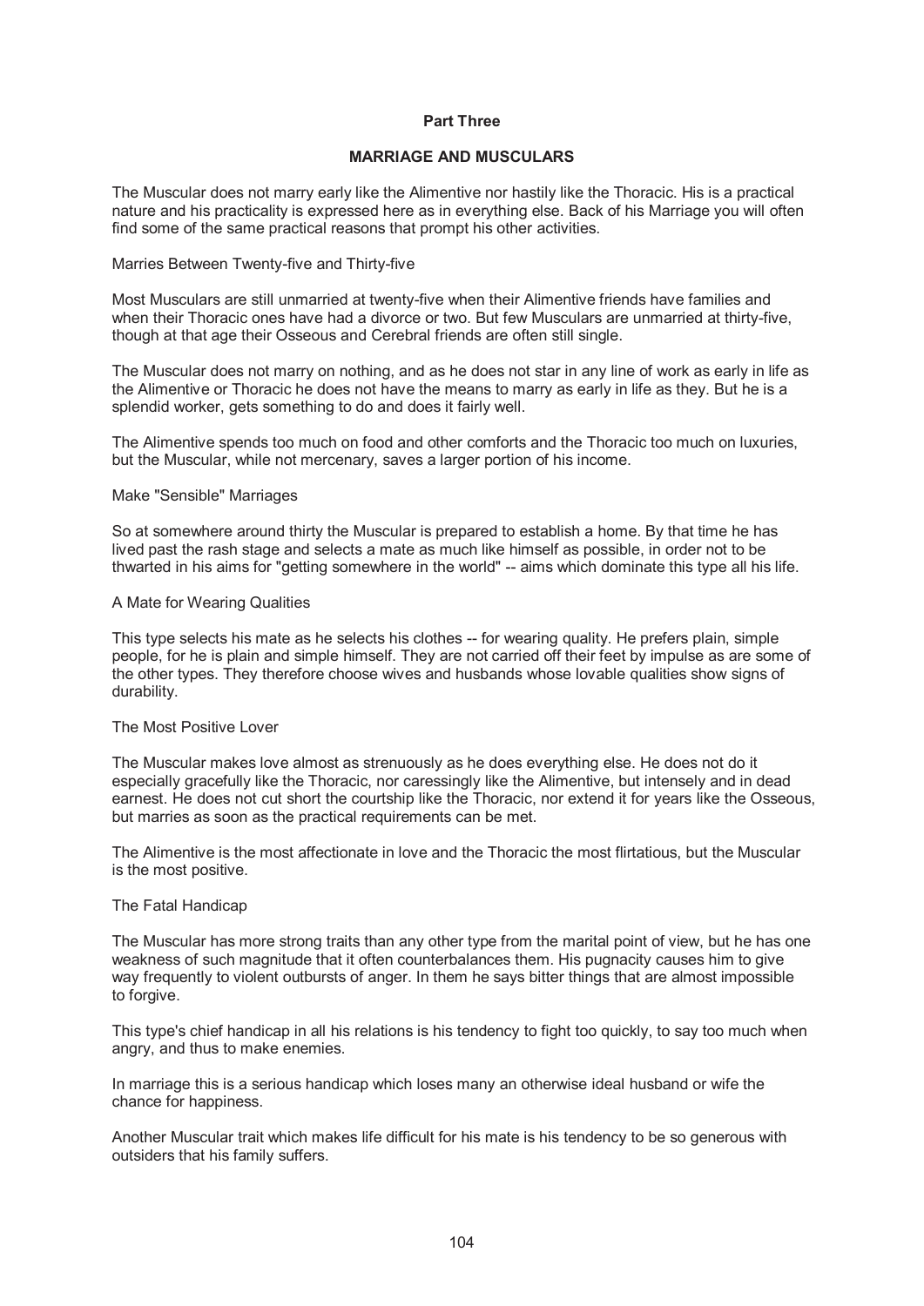## Part Three

## MARRIAGE AND MUSCULARS

The Muscular does not marry early like the Alimentive nor hastily like the Thoracic. His is a practical nature and his practicality is expressed here as in everything else. Back of his Marriage you will often find some of the same practical reasons that prompt his other activities.

### Marries Between Twenty-five and Thirty-five

Most Musculars are still unmarried at twenty-five when their Alimentive friends have families and when their Thoracic ones have had a divorce or two. But few Musculars are unmarried at thirty-five, though at that age their Osseous and Cerebral friends are often still single.

The Muscular does not marry on nothing, and as he does not star in any line of work as early in life as the Alimentive or Thoracic he does not have the means to marry as early in life as they. But he is a splendid worker, gets something to do and does it fairly well.

The Alimentive spends too much on food and other comforts and the Thoracic too much on luxuries, but the Muscular, while not mercenary, saves a larger portion of his income.

### Make "Sensible" Marriages

So at somewhere around thirty the Muscular is prepared to establish a home. By that time he has lived past the rash stage and selects a mate as much like himself as possible, in order not to be thwarted in his aims for "getting somewhere in the world" -- aims which dominate this type all his life.

### A Mate for Wearing Qualities

This type selects his mate as he selects his clothes -- for wearing quality. He prefers plain, simple people, for he is plain and simple himself. They are not carried off their feet by impulse as are some of the other types. They therefore choose wives and husbands whose lovable qualities show signs of durability.

### The Most Positive Lover

The Muscular makes love almost as strenuously as he does everything else. He does not do it especially gracefully like the Thoracic, nor caressingly like the Alimentive, but intensely and in dead earnest. He does not cut short the courtship like the Thoracic, nor extend it for years like the Osseous, but marries as soon as the practical requirements can be met.

The Alimentive is the most affectionate in love and the Thoracic the most flirtatious, but the Muscular is the most positive.

### The Fatal Handicap

The Muscular has more strong traits than any other type from the marital point of view, but he has one weakness of such magnitude that it often counterbalances them. His pugnacity causes him to give way frequently to violent outbursts of anger. In them he says bitter things that are almost impossible to forgive.

This type's chief handicap in all his relations is his tendency to fight too quickly, to say too much when angry, and thus to make enemies.

In marriage this is a serious handicap which loses many an otherwise ideal husband or wife the chance for happiness.

Another Muscular trait which makes life difficult for his mate is his tendency to be so generous with outsiders that his family suffers.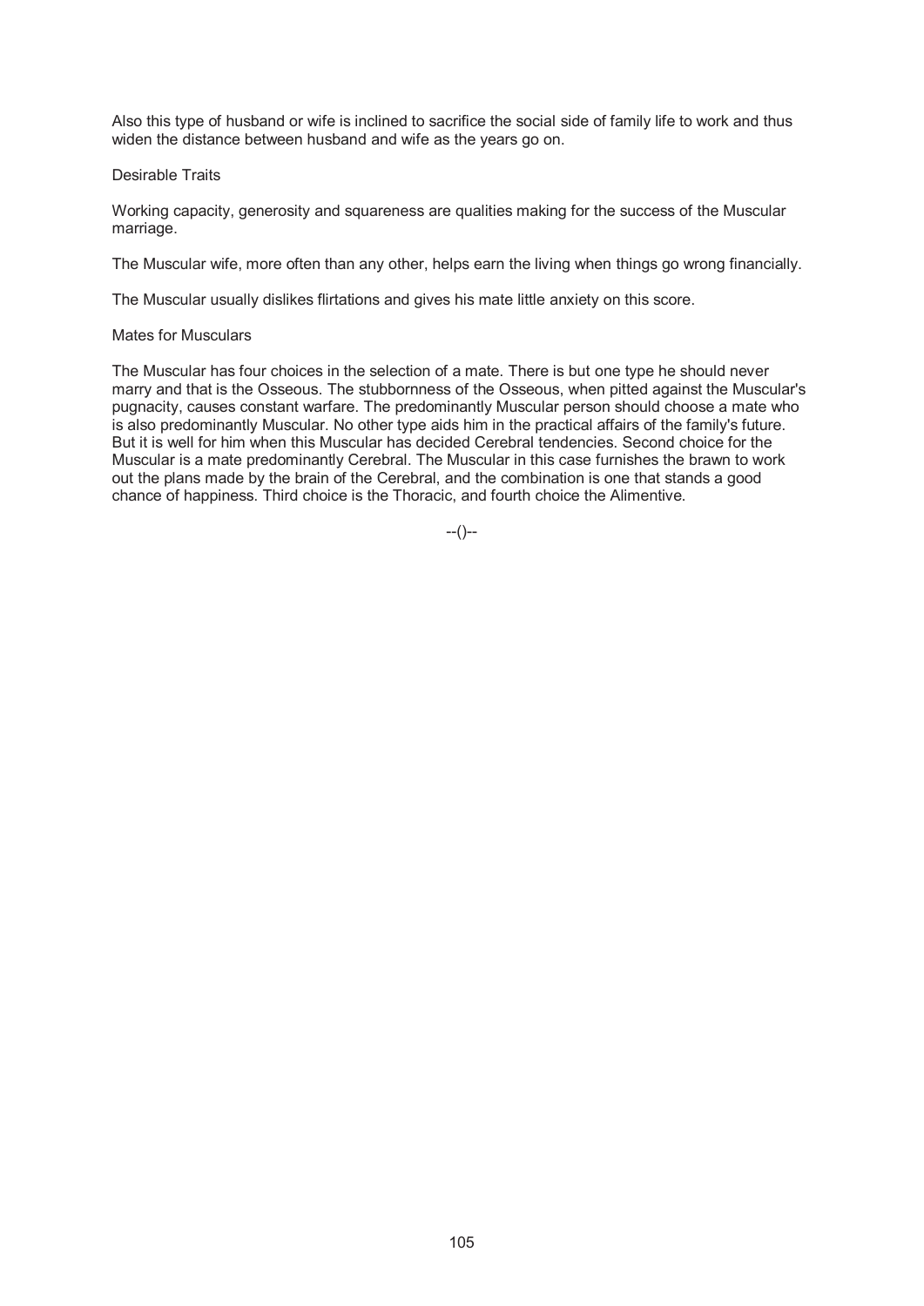Also this type of husband or wife is inclined to sacrifice the social side of family life to work and thus widen the distance between husband and wife as the years go on.

### Desirable Traits

Working capacity, generosity and squareness are qualities making for the success of the Muscular marriage.

The Muscular wife, more often than any other, helps earn the living when things go wrong financially.

The Muscular usually dislikes flirtations and gives his mate little anxiety on this score.

### Mates for Musculars

The Muscular has four choices in the selection of a mate. There is but one type he should never marry and that is the Osseous. The stubbornness of the Osseous, when pitted against the Muscular's pugnacity, causes constant warfare. The predominantly Muscular person should choose a mate who is also predominantly Muscular. No other type aids him in the practical affairs of the family's future. But it is well for him when this Muscular has decided Cerebral tendencies. Second choice for the Muscular is a mate predominantly Cerebral. The Muscular in this case furnishes the brawn to work out the plans made by the brain of the Cerebral, and the combination is one that stands a good chance of happiness. Third choice is the Thoracic, and fourth choice the Alimentive.

--()--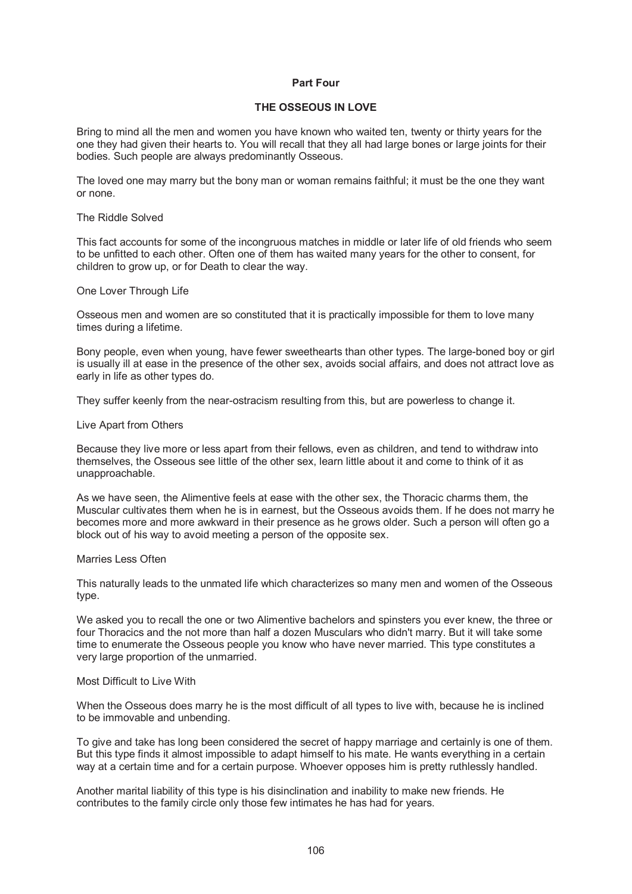## Part Four

## THE OSSEOUS IN LOVE

Bring to mind all the men and women you have known who waited ten, twenty or thirty years for the one they had given their hearts to. You will recall that they all had large bones or large joints for their bodies. Such people are always predominantly Osseous.

The loved one may marry but the bony man or woman remains faithful; it must be the one they want or none.

### The Riddle Solved

This fact accounts for some of the incongruous matches in middle or later life of old friends who seem to be unfitted to each other. Often one of them has waited many years for the other to consent, for children to grow up, or for Death to clear the way.

### One Lover Through Life

Osseous men and women are so constituted that it is practically impossible for them to love many times during a lifetime.

Bony people, even when young, have fewer sweethearts than other types. The large-boned boy or girl is usually ill at ease in the presence of the other sex, avoids social affairs, and does not attract love as early in life as other types do.

They suffer keenly from the near-ostracism resulting from this, but are powerless to change it.

### Live Apart from Others

Because they live more or less apart from their fellows, even as children, and tend to withdraw into themselves, the Osseous see little of the other sex, learn little about it and come to think of it as unapproachable.

As we have seen, the Alimentive feels at ease with the other sex, the Thoracic charms them, the Muscular cultivates them when he is in earnest, but the Osseous avoids them. If he does not marry he becomes more and more awkward in their presence as he grows older. Such a person will often go a block out of his way to avoid meeting a person of the opposite sex.

### Marries Less Often

This naturally leads to the unmated life which characterizes so many men and women of the Osseous type.

We asked you to recall the one or two Alimentive bachelors and spinsters you ever knew, the three or four Thoracics and the not more than half a dozen Musculars who didn't marry. But it will take some time to enumerate the Osseous people you know who have never married. This type constitutes a very large proportion of the unmarried.

### Most Difficult to Live With

When the Osseous does marry he is the most difficult of all types to live with, because he is inclined to be immovable and unbending.

To give and take has long been considered the secret of happy marriage and certainly is one of them. But this type finds it almost impossible to adapt himself to his mate. He wants everything in a certain way at a certain time and for a certain purpose. Whoever opposes him is pretty ruthlessly handled.

Another marital liability of this type is his disinclination and inability to make new friends. He contributes to the family circle only those few intimates he has had for years.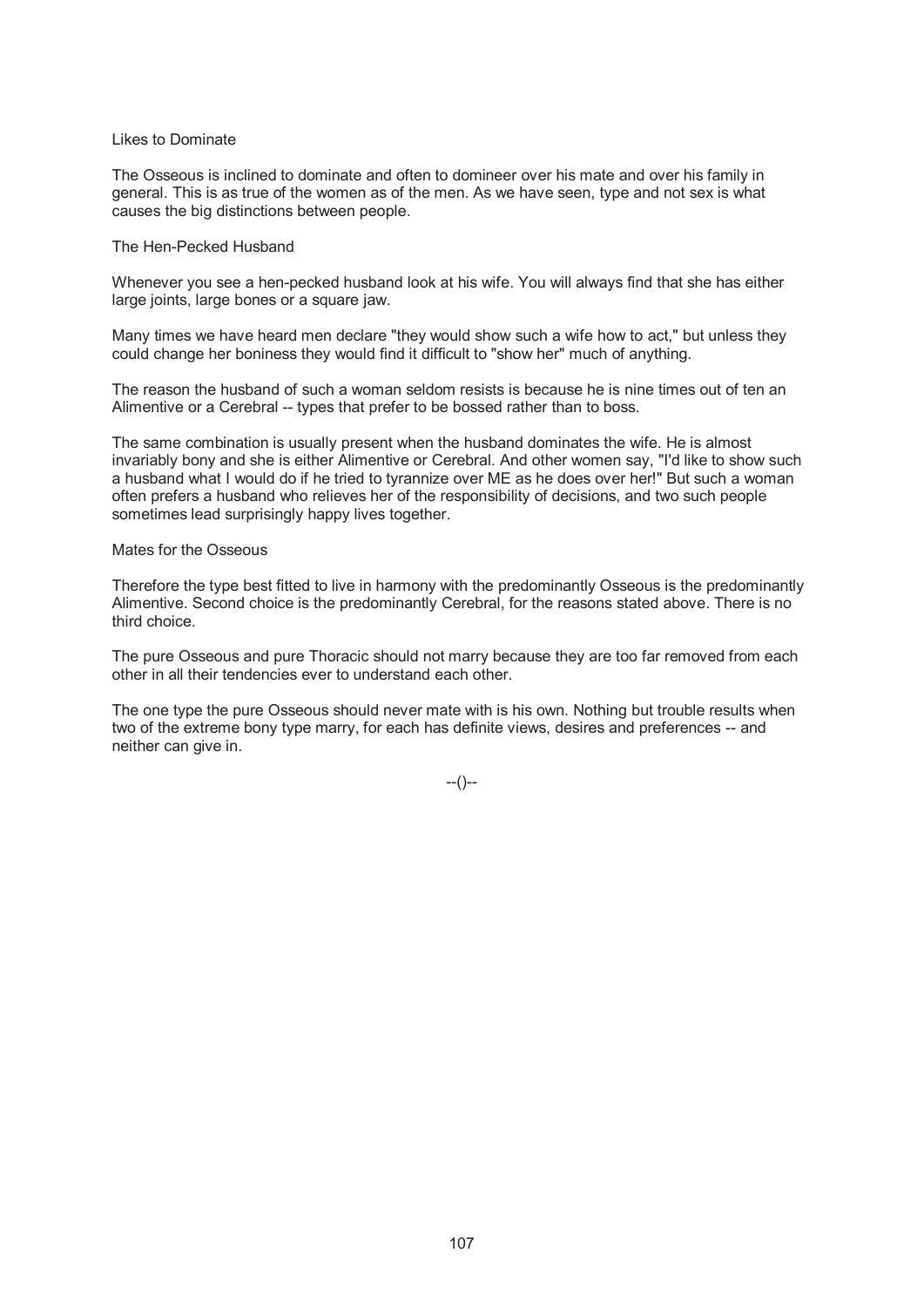### Likes to Dominate

The Osseous is inclined to dominate and often to domineer over his mate and over his family in general. This is as true of the women as of the men. As we have seen, type and not sex is what causes the big distinctions between people.

### The Hen-Pecked Husband

Whenever you see a hen-pecked husband look at his wife. You will always find that she has either large joints, large bones or a square jaw.

Many times we have heard men declare "they would show such a wife how to act," but unless they could change her boniness they would find it difficult to "show her" much of anything.

The reason the husband of such a woman seldom resists is because he is nine times out of ten an Alimentive or a Cerebral -- types that prefer to be bossed rather than to boss.

The same combination is usually present when the husband dominates the wife. He is almost invariably bony and she is either Alimentive or Cerebral. And other women say, "I'd like to show such a husband what I would do if he tried to tyrannize over ME as he does over her!" But such a woman often prefers a husband who relieves her of the responsibility of decisions, and two such people sometimes lead surprisingly happy lives together.

### Mates for the Osseous

Therefore the type best fitted to live in harmony with the predominantly Osseous is the predominantly Alimentive. Second choice is the predominantly Cerebral, for the reasons stated above. There is no third choice.

The pure Osseous and pure Thoracic should not marry because they are too far removed from each other in all their tendencies ever to understand each other.

The one type the pure Osseous should never mate with is his own. Nothing but trouble results when two of the extreme bony type marry, for each has definite views, desires and preferences -- and neither can give in.

--()--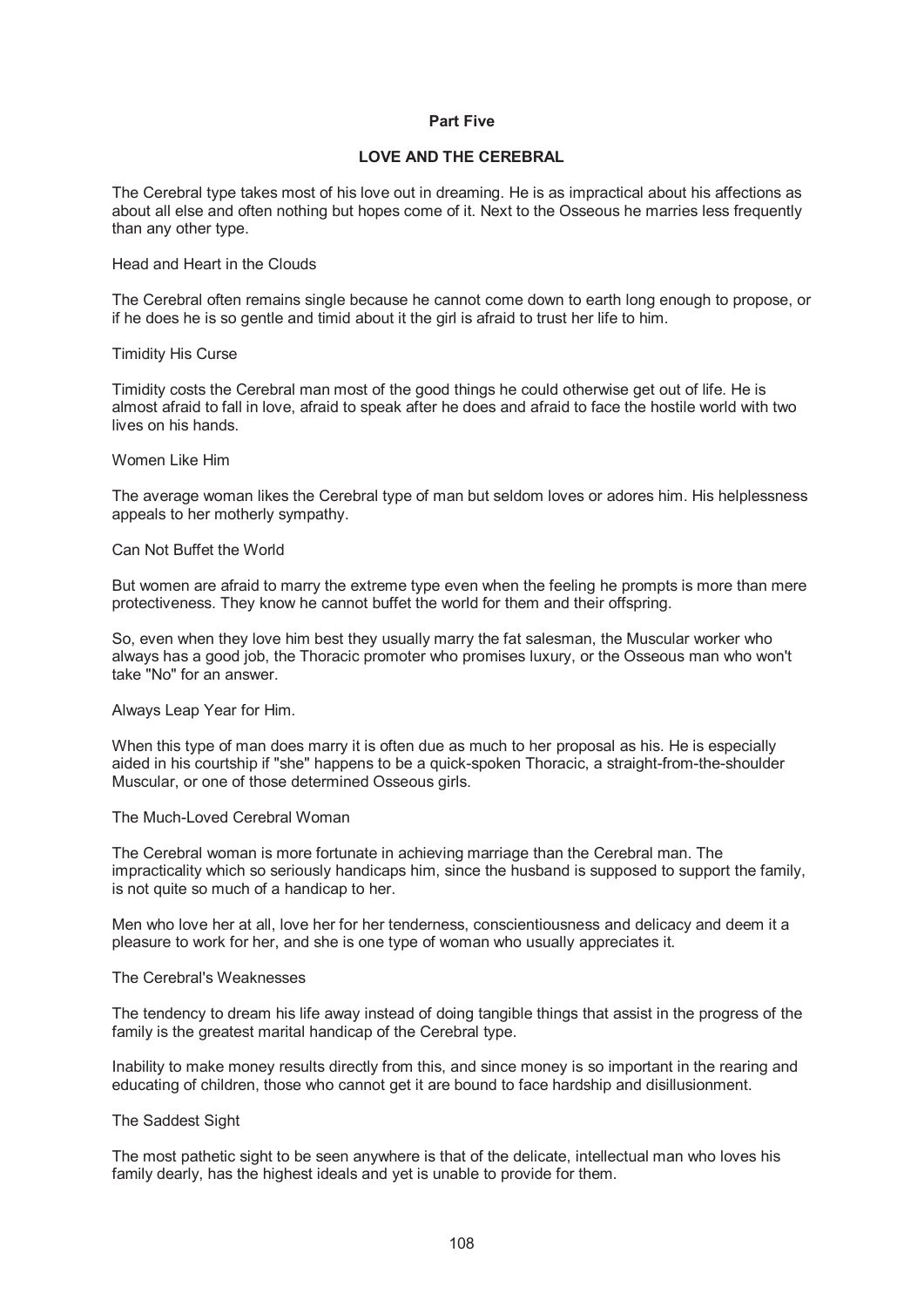## Part Five

## LOVE AND THE CEREBRAL

The Cerebral type takes most of his love out in dreaming. He is as impractical about his affections as about all else and often nothing but hopes come of it. Next to the Osseous he marries less frequently than any other type.

### Head and Heart in the Clouds

The Cerebral often remains single because he cannot come down to earth long enough to propose, or if he does he is so gentle and timid about it the girl is afraid to trust her life to him.

### Timidity His Curse

Timidity costs the Cerebral man most of the good things he could otherwise get out of life. He is almost afraid to fall in love, afraid to speak after he does and afraid to face the hostile world with two lives on his hands.

### Women Like Him

The average woman likes the Cerebral type of man but seldom loves or adores him. His helplessness appeals to her motherly sympathy.

### Can Not Buffet the World

But women are afraid to marry the extreme type even when the feeling he prompts is more than mere protectiveness. They know he cannot buffet the world for them and their offspring.

So, even when they love him best they usually marry the fat salesman, the Muscular worker who always has a good job, the Thoracic promoter who promises luxury, or the Osseous man who won't take "No" for an answer.

### Always Leap Year for Him.

When this type of man does marry it is often due as much to her proposal as his. He is especially aided in his courtship if "she" happens to be a quick-spoken Thoracic, a straight-from-the-shoulder Muscular, or one of those determined Osseous girls.

### The Much-Loved Cerebral Woman

The Cerebral woman is more fortunate in achieving marriage than the Cerebral man. The impracticality which so seriously handicaps him, since the husband is supposed to support the family, is not quite so much of a handicap to her.

Men who love her at all, love her for her tenderness, conscientiousness and delicacy and deem it a pleasure to work for her, and she is one type of woman who usually appreciates it.

### The Cerebral's Weaknesses

The tendency to dream his life away instead of doing tangible things that assist in the progress of the family is the greatest marital handicap of the Cerebral type.

Inability to make money results directly from this, and since money is so important in the rearing and educating of children, those who cannot get it are bound to face hardship and disillusionment.

### The Saddest Sight

The most pathetic sight to be seen anywhere is that of the delicate, intellectual man who loves his family dearly, has the highest ideals and yet is unable to provide for them.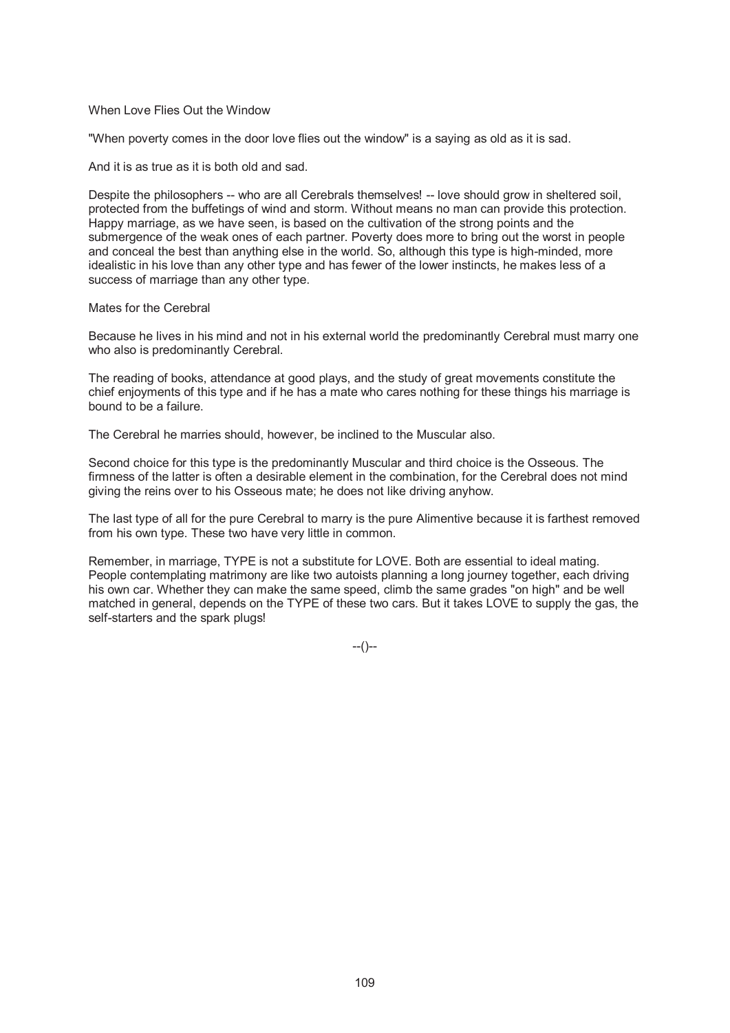## When Love Flies Out the Window

"When poverty comes in the door love flies out the window" is a saying as old as it is sad.

And it is as true as it is both old and sad.

Despite the philosophers -- who are all Cerebrals themselves! -- love should grow in sheltered soil, protected from the buffetings of wind and storm. Without means no man can provide this protection. Happy marriage, as we have seen, is based on the cultivation of the strong points and the submergence of the weak ones of each partner. Poverty does more to bring out the worst in people and conceal the best than anything else in the world. So, although this type is high-minded, more idealistic in his love than any other type and has fewer of the lower instincts, he makes less of a success of marriage than any other type.

## Mates for the Cerebral

Because he lives in his mind and not in his external world the predominantly Cerebral must marry one who also is predominantly Cerebral.

The reading of books, attendance at good plays, and the study of great movements constitute the chief enjoyments of this type and if he has a mate who cares nothing for these things his marriage is bound to be a failure.

The Cerebral he marries should, however, be inclined to the Muscular also.

Second choice for this type is the predominantly Muscular and third choice is the Osseous. The firmness of the latter is often a desirable element in the combination, for the Cerebral does not mind giving the reins over to his Osseous mate; he does not like driving anyhow.

The last type of all for the pure Cerebral to marry is the pure Alimentive because it is farthest removed from his own type. These two have very little in common.

Remember, in marriage, TYPE is not a substitute for LOVE. Both are essential to ideal mating. People contemplating matrimony are like two autoists planning a long journey together, each driving his own car. Whether they can make the same speed, climb the same grades "on high" and be well matched in general, depends on the TYPE of these two cars. But it takes LOVE to supply the gas, the self-starters and the spark plugs!

--()--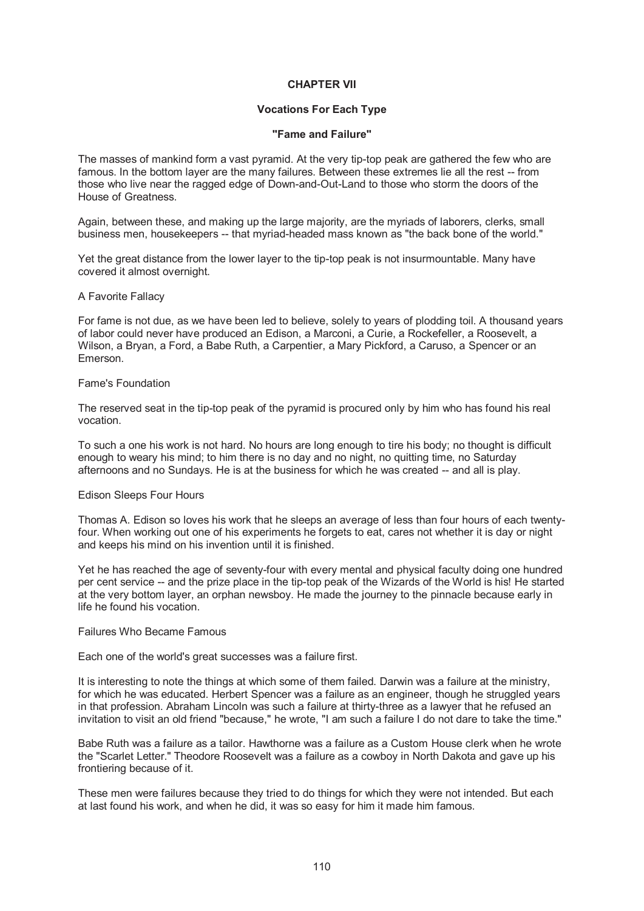# CHAPTER VII

## Vocations For Each Type

### "Fame and Failure"

The masses of mankind form a vast pyramid. At the very tip-top peak are gathered the few who are famous. In the bottom layer are the many failures. Between these extremes lie all the rest -- from those who live near the ragged edge of Down-and-Out-Land to those who storm the doors of the House of Greatness.

Again, between these, and making up the large majority, are the myriads of laborers, clerks, small business men, housekeepers -- that myriad-headed mass known as "the back bone of the world."

Yet the great distance from the lower layer to the tip-top peak is not insurmountable. Many have covered it almost overnight.

A Favorite Fallacy

For fame is not due, as we have been led to believe, solely to years of plodding toil. A thousand years of labor could never have produced an Edison, a Marconi, a Curie, a Rockefeller, a Roosevelt, a Wilson, a Bryan, a Ford, a Babe Ruth, a Carpentier, a Mary Pickford, a Caruso, a Spencer or an Emerson.

Fame's Foundation

The reserved seat in the tip-top peak of the pyramid is procured only by him who has found his real vocation.

To such a one his work is not hard. No hours are long enough to tire his body; no thought is difficult enough to weary his mind; to him there is no day and no night, no quitting time, no Saturday afternoons and no Sundays. He is at the business for which he was created -- and all is play.

Edison Sleeps Four Hours

Thomas A. Edison so loves his work that he sleeps an average of less than four hours of each twenty-four. When working out one of his experiments he forgets to eat, cares not whether it is day or night and keeps his mind on his invention until it is finished.

Yet he has reached the age of seventy-four with every mental and physical faculty doing one hundred per cent service -- and the prize place in the tip-top peak of the Wizards of the World is his! He started at the very bottom layer, an orphan newsboy. He made the journey to the pinnacle because early in life he found his vocation.

Failures Who Became Famous

Each one of the world's great successes was a failure first.

It is interesting to note the things at which some of them failed. Darwin was a failure at the ministry, for which he was educated. Herbert Spencer was a failure as an engineer, though he struggled years in that profession. Abraham Lincoln was such a failure at thirty-three as a lawyer that he refused an invitation to visit an old friend "because," he wrote, "I am such a failure I do not dare to take the time."

Babe Ruth was a failure as a tailor. Hawthorne was a failure as a Custom House clerk when he wrote the "Scarlet Letter." Theodore Roosevelt was a failure as a cowboy in North Dakota and gave up his frontiering because of it.

These men were failures because they tried to do things for which they were not intended. But each at last found his work, and when he did, it was so easy for him it made him famous.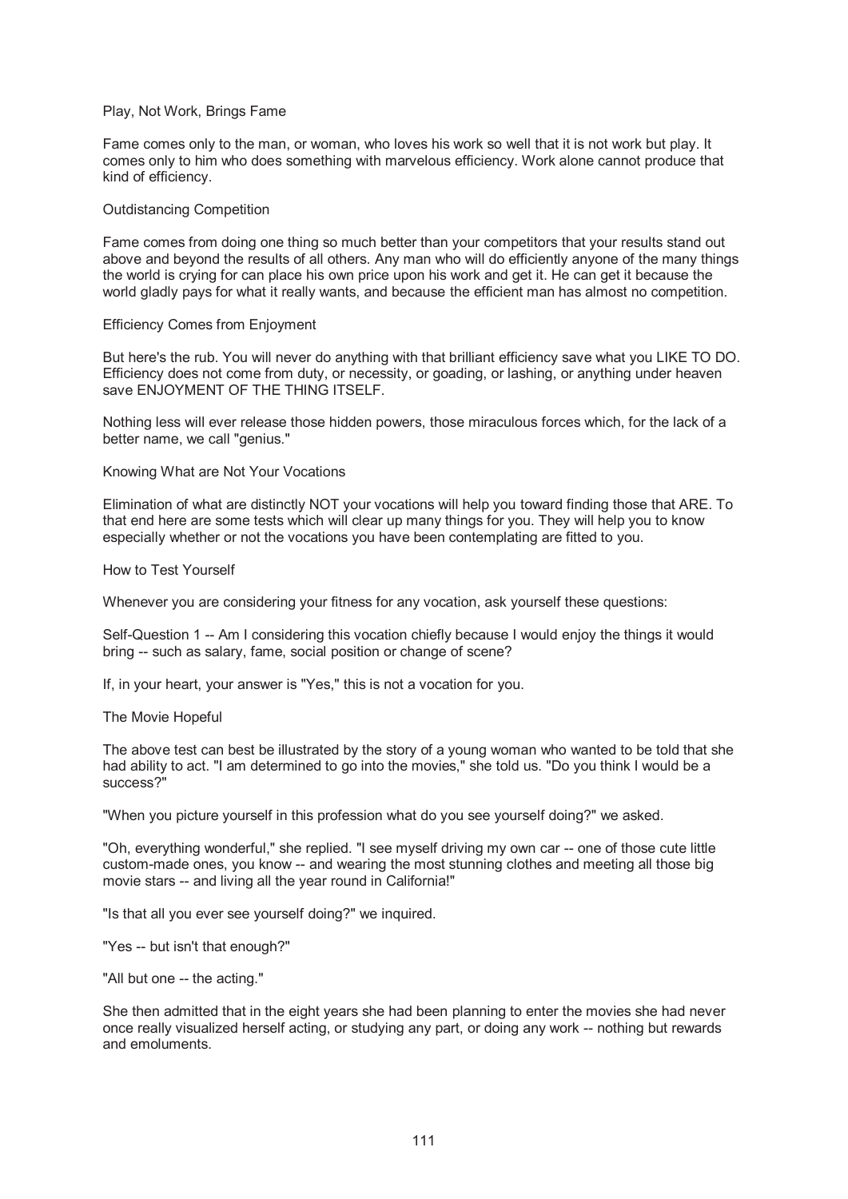## Play, Not Work, Brings Fame

Fame comes only to the man, or woman, who loves his work so well that it is not work but play. It comes only to him who does something with marvelous efficiency. Work alone cannot produce that kind of efficiency.

## Outdistancing Competition

Fame comes from doing one thing so much better than your competitors that your results stand out above and beyond the results of all others. Any man who will do efficiently anyone of the many things the world is crying for can place his own price upon his work and get it. He can get it because the world gladly pays for what it really wants, and because the efficient man has almost no competition.

## Efficiency Comes from Enjoyment

But here's the rub. You will never do anything with that brilliant efficiency save what you LIKE TO DO. Efficiency does not come from duty, or necessity, or goading, or lashing, or anything under heaven save ENJOYMENT OF THE THING ITSELF.

Nothing less will ever release those hidden powers, those miraculous forces which, for the lack of a better name, we call "genius."

## Knowing What are Not Your Vocations

Elimination of what are distinctly NOT your vocations will help you toward finding those that ARE. To that end here are some tests which will clear up many things for you. They will help you to know especially whether or not the vocations you have been contemplating are fitted to you.

## How to Test Yourself

Whenever you are considering your fitness for any vocation, ask yourself these questions:

Self-Question 1 -- Am I considering this vocation chiefly because I would enjoy the things it would bring -- such as salary, fame, social position or change of scene?

If, in your heart, your answer is "Yes," this is not a vocation for you.

## The Movie Hopeful

The above test can best be illustrated by the story of a young woman who wanted to be told that she had ability to act. "I am determined to go into the movies," she told us. "Do you think I would be a success?"

"When you picture yourself in this profession what do you see yourself doing?" we asked.

"Oh, everything wonderful," she replied. "I see myself driving my own car -- one of those cute little custom-made ones, you know -- and wearing the most stunning clothes and meeting all those big movie stars -- and living all the year round in California!"

"Is that all you ever see yourself doing?" we inquired.

"Yes -- but isn't that enough?"

"All but one -- the acting."

She then admitted that in the eight years she had been planning to enter the movies she had never once really visualized herself acting, or studying any part, or doing any work -- nothing but rewards and emoluments.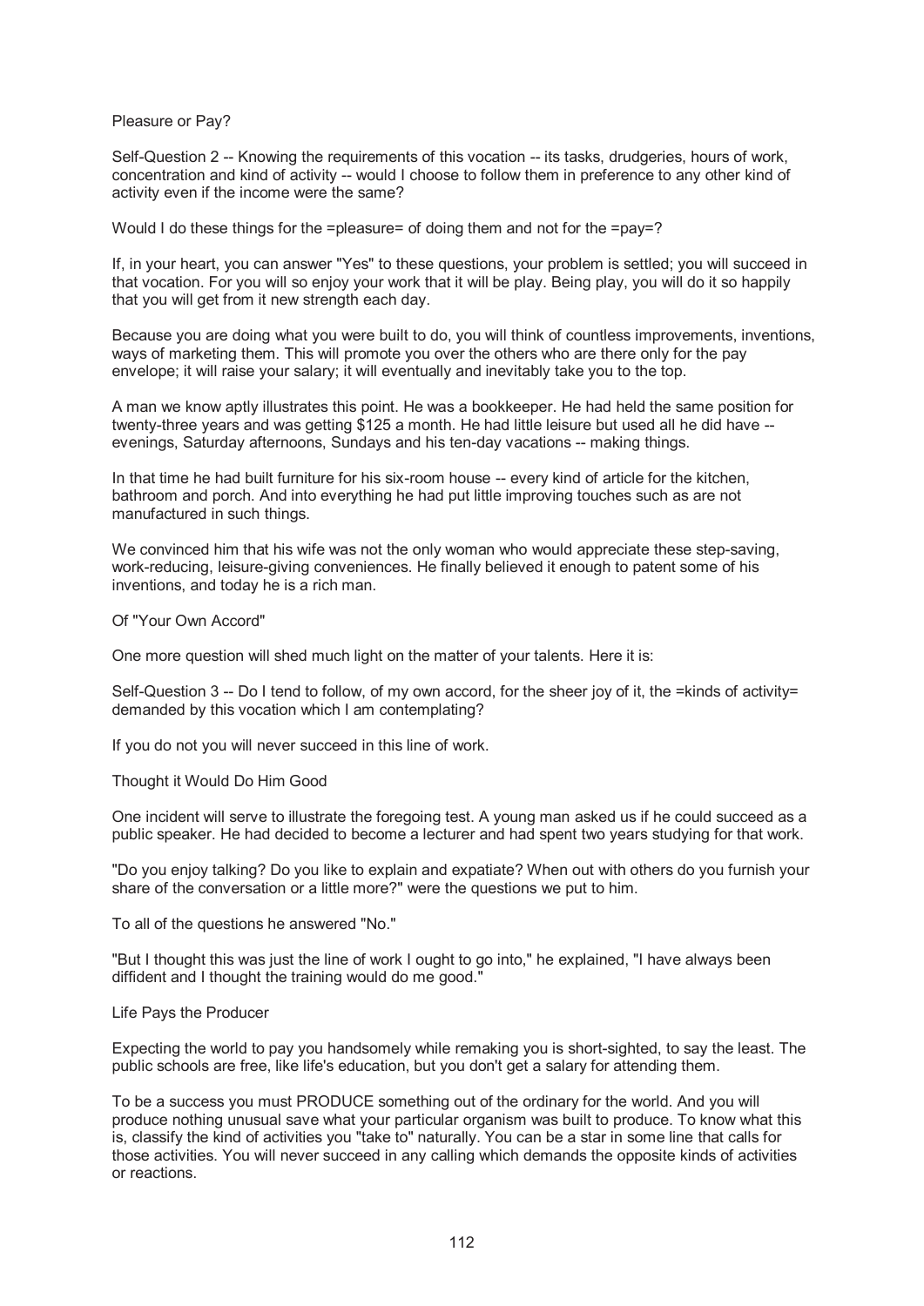## Pleasure or Pay?

Self-Question 2 -- Knowing the requirements of this vocation -- its tasks, drudgeries, hours of work, concentration and kind of activity -- would I choose to follow them in preference to any other kind of activity even if the income were the same?

Would I do these things for the =pleasure= of doing them and not for the =pay=?

If, in your heart, you can answer "Yes" to these questions, your problem is settled; you will succeed in that vocation. For you will so enjoy your work that it will be play. Being play, you will do it so happily that you will get from it new strength each day.

Because you are doing what you were built to do, you will think of countless improvements, inventions, ways of marketing them. This will promote you over the others who are there only for the pay envelope; it will raise your salary; it will eventually and inevitably take you to the top.

A man we know aptly illustrates this point. He was a bookkeeper. He had held the same position for twenty-three years and was getting $125 a month. He had little leisure but used all he did have -- evenings, Saturday afternoons, Sundays and his ten-day vacations -- making things.

In that time he had built furniture for his six-room house -- every kind of article for the kitchen, bathroom and porch. And into everything he had put little improving touches such as are not manufactured in such things.

We convinced him that his wife was not the only woman who would appreciate these step-saving, work-reducing, leisure-giving conveniences. He finally believed it enough to patent some of his inventions, and today he is a rich man.

## Of "Your Own Accord"

One more question will shed much light on the matter of your talents. Here it is:

Self-Question 3 -- Do I tend to follow, of my own accord, for the sheer joy of it, the =kinds of activity= demanded by this vocation which I am contemplating?

If you do not you will never succeed in this line of work.

## Thought it Would Do Him Good

One incident will serve to illustrate the foregoing test. A young man asked us if he could succeed as a public speaker. He had decided to become a lecturer and had spent two years studying for that work.

"Do you enjoy talking? Do you like to explain and expatiate? When out with others do you furnish your share of the conversation or a little more?" were the questions we put to him.

To all of the questions he answered "No."

"But I thought this was just the line of work I ought to go into," he explained, "I have always been diffident and I thought the training would do me good."

## Life Pays the Producer

Expecting the world to pay you handsomely while remaking you is short-sighted, to say the least. The public schools are free, like life's education, but you don't get a salary for attending them.

To be a success you must PRODUCE something out of the ordinary for the world. And you will produce nothing unusual save what your particular organism was built to produce. To know what this is, classify the kind of activities you "take to" naturally. You can be a star in some line that calls for those activities. You will never succeed in any calling which demands the opposite kinds of activities or reactions.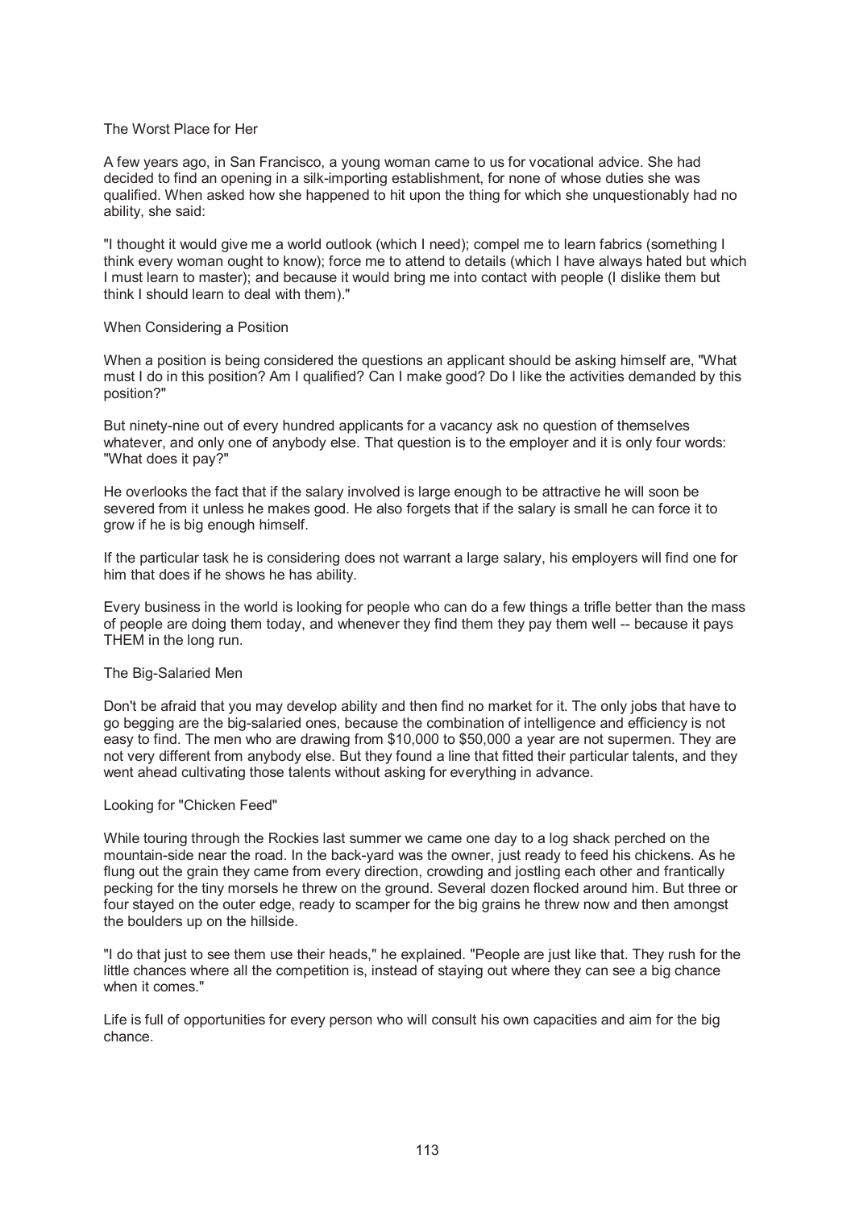## The Worst Place for Her

A few years ago, in San Francisco, a young woman came to us for vocational advice. She had decided to find an opening in a silk-importing establishment, for none of whose duties she was qualified. When asked how she happened to hit upon the thing for which she unquestionably had no ability, she said:

"I thought it would give me a world outlook (which I need); compel me to learn fabrics (something I think every woman ought to know); force me to attend to details (which I have always hated but which I must learn to master); and because it would bring me into contact with people (I dislike them but think I should learn to deal with them)."

## When Considering a Position

When a position is being considered the questions an applicant should be asking himself are, "What must I do in this position? Am I qualified? Can I make good? Do I like the activities demanded by this position?"

But ninety-nine out of every hundred applicants for a vacancy ask no question of themselves whatever, and only one of anybody else. That question is to the employer and it is only four words: "What does it pay?"

He overlooks the fact that if the salary involved is large enough to be attractive he will soon be severed from it unless he makes good. He also forgets that if the salary is small he can force it to grow if he is big enough himself.

If the particular task he is considering does not warrant a large salary, his employers will find one for him that does if he shows he has ability.

Every business in the world is looking for people who can do a few things a trifle better than the mass of people are doing them today, and whenever they find them they pay them well -- because it pays THEM in the long run.

## The Big-Salaried Men

Don't be afraid that you may develop ability and then find no market for it. The only jobs that have to go begging are the big-salaried ones, because the combination of intelligence and efficiency is not easy to find. The men who are drawing from $10,000 to $50,000 a year are not supermen. They are not very different from anybody else. But they found a line that fitted their particular talents, and they went ahead cultivating those talents without asking for everything in advance.

## Looking for "Chicken Feed"

While touring through the Rockies last summer we came one day to a log shack perched on the mountain-side near the road. In the back-yard was the owner, just ready to feed his chickens. As he flung out the grain they came from every direction, crowding and jostling each other and frantically pecking for the tiny morsels he threw on the ground. Several dozen flocked around him. But three or four stayed on the outer edge, ready to scamper for the big grains he threw now and then amongst the boulders up on the hillside.

"I do that just to see them use their heads," he explained. "People are just like that. They rush for the little chances where all the competition is, instead of staying out where they can see a big chance when it comes."

Life is full of opportunities for every person who will consult his own capacities and aim for the big chance.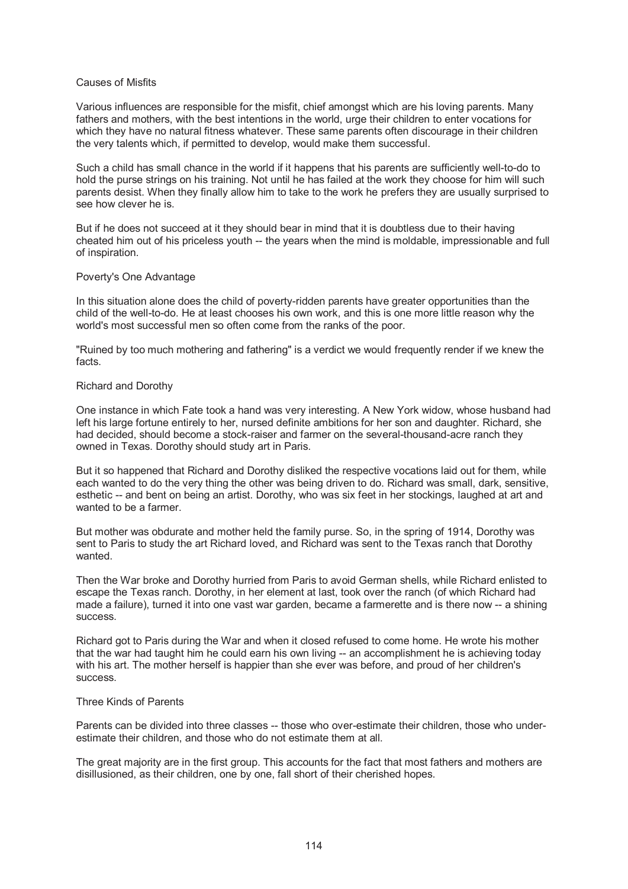## Causes of Misfits

Various influences are responsible for the misfit, chief amongst which are his loving parents. Many fathers and mothers, with the best intentions in the world, urge their children to enter vocations for which they have no natural fitness whatever. These same parents often discourage in their children the very talents which, if permitted to develop, would make them successful.

Such a child has small chance in the world if it happens that his parents are sufficiently well-to-do to hold the purse strings on his training. Not until he has failed at the work they choose for him will such parents desist. When they finally allow him to take to the work he prefers they are usually surprised to see how clever he is.

But if he does not succeed at it they should bear in mind that it is doubtless due to their having cheated him out of his priceless youth -- the years when the mind is moldable, impressionable and full of inspiration.

## Poverty's One Advantage

In this situation alone does the child of poverty-ridden parents have greater opportunities than the child of the well-to-do. He at least chooses his own work, and this is one more little reason why the world's most successful men so often come from the ranks of the poor.

"Ruined by too much mothering and fathering" is a verdict we would frequently render if we knew the facts.

## Richard and Dorothy

One instance in which Fate took a hand was very interesting. A New York widow, whose husband had left his large fortune entirely to her, nursed definite ambitions for her son and daughter. Richard, she had decided, should become a stock-raiser and farmer on the several-thousand-acre ranch they owned in Texas. Dorothy should study art in Paris.

But it so happened that Richard and Dorothy disliked the respective vocations laid out for them, while each wanted to do the very thing the other was being driven to do. Richard was small, dark, sensitive, esthetic -- and bent on being an artist. Dorothy, who was six feet in her stockings, laughed at art and wanted to be a farmer.

But mother was obdurate and mother held the family purse. So, in the spring of 1914, Dorothy was sent to Paris to study the art Richard loved, and Richard was sent to the Texas ranch that Dorothy wanted.

Then the War broke and Dorothy hurried from Paris to avoid German shells, while Richard enlisted to escape the Texas ranch. Dorothy, in her element at last, took over the ranch (of which Richard had made a failure), turned it into one vast war garden, became a farmerette and is there now -- a shining success.

Richard got to Paris during the War and when it closed refused to come home. He wrote his mother that the war had taught him he could earn his own living -- an accomplishment he is achieving today with his art. The mother herself is happier than she ever was before, and proud of her children's success.

## Three Kinds of Parents

Parents can be divided into three classes -- those who over-estimate their children, those who under-estimate their children, and those who do not estimate them at all.

The great majority are in the first group. This accounts for the fact that most fathers and mothers are disillusioned, as their children, one by one, fall short of their cherished hopes.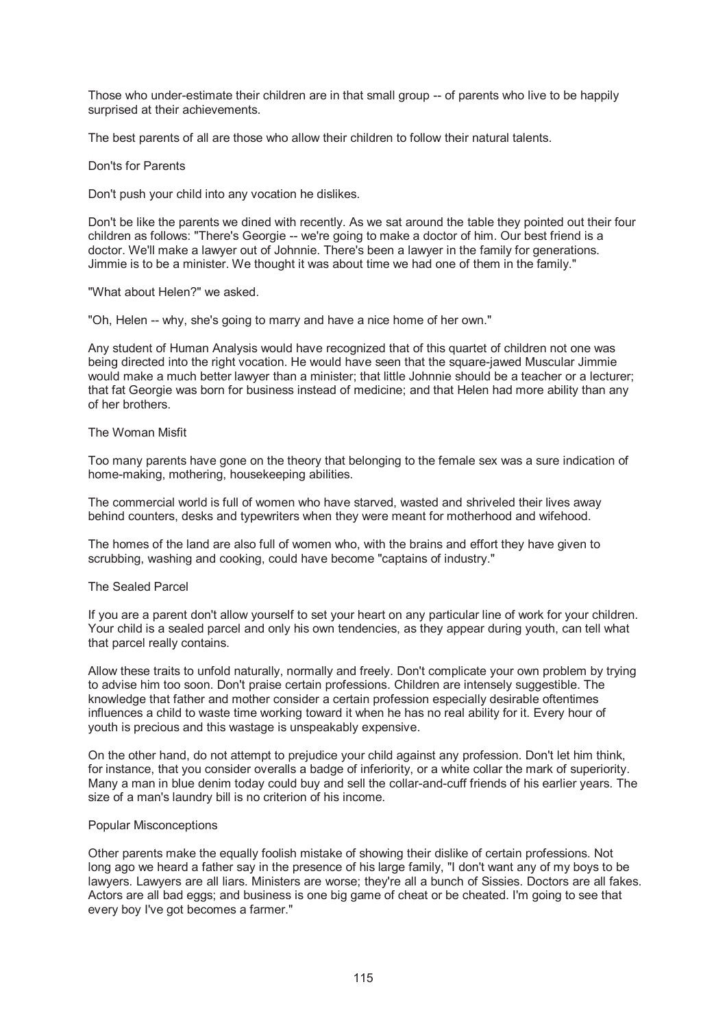Those who under-estimate their children are in that small group -- of parents who live to be happily surprised at their achievements.

The best parents of all are those who allow their children to follow their natural talents.

## Don'ts for Parents

Don't push your child into any vocation he dislikes.

Don't be like the parents we dined with recently. As we sat around the table they pointed out their four children as follows: "There's Georgie -- we're going to make a doctor of him. Our best friend is a doctor. We'll make a lawyer out of Johnnie. There's been a lawyer in the family for generations. Jimmie is to be a minister. We thought it was about time we had one of them in the family."

"What about Helen?" we asked.

"Oh, Helen -- why, she's going to marry and have a nice home of her own."

Any student of Human Analysis would have recognized that of this quartet of children not one was being directed into the right vocation. He would have seen that the square-jawed Muscular Jimmie would make a much better lawyer than a minister; that little Johnnie should be a teacher or a lecturer; that fat Georgie was born for business instead of medicine; and that Helen had more ability than any of her brothers.

## The Woman Misfit

Too many parents have gone on the theory that belonging to the female sex was a sure indication of home-making, mothering, housekeeping abilities.

The commercial world is full of women who have starved, wasted and shriveled their lives away behind counters, desks and typewriters when they were meant for motherhood and wifehood.

The homes of the land are also full of women who, with the brains and effort they have given to scrubbing, washing and cooking, could have become "captains of industry."

## The Sealed Parcel

If you are a parent don't allow yourself to set your heart on any particular line of work for your children. Your child is a sealed parcel and only his own tendencies, as they appear during youth, can tell what that parcel really contains.

Allow these traits to unfold naturally, normally and freely. Don't complicate your own problem by trying to advise him too soon. Don't praise certain professions. Children are intensely suggestible. The knowledge that father and mother consider a certain profession especially desirable oftentimes influences a child to waste time working toward it when he has no real ability for it. Every hour of youth is precious and this wastage is unspeakably expensive.

On the other hand, do not attempt to prejudice your child against any profession. Don't let him think, for instance, that you consider overalls a badge of inferiority, or a white collar the mark of superiority. Many a man in blue denim today could buy and sell the collar-and-cuff friends of his earlier years. The size of a man's laundry bill is no criterion of his income.

## Popular Misconceptions

Other parents make the equally foolish mistake of showing their dislike of certain professions. Not long ago we heard a father say in the presence of his large family, "I don't want any of my boys to be lawyers. Lawyers are all liars. Ministers are worse; they're all a bunch of Sissies. Doctors are all fakes. Actors are all bad eggs; and business is one big game of cheat or be cheated. I'm going to see that every boy I've got becomes a farmer."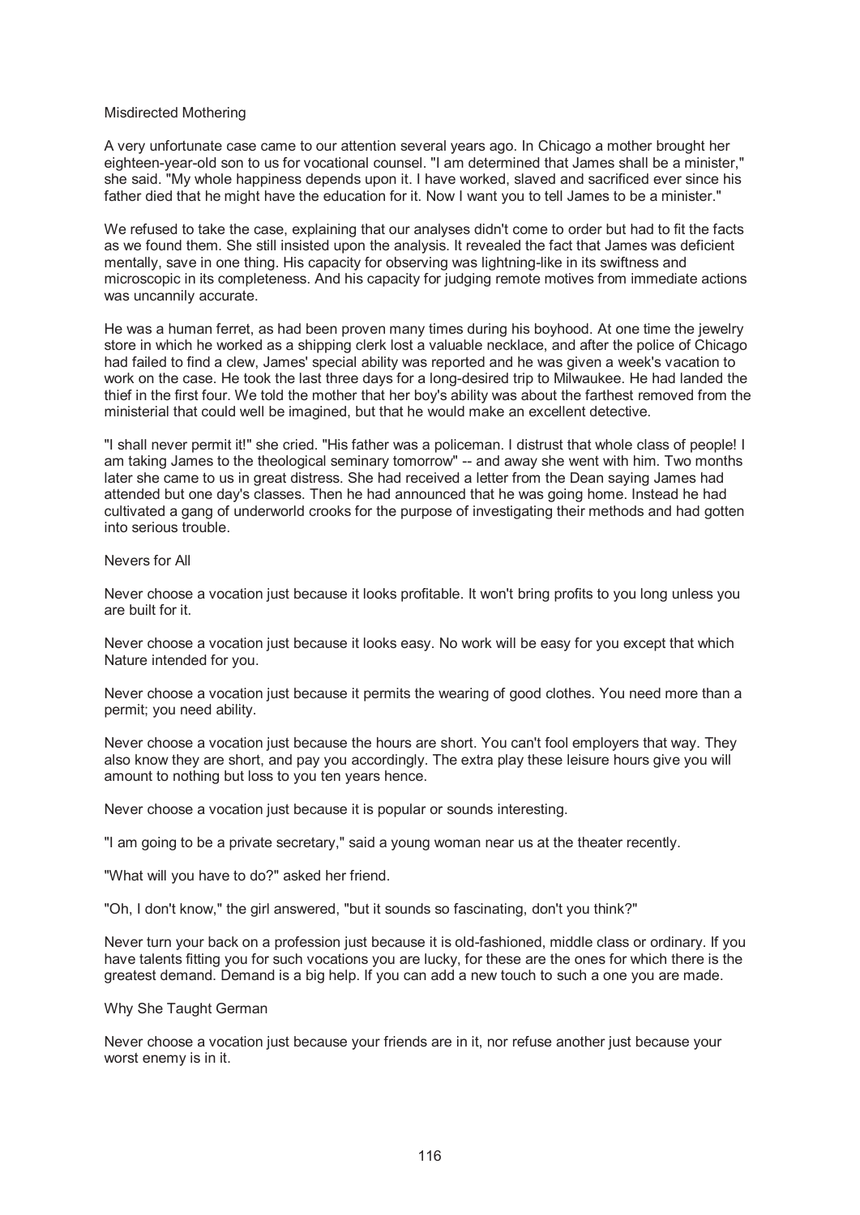## Misdirected Mothering

A very unfortunate case came to our attention several years ago. In Chicago a mother brought her eighteen-year-old son to us for vocational counsel. "I am determined that James shall be a minister," she said. "My whole happiness depends upon it. I have worked, slaved and sacrificed ever since his father died that he might have the education for it. Now I want you to tell James to be a minister."

We refused to take the case, explaining that our analyses didn't come to order but had to fit the facts as we found them. She still insisted upon the analysis. It revealed the fact that James was deficient mentally, save in one thing. His capacity for observing was lightning-like in its swiftness and microscopic in its completeness. And his capacity for judging remote motives from immediate actions was uncannily accurate.

He was a human ferret, as had been proven many times during his boyhood. At one time the jewelry store in which he worked as a shipping clerk lost a valuable necklace, and after the police of Chicago had failed to find a clew, James' special ability was reported and he was given a week's vacation to work on the case. He took the last three days for a long-desired trip to Milwaukee. He had landed the thief in the first four. We told the mother that her boy's ability was about the farthest removed from the ministerial that could well be imagined, but that he would make an excellent detective.

"I shall never permit it!" she cried. "His father was a policeman. I distrust that whole class of people! I am taking James to the theological seminary tomorrow" -- and away she went with him. Two months later she came to us in great distress. She had received a letter from the Dean saying James had attended but one day's classes. Then he had announced that he was going home. Instead he had cultivated a gang of underworld crooks for the purpose of investigating their methods and had gotten into serious trouble.

## Nevers for All

Never choose a vocation just because it looks profitable. It won't bring profits to you long unless you are built for it.

Never choose a vocation just because it looks easy. No work will be easy for you except that which Nature intended for you.

Never choose a vocation just because it permits the wearing of good clothes. You need more than a permit; you need ability.

Never choose a vocation just because the hours are short. You can't fool employers that way. They also know they are short, and pay you accordingly. The extra play these leisure hours give you will amount to nothing but loss to you ten years hence.

Never choose a vocation just because it is popular or sounds interesting.

"I am going to be a private secretary," said a young woman near us at the theater recently.

"What will you have to do?" asked her friend.

"Oh, I don't know," the girl answered, "but it sounds so fascinating, don't you think?"

Never turn your back on a profession just because it is old-fashioned, middle class or ordinary. If you have talents fitting you for such vocations you are lucky, for these are the ones for which there is the greatest demand. Demand is a big help. If you can add a new touch to such a one you are made.

## Why She Taught German

Never choose a vocation just because your friends are in it, nor refuse another just because your worst enemy is in it.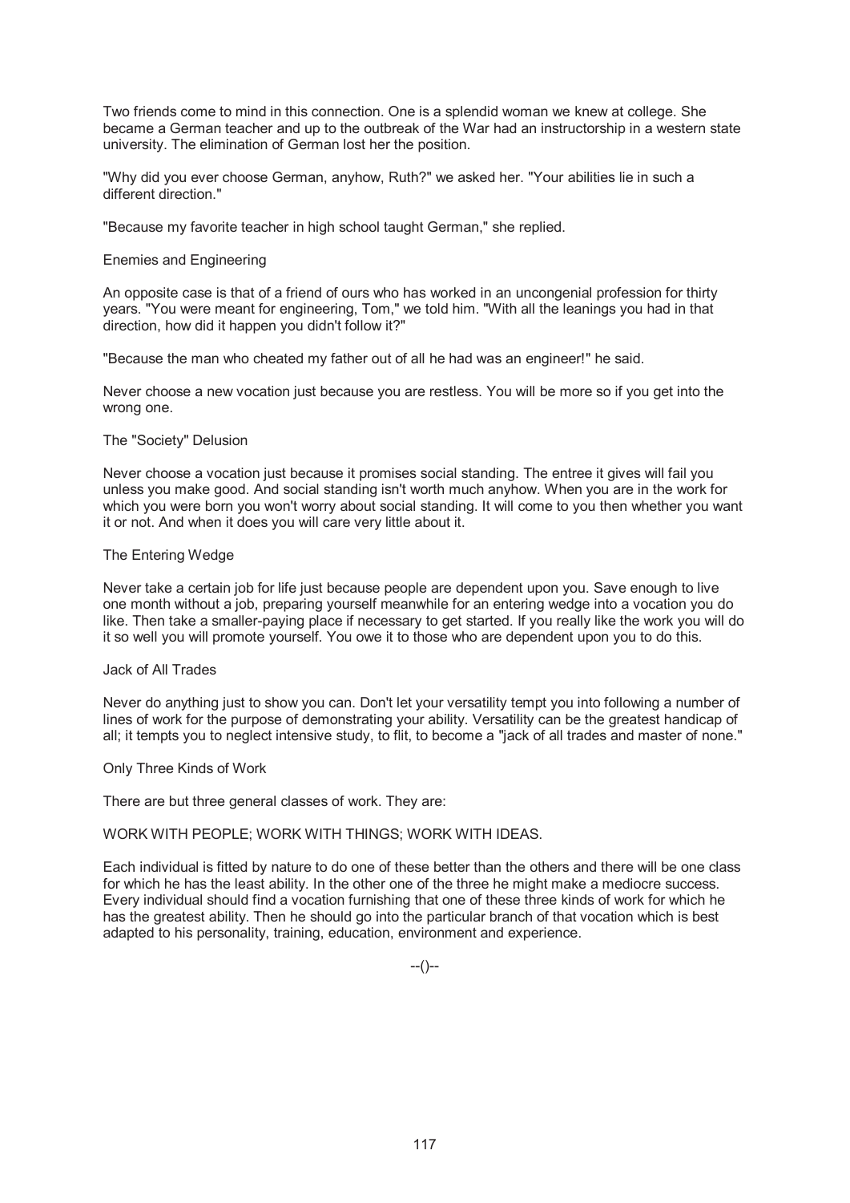Two friends come to mind in this connection. One is a splendid woman we knew at college. She became a German teacher and up to the outbreak of the War had an instructorship in a western state university. The elimination of German lost her the position.

"Why did you ever choose German, anyhow, Ruth?" we asked her. "Your abilities lie in such a different direction."

"Because my favorite teacher in high school taught German," she replied.

### Enemies and Engineering

An opposite case is that of a friend of ours who has worked in an uncongenial profession for thirty years. "You were meant for engineering, Tom," we told him. "With all the leanings you had in that direction, how did it happen you didn't follow it?"

"Because the man who cheated my father out of all he had was an engineer!" he said.

Never choose a new vocation just because you are restless. You will be more so if you get into the wrong one.

### The "Society" Delusion

Never choose a vocation just because it promises social standing. The entree it gives will fail you unless you make good. And social standing isn't worth much anyhow. When you are in the work for which you were born you won't worry about social standing. It will come to you then whether you want it or not. And when it does you will care very little about it.

### The Entering Wedge

Never take a certain job for life just because people are dependent upon you. Save enough to live one month without a job, preparing yourself meanwhile for an entering wedge into a vocation you do like. Then take a smaller-paying place if necessary to get started. If you really like the work you will do it so well you will promote yourself. You owe it to those who are dependent upon you to do this.

### Jack of All Trades

Never do anything just to show you can. Don't let your versatility tempt you into following a number of lines of work for the purpose of demonstrating your ability. Versatility can be the greatest handicap of all; it tempts you to neglect intensive study, to flit, to become a "jack of all trades and master of none."

### Only Three Kinds of Work

There are but three general classes of work. They are:

WORK WITH PEOPLE; WORK WITH THINGS; WORK WITH IDEAS.

Each individual is fitted by nature to do one of these better than the others and there will be one class for which he has the least ability. In the other one of the three he might make a mediocre success. Every individual should find a vocation furnishing that one of these three kinds of work for which he has the greatest ability. Then he should go into the particular branch of that vocation which is best adapted to his personality, training, education, environment and experience.

--()--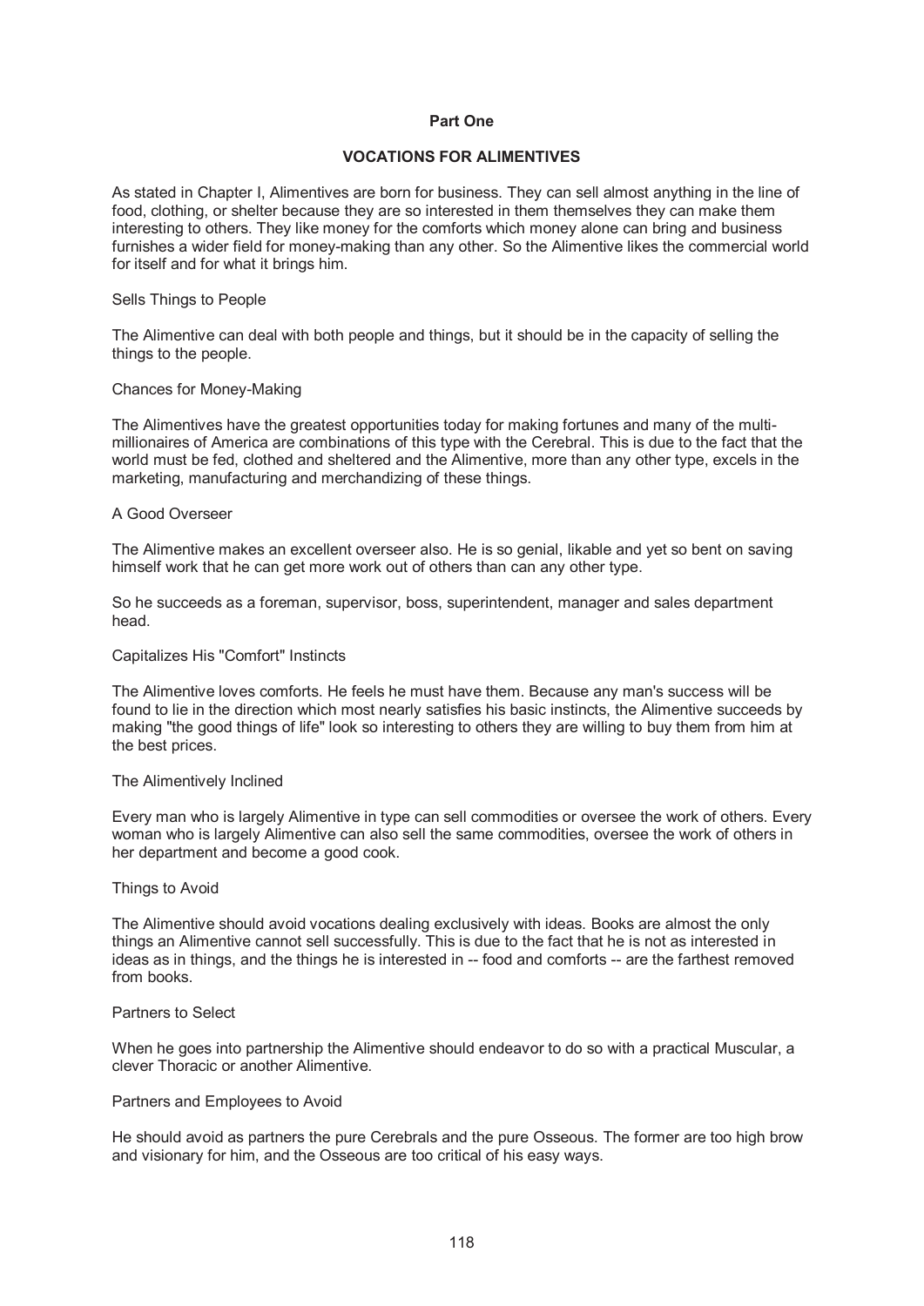## Part One

### VOCATIONS FOR ALIMENTIVES

As stated in Chapter I, Alimentives are born for business. They can sell almost anything in the line of food, clothing, or shelter because they are so interested in them themselves they can make them interesting to others. They like money for the comforts which money alone can bring and business furnishes a wider field for money-making than any other. So the Alimentive likes the commercial world for itself and for what it brings him.

#### Sells Things to People

The Alimentive can deal with both people and things, but it should be in the capacity of selling the things to the people.

#### Chances for Money-Making

The Alimentives have the greatest opportunities today for making fortunes and many of the multi-millionaires of America are combinations of this type with the Cerebral. This is due to the fact that the world must be fed, clothed and sheltered and the Alimentive, more than any other type, excels in the marketing, manufacturing and merchandizing of these things.

#### A Good Overseer

The Alimentive makes an excellent overseer also. He is so genial, likable and yet so bent on saving himself work that he can get more work out of others than can any other type.

So he succeeds as a foreman, supervisor, boss, superintendent, manager and sales department head.

#### Capitalizes His "Comfort" Instincts

The Alimentive loves comforts. He feels he must have them. Because any man's success will be found to lie in the direction which most nearly satisfies his basic instincts, the Alimentive succeeds by making "the good things of life" look so interesting to others they are willing to buy them from him at the best prices.

#### The Alimentively Inclined

Every man who is largely Alimentive in type can sell commodities or oversee the work of others. Every woman who is largely Alimentive can also sell the same commodities, oversee the work of others in her department and become a good cook.

#### Things to Avoid

The Alimentive should avoid vocations dealing exclusively with ideas. Books are almost the only things an Alimentive cannot sell successfully. This is due to the fact that he is not as interested in ideas as in things, and the things he is interested in -- food and comforts -- are the farthest removed from books.

#### Partners to Select

When he goes into partnership the Alimentive should endeavor to do so with a practical Muscular, a clever Thoracic or another Alimentive.

#### Partners and Employees to Avoid

He should avoid as partners the pure Cerebrals and the pure Osseous. The former are too high brow and visionary for him, and the Osseous are too critical of his easy ways.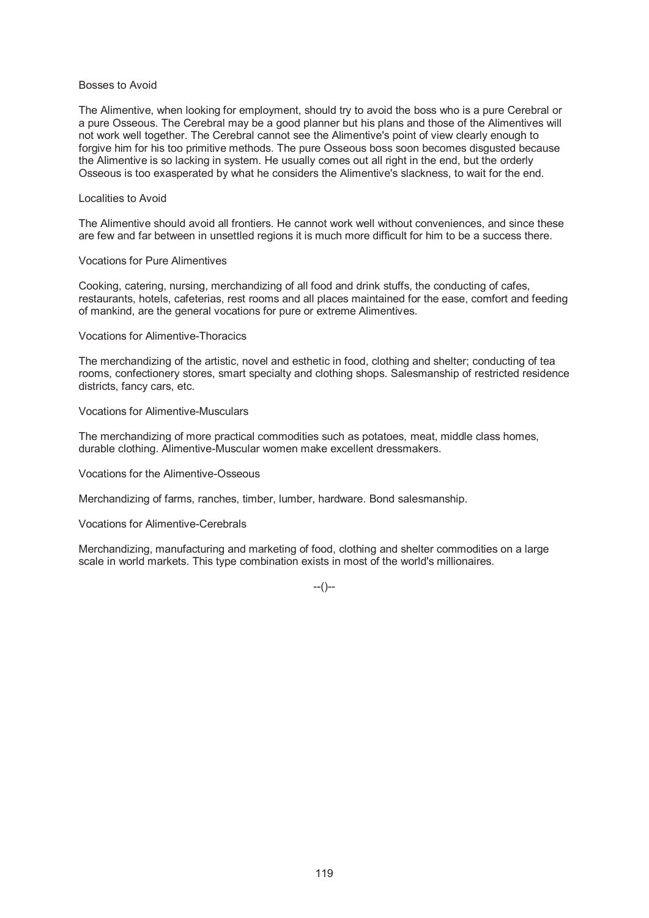### Bosses to Avoid

The Alimentive, when looking for employment, should try to avoid the boss who is a pure Cerebral or a pure Osseous. The Cerebral may be a good planner but his plans and those of the Alimentives will not work well together. The Cerebral cannot see the Alimentive's point of view clearly enough to forgive him for his too primitive methods. The pure Osseous boss soon becomes disgusted because the Alimentive is so lacking in system. He usually comes out all right in the end, but the orderly Osseous is too exasperated by what he considers the Alimentive's slackness, to wait for the end.

### Localities to Avoid

The Alimentive should avoid all frontiers. He cannot work well without conveniences, and since these are few and far between in unsettled regions it is much more difficult for him to be a success there.

### Vocations for Pure Alimentives

Cooking, catering, nursing, merchandizing of all food and drink stuffs, the conducting of cafes, restaurants, hotels, cafeterias, rest rooms and all places maintained for the ease, comfort and feeding of mankind, are the general vocations for pure or extreme Alimentives.

### Vocations for Alimentive-Thoracics

The merchandizing of the artistic, novel and esthetic in food, clothing and shelter; conducting of tea rooms, confectionery stores, smart specialty and clothing shops. Salesmanship of restricted residence districts, fancy cars, etc.

### Vocations for Alimentive-Musculars

The merchandizing of more practical commodities such as potatoes, meat, middle class homes, durable clothing. Alimentive-Muscular women make excellent dressmakers.

### Vocations for the Alimentive-Osseous

Merchandizing of farms, ranches, timber, lumber, hardware. Bond salesmanship.

### Vocations for Alimentive-Cerebrals

Merchandizing, manufacturing and marketing of food, clothing and shelter commodities on a large scale in world markets. This type combination exists in most of the world's millionaires.

--()--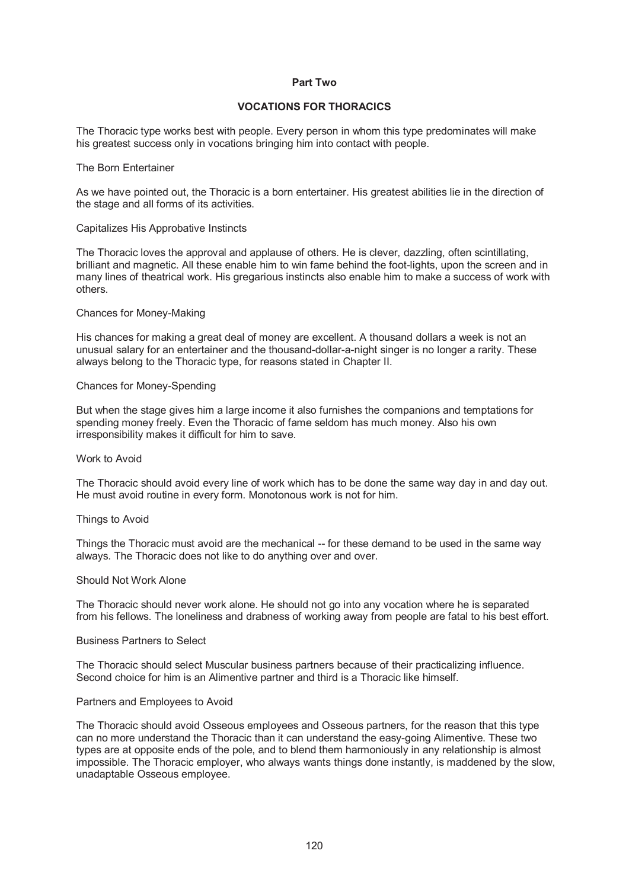## Part Two

### VOCATIONS FOR THORACICS

The Thoracic type works best with people. Every person in whom this type predominates will make his greatest success only in vocations bringing him into contact with people.

#### The Born Entertainer

As we have pointed out, the Thoracic is a born entertainer. His greatest abilities lie in the direction of the stage and all forms of its activities.

#### Capitalizes His Approbative Instincts

The Thoracic loves the approval and applause of others. He is clever, dazzling, often scintillating, brilliant and magnetic. All these enable him to win fame behind the foot-lights, upon the screen and in many lines of theatrical work. His gregarious instincts also enable him to make a success of work with others.

#### Chances for Money-Making

His chances for making a great deal of money are excellent. A thousand dollars a week is not an unusual salary for an entertainer and the thousand-dollar-a-night singer is no longer a rarity. These always belong to the Thoracic type, for reasons stated in Chapter II.

#### Chances for Money-Spending

But when the stage gives him a large income it also furnishes the companions and temptations for spending money freely. Even the Thoracic of fame seldom has much money. Also his own irresponsibility makes it difficult for him to save.

#### Work to Avoid

The Thoracic should avoid every line of work which has to be done the same way day in and day out. He must avoid routine in every form. Monotonous work is not for him.

#### Things to Avoid

Things the Thoracic must avoid are the mechanical -- for these demand to be used in the same way always. The Thoracic does not like to do anything over and over.

#### Should Not Work Alone

The Thoracic should never work alone. He should not go into any vocation where he is separated from his fellows. The loneliness and drabness of working away from people are fatal to his best effort.

#### Business Partners to Select

The Thoracic should select Muscular business partners because of their practicalizing influence. Second choice for him is an Alimentive partner and third is a Thoracic like himself.

#### Partners and Employees to Avoid

The Thoracic should avoid Osseous employees and Osseous partners, for the reason that this type can no more understand the Thoracic than it can understand the easy-going Alimentive. These two types are at opposite ends of the pole, and to blend them harmoniously in any relationship is almost impossible. The Thoracic employer, who always wants things done instantly, is maddened by the slow, unadaptable Osseous employee.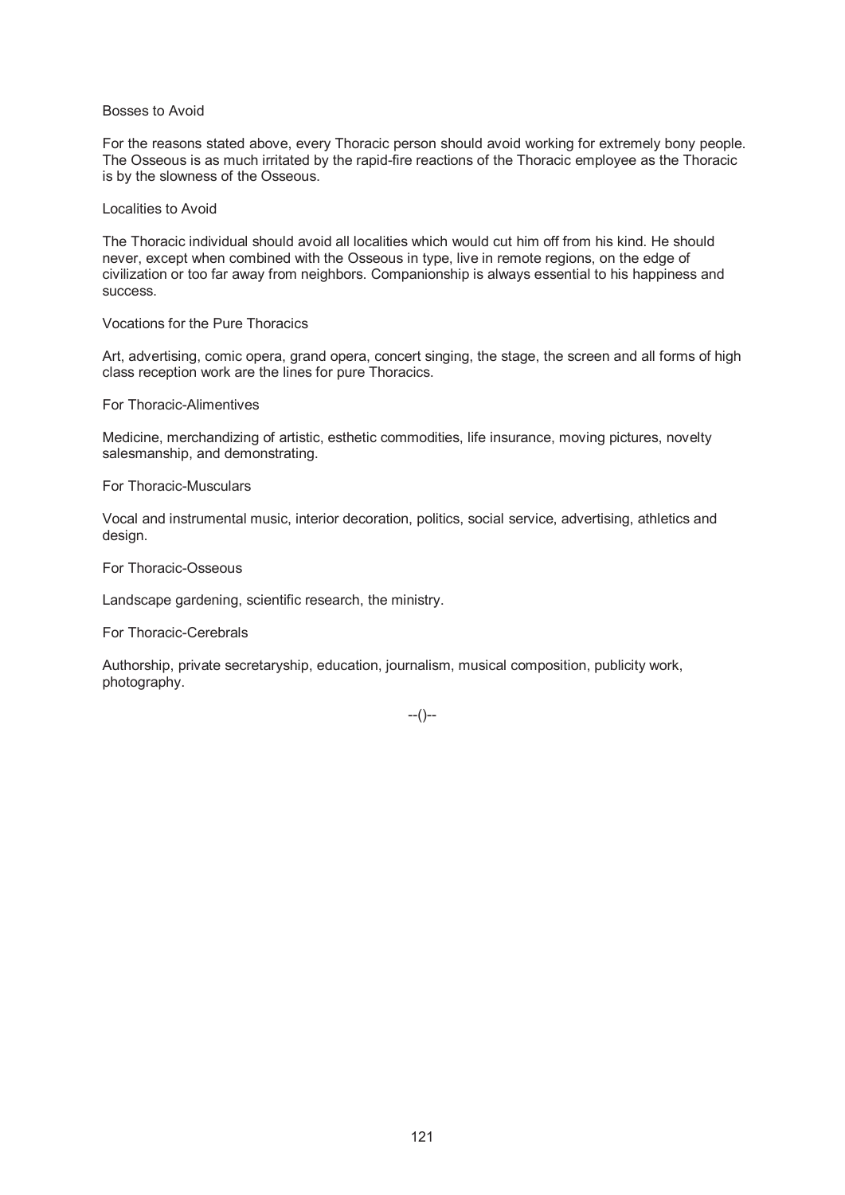### Bosses to Avoid

For the reasons stated above, every Thoracic person should avoid working for extremely bony people. The Osseous is as much irritated by the rapid-fire reactions of the Thoracic employee as the Thoracic is by the slowness of the Osseous.

### Localities to Avoid

The Thoracic individual should avoid all localities which would cut him off from his kind. He should never, except when combined with the Osseous in type, live in remote regions, on the edge of civilization or too far away from neighbors. Companionship is always essential to his happiness and success.

### Vocations for the Pure Thoracics

Art, advertising, comic opera, grand opera, concert singing, the stage, the screen and all forms of high class reception work are the lines for pure Thoracics.

### For Thoracic-Alimentives

Medicine, merchandizing of artistic, esthetic commodities, life insurance, moving pictures, novelty salesmanship, and demonstrating.

### For Thoracic-Musculars

Vocal and instrumental music, interior decoration, politics, social service, advertising, athletics and design.

### For Thoracic-Osseous

Landscape gardening, scientific research, the ministry.

### For Thoracic-Cerebrals

Authorship, private secretaryship, education, journalism, musical composition, publicity work, photography.

--()--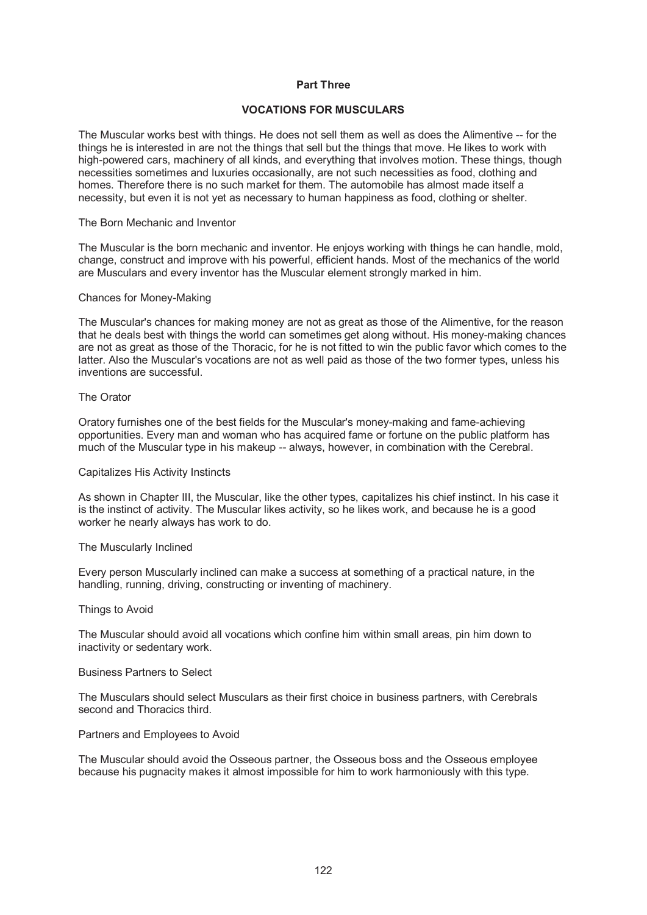## Part Three

## VOCATIONS FOR MUSCULARS

The Muscular works best with things. He does not sell them as well as does the Alimentive -- for the things he is interested in are not the things that sell but the things that move. He likes to work with high-powered cars, machinery of all kinds, and everything that involves motion. These things, though necessities sometimes and luxuries occasionally, are not such necessities as food, clothing and homes. Therefore there is no such market for them. The automobile has almost made itself a necessity, but even it is not yet as necessary to human happiness as food, clothing or shelter.

### The Born Mechanic and Inventor

The Muscular is the born mechanic and inventor. He enjoys working with things he can handle, mold, change, construct and improve with his powerful, efficient hands. Most of the mechanics of the world are Musculars and every inventor has the Muscular element strongly marked in him.

### Chances for Money-Making

The Muscular's chances for making money are not as great as those of the Alimentive, for the reason that he deals best with things the world can sometimes get along without. His money-making chances are not as great as those of the Thoracic, for he is not fitted to win the public favor which comes to the latter. Also the Muscular's vocations are not as well paid as those of the two former types, unless his inventions are successful.

### The Orator

Oratory furnishes one of the best fields for the Muscular's money-making and fame-achieving opportunities. Every man and woman who has acquired fame or fortune on the public platform has much of the Muscular type in his makeup -- always, however, in combination with the Cerebral.

### Capitalizes His Activity Instincts

As shown in Chapter III, the Muscular, like the other types, capitalizes his chief instinct. In his case it is the instinct of activity. The Muscular likes activity, so he likes work, and because he is a good worker he nearly always has work to do.

### The Muscularly Inclined

Every person Muscularly inclined can make a success at something of a practical nature, in the handling, running, driving, constructing or inventing of machinery.

### Things to Avoid

The Muscular should avoid all vocations which confine him within small areas, pin him down to inactivity or sedentary work.

### Business Partners to Select

The Musculars should select Musculars as their first choice in business partners, with Cerebrals second and Thoracics third.

### Partners and Employees to Avoid

The Muscular should avoid the Osseous partner, the Osseous boss and the Osseous employee because his pugnacity makes it almost impossible for him to work harmoniously with this type.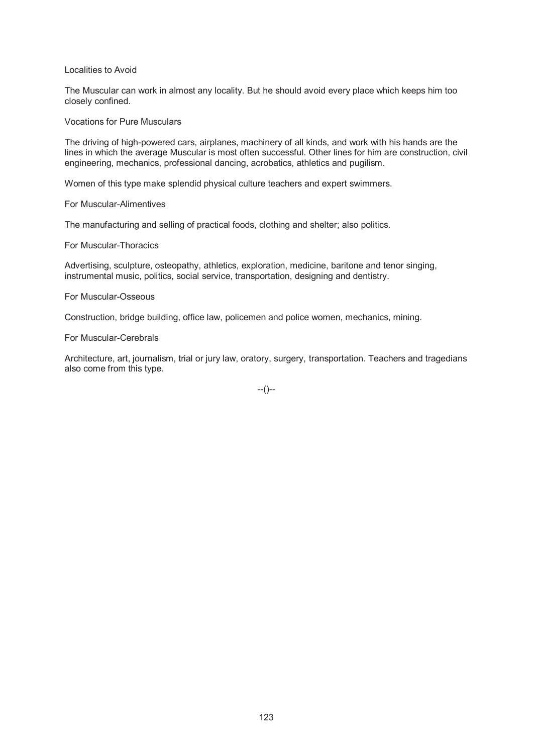### Localities to Avoid

The Muscular can work in almost any locality. But he should avoid every place which keeps him too closely confined.

### Vocations for Pure Musculars

The driving of high-powered cars, airplanes, machinery of all kinds, and work with his hands are the lines in which the average Muscular is most often successful. Other lines for him are construction, civil engineering, mechanics, professional dancing, acrobatics, athletics and pugilism.

Women of this type make splendid physical culture teachers and expert swimmers.

### For Muscular-Alimentives

The manufacturing and selling of practical foods, clothing and shelter; also politics.

### For Muscular-Thoracics

Advertising, sculpture, osteopathy, athletics, exploration, medicine, baritone and tenor singing, instrumental music, politics, social service, transportation, designing and dentistry.

### For Muscular-Osseous

Construction, bridge building, office law, policemen and police women, mechanics, mining.

### For Muscular-Cerebrals

Architecture, art, journalism, trial or jury law, oratory, surgery, transportation. Teachers and tragedians also come from this type.

--()--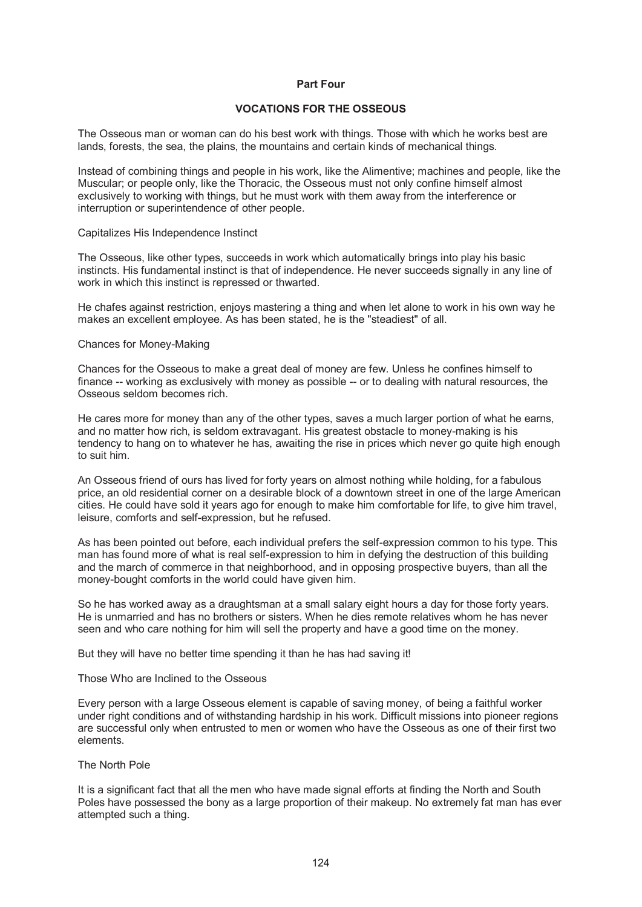## Part Four

### VOCATIONS FOR THE OSSEOUS

The Osseous man or woman can do his best work with things. Those with which he works best are lands, forests, the sea, the plains, the mountains and certain kinds of mechanical things.

Instead of combining things and people in his work, like the Alimentive; machines and people, like the Muscular; or people only, like the Thoracic, the Osseous must not only confine himself almost exclusively to working with things, but he must work with them away from the interference or interruption or superintendence of other people.

#### Capitalizes His Independence Instinct

The Osseous, like other types, succeeds in work which automatically brings into play his basic instincts. His fundamental instinct is that of independence. He never succeeds signally in any line of work in which this instinct is repressed or thwarted.

He chafes against restriction, enjoys mastering a thing and when let alone to work in his own way he makes an excellent employee. As has been stated, he is the "steadiest" of all.

#### Chances for Money-Making

Chances for the Osseous to make a great deal of money are few. Unless he confines himself to finance -- working as exclusively with money as possible -- or to dealing with natural resources, the Osseous seldom becomes rich.

He cares more for money than any of the other types, saves a much larger portion of what he earns, and no matter how rich, is seldom extravagant. His greatest obstacle to money-making is his tendency to hang on to whatever he has, awaiting the rise in prices which never go quite high enough to suit him.

An Osseous friend of ours has lived for forty years on almost nothing while holding, for a fabulous price, an old residential corner on a desirable block of a downtown street in one of the large American cities. He could have sold it years ago for enough to make him comfortable for life, to give him travel, leisure, comforts and self-expression, but he refused.

As has been pointed out before, each individual prefers the self-expression common to his type. This man has found more of what is real self-expression to him in defying the destruction of this building and the march of commerce in that neighborhood, and in opposing prospective buyers, than all the money-bought comforts in the world could have given him.

So he has worked away as a draughtsman at a small salary eight hours a day for those forty years. He is unmarried and has no brothers or sisters. When he dies remote relatives whom he has never seen and who care nothing for him will sell the property and have a good time on the money.

But they will have no better time spending it than he has had saving it!

#### Those Who are Inclined to the Osseous

Every person with a large Osseous element is capable of saving money, of being a faithful worker under right conditions and of withstanding hardship in his work. Difficult missions into pioneer regions are successful only when entrusted to men or women who have the Osseous as one of their first two elements.

#### The North Pole

It is a significant fact that all the men who have made signal efforts at finding the North and South Poles have possessed the bony as a large proportion of their makeup. No extremely fat man has ever attempted such a thing.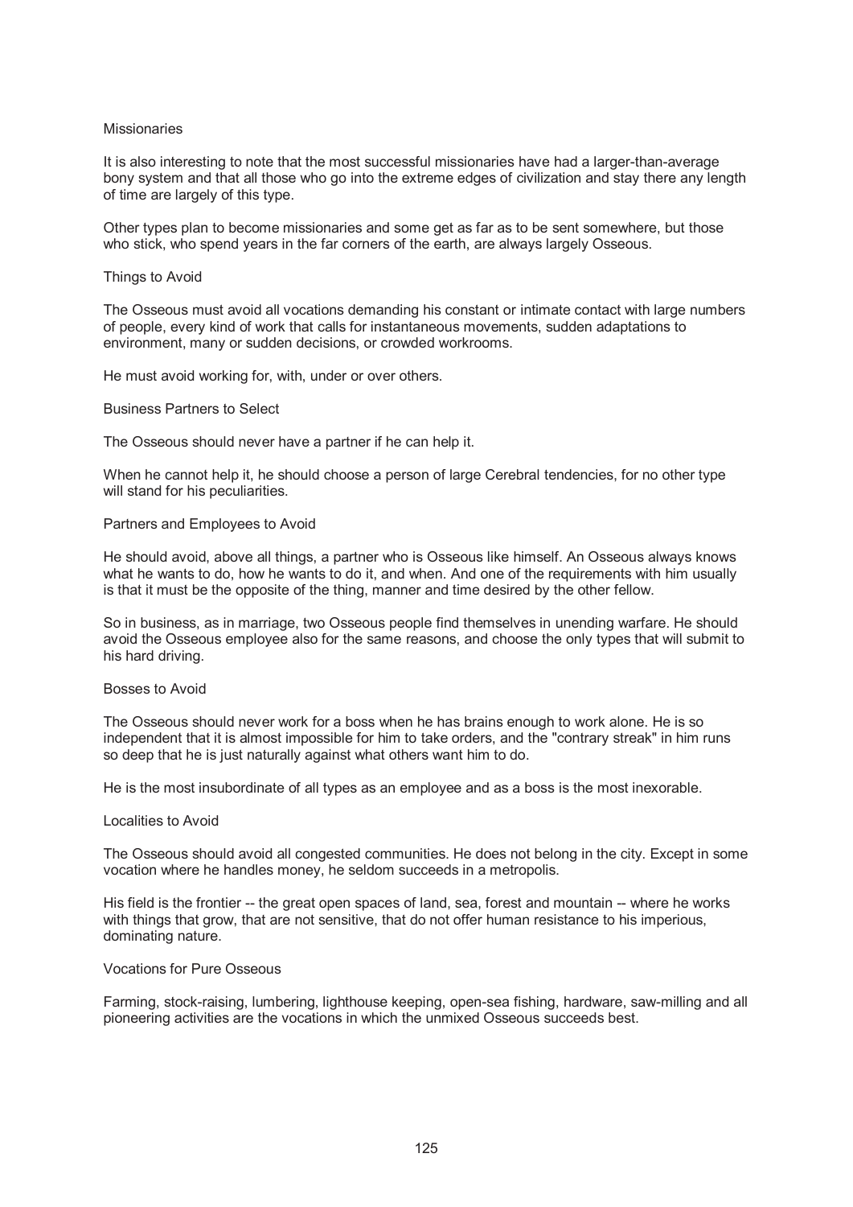### Missionaries

It is also interesting to note that the most successful missionaries have had a larger-than-average bony system and that all those who go into the extreme edges of civilization and stay there any length of time are largely of this type.

Other types plan to become missionaries and some get as far as to be sent somewhere, but those who stick, who spend years in the far corners of the earth, are always largely Osseous.

### Things to Avoid

The Osseous must avoid all vocations demanding his constant or intimate contact with large numbers of people, every kind of work that calls for instantaneous movements, sudden adaptations to environment, many or sudden decisions, or crowded workrooms.

He must avoid working for, with, under or over others.

### Business Partners to Select

The Osseous should never have a partner if he can help it.

When he cannot help it, he should choose a person of large Cerebral tendencies, for no other type will stand for his peculiarities.

### Partners and Employees to Avoid

He should avoid, above all things, a partner who is Osseous like himself. An Osseous always knows what he wants to do, how he wants to do it, and when. And one of the requirements with him usually is that it must be the opposite of the thing, manner and time desired by the other fellow.

So in business, as in marriage, two Osseous people find themselves in unending warfare. He should avoid the Osseous employee also for the same reasons, and choose the only types that will submit to his hard driving.

### Bosses to Avoid

The Osseous should never work for a boss when he has brains enough to work alone. He is so independent that it is almost impossible for him to take orders, and the "contrary streak" in him runs so deep that he is just naturally against what others want him to do.

He is the most insubordinate of all types as an employee and as a boss is the most inexorable.

### Localities to Avoid

The Osseous should avoid all congested communities. He does not belong in the city. Except in some vocation where he handles money, he seldom succeeds in a metropolis.

His field is the frontier -- the great open spaces of land, sea, forest and mountain -- where he works with things that grow, that are not sensitive, that do not offer human resistance to his imperious, dominating nature.

### Vocations for Pure Osseous

Farming, stock-raising, lumbering, lighthouse keeping, open-sea fishing, hardware, saw-milling and all pioneering activities are the vocations in which the unmixed Osseous succeeds best.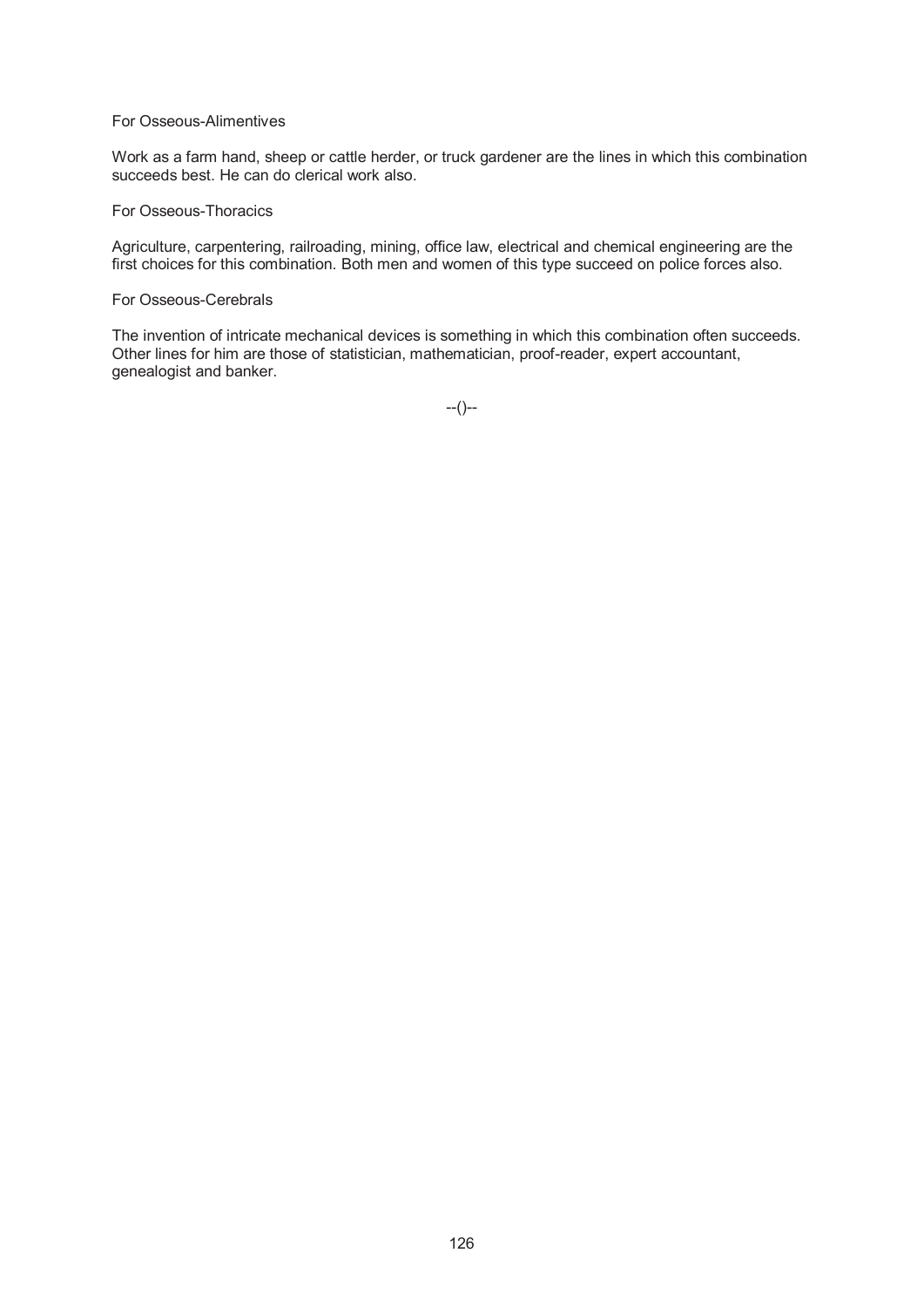For Osseous-Alimentives

Work as a farm hand, sheep or cattle herder, or truck gardener are the lines in which this combination succeeds best. He can do clerical work also.

For Osseous-Thoracics

Agriculture, carpentering, railroading, mining, office law, electrical and chemical engineering are the first choices for this combination. Both men and women of this type succeed on police forces also.

For Osseous-Cerebrals

The invention of intricate mechanical devices is something in which this combination often succeeds. Other lines for him are those of statistician, mathematician, proof-reader, expert accountant, genealogist and banker.

--()--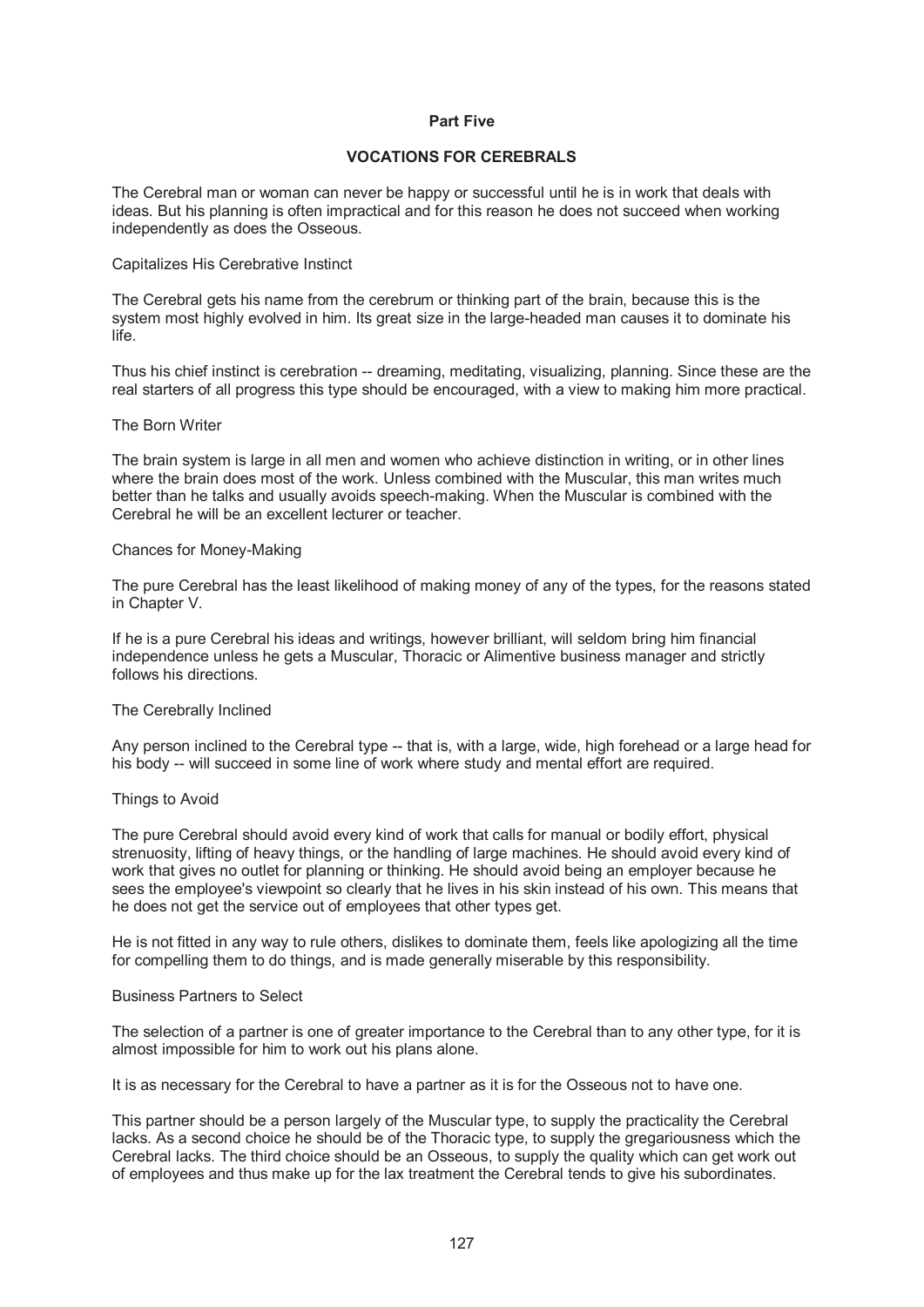# Part Five

## VOCATIONS FOR CEREBRALS

The Cerebral man or woman can never be happy or successful until he is in work that deals with ideas. But his planning is often impractical and for this reason he does not succeed when working independently as does the Osseous.

### Capitalizes His Cerebrative Instinct

The Cerebral gets his name from the cerebrum or thinking part of the brain, because this is the system most highly evolved in him. Its great size in the large-headed man causes it to dominate his life.

Thus his chief instinct is cerebration -- dreaming, meditating, visualizing, planning. Since these are the real starters of all progress this type should be encouraged, with a view to making him more practical.

### The Born Writer

The brain system is large in all men and women who achieve distinction in writing, or in other lines where the brain does most of the work. Unless combined with the Muscular, this man writes much better than he talks and usually avoids speech-making. When the Muscular is combined with the Cerebral he will be an excellent lecturer or teacher.

### Chances for Money-Making

The pure Cerebral has the least likelihood of making money of any of the types, for the reasons stated in Chapter V.

If he is a pure Cerebral his ideas and writings, however brilliant, will seldom bring him financial independence unless he gets a Muscular, Thoracic or Alimentive business manager and strictly follows his directions.

### The Cerebrally Inclined

Any person inclined to the Cerebral type -- that is, with a large, wide, high forehead or a large head for his body -- will succeed in some line of work where study and mental effort are required.

### Things to Avoid

The pure Cerebral should avoid every kind of work that calls for manual or bodily effort, physical strenuosity, lifting of heavy things, or the handling of large machines. He should avoid every kind of work that gives no outlet for planning or thinking. He should avoid being an employer because he sees the employee's viewpoint so clearly that he lives in his skin instead of his own. This means that he does not get the service out of employees that other types get.

He is not fitted in any way to rule others, dislikes to dominate them, feels like apologizing all the time for compelling them to do things, and is made generally miserable by this responsibility.

### Business Partners to Select

The selection of a partner is one of greater importance to the Cerebral than to any other type, for it is almost impossible for him to work out his plans alone.

It is as necessary for the Cerebral to have a partner as it is for the Osseous not to have one.

This partner should be a person largely of the Muscular type, to supply the practicality the Cerebral lacks. As a second choice he should be of the Thoracic type, to supply the gregariousness which the Cerebral lacks. The third choice should be an Osseous, to supply the quality which can get work out of employees and thus make up for the lax treatment the Cerebral tends to give his subordinates.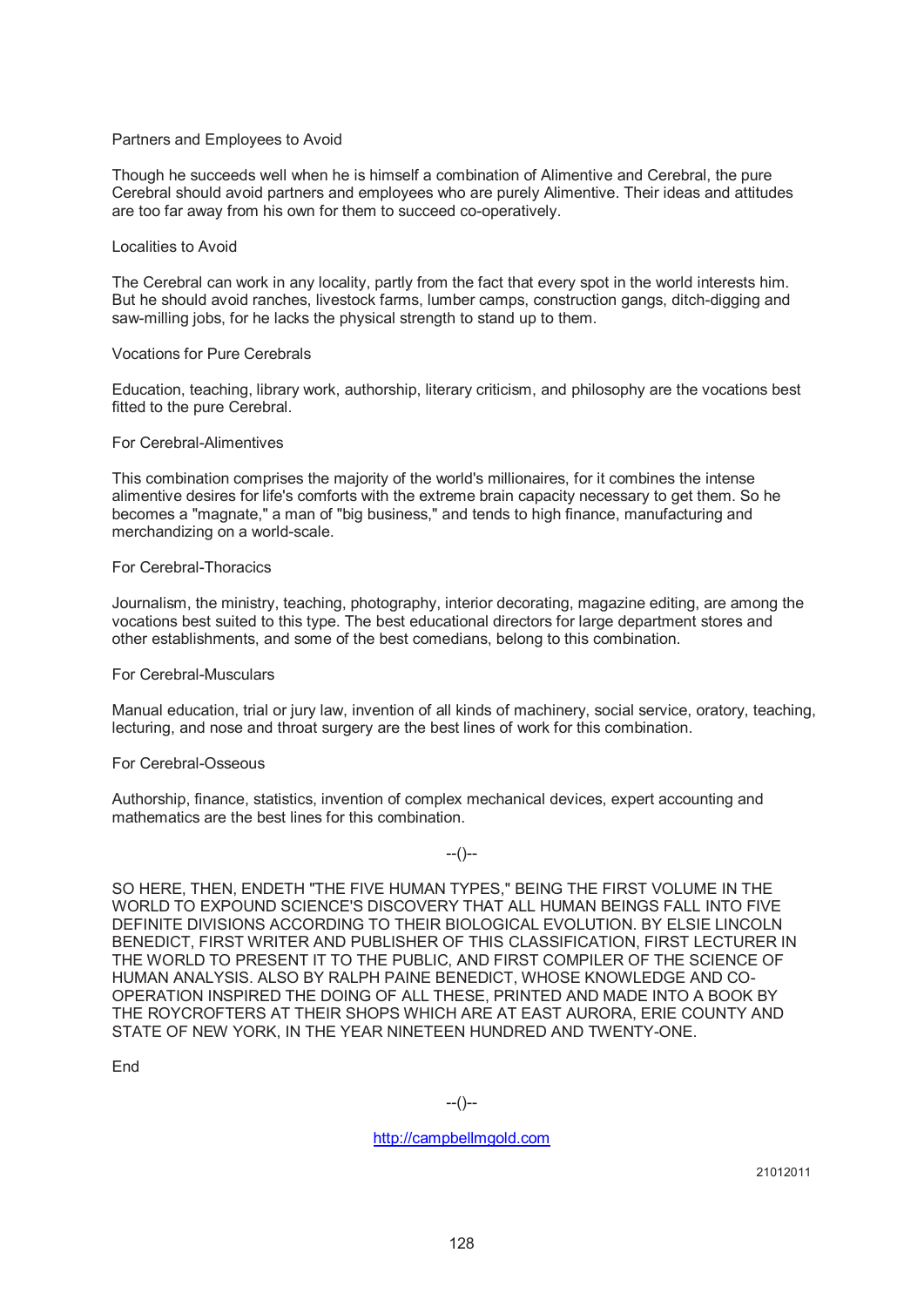### Partners and Employees to Avoid

Though he succeeds well when he is himself a combination of Alimentive and Cerebral, the pure Cerebral should avoid partners and employees who are purely Alimentive. Their ideas and attitudes are too far away from his own for them to succeed co-operatively.

### Localities to Avoid

The Cerebral can work in any locality, partly from the fact that every spot in the world interests him. But he should avoid ranches, livestock farms, lumber camps, construction gangs, ditch-digging and saw-milling jobs, for he lacks the physical strength to stand up to them.

### Vocations for Pure Cerebrals

Education, teaching, library work, authorship, literary criticism, and philosophy are the vocations best fitted to the pure Cerebral.

### For Cerebral-Alimentives

This combination comprises the majority of the world's millionaires, for it combines the intense alimentive desires for life's comforts with the extreme brain capacity necessary to get them. So he becomes a "magnate," a man of "big business," and tends to high finance, manufacturing and merchandizing on a world-scale.

### For Cerebral-Thoracics

Journalism, the ministry, teaching, photography, interior decorating, magazine editing, are among the vocations best suited to this type. The best educational directors for large department stores and other establishments, and some of the best comedians, belong to this combination.

### For Cerebral-Musculars

Manual education, trial or jury law, invention of all kinds of machinery, social service, oratory, teaching, lecturing, and nose and throat surgery are the best lines of work for this combination.

### For Cerebral-Osseous

Authorship, finance, statistics, invention of complex mechanical devices, expert accounting and mathematics are the best lines for this combination.

--()--

SO HERE, THEN, ENDETH "THE FIVE HUMAN TYPES," BEING THE FIRST VOLUME IN THE WORLD TO EXPOUND SCIENCE'S DISCOVERY THAT ALL HUMAN BEINGS FALL INTO FIVE DEFINITE DIVISIONS ACCORDING TO THEIR BIOLOGICAL EVOLUTION. BY ELSIE LINCOLN BENEDICT, FIRST WRITER AND PUBLISHER OF THIS CLASSIFICATION, FIRST LECTURER IN THE WORLD TO PRESENT IT TO THE PUBLIC, AND FIRST COMPILER OF THE SCIENCE OF HUMAN ANALYSIS. ALSO BY RALPH PAINE BENEDICT, WHOSE KNOWLEDGE AND CO-OPERATION INSPIRED THE DOING OF ALL THESE, PRINTED AND MADE INTO A BOOK BY THE ROYCROFTERS AT THEIR SHOPS WHICH ARE AT EAST AURORA, ERIE COUNTY AND STATE OF NEW YORK, IN THE YEAR NINETEEN HUNDRED AND TWENTY-ONE.

End

--()--

http://campbellmgold.com

21012011